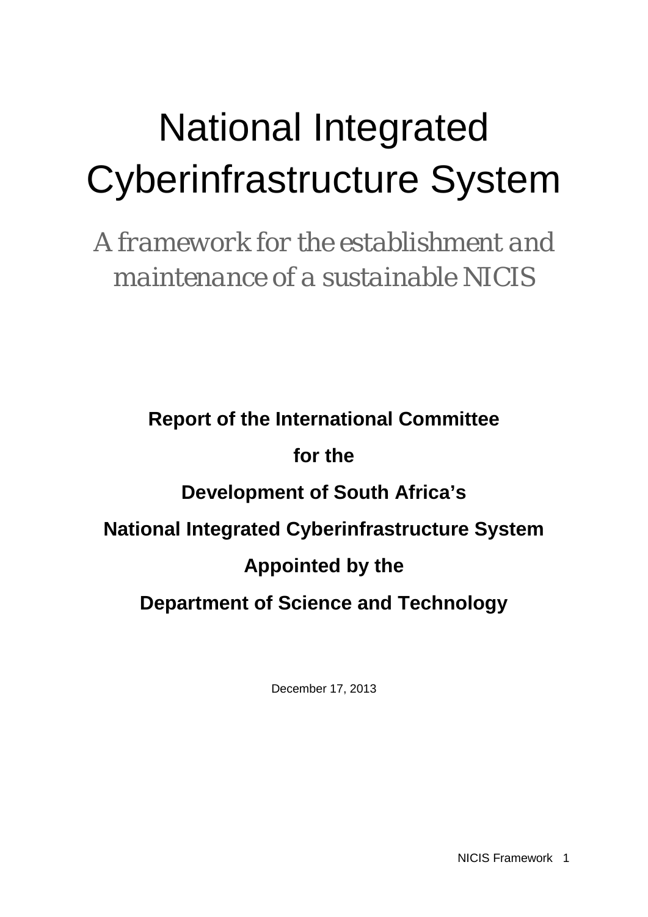# National Integrated Cyberinfrastructure System

*A framework for the establishment and maintenance of a sustainable NICIS*

**Report of the International Committee**

**for the**

**Development of South Africa's**

**National Integrated Cyberinfrastructure System**

**Appointed by the**

**Department of Science and Technology**

December 17, 2013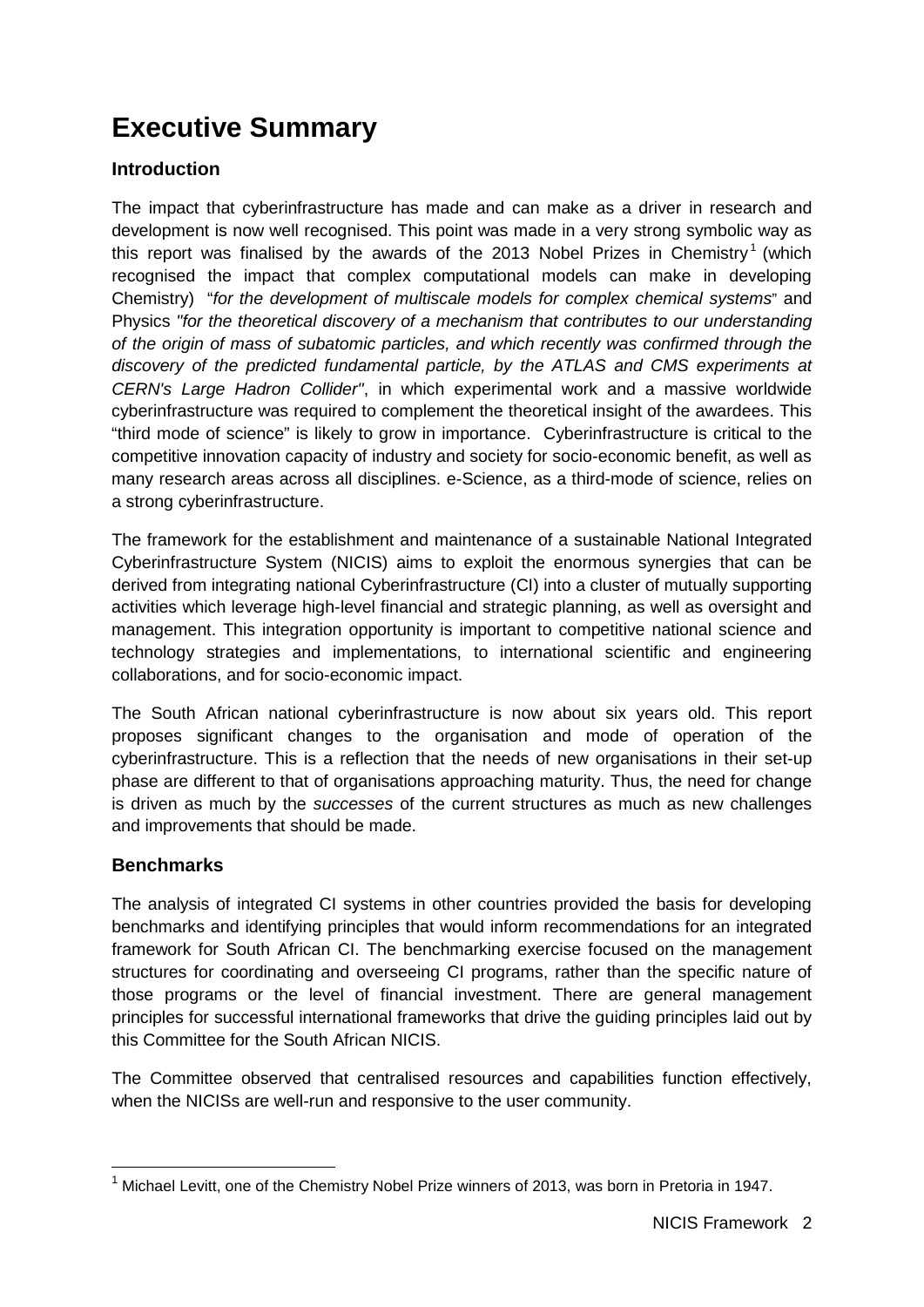# Executive Summary

## Introduction

The impact that cyberinfrastructure has made and can make as a driver in research and development is now well recognised. This point was made in a very strong symbolic way as this report was finalised by the awards of the 2013 Nobel Prizes in Chemistry[1] (which recognised the impact that complex computational models can make in developing Chemistry) "*for the development of multiscale models for complex chemical systems*" and Physics *"for the theoretical discovery of a mechanism that contributes to our understanding of the origin of mass of subatomic particles, and which recently was confirmed through the discovery of the predicted fundamental particle, by the ATLAS and CMS experiments at CERN's Large Hadron Collider"*, in which experimental work and a massive worldwide cyberinfrastructure was required to complement the theoretical insight of the awardees. This "third mode of science" is likely to grow in importance. Cyberinfrastructure is critical to the competitive innovation capacity of industry and society for socio-economic benefit, as well as many research areas across all disciplines. e-Science, as a third-mode of science, relies on a strong cyberinfrastructure.

The framework for the establishment and maintenance of a sustainable National Integrated Cyberinfrastructure System (NICIS) aims to exploit the enormous synergies that can be derived from integrating national Cyberinfrastructure (CI) into a cluster of mutually supporting activities which leverage high-level financial and strategic planning, as well as oversight and management. This integration opportunity is important to competitive national science and technology strategies and implementations, to international scientific and engineering collaborations, and for socio-economic impact.

The South African national cyberinfrastructure is now about six years old. This report proposes significant changes to the organisation and mode of operation of the cyberinfrastructure. This is a reflection that the needs of new organisations in their set-up phase are different to that of organisations approaching maturity. Thus, the need for change is driven as much by the *successes* of the current structures as much as new challenges and improvements that should be made.

## Benchmarks

The analysis of integrated CI systems in other countries provided the basis for developing benchmarks and identifying principles that would inform recommendations for an integrated framework for South African CI. The benchmarking exercise focused on the management structures for coordinating and overseeing CI programs, rather than the specific nature of those programs or the level of financial investment. There are general management principles for successful international frameworks that drive the guiding principles laid out by this Committee for the South African NICIS.

The Committee observed that centralised resources and capabilities function effectively, when the NICISs are well-run and responsive to the user community.

[1] Michael Levitt, one of the Chemistry Nobel Prize winners of 2013, was born in Pretoria in 1947.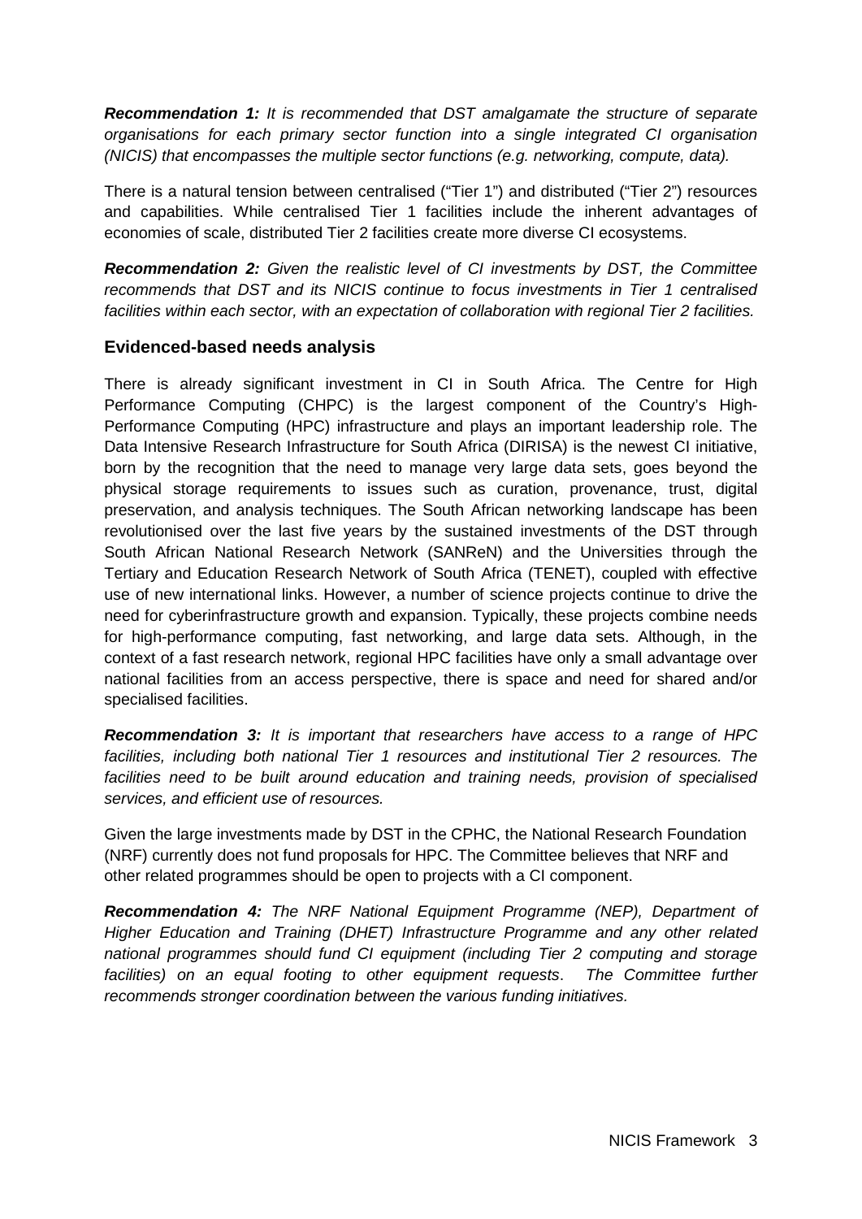***Recommendation 1:*** *It is recommended that DST amalgamate the structure of separate organisations for each primary sector function into a single integrated CI organisation (NICIS) that encompasses the multiple sector functions (e.g. networking, compute, data).*

There is a natural tension between centralised ("Tier 1") and distributed ("Tier 2") resources and capabilities. While centralised Tier 1 facilities include the inherent advantages of economies of scale, distributed Tier 2 facilities create more diverse CI ecosystems.

***Recommendation 2:*** *Given the realistic level of CI investments by DST, the Committee recommends that DST and its NICIS continue to focus investments in Tier 1 centralised facilities within each sector, with an expectation of collaboration with regional Tier 2 facilities.*

### Evidenced-based needs analysis

There is already significant investment in CI in South Africa. The Centre for High Performance Computing (CHPC) is the largest component of the Country's High-Performance Computing (HPC) infrastructure and plays an important leadership role. The Data Intensive Research Infrastructure for South Africa (DIRISA) is the newest CI initiative, born by the recognition that the need to manage very large data sets, goes beyond the physical storage requirements to issues such as curation, provenance, trust, digital preservation, and analysis techniques. The South African networking landscape has been revolutionised over the last five years by the sustained investments of the DST through South African National Research Network (SANReN) and the Universities through the Tertiary and Education Research Network of South Africa (TENET), coupled with effective use of new international links. However, a number of science projects continue to drive the need for cyberinfrastructure growth and expansion. Typically, these projects combine needs for high-performance computing, fast networking, and large data sets. Although, in the context of a fast research network, regional HPC facilities have only a small advantage over national facilities from an access perspective, there is space and need for shared and/or specialised facilities.

***Recommendation 3:*** *It is important that researchers have access to a range of HPC facilities, including both national Tier 1 resources and institutional Tier 2 resources. The facilities need to be built around education and training needs, provision of specialised services, and efficient use of resources.*

Given the large investments made by DST in the CPHC, the National Research Foundation (NRF) currently does not fund proposals for HPC. The Committee believes that NRF and other related programmes should be open to projects with a CI component.

***Recommendation 4:*** *The NRF National Equipment Programme (NEP), Department of Higher Education and Training (DHET) Infrastructure Programme and any other related national programmes should fund CI equipment (including Tier 2 computing and storage facilities) on an equal footing to other equipment requests. The Committee further recommends stronger coordination between the various funding initiatives.*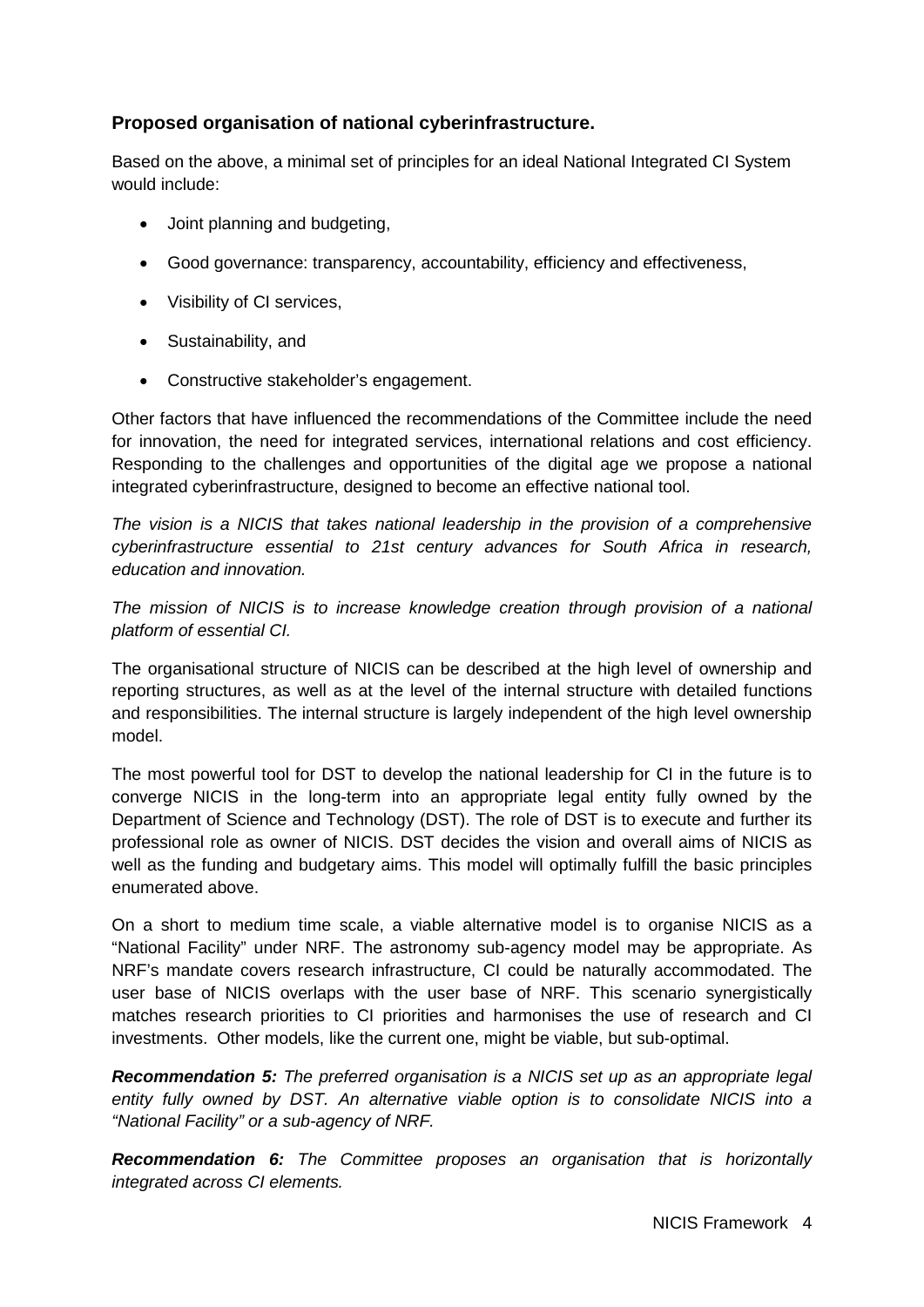### Proposed organisation of national cyberinfrastructure.

Based on the above, a minimal set of principles for an ideal National Integrated CI System would include:

- Joint planning and budgeting,
- Good governance: transparency, accountability, efficiency and effectiveness,
- Visibility of CI services,
- Sustainability, and
- Constructive stakeholder's engagement.

Other factors that have influenced the recommendations of the Committee include the need for innovation, the need for integrated services, international relations and cost efficiency. Responding to the challenges and opportunities of the digital age we propose a national integrated cyberinfrastructure, designed to become an effective national tool.

*The vision is a NICIS that takes national leadership in the provision of a comprehensive cyberinfrastructure essential to 21st century advances for South Africa in research, education and innovation.*

*The mission of NICIS is to increase knowledge creation through provision of a national platform of essential CI.*

The organisational structure of NICIS can be described at the high level of ownership and reporting structures, as well as at the level of the internal structure with detailed functions and responsibilities. The internal structure is largely independent of the high level ownership model.

The most powerful tool for DST to develop the national leadership for CI in the future is to converge NICIS in the long-term into an appropriate legal entity fully owned by the Department of Science and Technology (DST). The role of DST is to execute and further its professional role as owner of NICIS. DST decides the vision and overall aims of NICIS as well as the funding and budgetary aims. This model will optimally fulfill the basic principles enumerated above.

On a short to medium time scale, a viable alternative model is to organise NICIS as a "National Facility" under NRF. The astronomy sub-agency model may be appropriate. As NRF's mandate covers research infrastructure, CI could be naturally accommodated. The user base of NICIS overlaps with the user base of NRF. This scenario synergistically matches research priorities to CI priorities and harmonises the use of research and CI investments. Other models, like the current one, might be viable, but sub-optimal.

***Recommendation 5:*** *The preferred organisation is a NICIS set up as an appropriate legal entity fully owned by DST. An alternative viable option is to consolidate NICIS into a "National Facility" or a sub-agency of NRF.*

***Recommendation 6:*** *The Committee proposes an organisation that is horizontally integrated across CI elements.*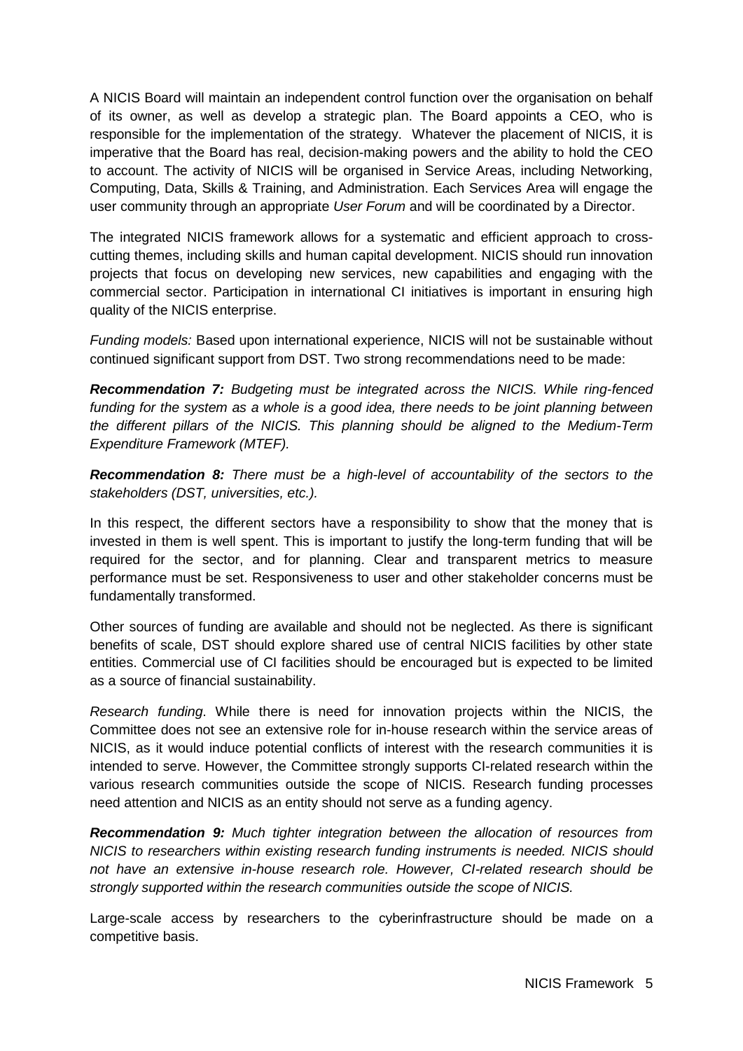A NICIS Board will maintain an independent control function over the organisation on behalf of its owner, as well as develop a strategic plan. The Board appoints a CEO, who is responsible for the implementation of the strategy. Whatever the placement of NICIS, it is imperative that the Board has real, decision-making powers and the ability to hold the CEO to account. The activity of NICIS will be organised in Service Areas, including Networking, Computing, Data, Skills & Training, and Administration. Each Services Area will engage the user community through an appropriate *User Forum* and will be coordinated by a Director.

The integrated NICIS framework allows for a systematic and efficient approach to cross-cutting themes, including skills and human capital development. NICIS should run innovation projects that focus on developing new services, new capabilities and engaging with the commercial sector. Participation in international CI initiatives is important in ensuring high quality of the NICIS enterprise.

*Funding models:* Based upon international experience, NICIS will not be sustainable without continued significant support from DST. Two strong recommendations need to be made:

***Recommendation 7:*** *Budgeting must be integrated across the NICIS. While ring-fenced funding for the system as a whole is a good idea, there needs to be joint planning between the different pillars of the NICIS. This planning should be aligned to the Medium-Term Expenditure Framework (MTEF).*

***Recommendation 8:*** *There must be a high-level of accountability of the sectors to the stakeholders (DST, universities, etc.).*

In this respect, the different sectors have a responsibility to show that the money that is invested in them is well spent. This is important to justify the long-term funding that will be required for the sector, and for planning. Clear and transparent metrics to measure performance must be set. Responsiveness to user and other stakeholder concerns must be fundamentally transformed.

Other sources of funding are available and should not be neglected. As there is significant benefits of scale, DST should explore shared use of central NICIS facilities by other state entities. Commercial use of CI facilities should be encouraged but is expected to be limited as a source of financial sustainability.

*Research funding.* While there is need for innovation projects within the NICIS, the Committee does not see an extensive role for in-house research within the service areas of NICIS, as it would induce potential conflicts of interest with the research communities it is intended to serve. However, the Committee strongly supports CI-related research within the various research communities outside the scope of NICIS. Research funding processes need attention and NICIS as an entity should not serve as a funding agency.

***Recommendation 9:*** *Much tighter integration between the allocation of resources from NICIS to researchers within existing research funding instruments is needed. NICIS should not have an extensive in-house research role. However, CI-related research should be strongly supported within the research communities outside the scope of NICIS.*

Large-scale access by researchers to the cyberinfrastructure should be made on a competitive basis.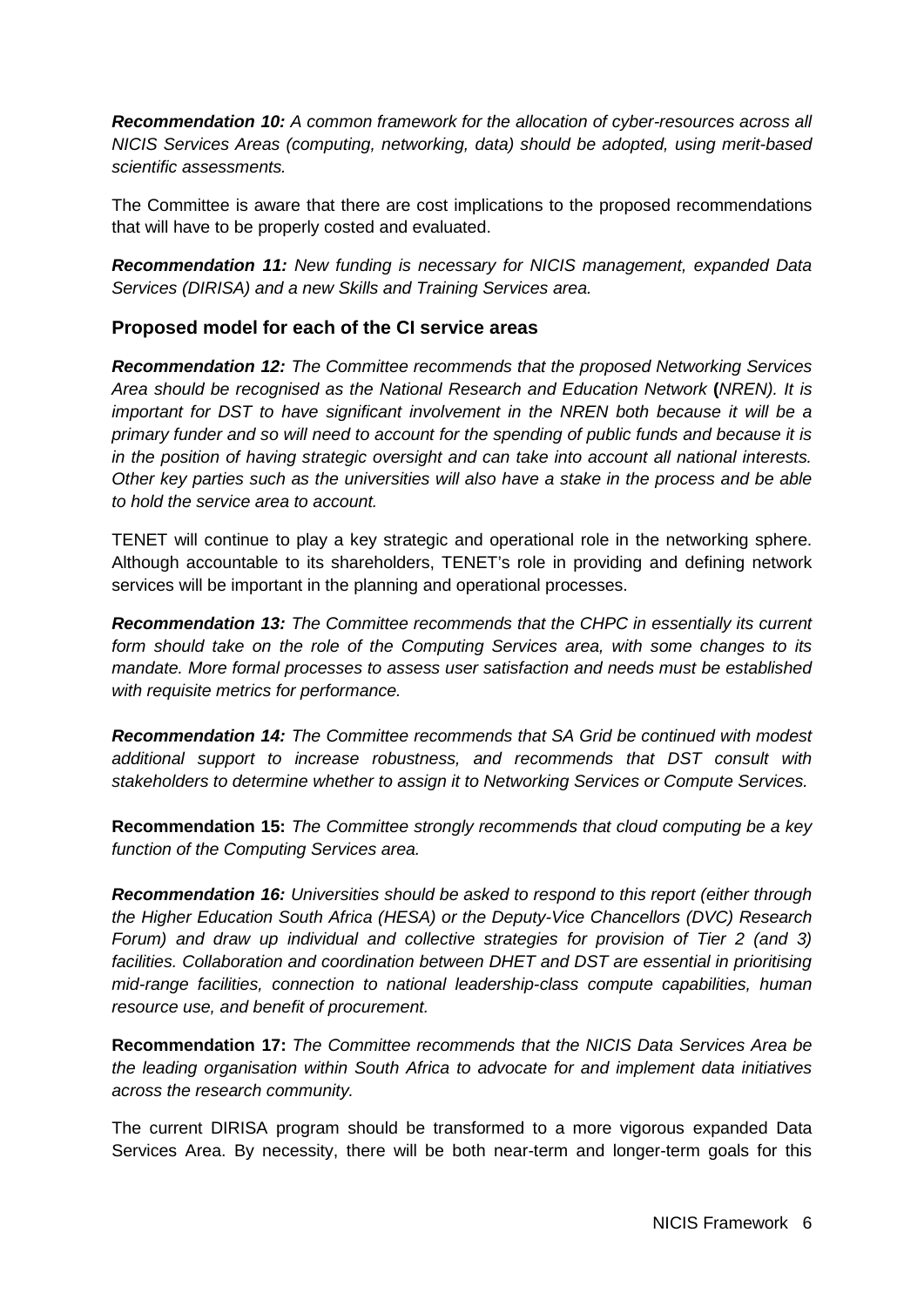***Recommendation 10:*** *A common framework for the allocation of cyber-resources across all NICIS Services Areas (computing, networking, data) should be adopted, using merit-based scientific assessments.*

The Committee is aware that there are cost implications to the proposed recommendations that will have to be properly costed and evaluated.

***Recommendation 11:*** *New funding is necessary for NICIS management, expanded Data Services (DIRISA) and a new Skills and Training Services area.*

### Proposed model for each of the CI service areas

***Recommendation 12:*** *The Committee recommends that the proposed Networking Services Area should be recognised as the National Research and Education Network* **(***NREN). It is important for DST to have significant involvement in the NREN both because it will be a primary funder and so will need to account for the spending of public funds and because it is in the position of having strategic oversight and can take into account all national interests. Other key parties such as the universities will also have a stake in the process and be able to hold the service area to account.*

TENET will continue to play a key strategic and operational role in the networking sphere. Although accountable to its shareholders, TENET's role in providing and defining network services will be important in the planning and operational processes.

***Recommendation 13:*** *The Committee recommends that the CHPC in essentially its current form should take on the role of the Computing Services area, with some changes to its mandate. More formal processes to assess user satisfaction and needs must be established with requisite metrics for performance.*

***Recommendation 14:*** *The Committee recommends that SA Grid be continued with modest additional support to increase robustness, and recommends that DST consult with stakeholders to determine whether to assign it to Networking Services or Compute Services.*

**Recommendation 15:** *The Committee strongly recommends that cloud computing be a key function of the Computing Services area.*

***Recommendation 16:*** *Universities should be asked to respond to this report (either through the Higher Education South Africa (HESA) or the Deputy-Vice Chancellors (DVC) Research Forum) and draw up individual and collective strategies for provision of Tier 2 (and 3) facilities. Collaboration and coordination between DHET and DST are essential in prioritising mid-range facilities, connection to national leadership-class compute capabilities, human resource use, and benefit of procurement.*

**Recommendation 17:** *The Committee recommends that the NICIS Data Services Area be the leading organisation within South Africa to advocate for and implement data initiatives across the research community.*

The current DIRISA program should be transformed to a more vigorous expanded Data Services Area. By necessity, there will be both near-term and longer-term goals for this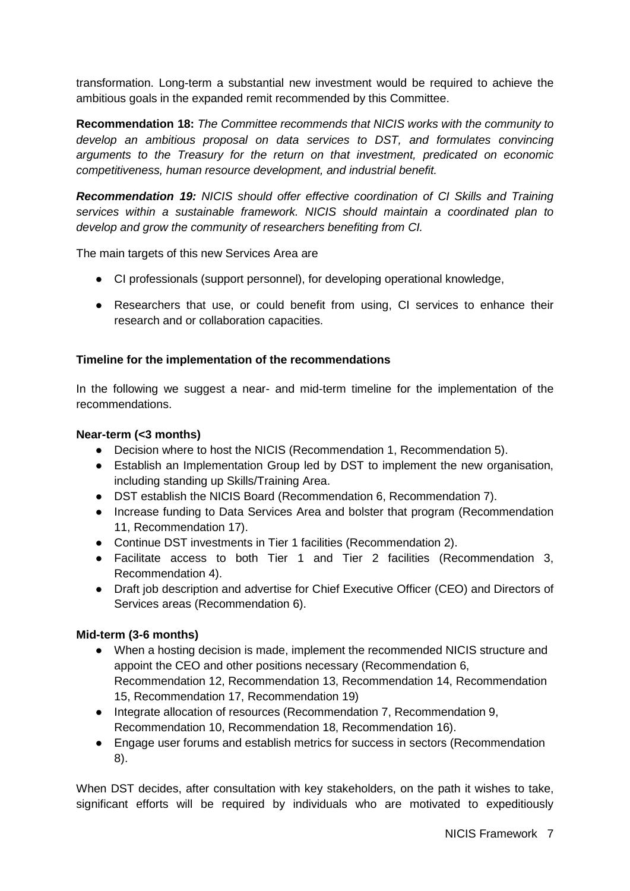transformation. Long-term a substantial new investment would be required to achieve the ambitious goals in the expanded remit recommended by this Committee.

**Recommendation 18:** *The Committee recommends that NICIS works with the community to develop an ambitious proposal on data services to DST, and formulates convincing arguments to the Treasury for the return on that investment, predicated on economic competitiveness, human resource development, and industrial benefit.*

***Recommendation 19:*** *NICIS should offer effective coordination of CI Skills and Training services within a sustainable framework. NICIS should maintain a coordinated plan to develop and grow the community of researchers benefiting from CI.*

The main targets of this new Services Area are

- CI professionals (support personnel), for developing operational knowledge,
- Researchers that use, or could benefit from using, CI services to enhance their research and or collaboration capacities.

**Timeline for the implementation of the recommendations**

In the following we suggest a near- and mid-term timeline for the implementation of the recommendations.

**Near-term (<3 months)**

- Decision where to host the NICIS (Recommendation 1, Recommendation 5).
- Establish an Implementation Group led by DST to implement the new organisation, including standing up Skills/Training Area.
- DST establish the NICIS Board (Recommendation 6, Recommendation 7).
- Increase funding to Data Services Area and bolster that program (Recommendation 11, Recommendation 17).
- Continue DST investments in Tier 1 facilities (Recommendation 2).
- Facilitate access to both Tier 1 and Tier 2 facilities (Recommendation 3, Recommendation 4).
- Draft job description and advertise for Chief Executive Officer (CEO) and Directors of Services areas (Recommendation 6).

**Mid-term (3-6 months)**

- When a hosting decision is made, implement the recommended NICIS structure and appoint the CEO and other positions necessary (Recommendation 6, Recommendation 12, Recommendation 13, Recommendation 14, Recommendation 15, Recommendation 17, Recommendation 19)
- Integrate allocation of resources (Recommendation 7, Recommendation 9, Recommendation 10, Recommendation 18, Recommendation 16).
- Engage user forums and establish metrics for success in sectors (Recommendation 8).

When DST decides, after consultation with key stakeholders, on the path it wishes to take, significant efforts will be required by individuals who are motivated to expeditiously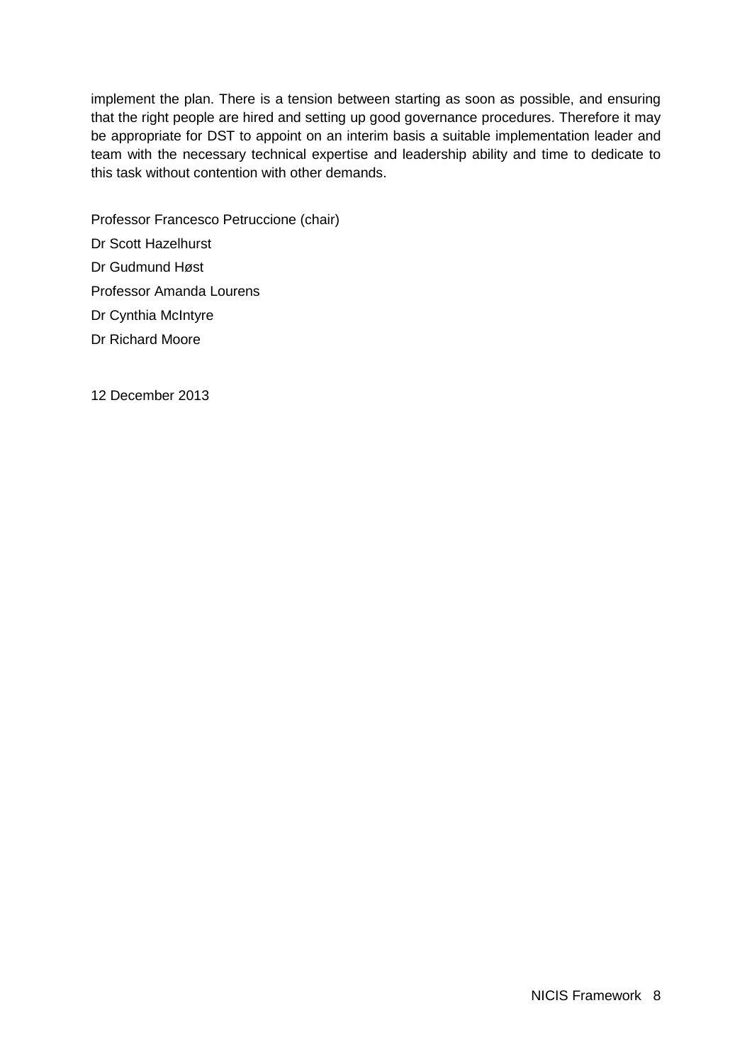implement the plan. There is a tension between starting as soon as possible, and ensuring that the right people are hired and setting up good governance procedures. Therefore it may be appropriate for DST to appoint on an interim basis a suitable implementation leader and team with the necessary technical expertise and leadership ability and time to dedicate to this task without contention with other demands.

Professor Francesco Petruccione (chair)

Dr Scott Hazelhurst

Dr Gudmund Høst

Professor Amanda Lourens

Dr Cynthia McIntyre

Dr Richard Moore

12 December 2013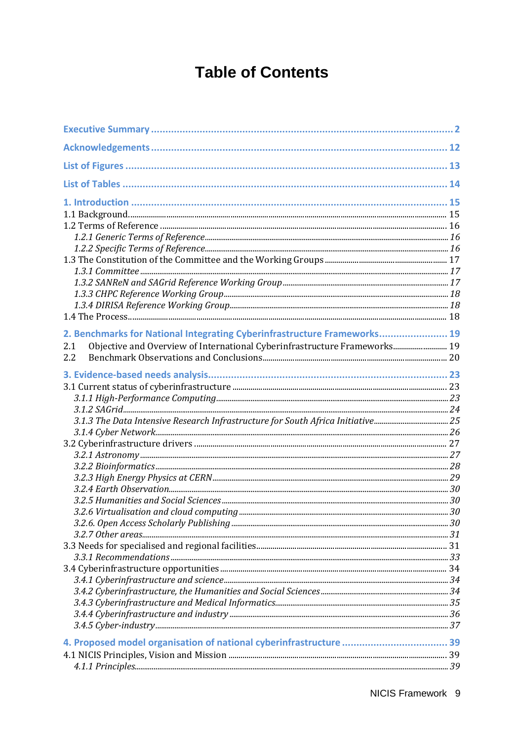# Table of Contents

**Executive Summary** ........ 2

**Acknowledgements** ........ 12

**List of Figures** ........ 13

**List of Tables** ........ 14

**1. Introduction** ........ 15

1.1 Background ........ 15
1.2 Terms of Reference ........ 16
*1.2.1 Generic Terms of Reference* ........ *16*
*1.2.2 Specific Terms of Reference* ........ *16*
1.3 The Constitution of the Committee and the Working Groups ........ 17
*1.3.1 Committee* ........ *17*
*1.3.2 SANReN and SAGrid Reference Working Group* ........ *17*
*1.3.3 CHPC Reference Working Group* ........ *18*
*1.3.4 DIRISA Reference Working Group* ........ *18*
1.4 The Process ........ 18

**2. Benchmarks for National Integrating Cyberinfrastructure Frameworks** ........ 19

2.1 Objective and Overview of International Cyberinfrastructure Frameworks ........ 19
2.2 Benchmark Observations and Conclusions ........ 20

**3. Evidence-based needs analysis** ........ 23

3.1 Current status of cyberinfrastructure ........ 23
*3.1.1 High-Performance Computing* ........ *23*
*3.1.2 SAGrid* ........ *24*
*3.1.3 The Data Intensive Research Infrastructure for South Africa Initiative* ........ *25*
*3.1.4 Cyber Network* ........ *26*
3.2 Cyberinfrastructure drivers ........ 27
*3.2.1 Astronomy* ........ *27*
*3.2.2 Bioinformatics* ........ *28*
*3.2.3 High Energy Physics at CERN* ........ *29*
*3.2.4 Earth Observation* ........ *30*
*3.2.5 Humanities and Social Sciences* ........ *30*
*3.2.6 Virtualisation and cloud computing* ........ *30*
*3.2.6. Open Access Scholarly Publishing* ........ *30*
*3.2.7 Other areas* ........ *31*
3.3 Needs for specialised and regional facilities ........ 31
*3.3.1 Recommendations* ........ *33*
3.4 Cyberinfrastructure opportunities ........ 34
*3.4.1 Cyberinfrastructure and science* ........ *34*
*3.4.2 Cyberinfrastructure, the Humanities and Social Sciences* ........ *34*
*3.4.3 Cyberinfrastructure and Medical Informatics* ........ *35*
*3.4.4 Cyberinfrastructure and industry* ........ *36*
*3.4.5 Cyber-industry* ........ *37*

**4. Proposed model organisation of national cyberinfrastructure** ........ 39

4.1 NICIS Principles, Vision and Mission ........ 39
*4.1.1 Principles* ........ *39*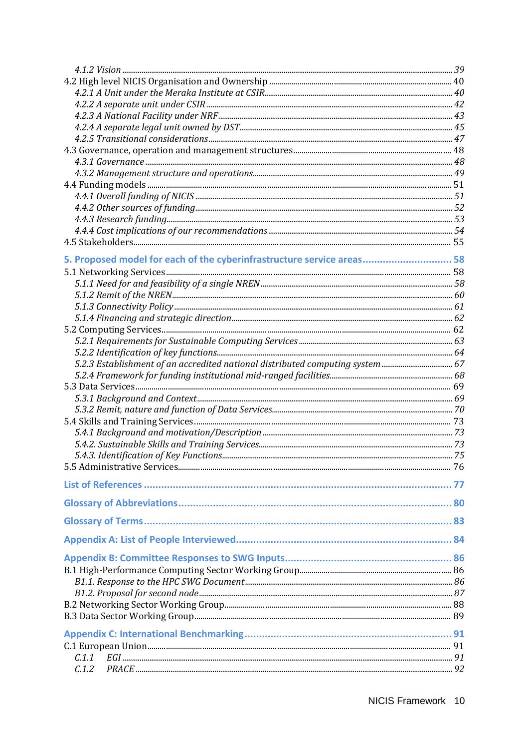*4.1.2 Vision* ... 39
4.2 High level NICIS Organisation and Ownership ... 40
*4.2.1 A Unit under the Meraka Institute at CSIR* ... 40
*4.2.2 A separate unit under CSIR* ... 42
*4.2.3 A National Facility under NRF* ... 43
*4.2.4 A separate legal unit owned by DST* ... 45
*4.2.5 Transitional considerations* ... 47
4.3 Governance, operation and management structures ... 48
*4.3.1 Governance* ... 48
*4.3.2 Management structure and operations* ... 49
4.4 Funding models ... 51
*4.4.1 Overall funding of NICIS* ... 51
*4.4.2 Other sources of funding* ... 52
*4.4.3 Research funding* ... 53
*4.4.4 Cost implications of our recommendations* ... 54
4.5 Stakeholders ... 55

**5. Proposed model for each of the cyberinfrastructure service areas ... 58**
5.1 Networking Services ... 58
*5.1.1 Need for and feasibility of a single NREN* ... 58
*5.1.2 Remit of the NREN* ... 60
*5.1.3 Connectivity Policy* ... 61
*5.1.4 Financing and strategic direction* ... 62
5.2 Computing Services ... 62
*5.2.1 Requirements for Sustainable Computing Services* ... 63
*5.2.2 Identification of key functions* ... 64
*5.2.3 Establishment of an accredited national distributed computing system* ... 67
*5.2.4 Framework for funding institutional mid-ranged facilities* ... 68
5.3 Data Services ... 69
*5.3.1 Background and Context* ... 69
*5.3.2 Remit, nature and function of Data Services* ... 70
5.4 Skills and Training Services ... 73
*5.4.1 Background and motivation/Description* ... 73
*5.4.2. Sustainable Skills and Training Services* ... 73
*5.4.3. Identification of Key Functions* ... 75
5.5 Administrative Services ... 76

**List of References ... 77**

**Glossary of Abbreviations ... 80**

**Glossary of Terms ... 83**

**Appendix A: List of People Interviewed ... 84**

**Appendix B: Committee Responses to SWG Inputs ... 86**
B.1 High-Performance Computing Sector Working Group ... 86
*B1.1. Response to the HPC SWG Document* ... 86
*B1.2. Proposal for second node* ... 87
B.2 Networking Sector Working Group ... 88
B.3 Data Sector Working Group ... 89

**Appendix C: International Benchmarking ... 91**
C.1 European Union ... 91
*C.1.1 EGI* ... 91
*C.1.2 PRACE* ... 92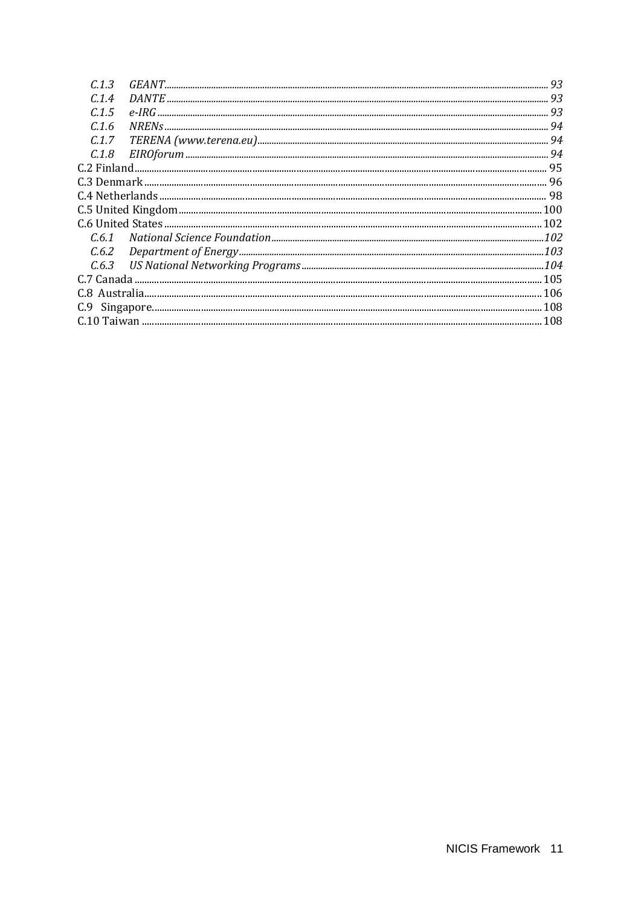*C.1.3 GEANT* ........ *93*
*C.1.4 DANTE* ........ *93*
*C.1.5 e-IRG* ........ *93*
*C.1.6 NRENs* ........ *94*
*C.1.7 TERENA (www.terena.eu)* ........ *94*
*C.1.8 EIROforum* ........ *94*

C.2 Finland ........ 95
C.3 Denmark ........ 96
C.4 Netherlands ........ 98
C.5 United Kingdom ........ 100
C.6 United States ........ 102

*C.6.1 National Science Foundation* ........ *102*
*C.6.2 Department of Energy* ........ *103*
*C.6.3 US National Networking Programs* ........ *104*

C.7 Canada ........ 105
C.8 Australia ........ 106
C.9 Singapore ........ 108
C.10 Taiwan ........ 108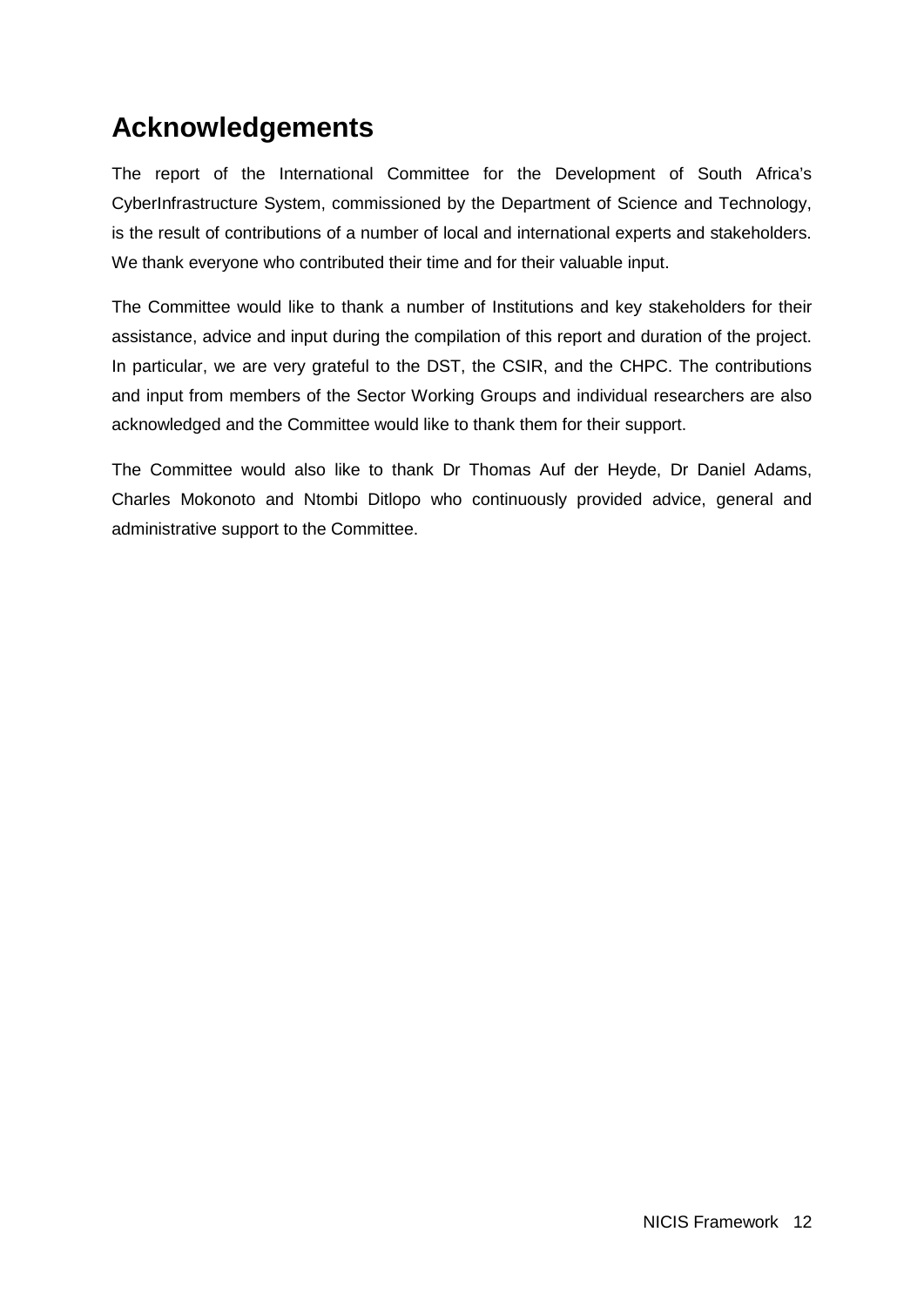# Acknowledgements

The report of the International Committee for the Development of South Africa's CyberInfrastructure System, commissioned by the Department of Science and Technology, is the result of contributions of a number of local and international experts and stakeholders. We thank everyone who contributed their time and for their valuable input.

The Committee would like to thank a number of Institutions and key stakeholders for their assistance, advice and input during the compilation of this report and duration of the project. In particular, we are very grateful to the DST, the CSIR, and the CHPC. The contributions and input from members of the Sector Working Groups and individual researchers are also acknowledged and the Committee would like to thank them for their support.

The Committee would also like to thank Dr Thomas Auf der Heyde, Dr Daniel Adams, Charles Mokonoto and Ntombi Ditlopo who continuously provided advice, general and administrative support to the Committee.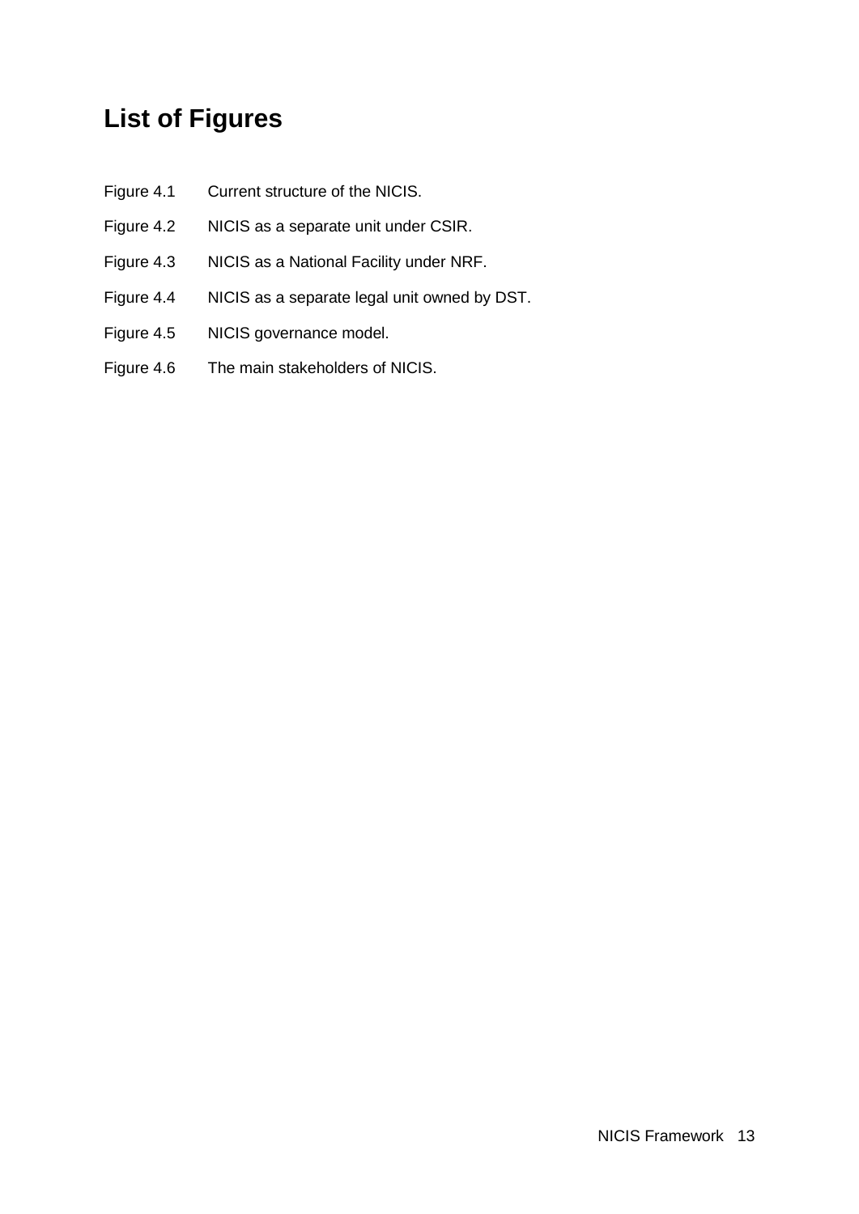# List of Figures

Figure 4.1 Current structure of the NICIS.

Figure 4.2 NICIS as a separate unit under CSIR.

Figure 4.3 NICIS as a National Facility under NRF.

Figure 4.4 NICIS as a separate legal unit owned by DST.

Figure 4.5 NICIS governance model.

Figure 4.6 The main stakeholders of NICIS.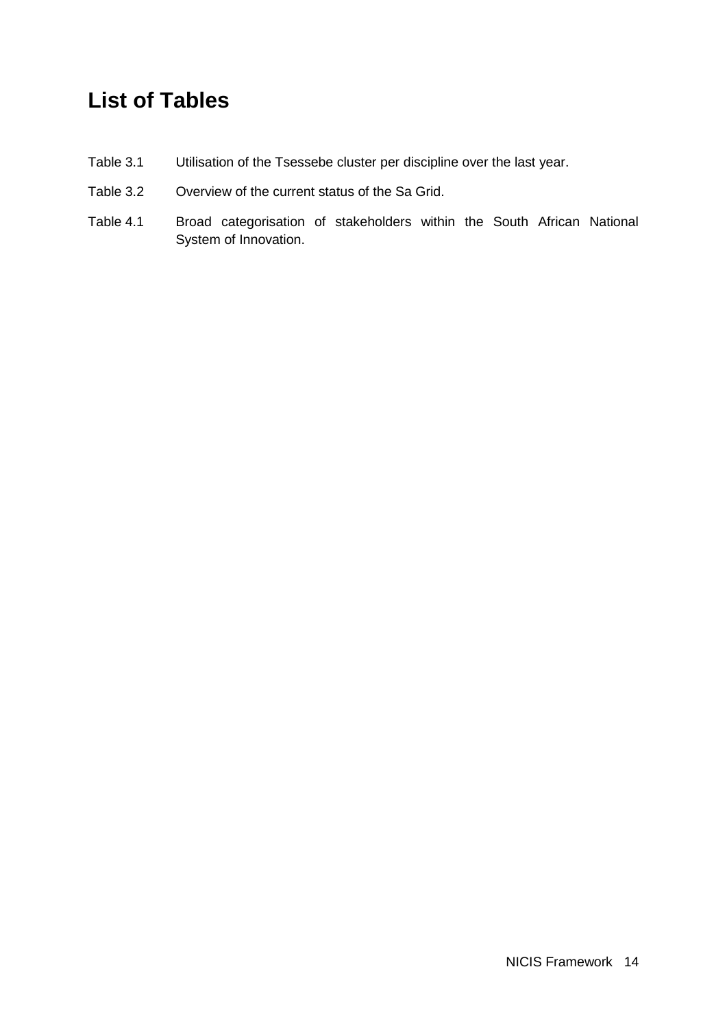# List of Tables

Table 3.1 Utilisation of the Tsessebe cluster per discipline over the last year.

Table 3.2 Overview of the current status of the Sa Grid.

Table 4.1 Broad categorisation of stakeholders within the South African National System of Innovation.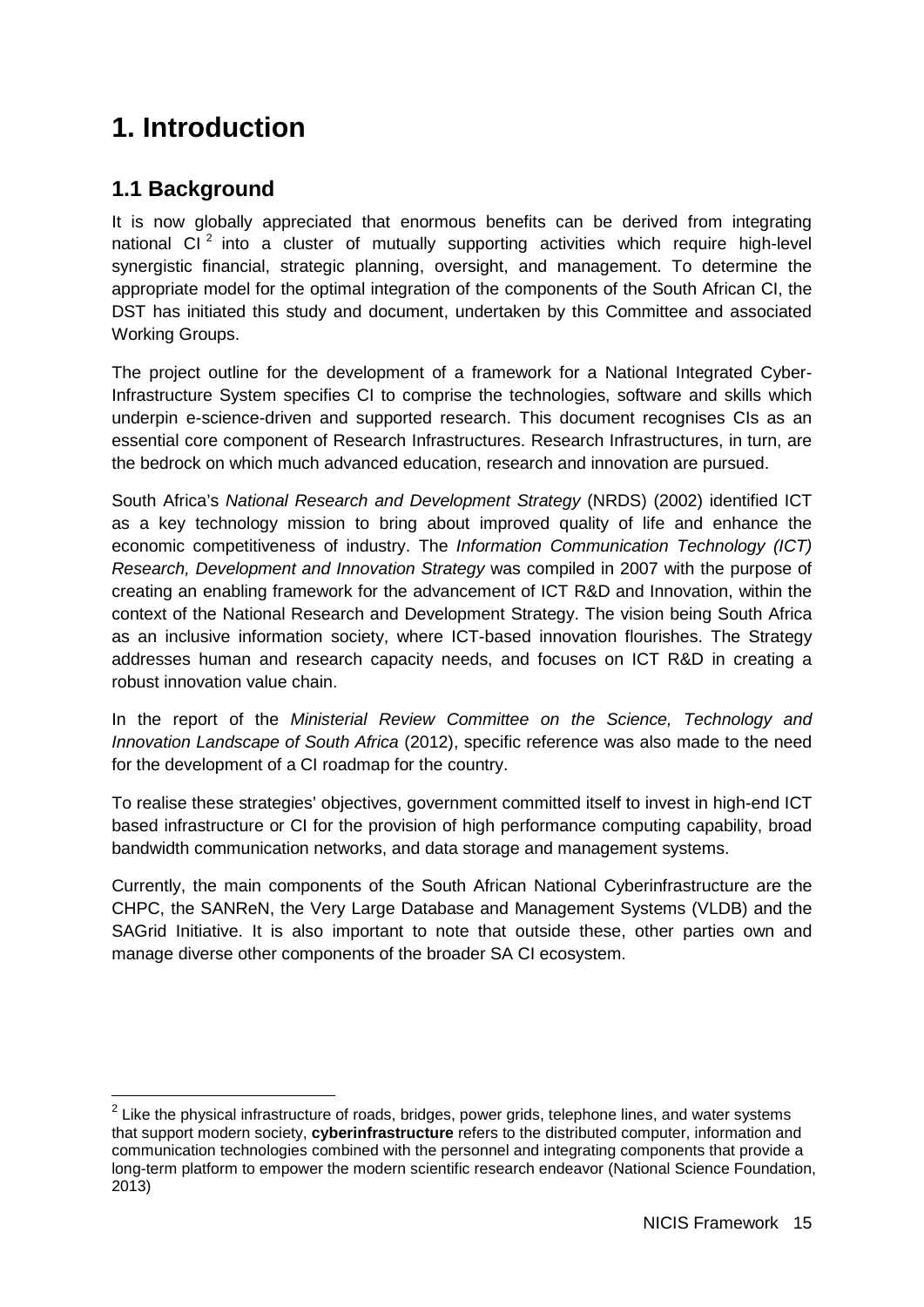# 1. Introduction

## 1.1 Background

It is now globally appreciated that enormous benefits can be derived from integrating national CI [2] into a cluster of mutually supporting activities which require high-level synergistic financial, strategic planning, oversight, and management. To determine the appropriate model for the optimal integration of the components of the South African CI, the DST has initiated this study and document, undertaken by this Committee and associated Working Groups.

The project outline for the development of a framework for a National Integrated Cyber-Infrastructure System specifies CI to comprise the technologies, software and skills which underpin e-science-driven and supported research. This document recognises CIs as an essential core component of Research Infrastructures. Research Infrastructures, in turn, are the bedrock on which much advanced education, research and innovation are pursued.

South Africa's *National Research and Development Strategy* (NRDS) (2002) identified ICT as a key technology mission to bring about improved quality of life and enhance the economic competitiveness of industry. The *Information Communication Technology (ICT) Research, Development and Innovation Strategy* was compiled in 2007 with the purpose of creating an enabling framework for the advancement of ICT R&D and Innovation, within the context of the National Research and Development Strategy. The vision being South Africa as an inclusive information society, where ICT-based innovation flourishes. The Strategy addresses human and research capacity needs, and focuses on ICT R&D in creating a robust innovation value chain.

In the report of the *Ministerial Review Committee on the Science, Technology and Innovation Landscape of South Africa* (2012), specific reference was also made to the need for the development of a CI roadmap for the country.

To realise these strategies' objectives, government committed itself to invest in high-end ICT based infrastructure or CI for the provision of high performance computing capability, broad bandwidth communication networks, and data storage and management systems.

Currently, the main components of the South African National Cyberinfrastructure are the CHPC, the SANReN, the Very Large Database and Management Systems (VLDB) and the SAGrid Initiative. It is also important to note that outside these, other parties own and manage diverse other components of the broader SA CI ecosystem.

---

[2] Like the physical infrastructure of roads, bridges, power grids, telephone lines, and water systems that support modern society, **cyberinfrastructure** refers to the distributed computer, information and communication technologies combined with the personnel and integrating components that provide a long-term platform to empower the modern scientific research endeavor (National Science Foundation, 2013)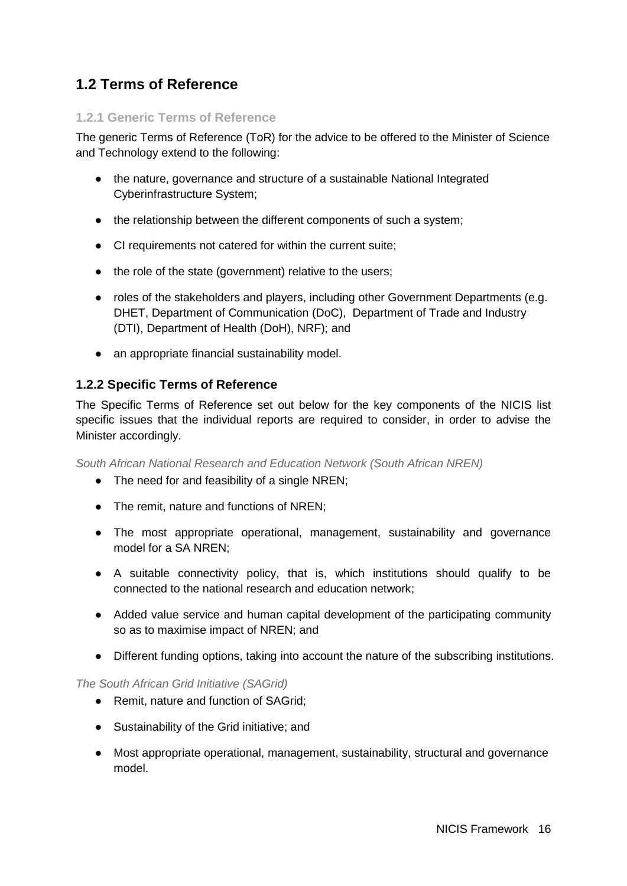## 1.2 Terms of Reference

### 1.2.1 Generic Terms of Reference

The generic Terms of Reference (ToR) for the advice to be offered to the Minister of Science and Technology extend to the following:

- the nature, governance and structure of a sustainable National Integrated Cyberinfrastructure System;
- the relationship between the different components of such a system;
- CI requirements not catered for within the current suite;
- the role of the state (government) relative to the users;
- roles of the stakeholders and players, including other Government Departments (e.g. DHET, Department of Communication (DoC), Department of Trade and Industry (DTI), Department of Health (DoH), NRF); and
- an appropriate financial sustainability model.

### 1.2.2 Specific Terms of Reference

The Specific Terms of Reference set out below for the key components of the NICIS list specific issues that the individual reports are required to consider, in order to advise the Minister accordingly.

*South African National Research and Education Network (South African NREN)*

- The need for and feasibility of a single NREN;
- The remit, nature and functions of NREN;
- The most appropriate operational, management, sustainability and governance model for a SA NREN;
- A suitable connectivity policy, that is, which institutions should qualify to be connected to the national research and education network;
- Added value service and human capital development of the participating community so as to maximise impact of NREN; and
- Different funding options, taking into account the nature of the subscribing institutions.

*The South African Grid Initiative (SAGrid)*

- Remit, nature and function of SAGrid;
- Sustainability of the Grid initiative; and
- Most appropriate operational, management, sustainability, structural and governance model.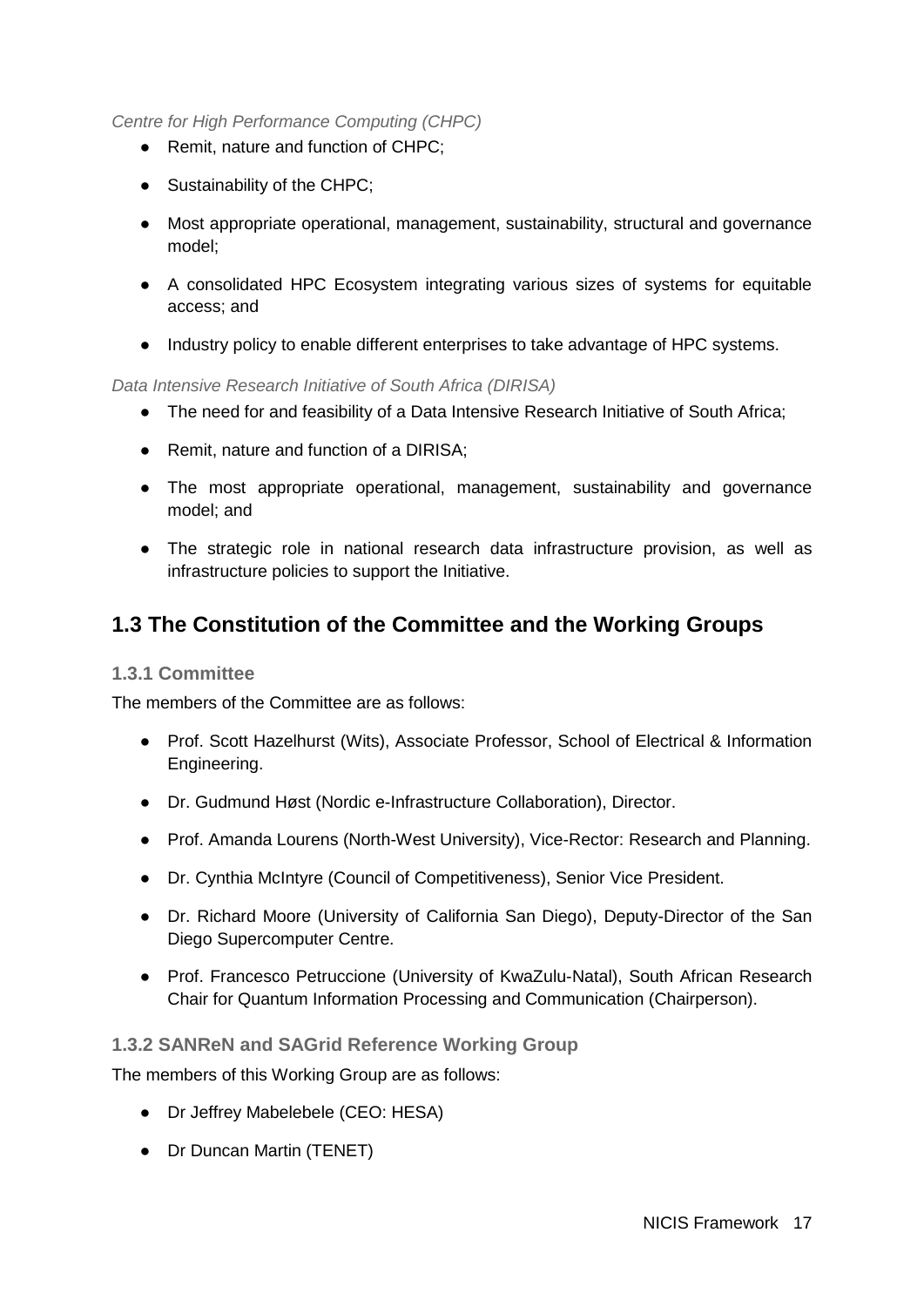*Centre for High Performance Computing (CHPC)*

- Remit, nature and function of CHPC;
- Sustainability of the CHPC;
- Most appropriate operational, management, sustainability, structural and governance model;
- A consolidated HPC Ecosystem integrating various sizes of systems for equitable access; and
- Industry policy to enable different enterprises to take advantage of HPC systems.

*Data Intensive Research Initiative of South Africa (DIRISA)*

- The need for and feasibility of a Data Intensive Research Initiative of South Africa;
- Remit, nature and function of a DIRISA;
- The most appropriate operational, management, sustainability and governance model; and
- The strategic role in national research data infrastructure provision, as well as infrastructure policies to support the Initiative.

## 1.3 The Constitution of the Committee and the Working Groups

### 1.3.1 Committee

The members of the Committee are as follows:

- Prof. Scott Hazelhurst (Wits), Associate Professor, School of Electrical & Information Engineering.
- Dr. Gudmund Høst (Nordic e-Infrastructure Collaboration), Director.
- Prof. Amanda Lourens (North-West University), Vice-Rector: Research and Planning.
- Dr. Cynthia McIntyre (Council of Competitiveness), Senior Vice President.
- Dr. Richard Moore (University of California San Diego), Deputy-Director of the San Diego Supercomputer Centre.
- Prof. Francesco Petruccione (University of KwaZulu-Natal), South African Research Chair for Quantum Information Processing and Communication (Chairperson).

### 1.3.2 SANReN and SAGrid Reference Working Group

The members of this Working Group are as follows:

- Dr Jeffrey Mabelebele (CEO: HESA)
- Dr Duncan Martin (TENET)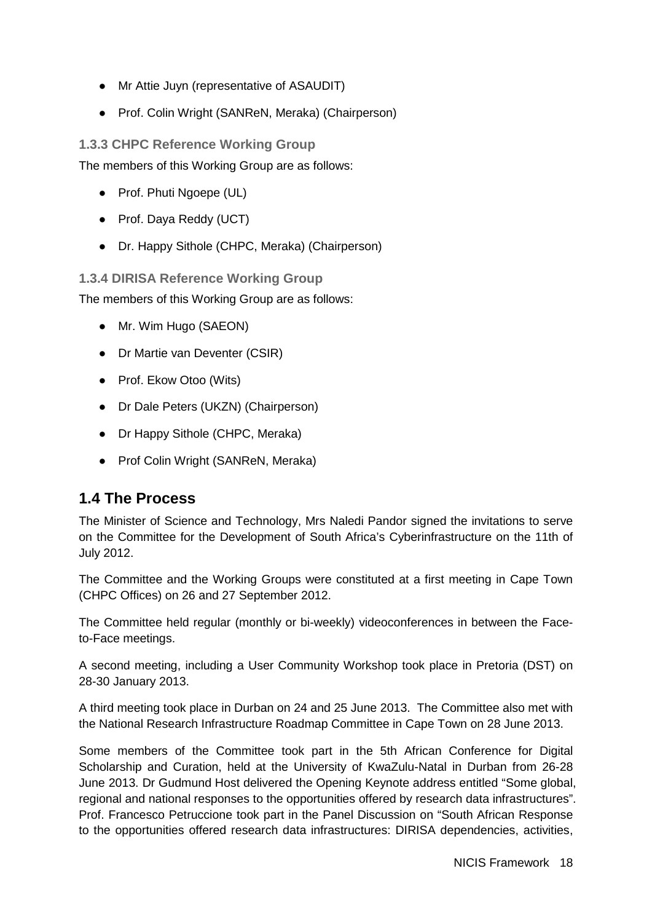- Mr Attie Juyn (representative of ASAUDIT)
- Prof. Colin Wright (SANReN, Meraka) (Chairperson)

### 1.3.3 CHPC Reference Working Group

The members of this Working Group are as follows:

- Prof. Phuti Ngoepe (UL)
- Prof. Daya Reddy (UCT)
- Dr. Happy Sithole (CHPC, Meraka) (Chairperson)

### 1.3.4 DIRISA Reference Working Group

The members of this Working Group are as follows:

- Mr. Wim Hugo (SAEON)
- Dr Martie van Deventer (CSIR)
- Prof. Ekow Otoo (Wits)
- Dr Dale Peters (UKZN) (Chairperson)
- Dr Happy Sithole (CHPC, Meraka)
- Prof Colin Wright (SANReN, Meraka)

## 1.4 The Process

The Minister of Science and Technology, Mrs Naledi Pandor signed the invitations to serve on the Committee for the Development of South Africa's Cyberinfrastructure on the 11th of July 2012.

The Committee and the Working Groups were constituted at a first meeting in Cape Town (CHPC Offices) on 26 and 27 September 2012.

The Committee held regular (monthly or bi-weekly) videoconferences in between the Face-to-Face meetings.

A second meeting, including a User Community Workshop took place in Pretoria (DST) on 28-30 January 2013.

A third meeting took place in Durban on 24 and 25 June 2013. The Committee also met with the National Research Infrastructure Roadmap Committee in Cape Town on 28 June 2013.

Some members of the Committee took part in the 5th African Conference for Digital Scholarship and Curation, held at the University of KwaZulu-Natal in Durban from 26-28 June 2013. Dr Gudmund Host delivered the Opening Keynote address entitled "Some global, regional and national responses to the opportunities offered by research data infrastructures". Prof. Francesco Petruccione took part in the Panel Discussion on "South African Response to the opportunities offered research data infrastructures: DIRISA dependencies, activities,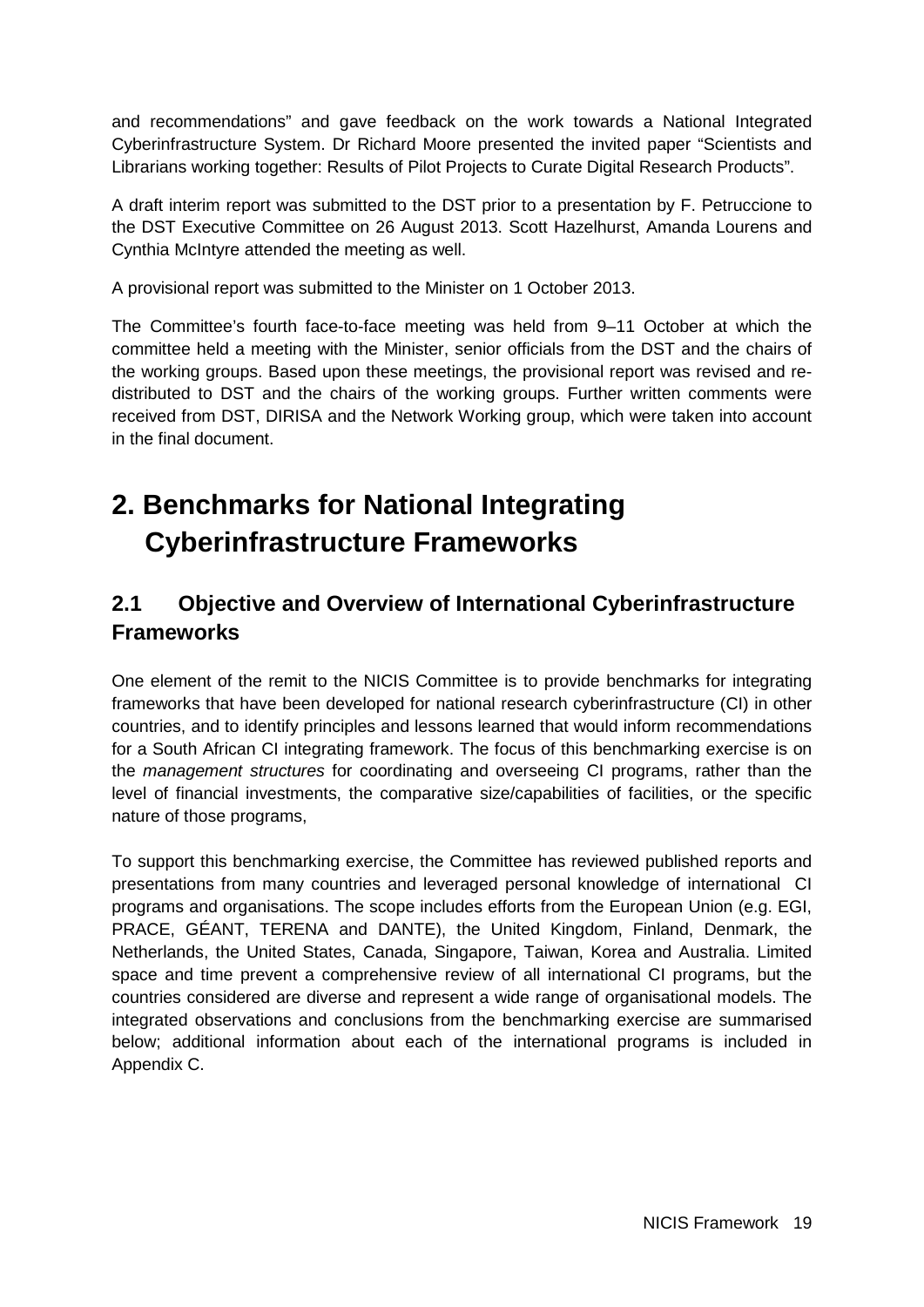and recommendations" and gave feedback on the work towards a National Integrated Cyberinfrastructure System. Dr Richard Moore presented the invited paper "Scientists and Librarians working together: Results of Pilot Projects to Curate Digital Research Products".

A draft interim report was submitted to the DST prior to a presentation by F. Petruccione to the DST Executive Committee on 26 August 2013. Scott Hazelhurst, Amanda Lourens and Cynthia McIntyre attended the meeting as well.

A provisional report was submitted to the Minister on 1 October 2013.

The Committee's fourth face-to-face meeting was held from 9–11 October at which the committee held a meeting with the Minister, senior officials from the DST and the chairs of the working groups. Based upon these meetings, the provisional report was revised and re-distributed to DST and the chairs of the working groups. Further written comments were received from DST, DIRISA and the Network Working group, which were taken into account in the final document.

# 2. Benchmarks for National Integrating Cyberinfrastructure Frameworks

## 2.1 Objective and Overview of International Cyberinfrastructure Frameworks

One element of the remit to the NICIS Committee is to provide benchmarks for integrating frameworks that have been developed for national research cyberinfrastructure (CI) in other countries, and to identify principles and lessons learned that would inform recommendations for a South African CI integrating framework. The focus of this benchmarking exercise is on the *management structures* for coordinating and overseeing CI programs, rather than the level of financial investments, the comparative size/capabilities of facilities, or the specific nature of those programs,

To support this benchmarking exercise, the Committee has reviewed published reports and presentations from many countries and leveraged personal knowledge of international CI programs and organisations. The scope includes efforts from the European Union (e.g. EGI, PRACE, GÉANT, TERENA and DANTE), the United Kingdom, Finland, Denmark, the Netherlands, the United States, Canada, Singapore, Taiwan, Korea and Australia. Limited space and time prevent a comprehensive review of all international CI programs, but the countries considered are diverse and represent a wide range of organisational models. The integrated observations and conclusions from the benchmarking exercise are summarised below; additional information about each of the international programs is included in Appendix C.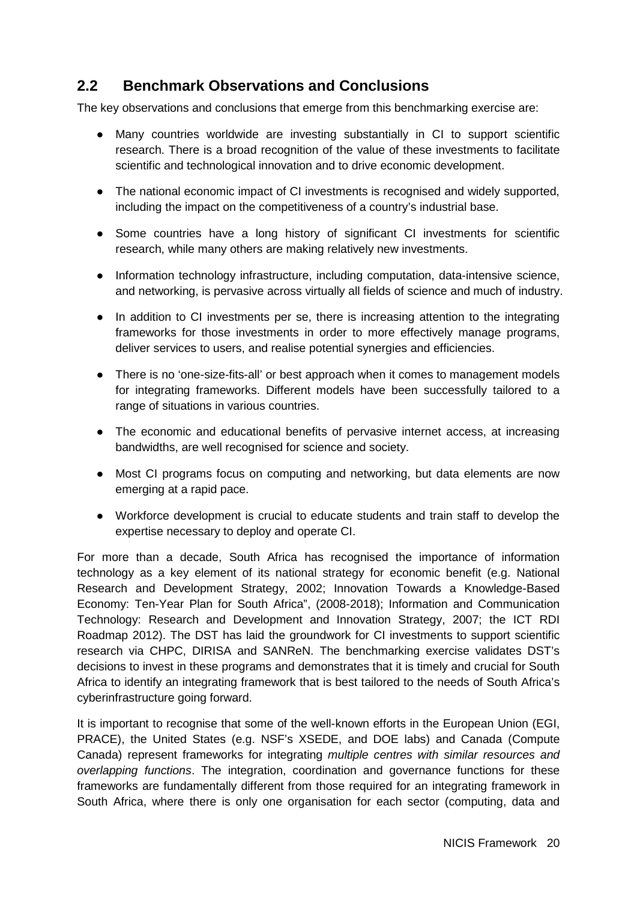## 2.2 Benchmark Observations and Conclusions

The key observations and conclusions that emerge from this benchmarking exercise are:

- Many countries worldwide are investing substantially in CI to support scientific research. There is a broad recognition of the value of these investments to facilitate scientific and technological innovation and to drive economic development.
- The national economic impact of CI investments is recognised and widely supported, including the impact on the competitiveness of a country's industrial base.
- Some countries have a long history of significant CI investments for scientific research, while many others are making relatively new investments.
- Information technology infrastructure, including computation, data-intensive science, and networking, is pervasive across virtually all fields of science and much of industry.
- In addition to CI investments per se, there is increasing attention to the integrating frameworks for those investments in order to more effectively manage programs, deliver services to users, and realise potential synergies and efficiencies.
- There is no 'one-size-fits-all' or best approach when it comes to management models for integrating frameworks. Different models have been successfully tailored to a range of situations in various countries.
- The economic and educational benefits of pervasive internet access, at increasing bandwidths, are well recognised for science and society.
- Most CI programs focus on computing and networking, but data elements are now emerging at a rapid pace.
- Workforce development is crucial to educate students and train staff to develop the expertise necessary to deploy and operate CI.

For more than a decade, South Africa has recognised the importance of information technology as a key element of its national strategy for economic benefit (e.g. National Research and Development Strategy, 2002; Innovation Towards a Knowledge-Based Economy: Ten-Year Plan for South Africa", (2008-2018); Information and Communication Technology: Research and Development and Innovation Strategy, 2007; the ICT RDI Roadmap 2012). The DST has laid the groundwork for CI investments to support scientific research via CHPC, DIRISA and SANReN. The benchmarking exercise validates DST's decisions to invest in these programs and demonstrates that it is timely and crucial for South Africa to identify an integrating framework that is best tailored to the needs of South Africa's cyberinfrastructure going forward.

It is important to recognise that some of the well-known efforts in the European Union (EGI, PRACE), the United States (e.g. NSF's XSEDE, and DOE labs) and Canada (Compute Canada) represent frameworks for integrating *multiple centres with similar resources and overlapping functions*. The integration, coordination and governance functions for these frameworks are fundamentally different from those required for an integrating framework in South Africa, where there is only one organisation for each sector (computing, data and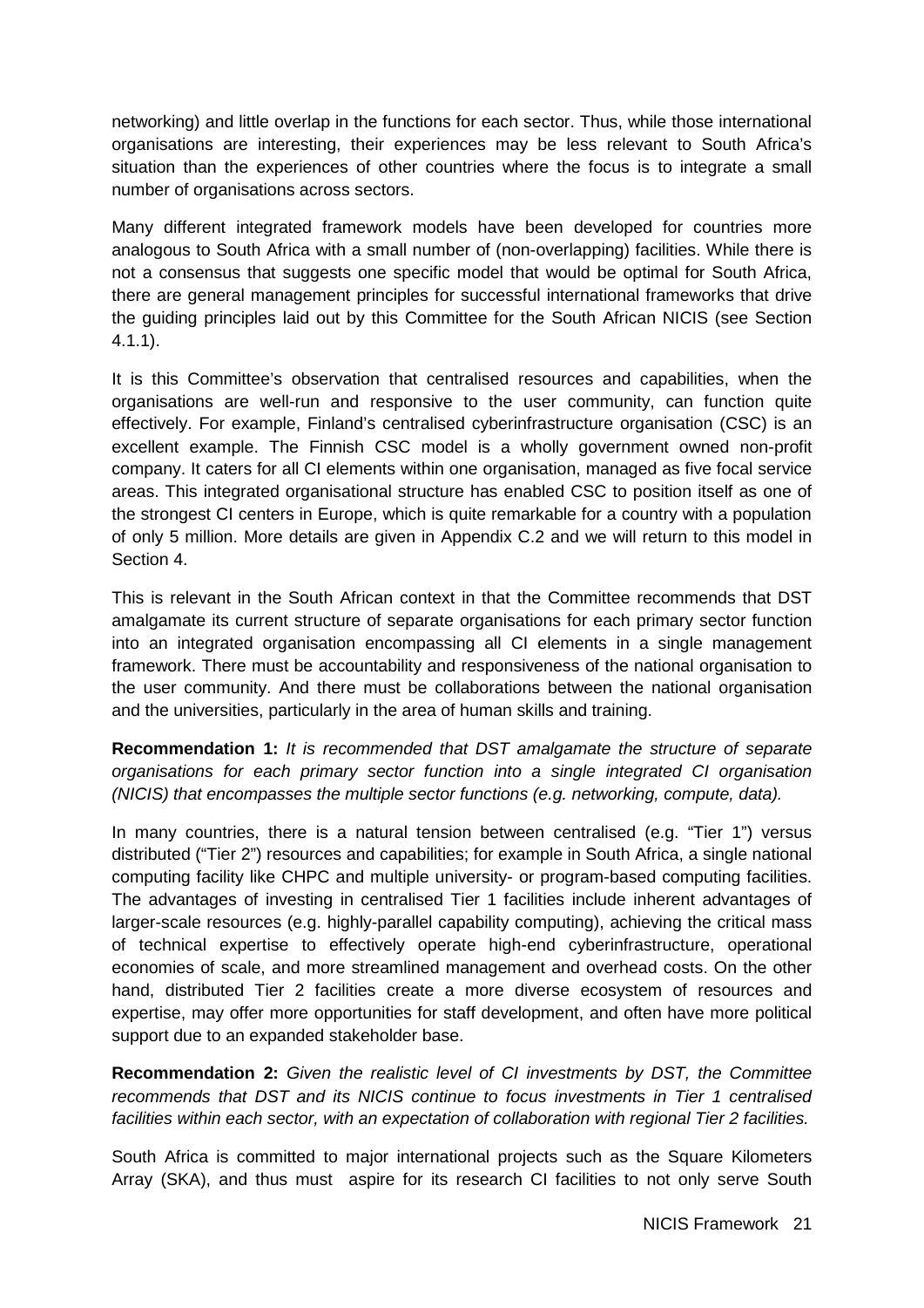networking) and little overlap in the functions for each sector. Thus, while those international organisations are interesting, their experiences may be less relevant to South Africa's situation than the experiences of other countries where the focus is to integrate a small number of organisations across sectors.

Many different integrated framework models have been developed for countries more analogous to South Africa with a small number of (non-overlapping) facilities. While there is not a consensus that suggests one specific model that would be optimal for South Africa, there are general management principles for successful international frameworks that drive the guiding principles laid out by this Committee for the South African NICIS (see Section 4.1.1).

It is this Committee's observation that centralised resources and capabilities, when the organisations are well-run and responsive to the user community, can function quite effectively. For example, Finland's centralised cyberinfrastructure organisation (CSC) is an excellent example. The Finnish CSC model is a wholly government owned non-profit company. It caters for all CI elements within one organisation, managed as five focal service areas. This integrated organisational structure has enabled CSC to position itself as one of the strongest CI centers in Europe, which is quite remarkable for a country with a population of only 5 million. More details are given in Appendix C.2 and we will return to this model in Section 4.

This is relevant in the South African context in that the Committee recommends that DST amalgamate its current structure of separate organisations for each primary sector function into an integrated organisation encompassing all CI elements in a single management framework. There must be accountability and responsiveness of the national organisation to the user community. And there must be collaborations between the national organisation and the universities, particularly in the area of human skills and training.

**Recommendation 1:** *It is recommended that DST amalgamate the structure of separate organisations for each primary sector function into a single integrated CI organisation (NICIS) that encompasses the multiple sector functions (e.g. networking, compute, data).*

In many countries, there is a natural tension between centralised (e.g. "Tier 1") versus distributed ("Tier 2") resources and capabilities; for example in South Africa, a single national computing facility like CHPC and multiple university- or program-based computing facilities. The advantages of investing in centralised Tier 1 facilities include inherent advantages of larger-scale resources (e.g. highly-parallel capability computing), achieving the critical mass of technical expertise to effectively operate high-end cyberinfrastructure, operational economies of scale, and more streamlined management and overhead costs. On the other hand, distributed Tier 2 facilities create a more diverse ecosystem of resources and expertise, may offer more opportunities for staff development, and often have more political support due to an expanded stakeholder base.

**Recommendation 2:** *Given the realistic level of CI investments by DST, the Committee recommends that DST and its NICIS continue to focus investments in Tier 1 centralised facilities within each sector, with an expectation of collaboration with regional Tier 2 facilities.*

South Africa is committed to major international projects such as the Square Kilometers Array (SKA), and thus must aspire for its research CI facilities to not only serve South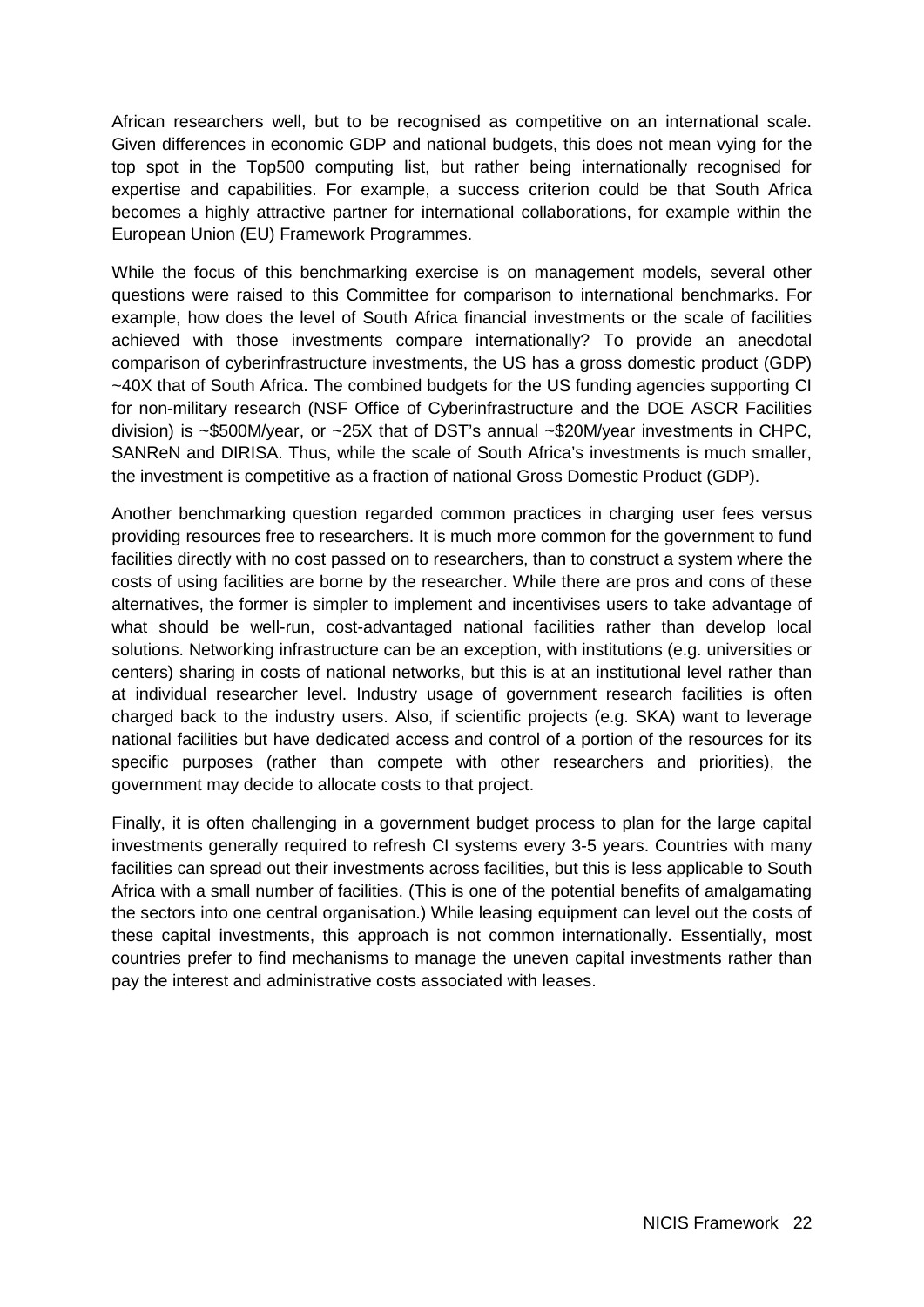African researchers well, but to be recognised as competitive on an international scale. Given differences in economic GDP and national budgets, this does not mean vying for the top spot in the Top500 computing list, but rather being internationally recognised for expertise and capabilities. For example, a success criterion could be that South Africa becomes a highly attractive partner for international collaborations, for example within the European Union (EU) Framework Programmes.

While the focus of this benchmarking exercise is on management models, several other questions were raised to this Committee for comparison to international benchmarks. For example, how does the level of South Africa financial investments or the scale of facilities achieved with those investments compare internationally? To provide an anecdotal comparison of cyberinfrastructure investments, the US has a gross domestic product (GDP) ~40X that of South Africa. The combined budgets for the US funding agencies supporting CI for non-military research (NSF Office of Cyberinfrastructure and the DOE ASCR Facilities division) is ~$500M/year, or ~25X that of DST's annual ~$20M/year investments in CHPC, SANReN and DIRISA. Thus, while the scale of South Africa's investments is much smaller, the investment is competitive as a fraction of national Gross Domestic Product (GDP).

Another benchmarking question regarded common practices in charging user fees versus providing resources free to researchers. It is much more common for the government to fund facilities directly with no cost passed on to researchers, than to construct a system where the costs of using facilities are borne by the researcher. While there are pros and cons of these alternatives, the former is simpler to implement and incentivises users to take advantage of what should be well-run, cost-advantaged national facilities rather than develop local solutions. Networking infrastructure can be an exception, with institutions (e.g. universities or centers) sharing in costs of national networks, but this is at an institutional level rather than at individual researcher level. Industry usage of government research facilities is often charged back to the industry users. Also, if scientific projects (e.g. SKA) want to leverage national facilities but have dedicated access and control of a portion of the resources for its specific purposes (rather than compete with other researchers and priorities), the government may decide to allocate costs to that project.

Finally, it is often challenging in a government budget process to plan for the large capital investments generally required to refresh CI systems every 3-5 years. Countries with many facilities can spread out their investments across facilities, but this is less applicable to South Africa with a small number of facilities. (This is one of the potential benefits of amalgamating the sectors into one central organisation.) While leasing equipment can level out the costs of these capital investments, this approach is not common internationally. Essentially, most countries prefer to find mechanisms to manage the uneven capital investments rather than pay the interest and administrative costs associated with leases.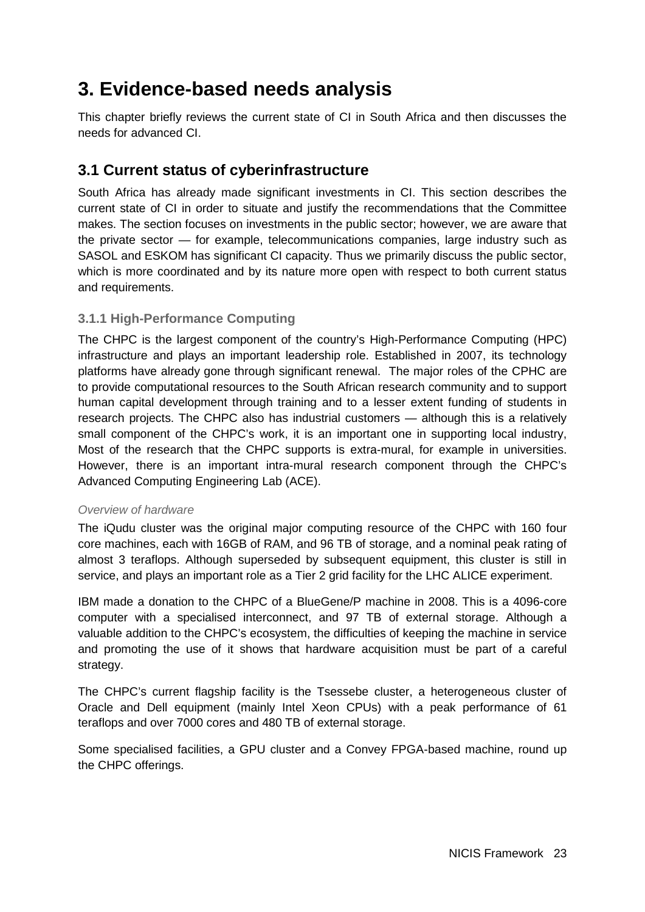# 3. Evidence-based needs analysis

This chapter briefly reviews the current state of CI in South Africa and then discusses the needs for advanced CI.

## 3.1 Current status of cyberinfrastructure

South Africa has already made significant investments in CI. This section describes the current state of CI in order to situate and justify the recommendations that the Committee makes. The section focuses on investments in the public sector; however, we are aware that the private sector — for example, telecommunications companies, large industry such as SASOL and ESKOM has significant CI capacity. Thus we primarily discuss the public sector, which is more coordinated and by its nature more open with respect to both current status and requirements.

### 3.1.1 High-Performance Computing

The CHPC is the largest component of the country's High-Performance Computing (HPC) infrastructure and plays an important leadership role. Established in 2007, its technology platforms have already gone through significant renewal. The major roles of the CPHC are to provide computational resources to the South African research community and to support human capital development through training and to a lesser extent funding of students in research projects. The CHPC also has industrial customers — although this is a relatively small component of the CHPC's work, it is an important one in supporting local industry, Most of the research that the CHPC supports is extra-mural, for example in universities. However, there is an important intra-mural research component through the CHPC's Advanced Computing Engineering Lab (ACE).

*Overview of hardware*

The iQudu cluster was the original major computing resource of the CHPC with 160 four core machines, each with 16GB of RAM, and 96 TB of storage, and a nominal peak rating of almost 3 teraflops. Although superseded by subsequent equipment, this cluster is still in service, and plays an important role as a Tier 2 grid facility for the LHC ALICE experiment.

IBM made a donation to the CHPC of a BlueGene/P machine in 2008. This is a 4096-core computer with a specialised interconnect, and 97 TB of external storage. Although a valuable addition to the CHPC's ecosystem, the difficulties of keeping the machine in service and promoting the use of it shows that hardware acquisition must be part of a careful strategy.

The CHPC's current flagship facility is the Tsessebe cluster, a heterogeneous cluster of Oracle and Dell equipment (mainly Intel Xeon CPUs) with a peak performance of 61 teraflops and over 7000 cores and 480 TB of external storage.

Some specialised facilities, a GPU cluster and a Convey FPGA-based machine, round up the CHPC offerings.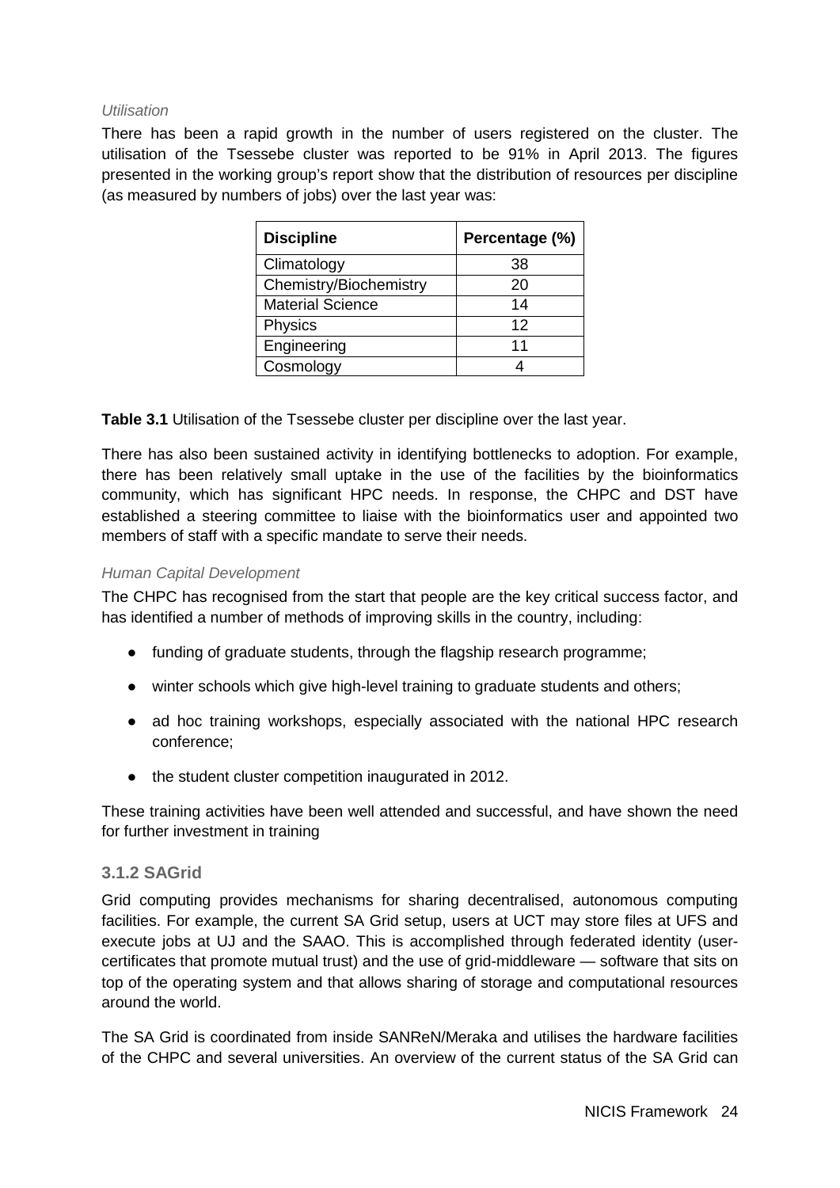*Utilisation*

There has been a rapid growth in the number of users registered on the cluster. The utilisation of the Tsessebe cluster was reported to be 91% in April 2013. The figures presented in the working group's report show that the distribution of resources per discipline (as measured by numbers of jobs) over the last year was:

| Discipline | Percentage (%) |
| --- | --- |
| Climatology | 38 |
| Chemistry/Biochemistry | 20 |
| Material Science | 14 |
| Physics | 12 |
| Engineering | 11 |
| Cosmology | 4 |

**Table 3.1** Utilisation of the Tsessebe cluster per discipline over the last year.

There has also been sustained activity in identifying bottlenecks to adoption. For example, there has been relatively small uptake in the use of the facilities by the bioinformatics community, which has significant HPC needs. In response, the CHPC and DST have established a steering committee to liaise with the bioinformatics user and appointed two members of staff with a specific mandate to serve their needs.

*Human Capital Development*

The CHPC has recognised from the start that people are the key critical success factor, and has identified a number of methods of improving skills in the country, including:

- funding of graduate students, through the flagship research programme;
- winter schools which give high-level training to graduate students and others;
- ad hoc training workshops, especially associated with the national HPC research conference;
- the student cluster competition inaugurated in 2012.

These training activities have been well attended and successful, and have shown the need for further investment in training

### 3.1.2 SAGrid

Grid computing provides mechanisms for sharing decentralised, autonomous computing facilities. For example, the current SA Grid setup, users at UCT may store files at UFS and execute jobs at UJ and the SAAO. This is accomplished through federated identity (user-certificates that promote mutual trust) and the use of grid-middleware — software that sits on top of the operating system and that allows sharing of storage and computational resources around the world.

The SA Grid is coordinated from inside SANReN/Meraka and utilises the hardware facilities of the CHPC and several universities. An overview of the current status of the SA Grid can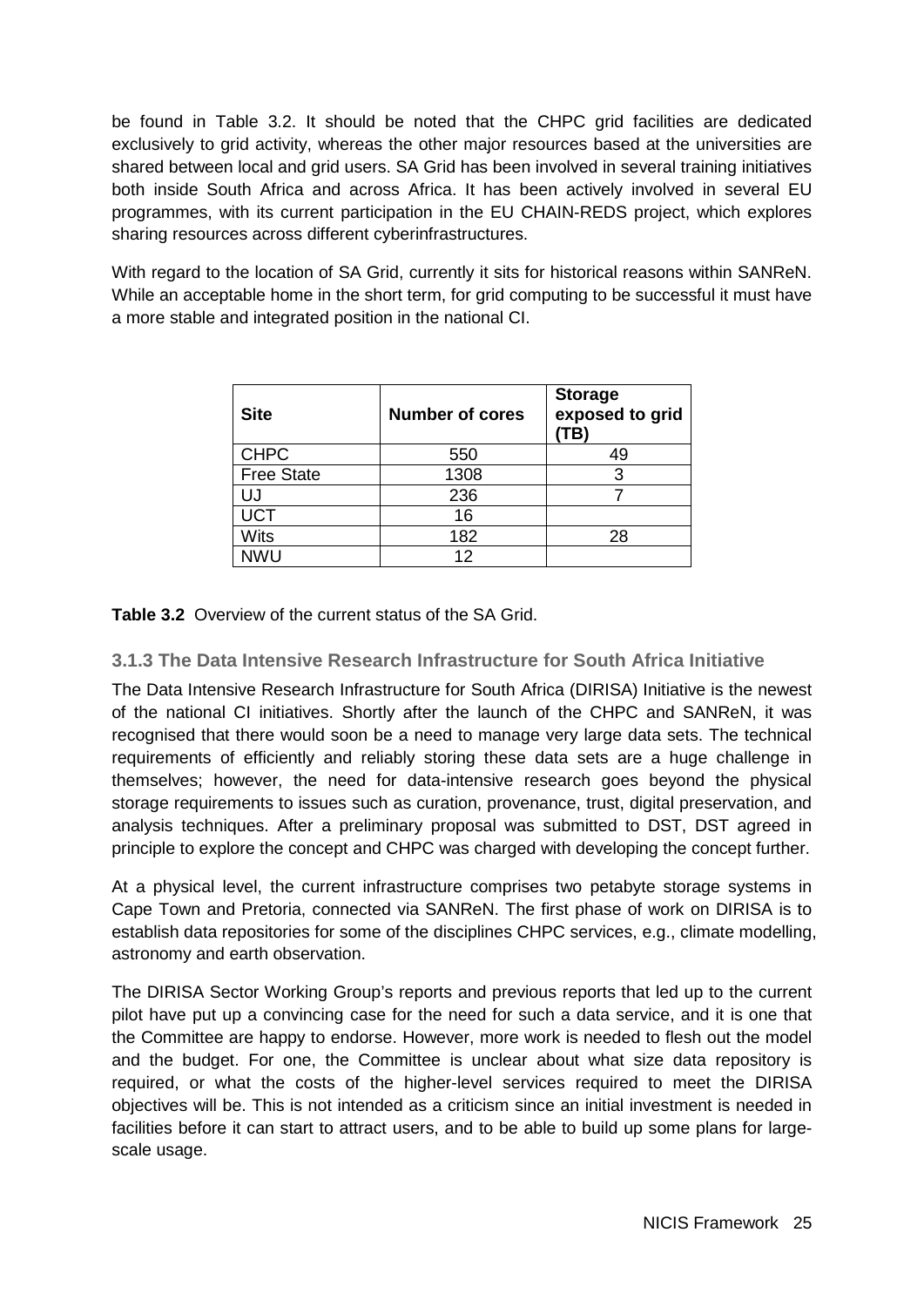be found in Table 3.2. It should be noted that the CHPC grid facilities are dedicated exclusively to grid activity, whereas the other major resources based at the universities are shared between local and grid users. SA Grid has been involved in several training initiatives both inside South Africa and across Africa. It has been actively involved in several EU programmes, with its current participation in the EU CHAIN-REDS project, which explores sharing resources across different cyberinfrastructures.

With regard to the location of SA Grid, currently it sits for historical reasons within SANReN. While an acceptable home in the short term, for grid computing to be successful it must have a more stable and integrated position in the national CI.

| Site | Number of cores | Storage exposed to grid (TB) |
|---|---|---|
| CHPC | 550 | 49 |
| Free State | 1308 | 3 |
| UJ | 236 | 7 |
| UCT | 16 | |
| Wits | 182 | 28 |
| NWU | 12 | |

**Table 3.2** Overview of the current status of the SA Grid.

### 3.1.3 The Data Intensive Research Infrastructure for South Africa Initiative

The Data Intensive Research Infrastructure for South Africa (DIRISA) Initiative is the newest of the national CI initiatives. Shortly after the launch of the CHPC and SANReN, it was recognised that there would soon be a need to manage very large data sets. The technical requirements of efficiently and reliably storing these data sets are a huge challenge in themselves; however, the need for data-intensive research goes beyond the physical storage requirements to issues such as curation, provenance, trust, digital preservation, and analysis techniques. After a preliminary proposal was submitted to DST, DST agreed in principle to explore the concept and CHPC was charged with developing the concept further.

At a physical level, the current infrastructure comprises two petabyte storage systems in Cape Town and Pretoria, connected via SANReN. The first phase of work on DIRISA is to establish data repositories for some of the disciplines CHPC services, e.g., climate modelling, astronomy and earth observation.

The DIRISA Sector Working Group's reports and previous reports that led up to the current pilot have put up a convincing case for the need for such a data service, and it is one that the Committee are happy to endorse. However, more work is needed to flesh out the model and the budget. For one, the Committee is unclear about what size data repository is required, or what the costs of the higher-level services required to meet the DIRISA objectives will be. This is not intended as a criticism since an initial investment is needed in facilities before it can start to attract users, and to be able to build up some plans for large-scale usage.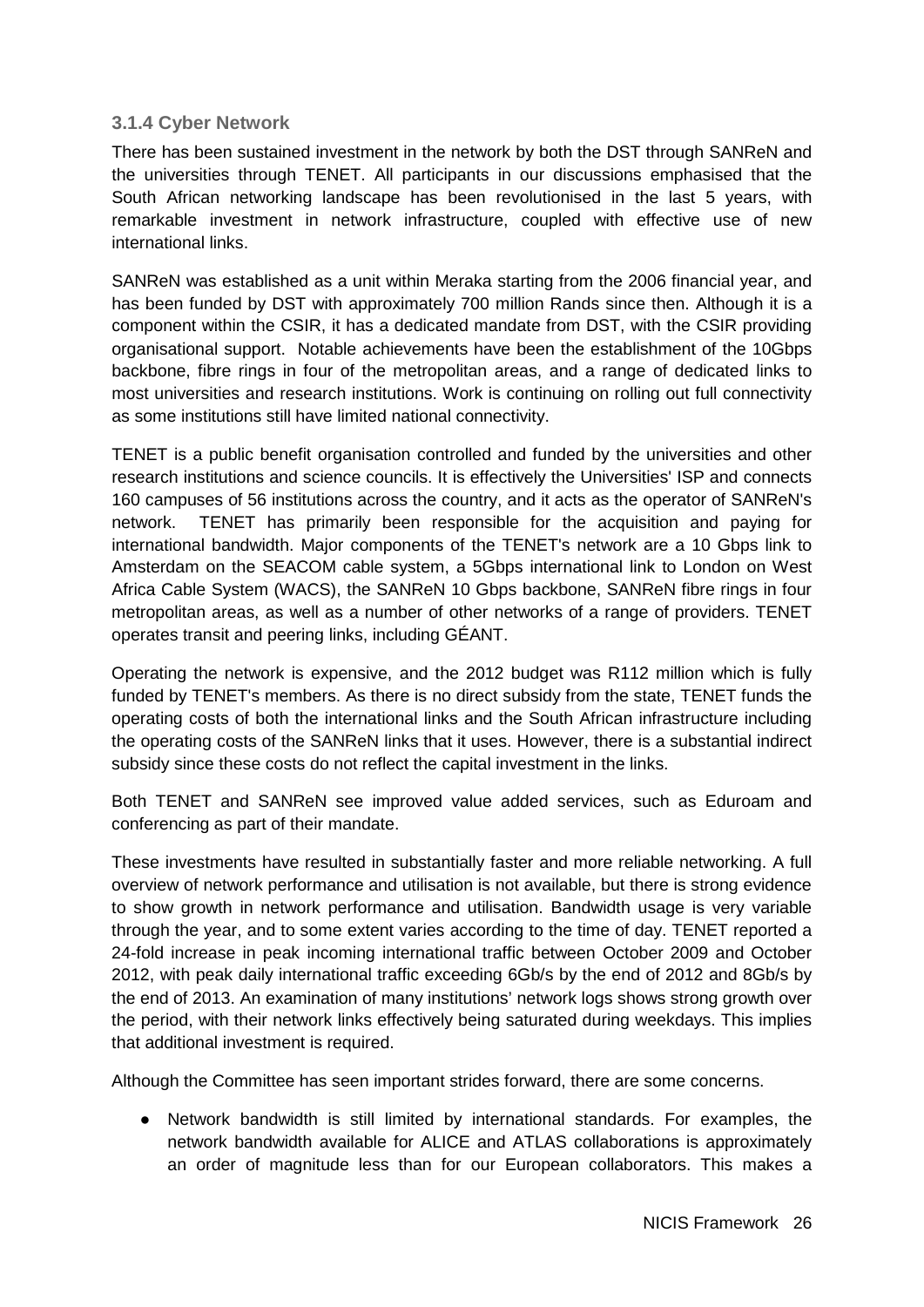### 3.1.4 Cyber Network

There has been sustained investment in the network by both the DST through SANReN and the universities through TENET. All participants in our discussions emphasised that the South African networking landscape has been revolutionised in the last 5 years, with remarkable investment in network infrastructure, coupled with effective use of new international links.

SANReN was established as a unit within Meraka starting from the 2006 financial year, and has been funded by DST with approximately 700 million Rands since then. Although it is a component within the CSIR, it has a dedicated mandate from DST, with the CSIR providing organisational support. Notable achievements have been the establishment of the 10Gbps backbone, fibre rings in four of the metropolitan areas, and a range of dedicated links to most universities and research institutions. Work is continuing on rolling out full connectivity as some institutions still have limited national connectivity.

TENET is a public benefit organisation controlled and funded by the universities and other research institutions and science councils. It is effectively the Universities' ISP and connects 160 campuses of 56 institutions across the country, and it acts as the operator of SANReN's network. TENET has primarily been responsible for the acquisition and paying for international bandwidth. Major components of the TENET's network are a 10 Gbps link to Amsterdam on the SEACOM cable system, a 5Gbps international link to London on West Africa Cable System (WACS), the SANReN 10 Gbps backbone, SANReN fibre rings in four metropolitan areas, as well as a number of other networks of a range of providers. TENET operates transit and peering links, including GÉANT.

Operating the network is expensive, and the 2012 budget was R112 million which is fully funded by TENET's members. As there is no direct subsidy from the state, TENET funds the operating costs of both the international links and the South African infrastructure including the operating costs of the SANReN links that it uses. However, there is a substantial indirect subsidy since these costs do not reflect the capital investment in the links.

Both TENET and SANReN see improved value added services, such as Eduroam and conferencing as part of their mandate.

These investments have resulted in substantially faster and more reliable networking. A full overview of network performance and utilisation is not available, but there is strong evidence to show growth in network performance and utilisation. Bandwidth usage is very variable through the year, and to some extent varies according to the time of day. TENET reported a 24-fold increase in peak incoming international traffic between October 2009 and October 2012, with peak daily international traffic exceeding 6Gb/s by the end of 2012 and 8Gb/s by the end of 2013. An examination of many institutions' network logs shows strong growth over the period, with their network links effectively being saturated during weekdays. This implies that additional investment is required.

Although the Committee has seen important strides forward, there are some concerns.

- Network bandwidth is still limited by international standards. For examples, the network bandwidth available for ALICE and ATLAS collaborations is approximately an order of magnitude less than for our European collaborators. This makes a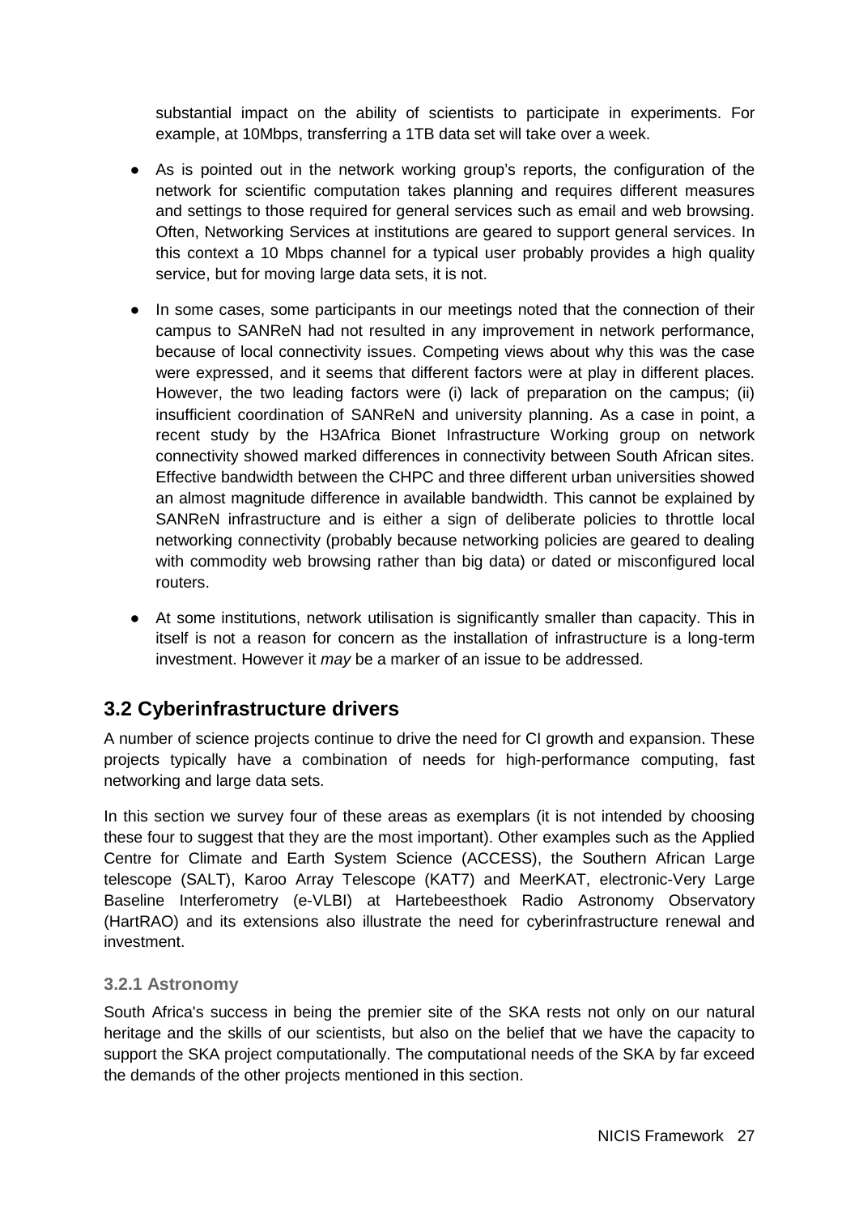substantial impact on the ability of scientists to participate in experiments. For example, at 10Mbps, transferring a 1TB data set will take over a week.

- As is pointed out in the network working group's reports, the configuration of the network for scientific computation takes planning and requires different measures and settings to those required for general services such as email and web browsing. Often, Networking Services at institutions are geared to support general services. In this context a 10 Mbps channel for a typical user probably provides a high quality service, but for moving large data sets, it is not.
- In some cases, some participants in our meetings noted that the connection of their campus to SANReN had not resulted in any improvement in network performance, because of local connectivity issues. Competing views about why this was the case were expressed, and it seems that different factors were at play in different places. However, the two leading factors were (i) lack of preparation on the campus; (ii) insufficient coordination of SANReN and university planning. As a case in point, a recent study by the H3Africa Bionet Infrastructure Working group on network connectivity showed marked differences in connectivity between South African sites. Effective bandwidth between the CHPC and three different urban universities showed an almost magnitude difference in available bandwidth. This cannot be explained by SANReN infrastructure and is either a sign of deliberate policies to throttle local networking connectivity (probably because networking policies are geared to dealing with commodity web browsing rather than big data) or dated or misconfigured local routers.
- At some institutions, network utilisation is significantly smaller than capacity. This in itself is not a reason for concern as the installation of infrastructure is a long-term investment. However it *may* be a marker of an issue to be addressed.

## 3.2 Cyberinfrastructure drivers

A number of science projects continue to drive the need for CI growth and expansion. These projects typically have a combination of needs for high-performance computing, fast networking and large data sets.

In this section we survey four of these areas as exemplars (it is not intended by choosing these four to suggest that they are the most important). Other examples such as the Applied Centre for Climate and Earth System Science (ACCESS), the Southern African Large telescope (SALT), Karoo Array Telescope (KAT7) and MeerKAT, electronic-Very Large Baseline Interferometry (e-VLBI) at Hartebeesthoek Radio Astronomy Observatory (HartRAO) and its extensions also illustrate the need for cyberinfrastructure renewal and investment.

### 3.2.1 Astronomy

South Africa's success in being the premier site of the SKA rests not only on our natural heritage and the skills of our scientists, but also on the belief that we have the capacity to support the SKA project computationally. The computational needs of the SKA by far exceed the demands of the other projects mentioned in this section.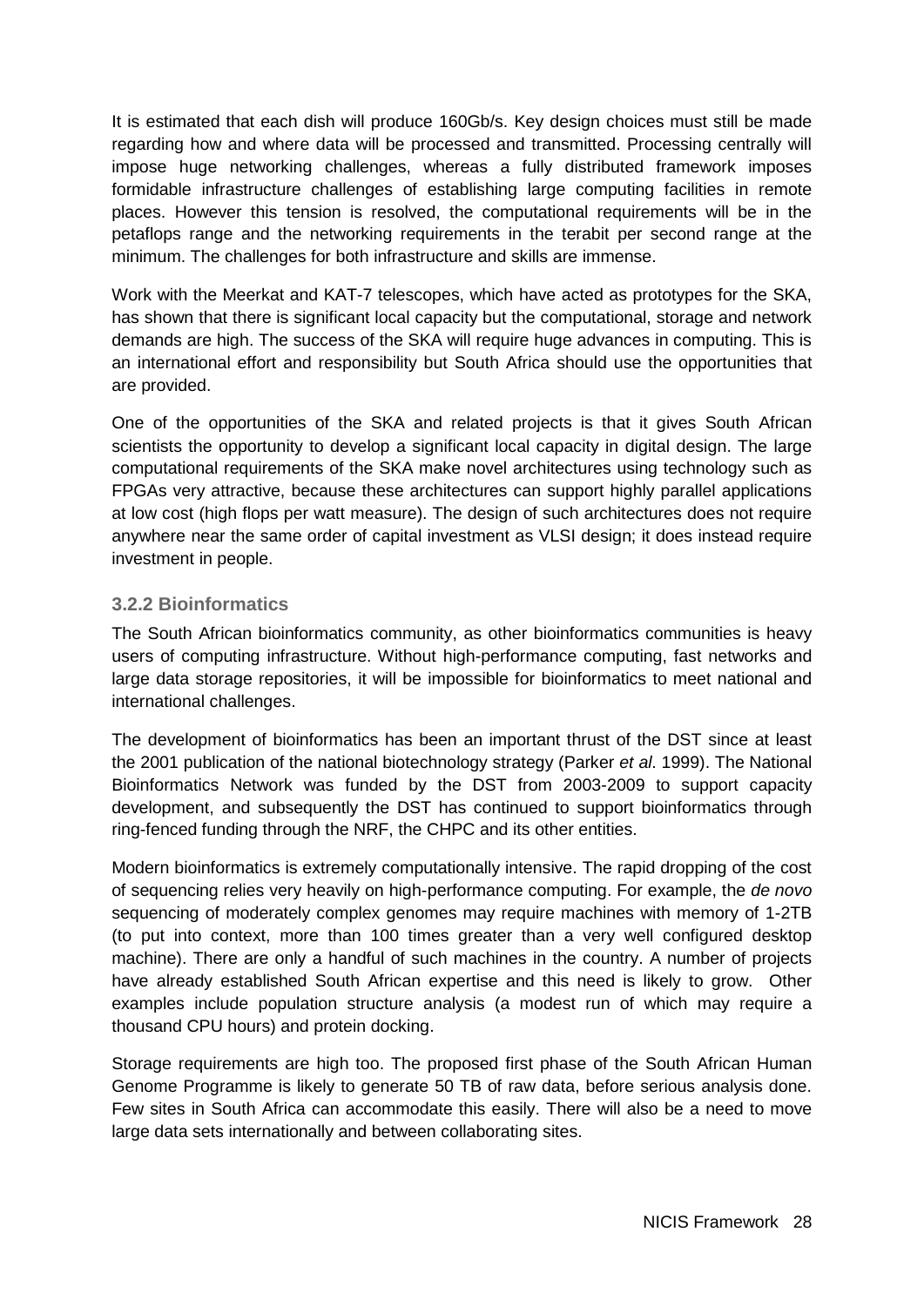It is estimated that each dish will produce 160Gb/s. Key design choices must still be made regarding how and where data will be processed and transmitted. Processing centrally will impose huge networking challenges, whereas a fully distributed framework imposes formidable infrastructure challenges of establishing large computing facilities in remote places. However this tension is resolved, the computational requirements will be in the petaflops range and the networking requirements in the terabit per second range at the minimum. The challenges for both infrastructure and skills are immense.

Work with the Meerkat and KAT-7 telescopes, which have acted as prototypes for the SKA, has shown that there is significant local capacity but the computational, storage and network demands are high. The success of the SKA will require huge advances in computing. This is an international effort and responsibility but South Africa should use the opportunities that are provided.

One of the opportunities of the SKA and related projects is that it gives South African scientists the opportunity to develop a significant local capacity in digital design. The large computational requirements of the SKA make novel architectures using technology such as FPGAs very attractive, because these architectures can support highly parallel applications at low cost (high flops per watt measure). The design of such architectures does not require anywhere near the same order of capital investment as VLSI design; it does instead require investment in people.

### 3.2.2 Bioinformatics

The South African bioinformatics community, as other bioinformatics communities is heavy users of computing infrastructure. Without high-performance computing, fast networks and large data storage repositories, it will be impossible for bioinformatics to meet national and international challenges.

The development of bioinformatics has been an important thrust of the DST since at least the 2001 publication of the national biotechnology strategy (Parker *et al*. 1999). The National Bioinformatics Network was funded by the DST from 2003-2009 to support capacity development, and subsequently the DST has continued to support bioinformatics through ring-fenced funding through the NRF, the CHPC and its other entities.

Modern bioinformatics is extremely computationally intensive. The rapid dropping of the cost of sequencing relies very heavily on high-performance computing. For example, the *de novo* sequencing of moderately complex genomes may require machines with memory of 1-2TB (to put into context, more than 100 times greater than a very well configured desktop machine). There are only a handful of such machines in the country. A number of projects have already established South African expertise and this need is likely to grow. Other examples include population structure analysis (a modest run of which may require a thousand CPU hours) and protein docking.

Storage requirements are high too. The proposed first phase of the South African Human Genome Programme is likely to generate 50 TB of raw data, before serious analysis done. Few sites in South Africa can accommodate this easily. There will also be a need to move large data sets internationally and between collaborating sites.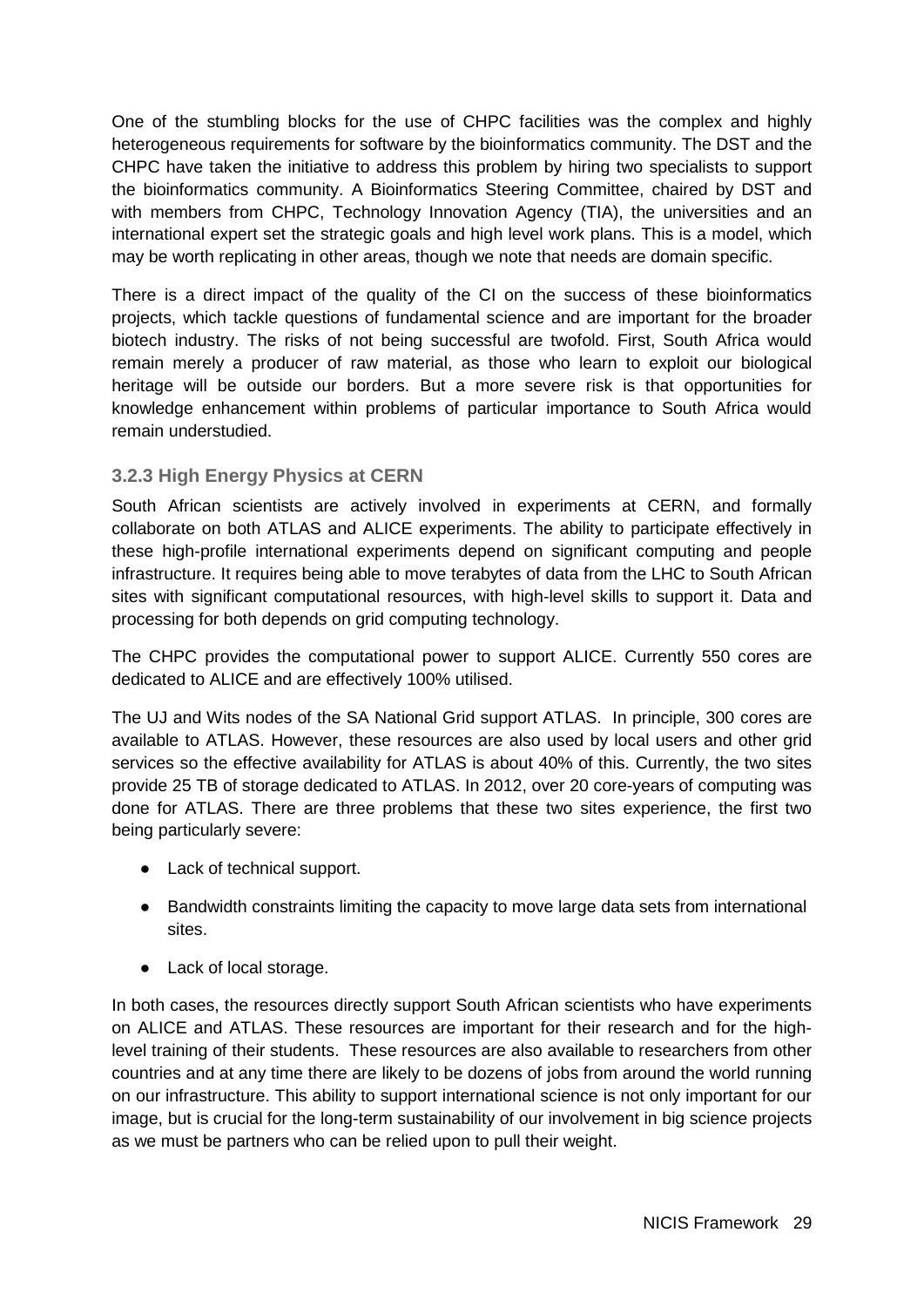One of the stumbling blocks for the use of CHPC facilities was the complex and highly heterogeneous requirements for software by the bioinformatics community. The DST and the CHPC have taken the initiative to address this problem by hiring two specialists to support the bioinformatics community. A Bioinformatics Steering Committee, chaired by DST and with members from CHPC, Technology Innovation Agency (TIA), the universities and an international expert set the strategic goals and high level work plans. This is a model, which may be worth replicating in other areas, though we note that needs are domain specific.

There is a direct impact of the quality of the CI on the success of these bioinformatics projects, which tackle questions of fundamental science and are important for the broader biotech industry. The risks of not being successful are twofold. First, South Africa would remain merely a producer of raw material, as those who learn to exploit our biological heritage will be outside our borders. But a more severe risk is that opportunities for knowledge enhancement within problems of particular importance to South Africa would remain understudied.

### 3.2.3 High Energy Physics at CERN

South African scientists are actively involved in experiments at CERN, and formally collaborate on both ATLAS and ALICE experiments. The ability to participate effectively in these high-profile international experiments depend on significant computing and people infrastructure. It requires being able to move terabytes of data from the LHC to South African sites with significant computational resources, with high-level skills to support it. Data and processing for both depends on grid computing technology.

The CHPC provides the computational power to support ALICE. Currently 550 cores are dedicated to ALICE and are effectively 100% utilised.

The UJ and Wits nodes of the SA National Grid support ATLAS. In principle, 300 cores are available to ATLAS. However, these resources are also used by local users and other grid services so the effective availability for ATLAS is about 40% of this. Currently, the two sites provide 25 TB of storage dedicated to ATLAS. In 2012, over 20 core-years of computing was done for ATLAS. There are three problems that these two sites experience, the first two being particularly severe:

- Lack of technical support.
- Bandwidth constraints limiting the capacity to move large data sets from international sites.
- Lack of local storage.

In both cases, the resources directly support South African scientists who have experiments on ALICE and ATLAS. These resources are important for their research and for the high-level training of their students. These resources are also available to researchers from other countries and at any time there are likely to be dozens of jobs from around the world running on our infrastructure. This ability to support international science is not only important for our image, but is crucial for the long-term sustainability of our involvement in big science projects as we must be partners who can be relied upon to pull their weight.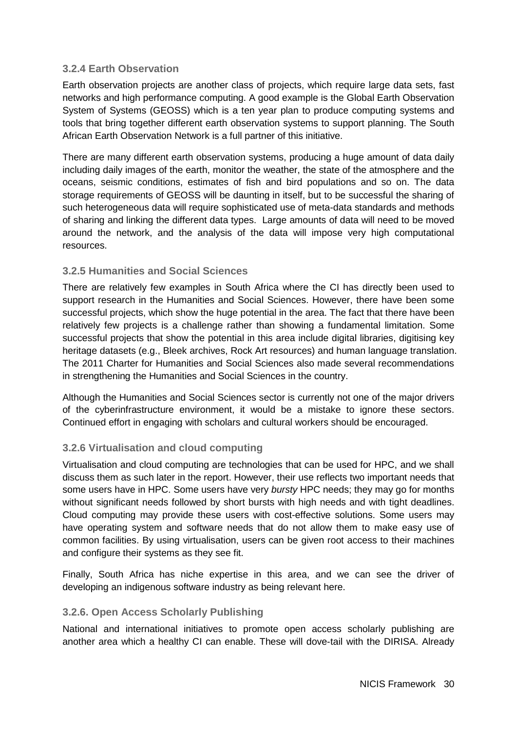### 3.2.4 Earth Observation

Earth observation projects are another class of projects, which require large data sets, fast networks and high performance computing. A good example is the Global Earth Observation System of Systems (GEOSS) which is a ten year plan to produce computing systems and tools that bring together different earth observation systems to support planning. The South African Earth Observation Network is a full partner of this initiative.

There are many different earth observation systems, producing a huge amount of data daily including daily images of the earth, monitor the weather, the state of the atmosphere and the oceans, seismic conditions, estimates of fish and bird populations and so on. The data storage requirements of GEOSS will be daunting in itself, but to be successful the sharing of such heterogeneous data will require sophisticated use of meta-data standards and methods of sharing and linking the different data types. Large amounts of data will need to be moved around the network, and the analysis of the data will impose very high computational resources.

### 3.2.5 Humanities and Social Sciences

There are relatively few examples in South Africa where the CI has directly been used to support research in the Humanities and Social Sciences. However, there have been some successful projects, which show the huge potential in the area. The fact that there have been relatively few projects is a challenge rather than showing a fundamental limitation. Some successful projects that show the potential in this area include digital libraries, digitising key heritage datasets (e.g., Bleek archives, Rock Art resources) and human language translation. The 2011 Charter for Humanities and Social Sciences also made several recommendations in strengthening the Humanities and Social Sciences in the country.

Although the Humanities and Social Sciences sector is currently not one of the major drivers of the cyberinfrastructure environment, it would be a mistake to ignore these sectors. Continued effort in engaging with scholars and cultural workers should be encouraged.

### 3.2.6 Virtualisation and cloud computing

Virtualisation and cloud computing are technologies that can be used for HPC, and we shall discuss them as such later in the report. However, their use reflects two important needs that some users have in HPC. Some users have very *bursty* HPC needs; they may go for months without significant needs followed by short bursts with high needs and with tight deadlines. Cloud computing may provide these users with cost-effective solutions. Some users may have operating system and software needs that do not allow them to make easy use of common facilities. By using virtualisation, users can be given root access to their machines and configure their systems as they see fit.

Finally, South Africa has niche expertise in this area, and we can see the driver of developing an indigenous software industry as being relevant here.

### 3.2.6. Open Access Scholarly Publishing

National and international initiatives to promote open access scholarly publishing are another area which a healthy CI can enable. These will dove-tail with the DIRISA. Already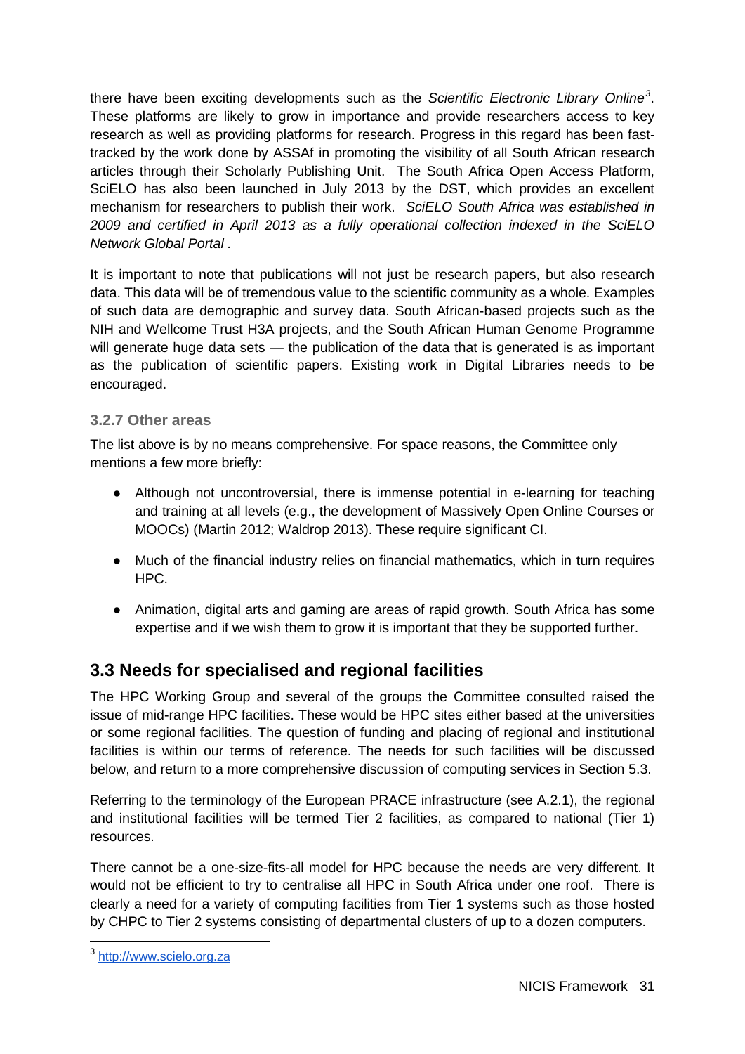there have been exciting developments such as the *Scientific Electronic Library Online*[3]. These platforms are likely to grow in importance and provide researchers access to key research as well as providing platforms for research. Progress in this regard has been fast-tracked by the work done by ASSAf in promoting the visibility of all South African research articles through their Scholarly Publishing Unit. The South Africa Open Access Platform, SciELO has also been launched in July 2013 by the DST, which provides an excellent mechanism for researchers to publish their work. *SciELO South Africa was established in 2009 and certified in April 2013 as a fully operational collection indexed in the SciELO Network Global Portal .*

It is important to note that publications will not just be research papers, but also research data. This data will be of tremendous value to the scientific community as a whole. Examples of such data are demographic and survey data. South African-based projects such as the NIH and Wellcome Trust H3A projects, and the South African Human Genome Programme will generate huge data sets — the publication of the data that is generated is as important as the publication of scientific papers. Existing work in Digital Libraries needs to be encouraged.

### 3.2.7 Other areas

The list above is by no means comprehensive. For space reasons, the Committee only mentions a few more briefly:

- Although not uncontroversial, there is immense potential in e-learning for teaching and training at all levels (e.g., the development of Massively Open Online Courses or MOOCs) (Martin 2012; Waldrop 2013). These require significant CI.
- Much of the financial industry relies on financial mathematics, which in turn requires HPC.
- Animation, digital arts and gaming are areas of rapid growth. South Africa has some expertise and if we wish them to grow it is important that they be supported further.

## 3.3 Needs for specialised and regional facilities

The HPC Working Group and several of the groups the Committee consulted raised the issue of mid-range HPC facilities. These would be HPC sites either based at the universities or some regional facilities. The question of funding and placing of regional and institutional facilities is within our terms of reference. The needs for such facilities will be discussed below, and return to a more comprehensive discussion of computing services in Section 5.3.

Referring to the terminology of the European PRACE infrastructure (see A.2.1), the regional and institutional facilities will be termed Tier 2 facilities, as compared to national (Tier 1) resources.

There cannot be a one-size-fits-all model for HPC because the needs are very different. It would not be efficient to try to centralise all HPC in South Africa under one roof. There is clearly a need for a variety of computing facilities from Tier 1 systems such as those hosted by CHPC to Tier 2 systems consisting of departmental clusters of up to a dozen computers.

---

[3] http://www.scielo.org.za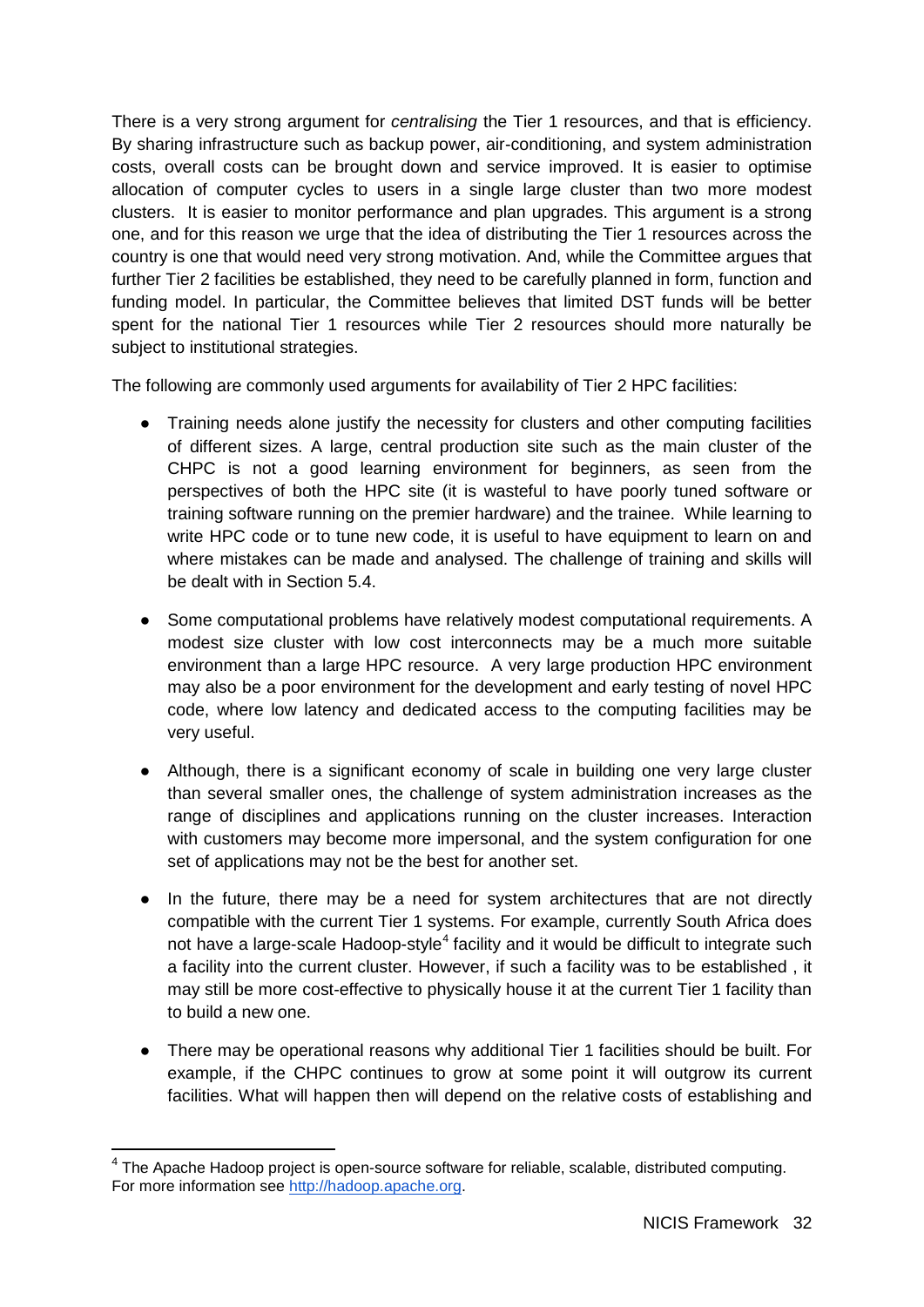There is a very strong argument for *centralising* the Tier 1 resources, and that is efficiency. By sharing infrastructure such as backup power, air-conditioning, and system administration costs, overall costs can be brought down and service improved. It is easier to optimise allocation of computer cycles to users in a single large cluster than two more modest clusters. It is easier to monitor performance and plan upgrades. This argument is a strong one, and for this reason we urge that the idea of distributing the Tier 1 resources across the country is one that would need very strong motivation. And, while the Committee argues that further Tier 2 facilities be established, they need to be carefully planned in form, function and funding model. In particular, the Committee believes that limited DST funds will be better spent for the national Tier 1 resources while Tier 2 resources should more naturally be subject to institutional strategies.

The following are commonly used arguments for availability of Tier 2 HPC facilities:

- Training needs alone justify the necessity for clusters and other computing facilities of different sizes. A large, central production site such as the main cluster of the CHPC is not a good learning environment for beginners, as seen from the perspectives of both the HPC site (it is wasteful to have poorly tuned software or training software running on the premier hardware) and the trainee. While learning to write HPC code or to tune new code, it is useful to have equipment to learn on and where mistakes can be made and analysed. The challenge of training and skills will be dealt with in Section 5.4.

- Some computational problems have relatively modest computational requirements. A modest size cluster with low cost interconnects may be a much more suitable environment than a large HPC resource. A very large production HPC environment may also be a poor environment for the development and early testing of novel HPC code, where low latency and dedicated access to the computing facilities may be very useful.

- Although, there is a significant economy of scale in building one very large cluster than several smaller ones, the challenge of system administration increases as the range of disciplines and applications running on the cluster increases. Interaction with customers may become more impersonal, and the system configuration for one set of applications may not be the best for another set.

- In the future, there may be a need for system architectures that are not directly compatible with the current Tier 1 systems. For example, currently South Africa does not have a large-scale Hadoop-style[4] facility and it would be difficult to integrate such a facility into the current cluster. However, if such a facility was to be established , it may still be more cost-effective to physically house it at the current Tier 1 facility than to build a new one.

- There may be operational reasons why additional Tier 1 facilities should be built. For example, if the CHPC continues to grow at some point it will outgrow its current facilities. What will happen then will depend on the relative costs of establishing and

[4] The Apache Hadoop project is open-source software for reliable, scalable, distributed computing. For more information see http://hadoop.apache.org.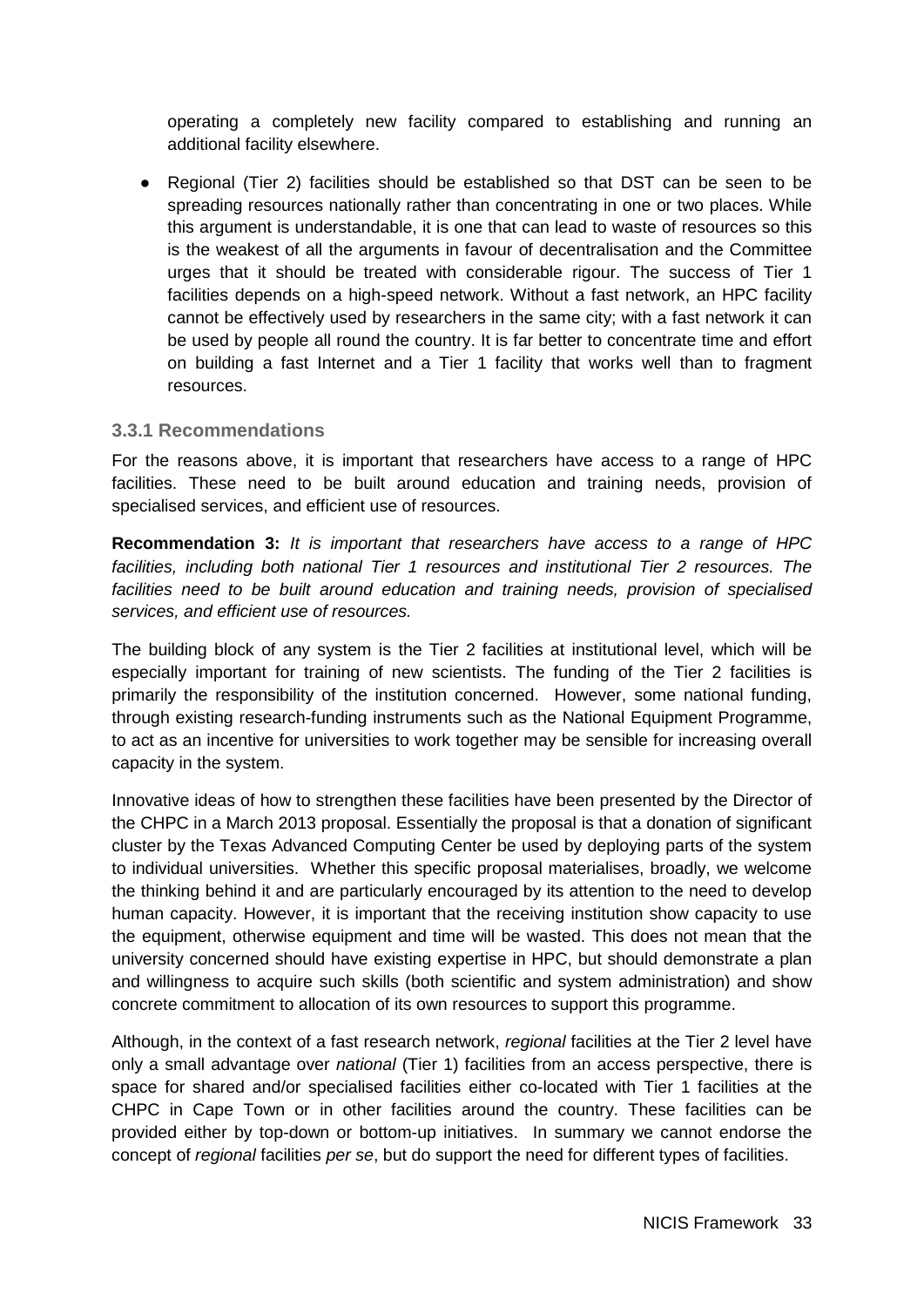operating a completely new facility compared to establishing and running an additional facility elsewhere.

- Regional (Tier 2) facilities should be established so that DST can be seen to be spreading resources nationally rather than concentrating in one or two places. While this argument is understandable, it is one that can lead to waste of resources so this is the weakest of all the arguments in favour of decentralisation and the Committee urges that it should be treated with considerable rigour. The success of Tier 1 facilities depends on a high-speed network. Without a fast network, an HPC facility cannot be effectively used by researchers in the same city; with a fast network it can be used by people all round the country. It is far better to concentrate time and effort on building a fast Internet and a Tier 1 facility that works well than to fragment resources.

### 3.3.1 Recommendations

For the reasons above, it is important that researchers have access to a range of HPC facilities. These need to be built around education and training needs, provision of specialised services, and efficient use of resources.

**Recommendation 3:** *It is important that researchers have access to a range of HPC facilities, including both national Tier 1 resources and institutional Tier 2 resources. The facilities need to be built around education and training needs, provision of specialised services, and efficient use of resources.*

The building block of any system is the Tier 2 facilities at institutional level, which will be especially important for training of new scientists. The funding of the Tier 2 facilities is primarily the responsibility of the institution concerned. However, some national funding, through existing research-funding instruments such as the National Equipment Programme, to act as an incentive for universities to work together may be sensible for increasing overall capacity in the system.

Innovative ideas of how to strengthen these facilities have been presented by the Director of the CHPC in a March 2013 proposal. Essentially the proposal is that a donation of significant cluster by the Texas Advanced Computing Center be used by deploying parts of the system to individual universities. Whether this specific proposal materialises, broadly, we welcome the thinking behind it and are particularly encouraged by its attention to the need to develop human capacity. However, it is important that the receiving institution show capacity to use the equipment, otherwise equipment and time will be wasted. This does not mean that the university concerned should have existing expertise in HPC, but should demonstrate a plan and willingness to acquire such skills (both scientific and system administration) and show concrete commitment to allocation of its own resources to support this programme.

Although, in the context of a fast research network, *regional* facilities at the Tier 2 level have only a small advantage over *national* (Tier 1) facilities from an access perspective, there is space for shared and/or specialised facilities either co-located with Tier 1 facilities at the CHPC in Cape Town or in other facilities around the country. These facilities can be provided either by top-down or bottom-up initiatives. In summary we cannot endorse the concept of *regional* facilities *per se*, but do support the need for different types of facilities.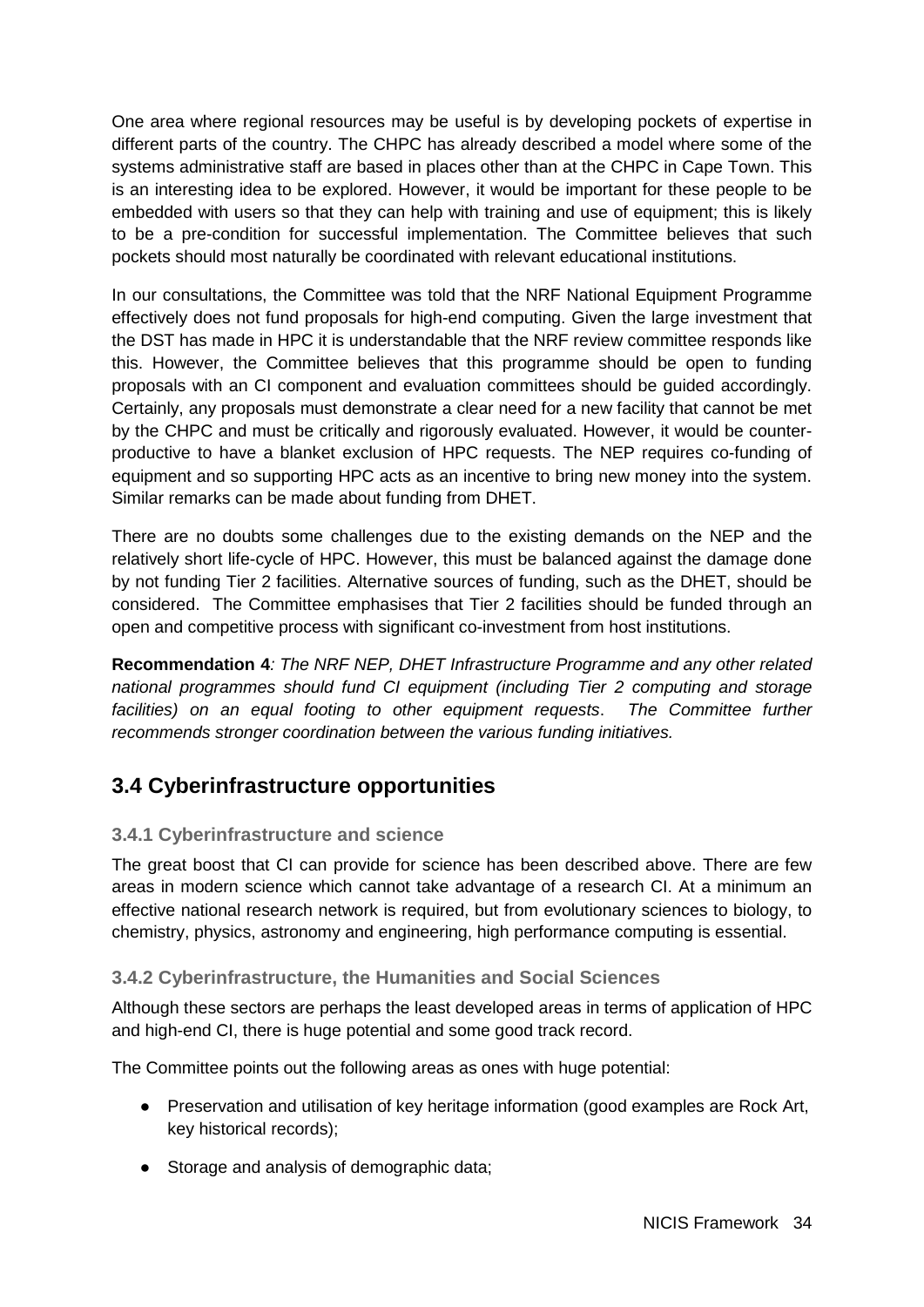One area where regional resources may be useful is by developing pockets of expertise in different parts of the country. The CHPC has already described a model where some of the systems administrative staff are based in places other than at the CHPC in Cape Town. This is an interesting idea to be explored. However, it would be important for these people to be embedded with users so that they can help with training and use of equipment; this is likely to be a pre-condition for successful implementation. The Committee believes that such pockets should most naturally be coordinated with relevant educational institutions.

In our consultations, the Committee was told that the NRF National Equipment Programme effectively does not fund proposals for high-end computing. Given the large investment that the DST has made in HPC it is understandable that the NRF review committee responds like this. However, the Committee believes that this programme should be open to funding proposals with an CI component and evaluation committees should be guided accordingly. Certainly, any proposals must demonstrate a clear need for a new facility that cannot be met by the CHPC and must be critically and rigorously evaluated. However, it would be counter-productive to have a blanket exclusion of HPC requests. The NEP requires co-funding of equipment and so supporting HPC acts as an incentive to bring new money into the system. Similar remarks can be made about funding from DHET.

There are no doubts some challenges due to the existing demands on the NEP and the relatively short life-cycle of HPC. However, this must be balanced against the damage done by not funding Tier 2 facilities. Alternative sources of funding, such as the DHET, should be considered. The Committee emphasises that Tier 2 facilities should be funded through an open and competitive process with significant co-investment from host institutions.

**Recommendation 4**: *The NRF NEP, DHET Infrastructure Programme and any other related national programmes should fund CI equipment (including Tier 2 computing and storage facilities) on an equal footing to other equipment requests. The Committee further recommends stronger coordination between the various funding initiatives.*

## 3.4 Cyberinfrastructure opportunities

### 3.4.1 Cyberinfrastructure and science

The great boost that CI can provide for science has been described above. There are few areas in modern science which cannot take advantage of a research CI. At a minimum an effective national research network is required, but from evolutionary sciences to biology, to chemistry, physics, astronomy and engineering, high performance computing is essential.

### 3.4.2 Cyberinfrastructure, the Humanities and Social Sciences

Although these sectors are perhaps the least developed areas in terms of application of HPC and high-end CI, there is huge potential and some good track record.

The Committee points out the following areas as ones with huge potential:

- Preservation and utilisation of key heritage information (good examples are Rock Art, key historical records);
- Storage and analysis of demographic data;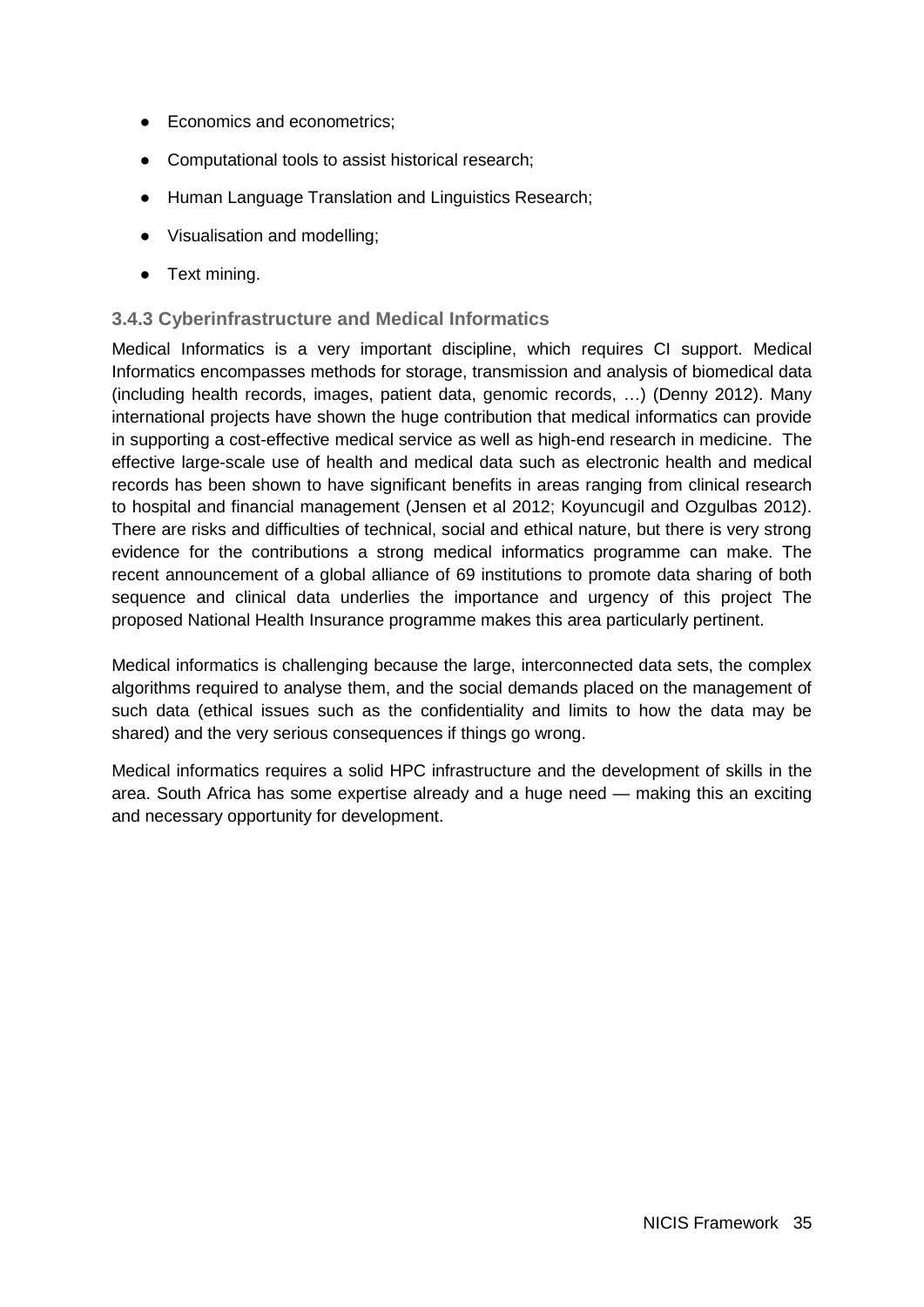- Economics and econometrics;
- Computational tools to assist historical research;
- Human Language Translation and Linguistics Research;
- Visualisation and modelling;
- Text mining.

### 3.4.3 Cyberinfrastructure and Medical Informatics

Medical Informatics is a very important discipline, which requires CI support. Medical Informatics encompasses methods for storage, transmission and analysis of biomedical data (including health records, images, patient data, genomic records, …) (Denny 2012). Many international projects have shown the huge contribution that medical informatics can provide in supporting a cost-effective medical service as well as high-end research in medicine. The effective large-scale use of health and medical data such as electronic health and medical records has been shown to have significant benefits in areas ranging from clinical research to hospital and financial management (Jensen et al 2012; Koyuncugil and Ozgulbas 2012). There are risks and difficulties of technical, social and ethical nature, but there is very strong evidence for the contributions a strong medical informatics programme can make. The recent announcement of a global alliance of 69 institutions to promote data sharing of both sequence and clinical data underlies the importance and urgency of this project The proposed National Health Insurance programme makes this area particularly pertinent.

Medical informatics is challenging because the large, interconnected data sets, the complex algorithms required to analyse them, and the social demands placed on the management of such data (ethical issues such as the confidentiality and limits to how the data may be shared) and the very serious consequences if things go wrong.

Medical informatics requires a solid HPC infrastructure and the development of skills in the area. South Africa has some expertise already and a huge need — making this an exciting and necessary opportunity for development.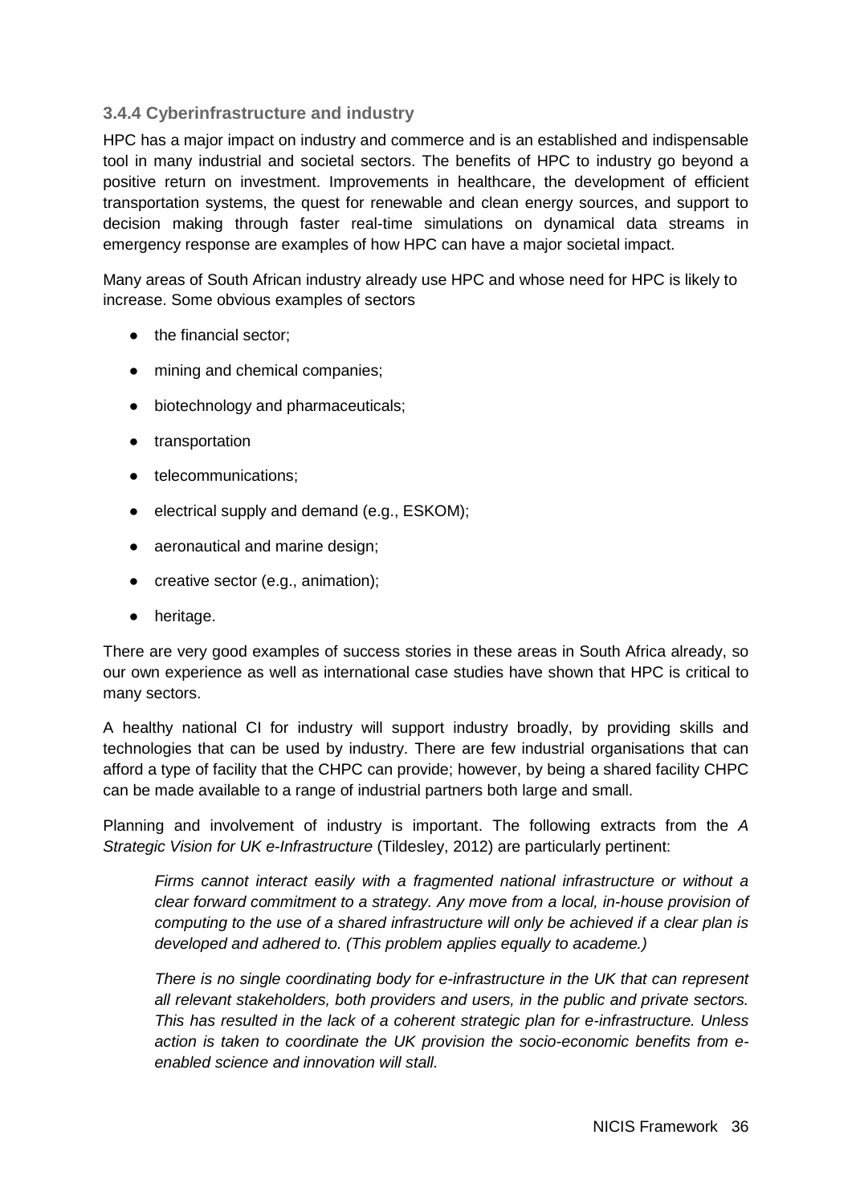### 3.4.4 Cyberinfrastructure and industry

HPC has a major impact on industry and commerce and is an established and indispensable tool in many industrial and societal sectors. The benefits of HPC to industry go beyond a positive return on investment. Improvements in healthcare, the development of efficient transportation systems, the quest for renewable and clean energy sources, and support to decision making through faster real-time simulations on dynamical data streams in emergency response are examples of how HPC can have a major societal impact.

Many areas of South African industry already use HPC and whose need for HPC is likely to increase. Some obvious examples of sectors

- the financial sector;
- mining and chemical companies;
- biotechnology and pharmaceuticals;
- transportation
- telecommunications;
- electrical supply and demand (e.g., ESKOM);
- aeronautical and marine design;
- creative sector (e.g., animation);
- heritage.

There are very good examples of success stories in these areas in South Africa already, so our own experience as well as international case studies have shown that HPC is critical to many sectors.

A healthy national CI for industry will support industry broadly, by providing skills and technologies that can be used by industry. There are few industrial organisations that can afford a type of facility that the CHPC can provide; however, by being a shared facility CHPC can be made available to a range of industrial partners both large and small.

Planning and involvement of industry is important. The following extracts from the *A Strategic Vision for UK e-Infrastructure* (Tildesley, 2012) are particularly pertinent:

> *Firms cannot interact easily with a fragmented national infrastructure or without a clear forward commitment to a strategy. Any move from a local, in-house provision of computing to the use of a shared infrastructure will only be achieved if a clear plan is developed and adhered to. (This problem applies equally to academe.)*
>
> *There is no single coordinating body for e-infrastructure in the UK that can represent all relevant stakeholders, both providers and users, in the public and private sectors. This has resulted in the lack of a coherent strategic plan for e-infrastructure. Unless action is taken to coordinate the UK provision the socio-economic benefits from e-enabled science and innovation will stall.*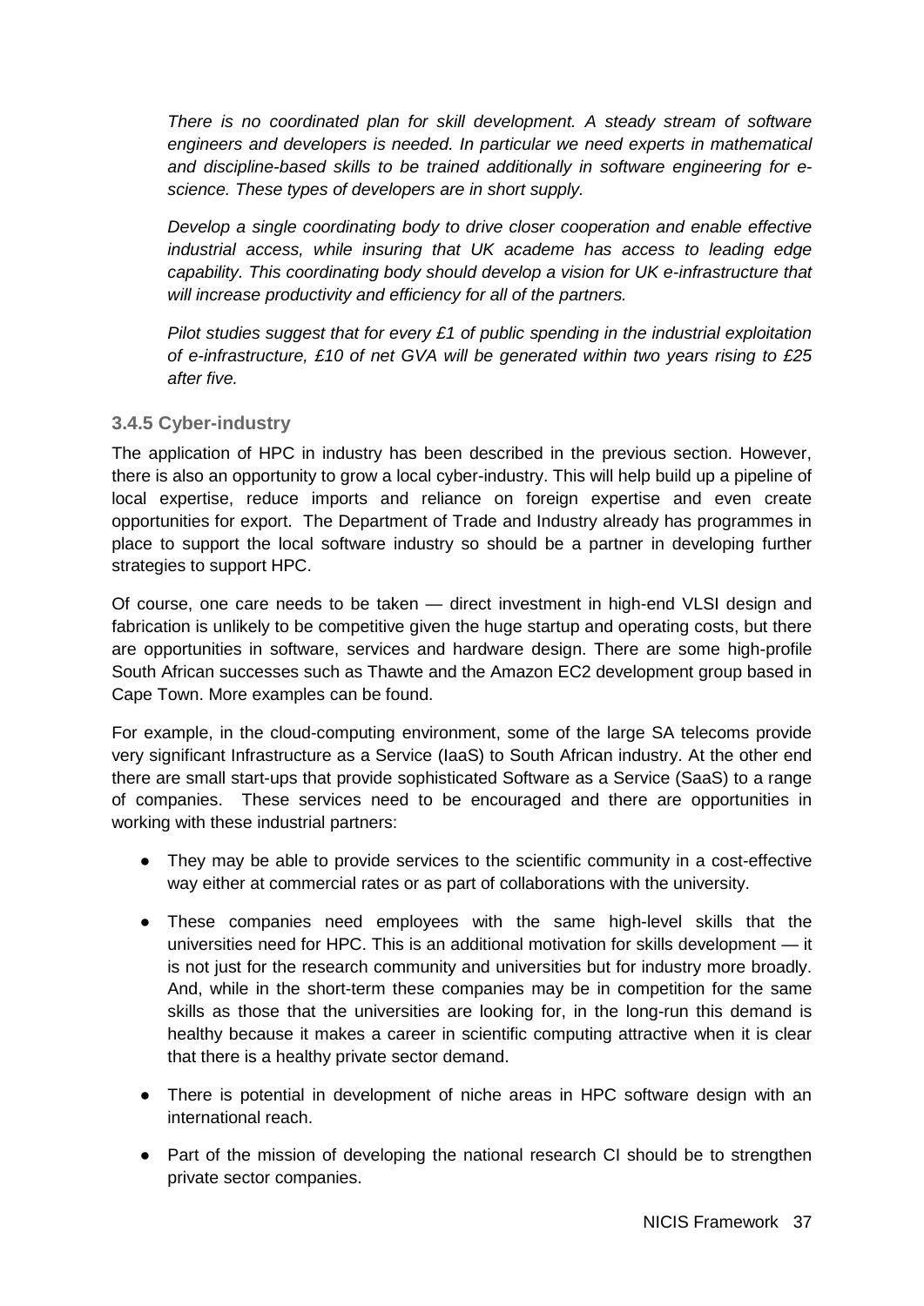*There is no coordinated plan for skill development. A steady stream of software engineers and developers is needed. In particular we need experts in mathematical and discipline-based skills to be trained additionally in software engineering for e-science. These types of developers are in short supply.*

*Develop a single coordinating body to drive closer cooperation and enable effective industrial access, while insuring that UK academe has access to leading edge capability. This coordinating body should develop a vision for UK e-infrastructure that will increase productivity and efficiency for all of the partners.*

*Pilot studies suggest that for every £1 of public spending in the industrial exploitation of e-infrastructure, £10 of net GVA will be generated within two years rising to £25 after five.*

### 3.4.5 Cyber-industry

The application of HPC in industry has been described in the previous section. However, there is also an opportunity to grow a local cyber-industry. This will help build up a pipeline of local expertise, reduce imports and reliance on foreign expertise and even create opportunities for export. The Department of Trade and Industry already has programmes in place to support the local software industry so should be a partner in developing further strategies to support HPC.

Of course, one care needs to be taken — direct investment in high-end VLSI design and fabrication is unlikely to be competitive given the huge startup and operating costs, but there are opportunities in software, services and hardware design. There are some high-profile South African successes such as Thawte and the Amazon EC2 development group based in Cape Town. More examples can be found.

For example, in the cloud-computing environment, some of the large SA telecoms provide very significant Infrastructure as a Service (IaaS) to South African industry. At the other end there are small start-ups that provide sophisticated Software as a Service (SaaS) to a range of companies. These services need to be encouraged and there are opportunities in working with these industrial partners:

- They may be able to provide services to the scientific community in a cost-effective way either at commercial rates or as part of collaborations with the university.
- These companies need employees with the same high-level skills that the universities need for HPC. This is an additional motivation for skills development — it is not just for the research community and universities but for industry more broadly. And, while in the short-term these companies may be in competition for the same skills as those that the universities are looking for, in the long-run this demand is healthy because it makes a career in scientific computing attractive when it is clear that there is a healthy private sector demand.
- There is potential in development of niche areas in HPC software design with an international reach.
- Part of the mission of developing the national research CI should be to strengthen private sector companies.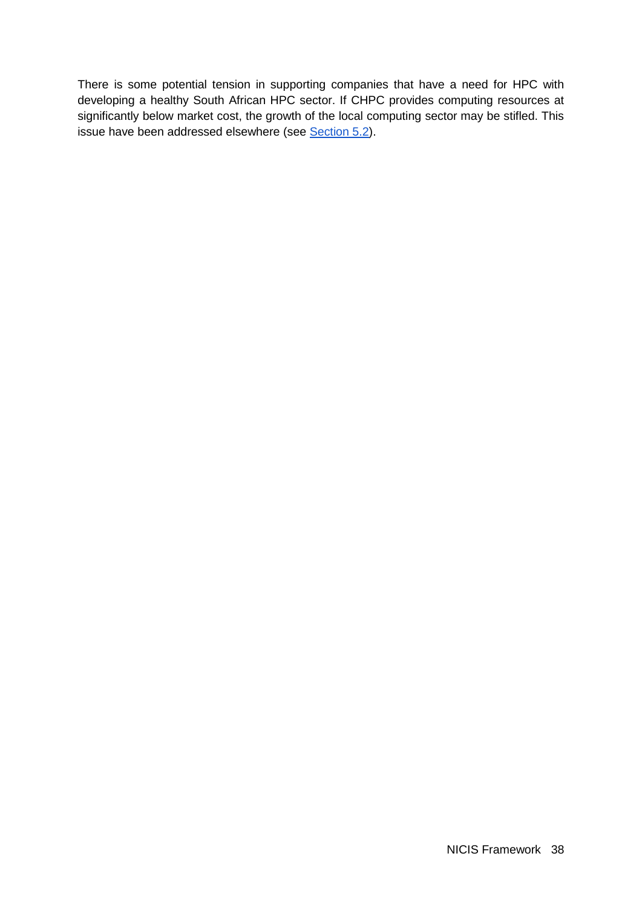There is some potential tension in supporting companies that have a need for HPC with developing a healthy South African HPC sector. If CHPC provides computing resources at significantly below market cost, the growth of the local computing sector may be stifled. This issue have been addressed elsewhere (see Section 5.2).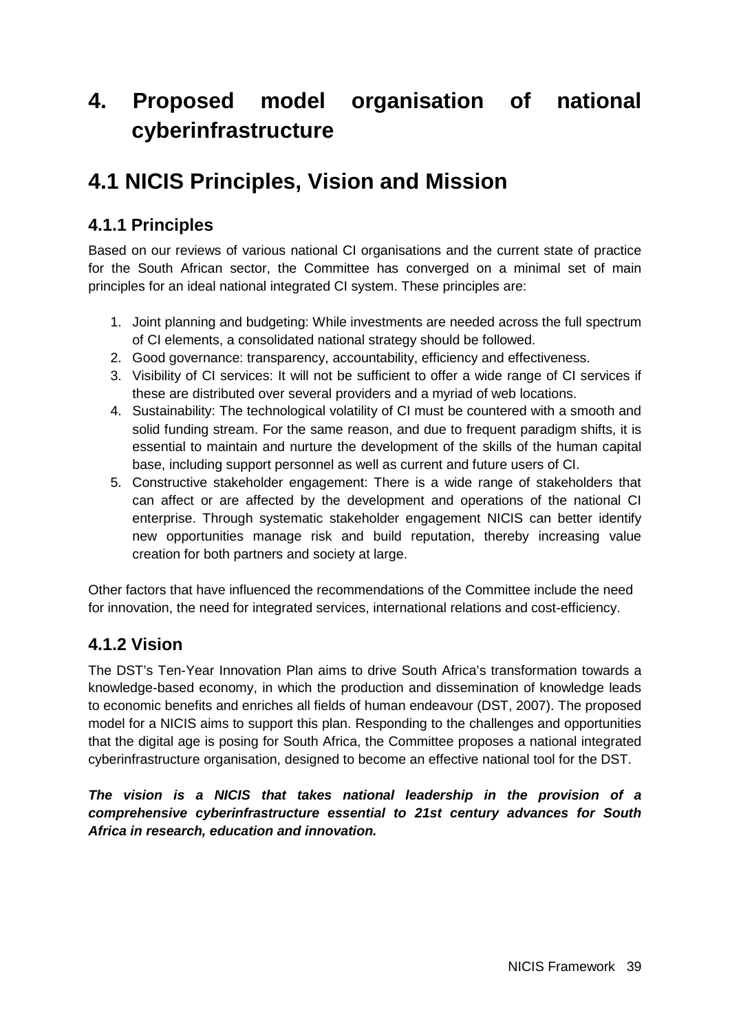# 4. Proposed model organisation of national cyberinfrastructure

## 4.1 NICIS Principles, Vision and Mission

### 4.1.1 Principles

Based on our reviews of various national CI organisations and the current state of practice for the South African sector, the Committee has converged on a minimal set of main principles for an ideal national integrated CI system. These principles are:

1. Joint planning and budgeting: While investments are needed across the full spectrum of CI elements, a consolidated national strategy should be followed.
2. Good governance: transparency, accountability, efficiency and effectiveness.
3. Visibility of CI services: It will not be sufficient to offer a wide range of CI services if these are distributed over several providers and a myriad of web locations.
4. Sustainability: The technological volatility of CI must be countered with a smooth and solid funding stream. For the same reason, and due to frequent paradigm shifts, it is essential to maintain and nurture the development of the skills of the human capital base, including support personnel as well as current and future users of CI.
5. Constructive stakeholder engagement: There is a wide range of stakeholders that can affect or are affected by the development and operations of the national CI enterprise. Through systematic stakeholder engagement NICIS can better identify new opportunities manage risk and build reputation, thereby increasing value creation for both partners and society at large.

Other factors that have influenced the recommendations of the Committee include the need for innovation, the need for integrated services, international relations and cost-efficiency.

### 4.1.2 Vision

The DST's Ten-Year Innovation Plan aims to drive South Africa's transformation towards a knowledge-based economy, in which the production and dissemination of knowledge leads to economic benefits and enriches all fields of human endeavour (DST, 2007). The proposed model for a NICIS aims to support this plan. Responding to the challenges and opportunities that the digital age is posing for South Africa, the Committee proposes a national integrated cyberinfrastructure organisation, designed to become an effective national tool for the DST.

***The vision is a NICIS that takes national leadership in the provision of a comprehensive cyberinfrastructure essential to 21st century advances for South Africa in research, education and innovation.***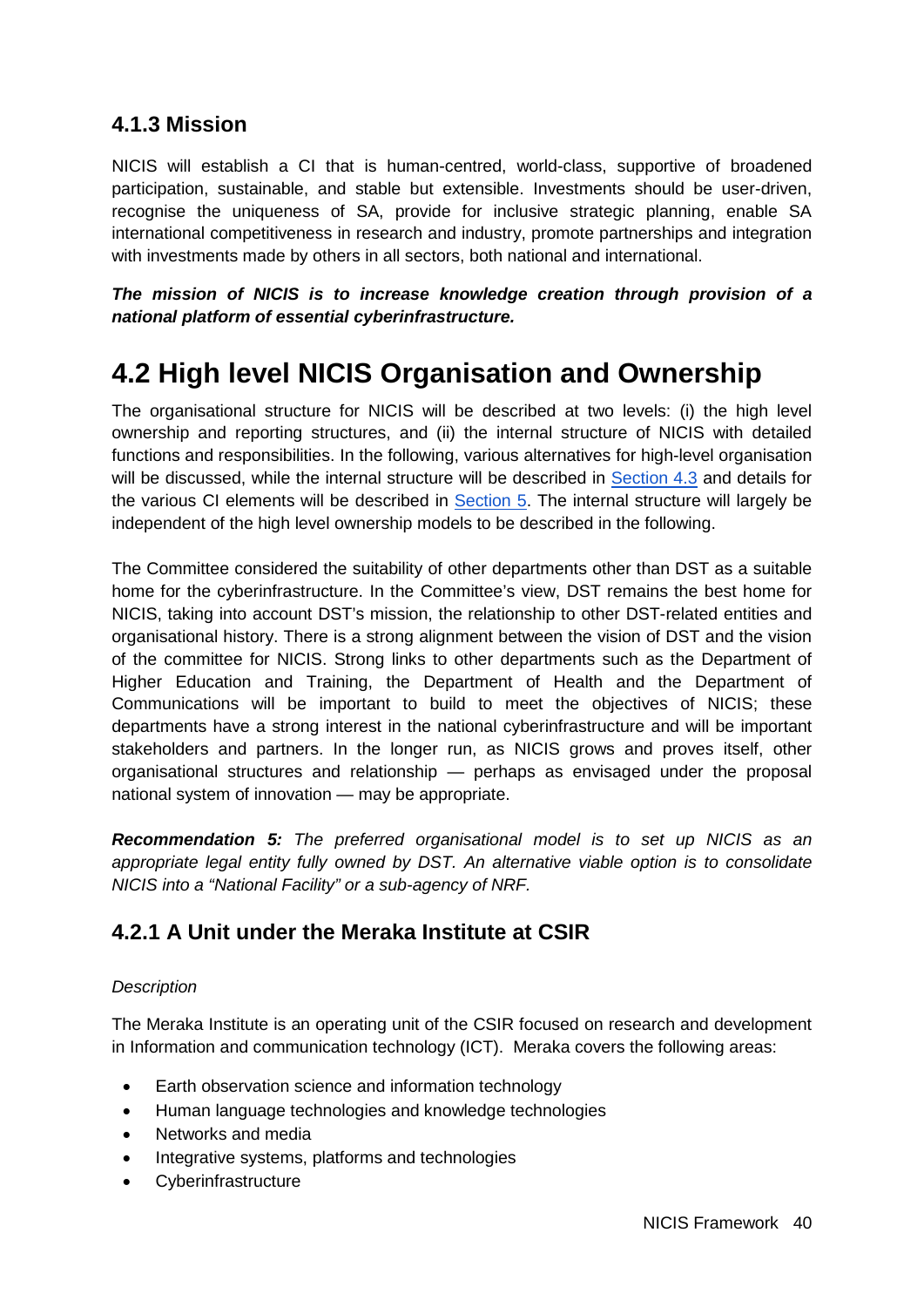### 4.1.3 Mission

NICIS will establish a CI that is human-centred, world-class, supportive of broadened participation, sustainable, and stable but extensible. Investments should be user-driven, recognise the uniqueness of SA, provide for inclusive strategic planning, enable SA international competitiveness in research and industry, promote partnerships and integration with investments made by others in all sectors, both national and international.

***The mission of NICIS is to increase knowledge creation through provision of a national platform of essential cyberinfrastructure.***

## 4.2 High level NICIS Organisation and Ownership

The organisational structure for NICIS will be described at two levels: (i) the high level ownership and reporting structures, and (ii) the internal structure of NICIS with detailed functions and responsibilities. In the following, various alternatives for high-level organisation will be discussed, while the internal structure will be described in Section 4.3 and details for the various CI elements will be described in Section 5. The internal structure will largely be independent of the high level ownership models to be described in the following.

The Committee considered the suitability of other departments other than DST as a suitable home for the cyberinfrastructure. In the Committee's view, DST remains the best home for NICIS, taking into account DST's mission, the relationship to other DST-related entities and organisational history. There is a strong alignment between the vision of DST and the vision of the committee for NICIS. Strong links to other departments such as the Department of Higher Education and Training, the Department of Health and the Department of Communications will be important to build to meet the objectives of NICIS; these departments have a strong interest in the national cyberinfrastructure and will be important stakeholders and partners. In the longer run, as NICIS grows and proves itself, other organisational structures and relationship — perhaps as envisaged under the proposal national system of innovation — may be appropriate.

***Recommendation 5:*** *The preferred organisational model is to set up NICIS as an appropriate legal entity fully owned by DST. An alternative viable option is to consolidate NICIS into a "National Facility" or a sub-agency of NRF.*

### 4.2.1 A Unit under the Meraka Institute at CSIR

*Description*

The Meraka Institute is an operating unit of the CSIR focused on research and development in Information and communication technology (ICT). Meraka covers the following areas:

- Earth observation science and information technology
- Human language technologies and knowledge technologies
- Networks and media
- Integrative systems, platforms and technologies
- Cyberinfrastructure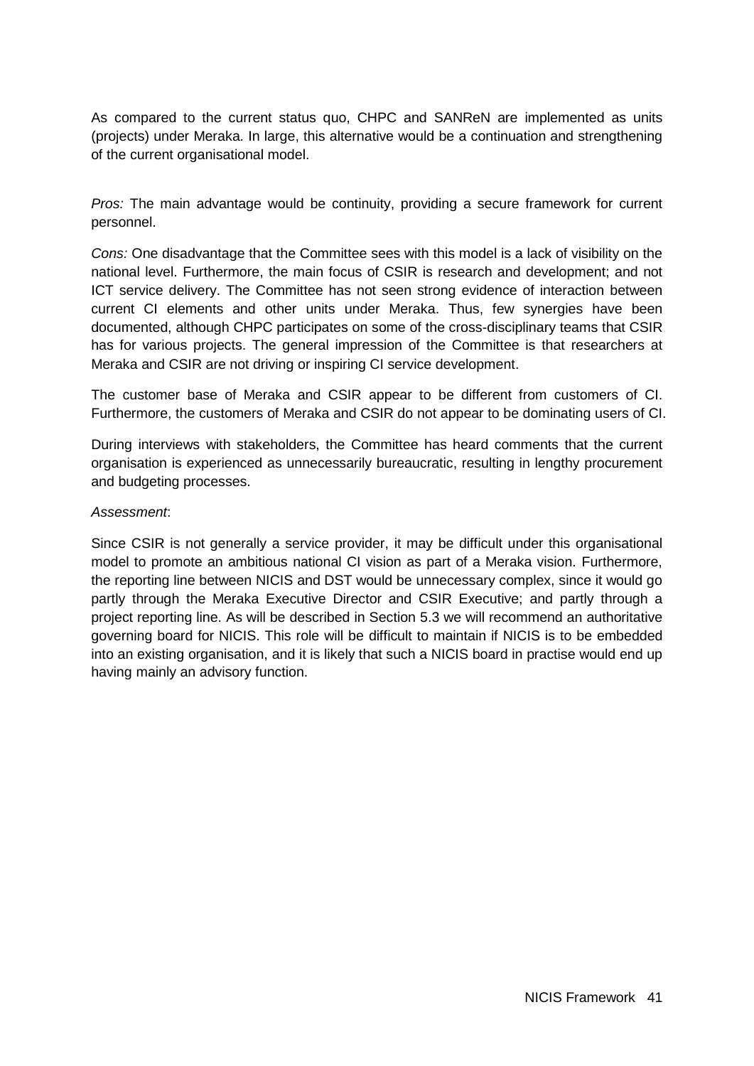As compared to the current status quo, CHPC and SANReN are implemented as units (projects) under Meraka. In large, this alternative would be a continuation and strengthening of the current organisational model.

*Pros:* The main advantage would be continuity, providing a secure framework for current personnel.

*Cons:* One disadvantage that the Committee sees with this model is a lack of visibility on the national level. Furthermore, the main focus of CSIR is research and development; and not ICT service delivery. The Committee has not seen strong evidence of interaction between current CI elements and other units under Meraka. Thus, few synergies have been documented, although CHPC participates on some of the cross-disciplinary teams that CSIR has for various projects. The general impression of the Committee is that researchers at Meraka and CSIR are not driving or inspiring CI service development.

The customer base of Meraka and CSIR appear to be different from customers of CI. Furthermore, the customers of Meraka and CSIR do not appear to be dominating users of CI.

During interviews with stakeholders, the Committee has heard comments that the current organisation is experienced as unnecessarily bureaucratic, resulting in lengthy procurement and budgeting processes.

*Assessment*:

Since CSIR is not generally a service provider, it may be difficult under this organisational model to promote an ambitious national CI vision as part of a Meraka vision. Furthermore, the reporting line between NICIS and DST would be unnecessary complex, since it would go partly through the Meraka Executive Director and CSIR Executive; and partly through a project reporting line. As will be described in Section 5.3 we will recommend an authoritative governing board for NICIS. This role will be difficult to maintain if NICIS is to be embedded into an existing organisation, and it is likely that such a NICIS board in practise would end up having mainly an advisory function.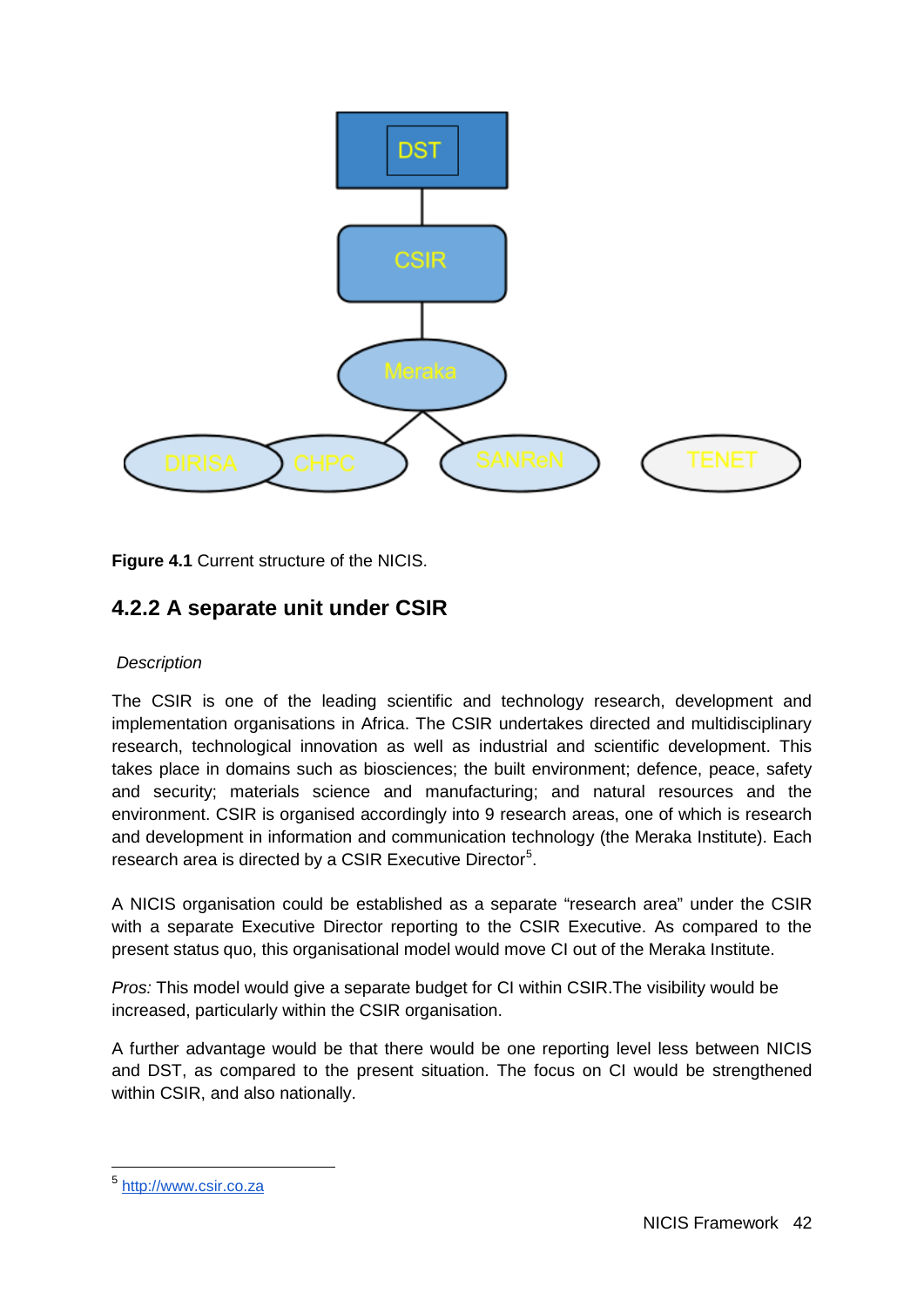DST

CSIR

Meraka

DIRISA CHPC SANReN TENET

**Figure 4.1** Current structure of the NICIS.

### 4.2.2 A separate unit under CSIR

*Description*

The CSIR is one of the leading scientific and technology research, development and implementation organisations in Africa. The CSIR undertakes directed and multidisciplinary research, technological innovation as well as industrial and scientific development. This takes place in domains such as biosciences; the built environment; defence, peace, safety and security; materials science and manufacturing; and natural resources and the environment. CSIR is organised accordingly into 9 research areas, one of which is research and development in information and communication technology (the Meraka Institute). Each research area is directed by a CSIR Executive Director[5].

A NICIS organisation could be established as a separate "research area" under the CSIR with a separate Executive Director reporting to the CSIR Executive. As compared to the present status quo, this organisational model would move CI out of the Meraka Institute.

*Pros:* This model would give a separate budget for CI within CSIR.The visibility would be increased, particularly within the CSIR organisation.

A further advantage would be that there would be one reporting level less between NICIS and DST, as compared to the present situation. The focus on CI would be strengthened within CSIR, and also nationally.

[5] http://www.csir.co.za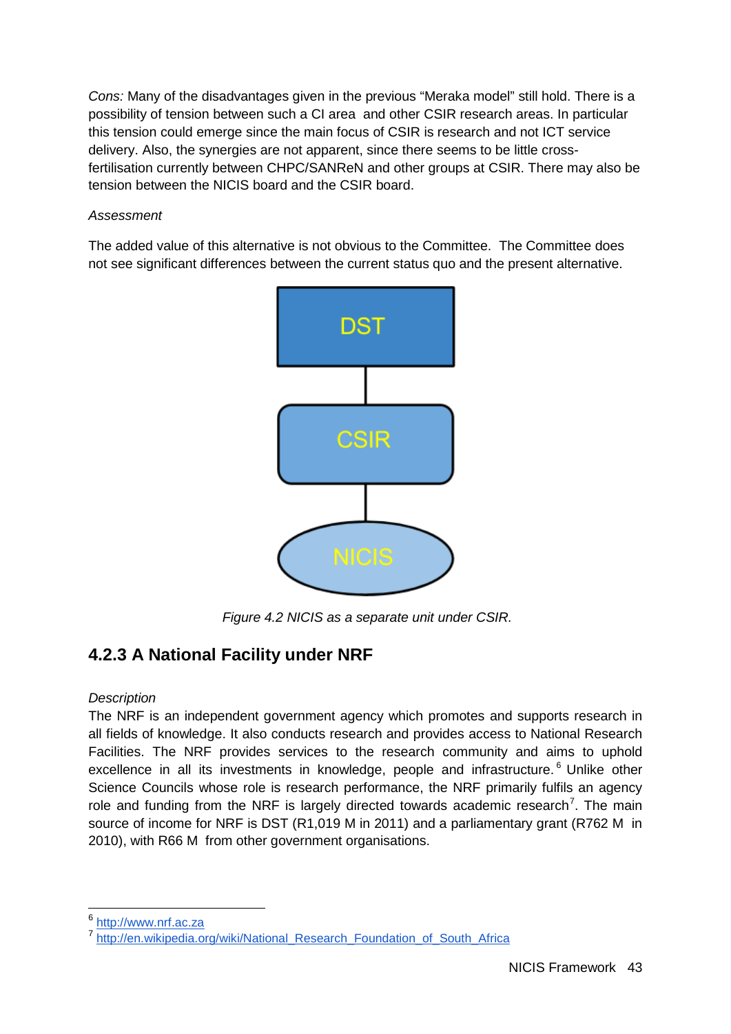*Cons:* Many of the disadvantages given in the previous "Meraka model" still hold. There is a possibility of tension between such a CI area and other CSIR research areas. In particular this tension could emerge since the main focus of CSIR is research and not ICT service delivery. Also, the synergies are not apparent, since there seems to be little cross-fertilisation currently between CHPC/SANReN and other groups at CSIR. There may also be tension between the NICIS board and the CSIR board.

*Assessment*

The added value of this alternative is not obvious to the Committee. The Committee does not see significant differences between the current status quo and the present alternative.

DST

CSIR

NICIS

*Figure 4.2 NICIS as a separate unit under CSIR.*

### 4.2.3 A National Facility under NRF

*Description*

The NRF is an independent government agency which promotes and supports research in all fields of knowledge. It also conducts research and provides access to National Research Facilities. The NRF provides services to the research community and aims to uphold excellence in all its investments in knowledge, people and infrastructure.[6] Unlike other Science Councils whose role is research performance, the NRF primarily fulfils an agency role and funding from the NRF is largely directed towards academic research[7]. The main source of income for NRF is DST (R1,019 M in 2011) and a parliamentary grant (R762 M in 2010), with R66 M from other government organisations.

[6] http://www.nrf.ac.za

[7] http://en.wikipedia.org/wiki/National_Research_Foundation_of_South_Africa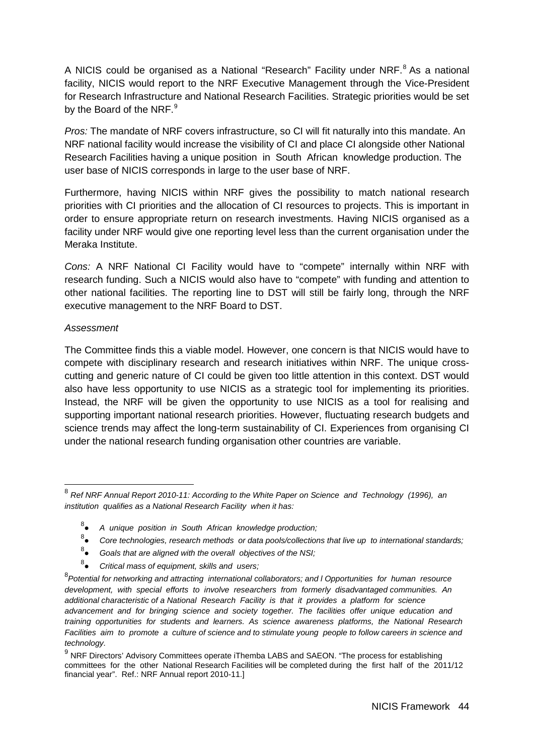A NICIS could be organised as a National "Research" Facility under NRF.[8] As a national facility, NICIS would report to the NRF Executive Management through the Vice-President for Research Infrastructure and National Research Facilities. Strategic priorities would be set by the Board of the NRF.[9]

*Pros:* The mandate of NRF covers infrastructure, so CI will fit naturally into this mandate. An NRF national facility would increase the visibility of CI and place CI alongside other National Research Facilities having a unique position in South African knowledge production. The user base of NICIS corresponds in large to the user base of NRF.

Furthermore, having NICIS within NRF gives the possibility to match national research priorities with CI priorities and the allocation of CI resources to projects. This is important in order to ensure appropriate return on research investments. Having NICIS organised as a facility under NRF would give one reporting level less than the current organisation under the Meraka Institute.

*Cons:* A NRF National CI Facility would have to "compete" internally within NRF with research funding. Such a NICIS would also have to "compete" with funding and attention to other national facilities. The reporting line to DST will still be fairly long, through the NRF executive management to the NRF Board to DST.

*Assessment*

The Committee finds this a viable model. However, one concern is that NICIS would have to compete with disciplinary research and research initiatives within NRF. The unique cross-cutting and generic nature of CI could be given too little attention in this context. DST would also have less opportunity to use NICIS as a strategic tool for implementing its priorities. Instead, the NRF will be given the opportunity to use NICIS as a tool for realising and supporting important national research priorities. However, fluctuating research budgets and science trends may affect the long-term sustainability of CI. Experiences from organising CI under the national research funding organisation other countries are variable.

---

[8] *Ref NRF Annual Report 2010-11: According to the White Paper on Science and Technology (1996), an institution qualifies as a National Research Facility when it has:*

- [8] *A unique position in South African knowledge production;*
- [8] *Core technologies, research methods or data pools/collections that live up to international standards;*
- [8] *Goals that are aligned with the overall objectives of the NSI;*
- [8] *Critical mass of equipment, skills and users;*

[8]*Potential for networking and attracting international collaborators; and l Opportunities for human resource development, with special efforts to involve researchers from formerly disadvantaged communities. An additional characteristic of a National Research Facility is that it provides a platform for science advancement and for bringing science and society together. The facilities offer unique education and training opportunities for students and learners. As science awareness platforms, the National Research Facilities aim to promote a culture of science and to stimulate young people to follow careers in science and technology.*

[9] NRF Directors' Advisory Committees operate iThemba LABS and SAEON. "The process for establishing committees for the other National Research Facilities will be completed during the first half of the 2011/12 financial year". Ref.: NRF Annual report 2010-11.]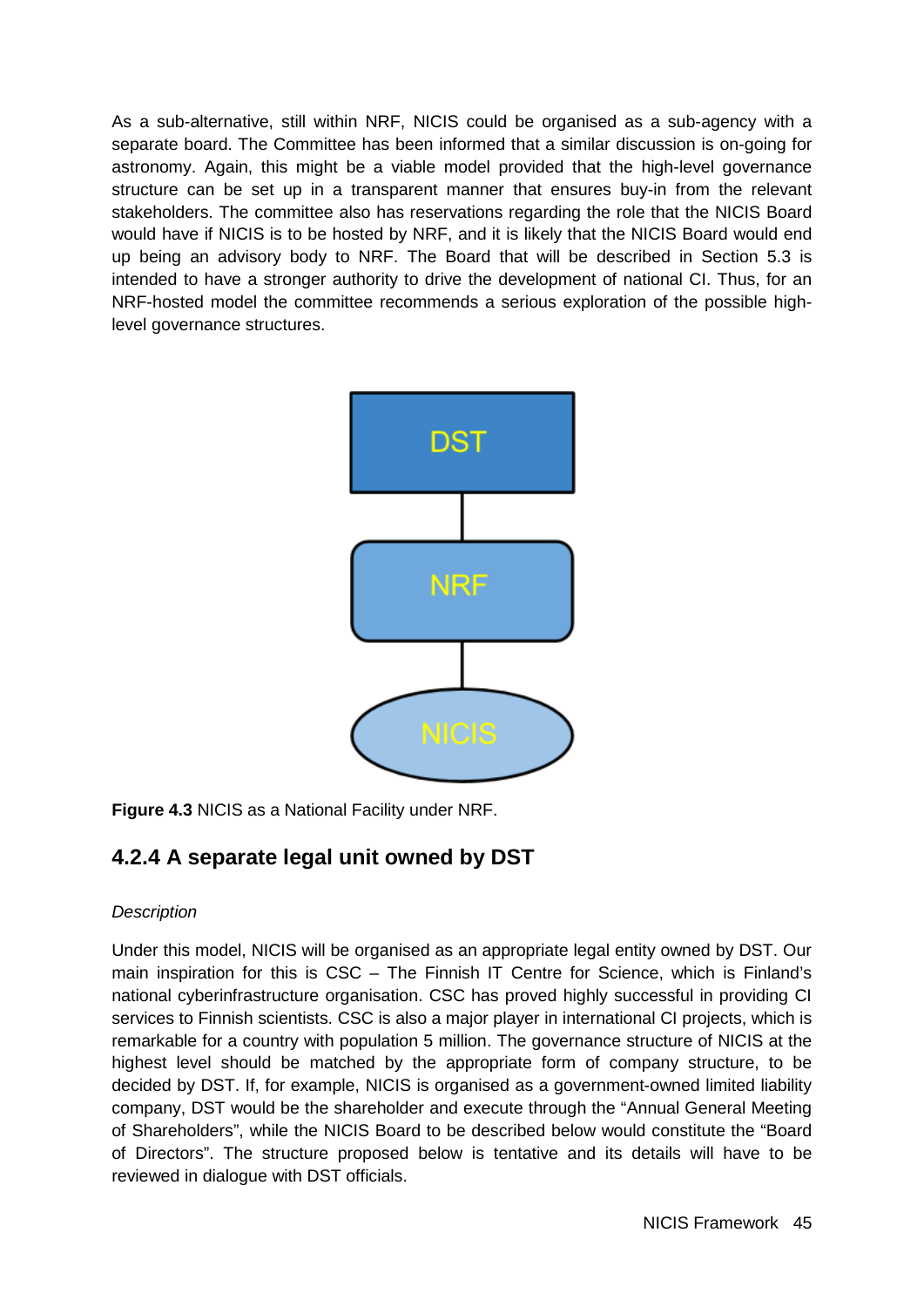As a sub-alternative, still within NRF, NICIS could be organised as a sub-agency with a separate board. The Committee has been informed that a similar discussion is on-going for astronomy. Again, this might be a viable model provided that the high-level governance structure can be set up in a transparent manner that ensures buy-in from the relevant stakeholders. The committee also has reservations regarding the role that the NICIS Board would have if NICIS is to be hosted by NRF, and it is likely that the NICIS Board would end up being an advisory body to NRF. The Board that will be described in Section 5.3 is intended to have a stronger authority to drive the development of national CI. Thus, for an NRF-hosted model the committee recommends a serious exploration of the possible high-level governance structures.

DST

NRF

NICIS

**Figure 4.3** NICIS as a National Facility under NRF.

## 4.2.4 A separate legal unit owned by DST

*Description*

Under this model, NICIS will be organised as an appropriate legal entity owned by DST. Our main inspiration for this is CSC – The Finnish IT Centre for Science, which is Finland's national cyberinfrastructure organisation. CSC has proved highly successful in providing CI services to Finnish scientists. CSC is also a major player in international CI projects, which is remarkable for a country with population 5 million. The governance structure of NICIS at the highest level should be matched by the appropriate form of company structure, to be decided by DST. If, for example, NICIS is organised as a government-owned limited liability company, DST would be the shareholder and execute through the "Annual General Meeting of Shareholders", while the NICIS Board to be described below would constitute the "Board of Directors". The structure proposed below is tentative and its details will have to be reviewed in dialogue with DST officials.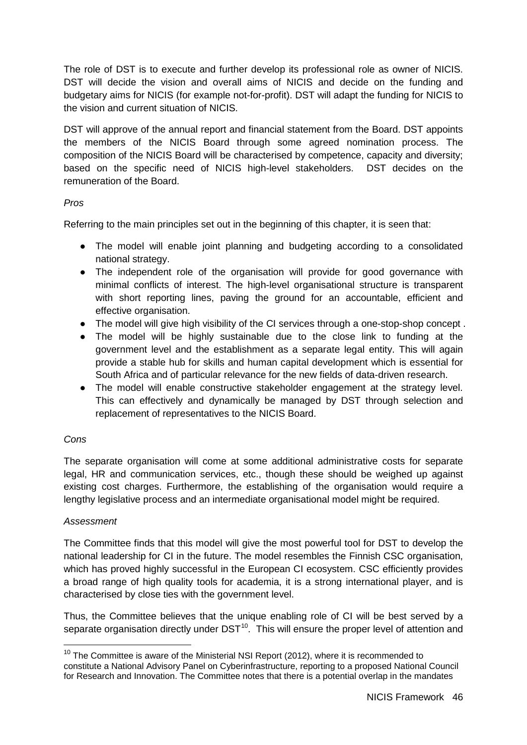The role of DST is to execute and further develop its professional role as owner of NICIS. DST will decide the vision and overall aims of NICIS and decide on the funding and budgetary aims for NICIS (for example not-for-profit). DST will adapt the funding for NICIS to the vision and current situation of NICIS.

DST will approve of the annual report and financial statement from the Board. DST appoints the members of the NICIS Board through some agreed nomination process. The composition of the NICIS Board will be characterised by competence, capacity and diversity; based on the specific need of NICIS high-level stakeholders. DST decides on the remuneration of the Board.

*Pros*

Referring to the main principles set out in the beginning of this chapter, it is seen that:

- The model will enable joint planning and budgeting according to a consolidated national strategy.
- The independent role of the organisation will provide for good governance with minimal conflicts of interest. The high-level organisational structure is transparent with short reporting lines, paving the ground for an accountable, efficient and effective organisation.
- The model will give high visibility of the CI services through a one-stop-shop concept .
- The model will be highly sustainable due to the close link to funding at the government level and the establishment as a separate legal entity. This will again provide a stable hub for skills and human capital development which is essential for South Africa and of particular relevance for the new fields of data-driven research.
- The model will enable constructive stakeholder engagement at the strategy level. This can effectively and dynamically be managed by DST through selection and replacement of representatives to the NICIS Board.

*Cons*

The separate organisation will come at some additional administrative costs for separate legal, HR and communication services, etc., though these should be weighed up against existing cost charges. Furthermore, the establishing of the organisation would require a lengthy legislative process and an intermediate organisational model might be required.

*Assessment*

The Committee finds that this model will give the most powerful tool for DST to develop the national leadership for CI in the future. The model resembles the Finnish CSC organisation, which has proved highly successful in the European CI ecosystem. CSC efficiently provides a broad range of high quality tools for academia, it is a strong international player, and is characterised by close ties with the government level.

Thus, the Committee believes that the unique enabling role of CI will be best served by a separate organisation directly under DST[10]. This will ensure the proper level of attention and

[10] The Committee is aware of the Ministerial NSI Report (2012), where it is recommended to constitute a National Advisory Panel on Cyberinfrastructure, reporting to a proposed National Council for Research and Innovation. The Committee notes that there is a potential overlap in the mandates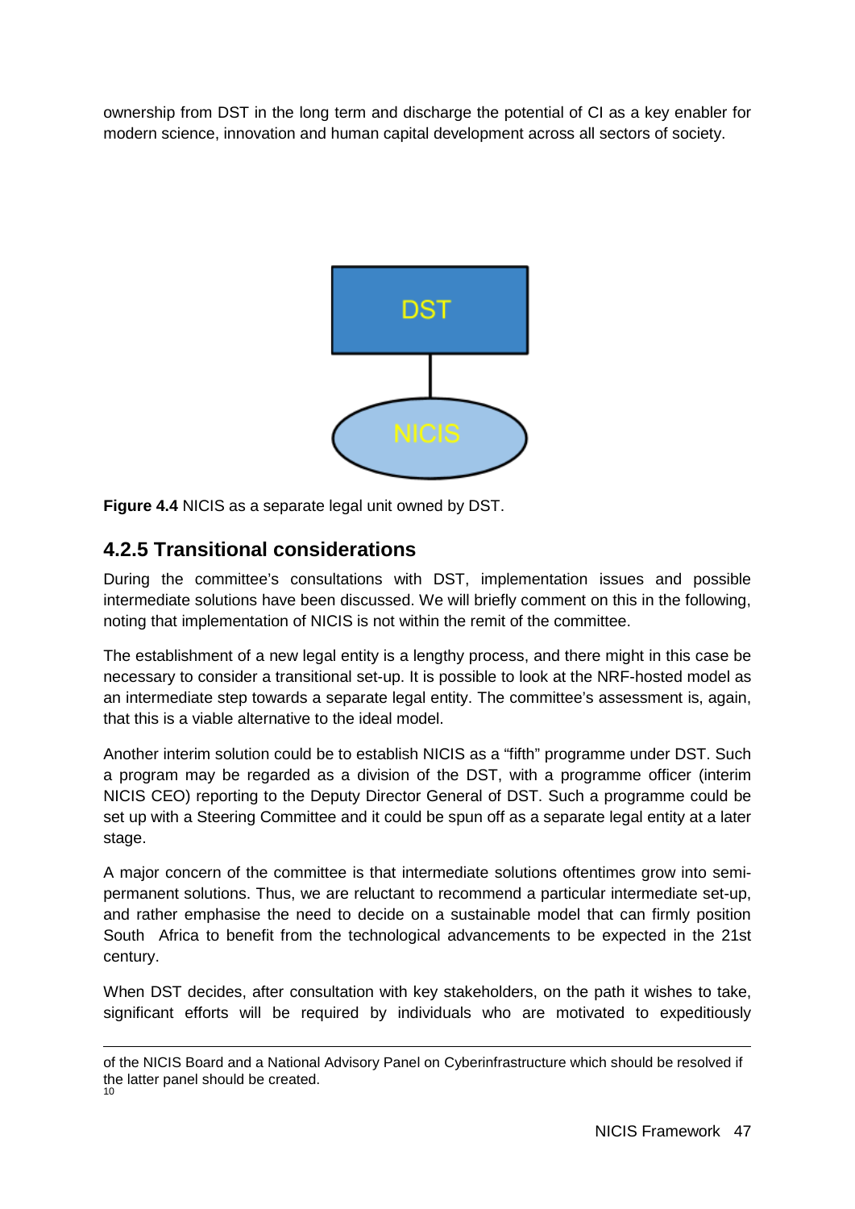ownership from DST in the long term and discharge the potential of CI as a key enabler for modern science, innovation and human capital development across all sectors of society.

**Figure 4.4** NICIS as a separate legal unit owned by DST.

### 4.2.5 Transitional considerations

During the committee's consultations with DST, implementation issues and possible intermediate solutions have been discussed. We will briefly comment on this in the following, noting that implementation of NICIS is not within the remit of the committee.

The establishment of a new legal entity is a lengthy process, and there might in this case be necessary to consider a transitional set-up. It is possible to look at the NRF-hosted model as an intermediate step towards a separate legal entity. The committee's assessment is, again, that this is a viable alternative to the ideal model.

Another interim solution could be to establish NICIS as a "fifth" programme under DST. Such a program may be regarded as a division of the DST, with a programme officer (interim NICIS CEO) reporting to the Deputy Director General of DST. Such a programme could be set up with a Steering Committee and it could be spun off as a separate legal entity at a later stage.

A major concern of the committee is that intermediate solutions oftentimes grow into semi-permanent solutions. Thus, we are reluctant to recommend a particular intermediate set-up, and rather emphasise the need to decide on a sustainable model that can firmly position South Africa to benefit from the technological advancements to be expected in the 21st century.

When DST decides, after consultation with key stakeholders, on the path it wishes to take, significant efforts will be required by individuals who are motivated to expeditiously

---

of the NICIS Board and a National Advisory Panel on Cyberinfrastructure which should be resolved if the latter panel should be created.

[10]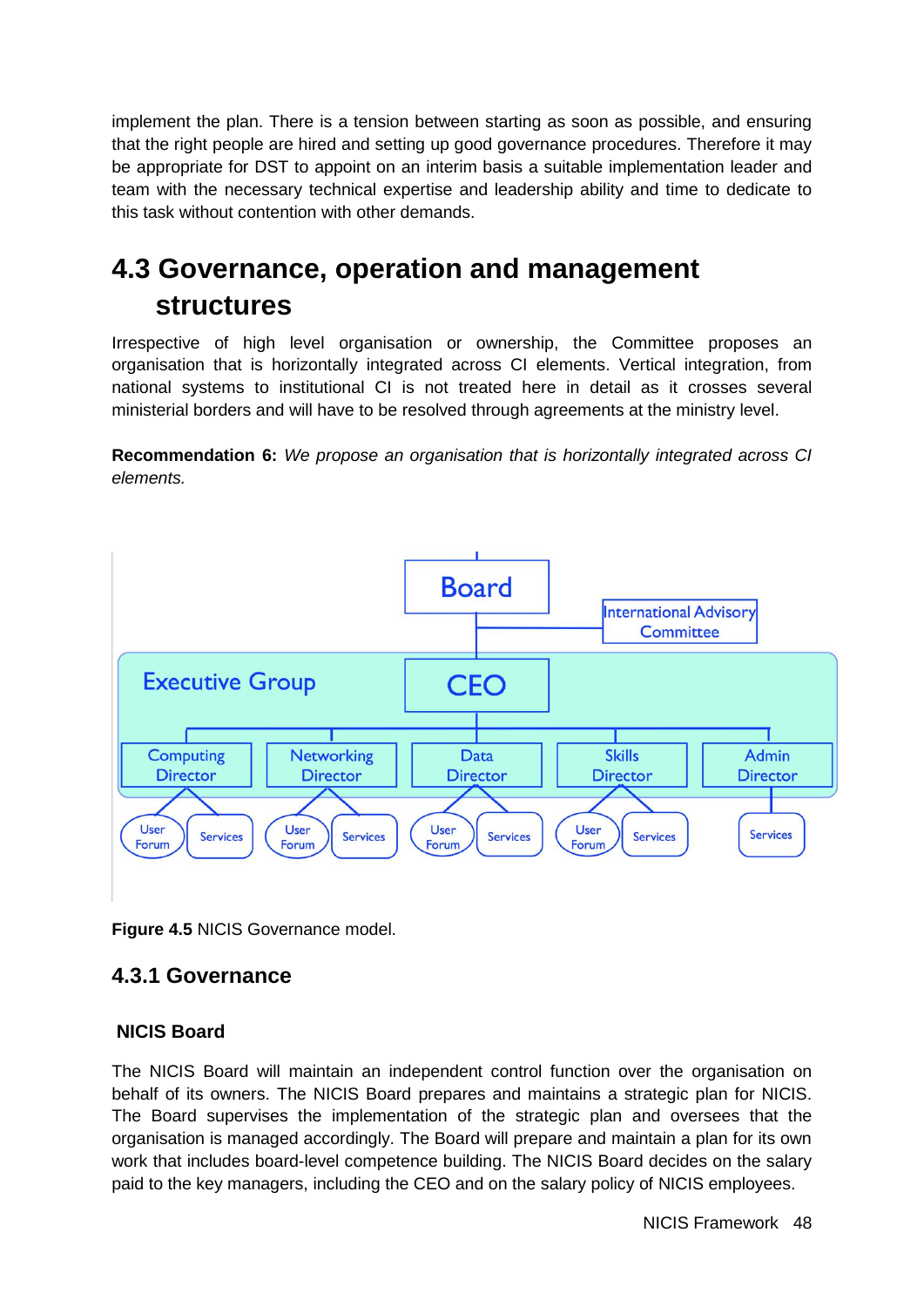implement the plan. There is a tension between starting as soon as possible, and ensuring that the right people are hired and setting up good governance procedures. Therefore it may be appropriate for DST to appoint on an interim basis a suitable implementation leader and team with the necessary technical expertise and leadership ability and time to dedicate to this task without contention with other demands.

## 4.3 Governance, operation and management structures

Irrespective of high level organisation or ownership, the Committee proposes an organisation that is horizontally integrated across CI elements. Vertical integration, from national systems to institutional CI is not treated here in detail as it crosses several ministerial borders and will have to be resolved through agreements at the ministry level.

**Recommendation 6:** *We propose an organisation that is horizontally integrated across CI elements.*

Board

International Advisory Committee

Executive Group

CEO

Computing Director | Networking Director | Data Director | Skills Director | Admin Director

User Forum | Services | User Forum | Services | User Forum | Services | User Forum | Services | Services

**Figure 4.5** NICIS Governance model.

### 4.3.1 Governance

#### NICIS Board

The NICIS Board will maintain an independent control function over the organisation on behalf of its owners. The NICIS Board prepares and maintains a strategic plan for NICIS. The Board supervises the implementation of the strategic plan and oversees that the organisation is managed accordingly. The Board will prepare and maintain a plan for its own work that includes board-level competence building. The NICIS Board decides on the salary paid to the key managers, including the CEO and on the salary policy of NICIS employees.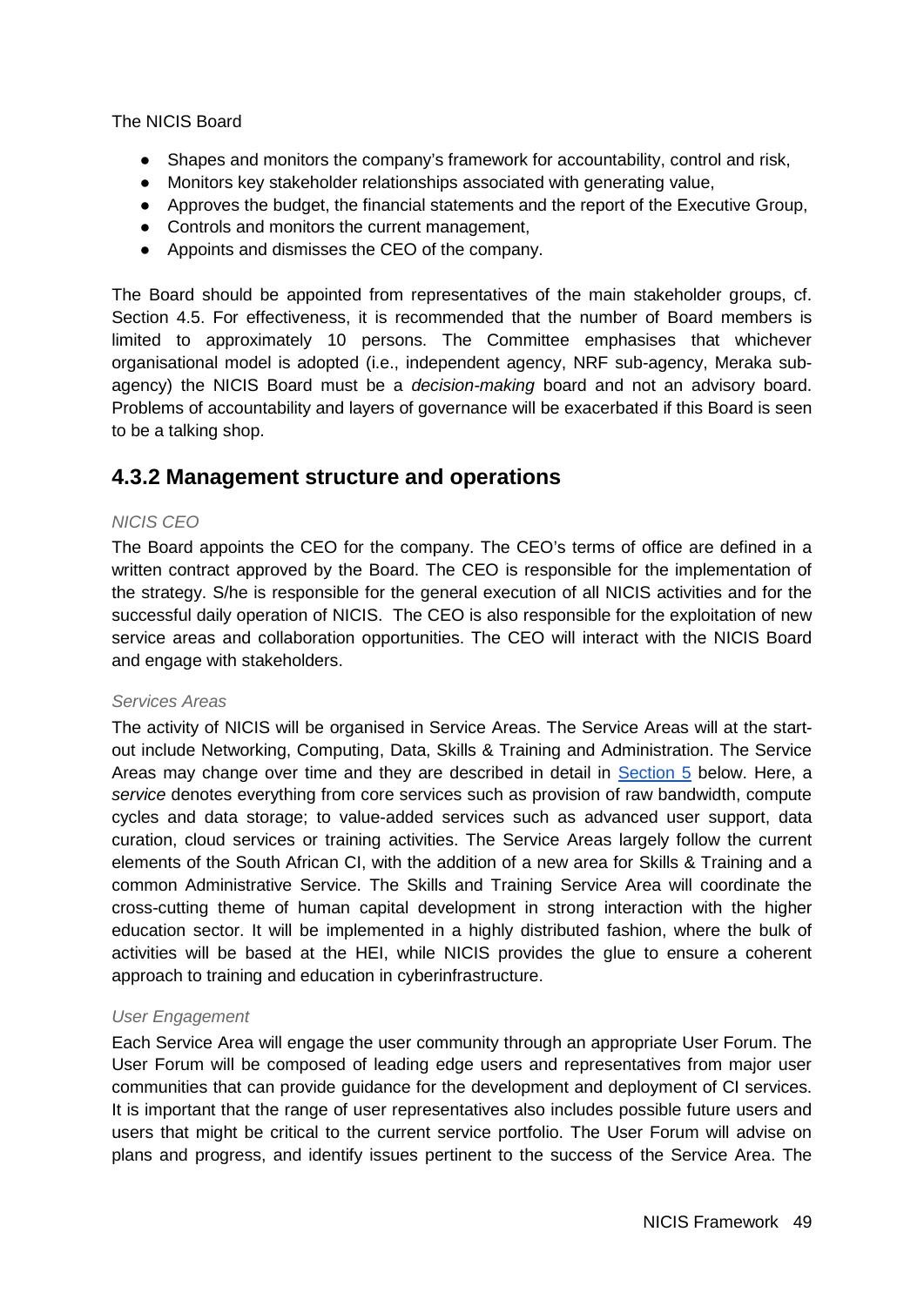The NICIS Board

- Shapes and monitors the company's framework for accountability, control and risk,
- Monitors key stakeholder relationships associated with generating value,
- Approves the budget, the financial statements and the report of the Executive Group,
- Controls and monitors the current management,
- Appoints and dismisses the CEO of the company.

The Board should be appointed from representatives of the main stakeholder groups, cf. Section 4.5. For effectiveness, it is recommended that the number of Board members is limited to approximately 10 persons. The Committee emphasises that whichever organisational model is adopted (i.e., independent agency, NRF sub-agency, Meraka sub-agency) the NICIS Board must be a *decision-making* board and not an advisory board. Problems of accountability and layers of governance will be exacerbated if this Board is seen to be a talking shop.

## 4.3.2 Management structure and operations

*NICIS CEO*

The Board appoints the CEO for the company. The CEO's terms of office are defined in a written contract approved by the Board. The CEO is responsible for the implementation of the strategy. S/he is responsible for the general execution of all NICIS activities and for the successful daily operation of NICIS. The CEO is also responsible for the exploitation of new service areas and collaboration opportunities. The CEO will interact with the NICIS Board and engage with stakeholders.

*Services Areas*

The activity of NICIS will be organised in Service Areas. The Service Areas will at the start-out include Networking, Computing, Data, Skills & Training and Administration. The Service Areas may change over time and they are described in detail in Section 5 below. Here, a *service* denotes everything from core services such as provision of raw bandwidth, compute cycles and data storage; to value-added services such as advanced user support, data curation, cloud services or training activities. The Service Areas largely follow the current elements of the South African CI, with the addition of a new area for Skills & Training and a common Administrative Service. The Skills and Training Service Area will coordinate the cross-cutting theme of human capital development in strong interaction with the higher education sector. It will be implemented in a highly distributed fashion, where the bulk of activities will be based at the HEI, while NICIS provides the glue to ensure a coherent approach to training and education in cyberinfrastructure.

*User Engagement*

Each Service Area will engage the user community through an appropriate User Forum. The User Forum will be composed of leading edge users and representatives from major user communities that can provide guidance for the development and deployment of CI services. It is important that the range of user representatives also includes possible future users and users that might be critical to the current service portfolio. The User Forum will advise on plans and progress, and identify issues pertinent to the success of the Service Area. The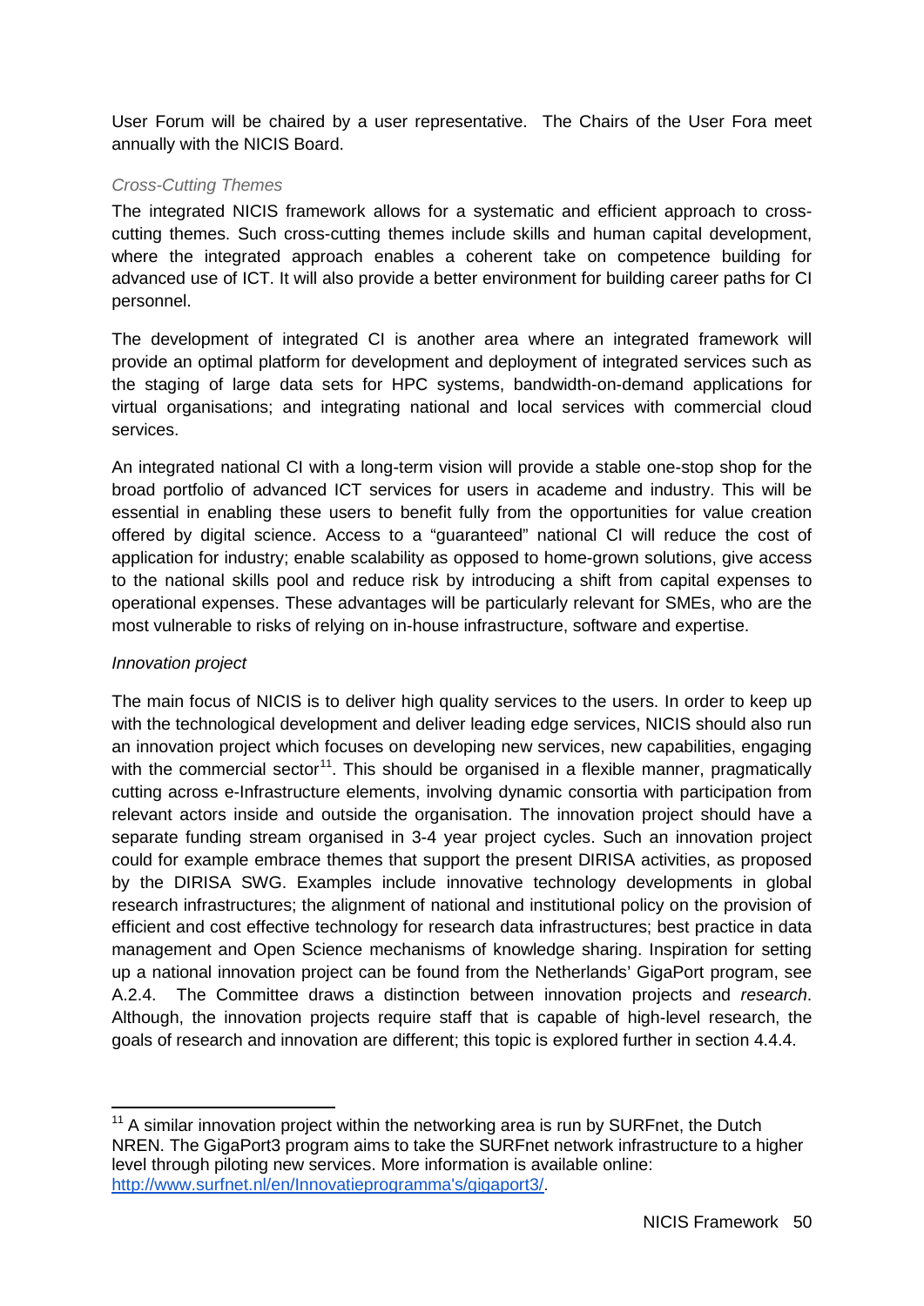User Forum will be chaired by a user representative. The Chairs of the User Fora meet annually with the NICIS Board.

*Cross-Cutting Themes*

The integrated NICIS framework allows for a systematic and efficient approach to cross-cutting themes. Such cross-cutting themes include skills and human capital development, where the integrated approach enables a coherent take on competence building for advanced use of ICT. It will also provide a better environment for building career paths for CI personnel.

The development of integrated CI is another area where an integrated framework will provide an optimal platform for development and deployment of integrated services such as the staging of large data sets for HPC systems, bandwidth-on-demand applications for virtual organisations; and integrating national and local services with commercial cloud services.

An integrated national CI with a long-term vision will provide a stable one-stop shop for the broad portfolio of advanced ICT services for users in academe and industry. This will be essential in enabling these users to benefit fully from the opportunities for value creation offered by digital science. Access to a "guaranteed" national CI will reduce the cost of application for industry; enable scalability as opposed to home-grown solutions, give access to the national skills pool and reduce risk by introducing a shift from capital expenses to operational expenses. These advantages will be particularly relevant for SMEs, who are the most vulnerable to risks of relying on in-house infrastructure, software and expertise.

*Innovation project*

The main focus of NICIS is to deliver high quality services to the users. In order to keep up with the technological development and deliver leading edge services, NICIS should also run an innovation project which focuses on developing new services, new capabilities, engaging with the commercial sector[11]. This should be organised in a flexible manner, pragmatically cutting across e-Infrastructure elements, involving dynamic consortia with participation from relevant actors inside and outside the organisation. The innovation project should have a separate funding stream organised in 3-4 year project cycles. Such an innovation project could for example embrace themes that support the present DIRISA activities, as proposed by the DIRISA SWG. Examples include innovative technology developments in global research infrastructures; the alignment of national and institutional policy on the provision of efficient and cost effective technology for research data infrastructures; best practice in data management and Open Science mechanisms of knowledge sharing. Inspiration for setting up a national innovation project can be found from the Netherlands' GigaPort program, see A.2.4. The Committee draws a distinction between innovation projects and *research*. Although, the innovation projects require staff that is capable of high-level research, the goals of research and innovation are different; this topic is explored further in section 4.4.4.

---

[11] A similar innovation project within the networking area is run by SURFnet, the Dutch NREN. The GigaPort3 program aims to take the SURFnet network infrastructure to a higher level through piloting new services. More information is available online: http://www.surfnet.nl/en/Innovatieprogramma's/gigaport3/.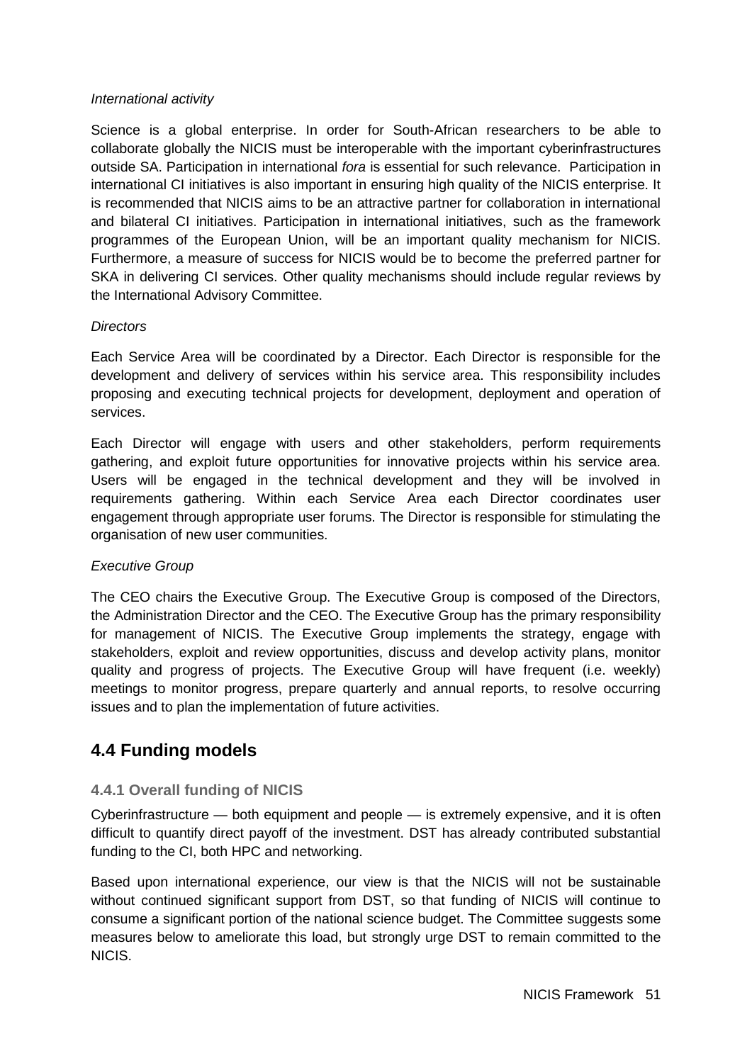*International activity*

Science is a global enterprise. In order for South-African researchers to be able to collaborate globally the NICIS must be interoperable with the important cyberinfrastructures outside SA. Participation in international *fora* is essential for such relevance. Participation in international CI initiatives is also important in ensuring high quality of the NICIS enterprise. It is recommended that NICIS aims to be an attractive partner for collaboration in international and bilateral CI initiatives. Participation in international initiatives, such as the framework programmes of the European Union, will be an important quality mechanism for NICIS. Furthermore, a measure of success for NICIS would be to become the preferred partner for SKA in delivering CI services. Other quality mechanisms should include regular reviews by the International Advisory Committee.

*Directors*

Each Service Area will be coordinated by a Director. Each Director is responsible for the development and delivery of services within his service area. This responsibility includes proposing and executing technical projects for development, deployment and operation of services.

Each Director will engage with users and other stakeholders, perform requirements gathering, and exploit future opportunities for innovative projects within his service area. Users will be engaged in the technical development and they will be involved in requirements gathering. Within each Service Area each Director coordinates user engagement through appropriate user forums. The Director is responsible for stimulating the organisation of new user communities.

*Executive Group*

The CEO chairs the Executive Group. The Executive Group is composed of the Directors, the Administration Director and the CEO. The Executive Group has the primary responsibility for management of NICIS. The Executive Group implements the strategy, engage with stakeholders, exploit and review opportunities, discuss and develop activity plans, monitor quality and progress of projects. The Executive Group will have frequent (i.e. weekly) meetings to monitor progress, prepare quarterly and annual reports, to resolve occurring issues and to plan the implementation of future activities.

## 4.4 Funding models

### 4.4.1 Overall funding of NICIS

Cyberinfrastructure — both equipment and people — is extremely expensive, and it is often difficult to quantify direct payoff of the investment. DST has already contributed substantial funding to the CI, both HPC and networking.

Based upon international experience, our view is that the NICIS will not be sustainable without continued significant support from DST, so that funding of NICIS will continue to consume a significant portion of the national science budget. The Committee suggests some measures below to ameliorate this load, but strongly urge DST to remain committed to the NICIS.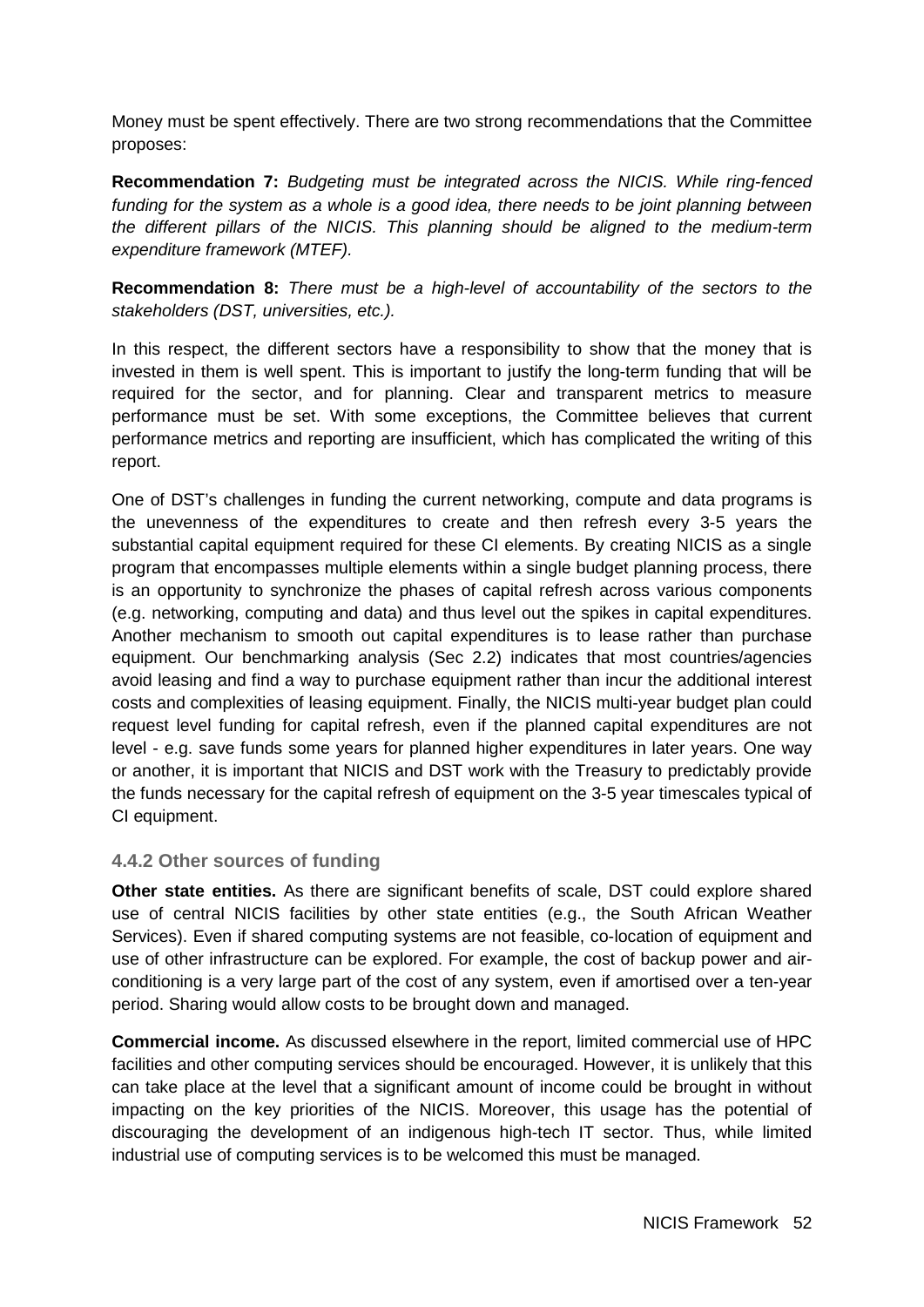Money must be spent effectively. There are two strong recommendations that the Committee proposes:

**Recommendation 7:** *Budgeting must be integrated across the NICIS. While ring-fenced funding for the system as a whole is a good idea, there needs to be joint planning between the different pillars of the NICIS. This planning should be aligned to the medium-term expenditure framework (MTEF).*

**Recommendation 8:** *There must be a high-level of accountability of the sectors to the stakeholders (DST, universities, etc.).*

In this respect, the different sectors have a responsibility to show that the money that is invested in them is well spent. This is important to justify the long-term funding that will be required for the sector, and for planning. Clear and transparent metrics to measure performance must be set. With some exceptions, the Committee believes that current performance metrics and reporting are insufficient, which has complicated the writing of this report.

One of DST's challenges in funding the current networking, compute and data programs is the unevenness of the expenditures to create and then refresh every 3-5 years the substantial capital equipment required for these CI elements. By creating NICIS as a single program that encompasses multiple elements within a single budget planning process, there is an opportunity to synchronize the phases of capital refresh across various components (e.g. networking, computing and data) and thus level out the spikes in capital expenditures. Another mechanism to smooth out capital expenditures is to lease rather than purchase equipment. Our benchmarking analysis (Sec 2.2) indicates that most countries/agencies avoid leasing and find a way to purchase equipment rather than incur the additional interest costs and complexities of leasing equipment. Finally, the NICIS multi-year budget plan could request level funding for capital refresh, even if the planned capital expenditures are not level - e.g. save funds some years for planned higher expenditures in later years. One way or another, it is important that NICIS and DST work with the Treasury to predictably provide the funds necessary for the capital refresh of equipment on the 3-5 year timescales typical of CI equipment.

### 4.4.2 Other sources of funding

**Other state entities.** As there are significant benefits of scale, DST could explore shared use of central NICIS facilities by other state entities (e.g., the South African Weather Services). Even if shared computing systems are not feasible, co-location of equipment and use of other infrastructure can be explored. For example, the cost of backup power and air-conditioning is a very large part of the cost of any system, even if amortised over a ten-year period. Sharing would allow costs to be brought down and managed.

**Commercial income.** As discussed elsewhere in the report, limited commercial use of HPC facilities and other computing services should be encouraged. However, it is unlikely that this can take place at the level that a significant amount of income could be brought in without impacting on the key priorities of the NICIS. Moreover, this usage has the potential of discouraging the development of an indigenous high-tech IT sector. Thus, while limited industrial use of computing services is to be welcomed this must be managed.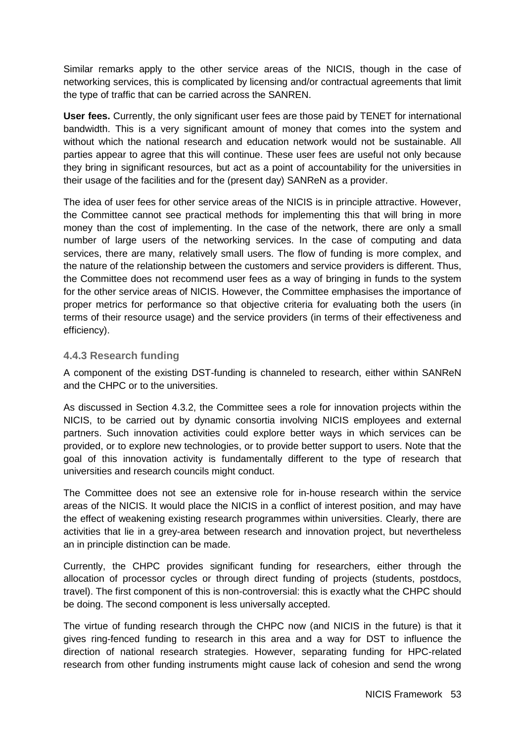Similar remarks apply to the other service areas of the NICIS, though in the case of networking services, this is complicated by licensing and/or contractual agreements that limit the type of traffic that can be carried across the SANREN.

**User fees.** Currently, the only significant user fees are those paid by TENET for international bandwidth. This is a very significant amount of money that comes into the system and without which the national research and education network would not be sustainable. All parties appear to agree that this will continue. These user fees are useful not only because they bring in significant resources, but act as a point of accountability for the universities in their usage of the facilities and for the (present day) SANReN as a provider.

The idea of user fees for other service areas of the NICIS is in principle attractive. However, the Committee cannot see practical methods for implementing this that will bring in more money than the cost of implementing. In the case of the network, there are only a small number of large users of the networking services. In the case of computing and data services, there are many, relatively small users. The flow of funding is more complex, and the nature of the relationship between the customers and service providers is different. Thus, the Committee does not recommend user fees as a way of bringing in funds to the system for the other service areas of NICIS. However, the Committee emphasises the importance of proper metrics for performance so that objective criteria for evaluating both the users (in terms of their resource usage) and the service providers (in terms of their effectiveness and efficiency).

### 4.4.3 Research funding

A component of the existing DST-funding is channeled to research, either within SANReN and the CHPC or to the universities.

As discussed in Section 4.3.2, the Committee sees a role for innovation projects within the NICIS, to be carried out by dynamic consortia involving NICIS employees and external partners. Such innovation activities could explore better ways in which services can be provided, or to explore new technologies, or to provide better support to users. Note that the goal of this innovation activity is fundamentally different to the type of research that universities and research councils might conduct.

The Committee does not see an extensive role for in-house research within the service areas of the NICIS. It would place the NICIS in a conflict of interest position, and may have the effect of weakening existing research programmes within universities. Clearly, there are activities that lie in a grey-area between research and innovation project, but nevertheless an in principle distinction can be made.

Currently, the CHPC provides significant funding for researchers, either through the allocation of processor cycles or through direct funding of projects (students, postdocs, travel). The first component of this is non-controversial: this is exactly what the CHPC should be doing. The second component is less universally accepted.

The virtue of funding research through the CHPC now (and NICIS in the future) is that it gives ring-fenced funding to research in this area and a way for DST to influence the direction of national research strategies. However, separating funding for HPC-related research from other funding instruments might cause lack of cohesion and send the wrong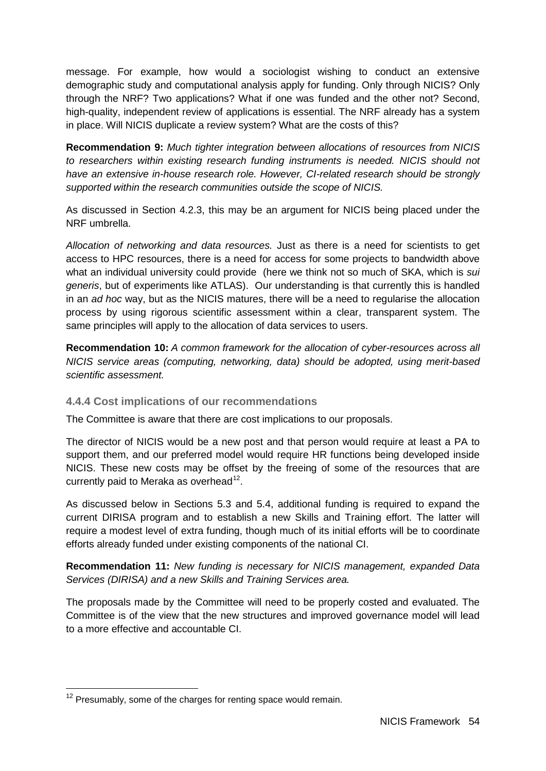message. For example, how would a sociologist wishing to conduct an extensive demographic study and computational analysis apply for funding. Only through NICIS? Only through the NRF? Two applications? What if one was funded and the other not? Second, high-quality, independent review of applications is essential. The NRF already has a system in place. Will NICIS duplicate a review system? What are the costs of this?

**Recommendation 9:** *Much tighter integration between allocations of resources from NICIS to researchers within existing research funding instruments is needed. NICIS should not have an extensive in-house research role. However, CI-related research should be strongly supported within the research communities outside the scope of NICIS.*

As discussed in Section 4.2.3, this may be an argument for NICIS being placed under the NRF umbrella.

*Allocation of networking and data resources.* Just as there is a need for scientists to get access to HPC resources, there is a need for access for some projects to bandwidth above what an individual university could provide (here we think not so much of SKA, which is *sui generis*, but of experiments like ATLAS). Our understanding is that currently this is handled in an *ad hoc* way, but as the NICIS matures, there will be a need to regularise the allocation process by using rigorous scientific assessment within a clear, transparent system. The same principles will apply to the allocation of data services to users.

**Recommendation 10:** *A common framework for the allocation of cyber-resources across all NICIS service areas (computing, networking, data) should be adopted, using merit-based scientific assessment.*

### 4.4.4 Cost implications of our recommendations

The Committee is aware that there are cost implications to our proposals.

The director of NICIS would be a new post and that person would require at least a PA to support them, and our preferred model would require HR functions being developed inside NICIS. These new costs may be offset by the freeing of some of the resources that are currently paid to Meraka as overhead[12].

As discussed below in Sections 5.3 and 5.4, additional funding is required to expand the current DIRISA program and to establish a new Skills and Training effort. The latter will require a modest level of extra funding, though much of its initial efforts will be to coordinate efforts already funded under existing components of the national CI.

**Recommendation 11:** *New funding is necessary for NICIS management, expanded Data Services (DIRISA) and a new Skills and Training Services area.*

The proposals made by the Committee will need to be properly costed and evaluated. The Committee is of the view that the new structures and improved governance model will lead to a more effective and accountable CI.

---

[12] Presumably, some of the charges for renting space would remain.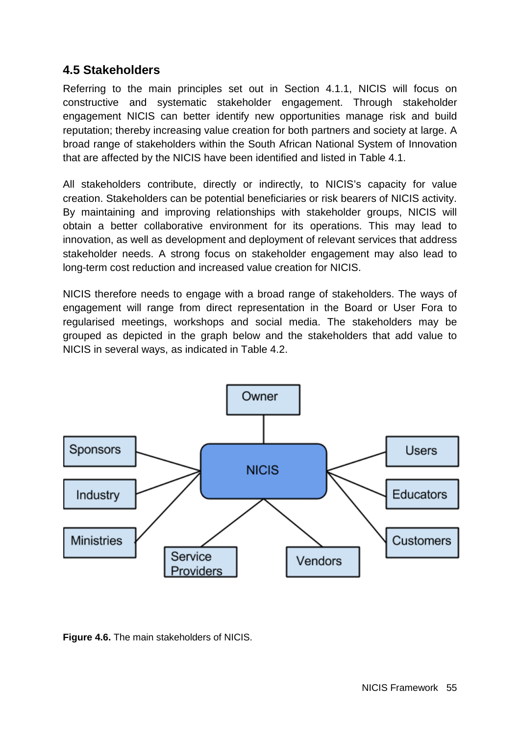### 4.5 Stakeholders

Referring to the main principles set out in Section 4.1.1, NICIS will focus on constructive and systematic stakeholder engagement. Through stakeholder engagement NICIS can better identify new opportunities manage risk and build reputation; thereby increasing value creation for both partners and society at large. A broad range of stakeholders within the South African National System of Innovation that are affected by the NICIS have been identified and listed in Table 4.1.

All stakeholders contribute, directly or indirectly, to NICIS's capacity for value creation. Stakeholders can be potential beneficiaries or risk bearers of NICIS activity. By maintaining and improving relationships with stakeholder groups, NICIS will obtain a better collaborative environment for its operations. This may lead to innovation, as well as development and deployment of relevant services that address stakeholder needs. A strong focus on stakeholder engagement may also lead to long-term cost reduction and increased value creation for NICIS.

NICIS therefore needs to engage with a broad range of stakeholders. The ways of engagement will range from direct representation in the Board or User Fora to regularised meetings, workshops and social media. The stakeholders may be grouped as depicted in the graph below and the stakeholders that add value to NICIS in several ways, as indicated in Table 4.2.

Owner

Sponsors

Industry

Ministries

NICIS

Users

Educators

Customers

Service Providers

Vendors

**Figure 4.6.** The main stakeholders of NICIS.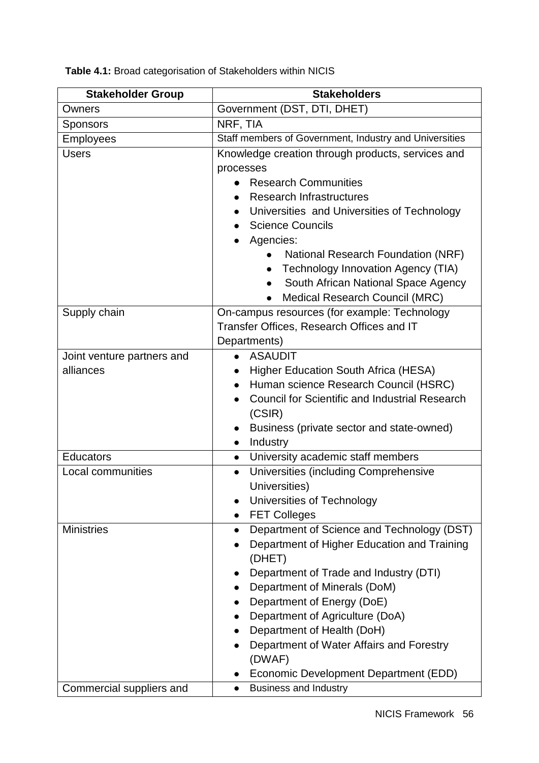**Table 4.1:** Broad categorisation of Stakeholders within NICIS

| Stakeholder Group | Stakeholders |
|---|---|
| Owners | Government (DST, DTI, DHET) |
| Sponsors | NRF, TIA |
| Employees | Staff members of Government, Industry and Universities |
| Users | Knowledge creation through products, services and processes<br>• Research Communities<br>• Research Infrastructures<br>• Universities and Universities of Technology<br>• Science Councils<br>• Agencies:<br>  • National Research Foundation (NRF)<br>  • Technology Innovation Agency (TIA)<br>  • South African National Space Agency<br>  • Medical Research Council (MRC) |
| Supply chain | On-campus resources (for example: Technology Transfer Offices, Research Offices and IT Departments) |
| Joint venture partners and alliances | • ASAUDIT<br>• Higher Education South Africa (HESA)<br>• Human science Research Council (HSRC)<br>• Council for Scientific and Industrial Research (CSIR)<br>• Business (private sector and state-owned)<br>• Industry |
| Educators | • University academic staff members |
| Local communities | • Universities (including Comprehensive Universities)<br>• Universities of Technology<br>• FET Colleges |
| Ministries | • Department of Science and Technology (DST)<br>• Department of Higher Education and Training (DHET)<br>• Department of Trade and Industry (DTI)<br>• Department of Minerals (DoM)<br>• Department of Energy (DoE)<br>• Department of Agriculture (DoA)<br>• Department of Health (DoH)<br>• Department of Water Affairs and Forestry (DWAF)<br>• Economic Development Department (EDD) |
| Commercial suppliers and | • Business and Industry |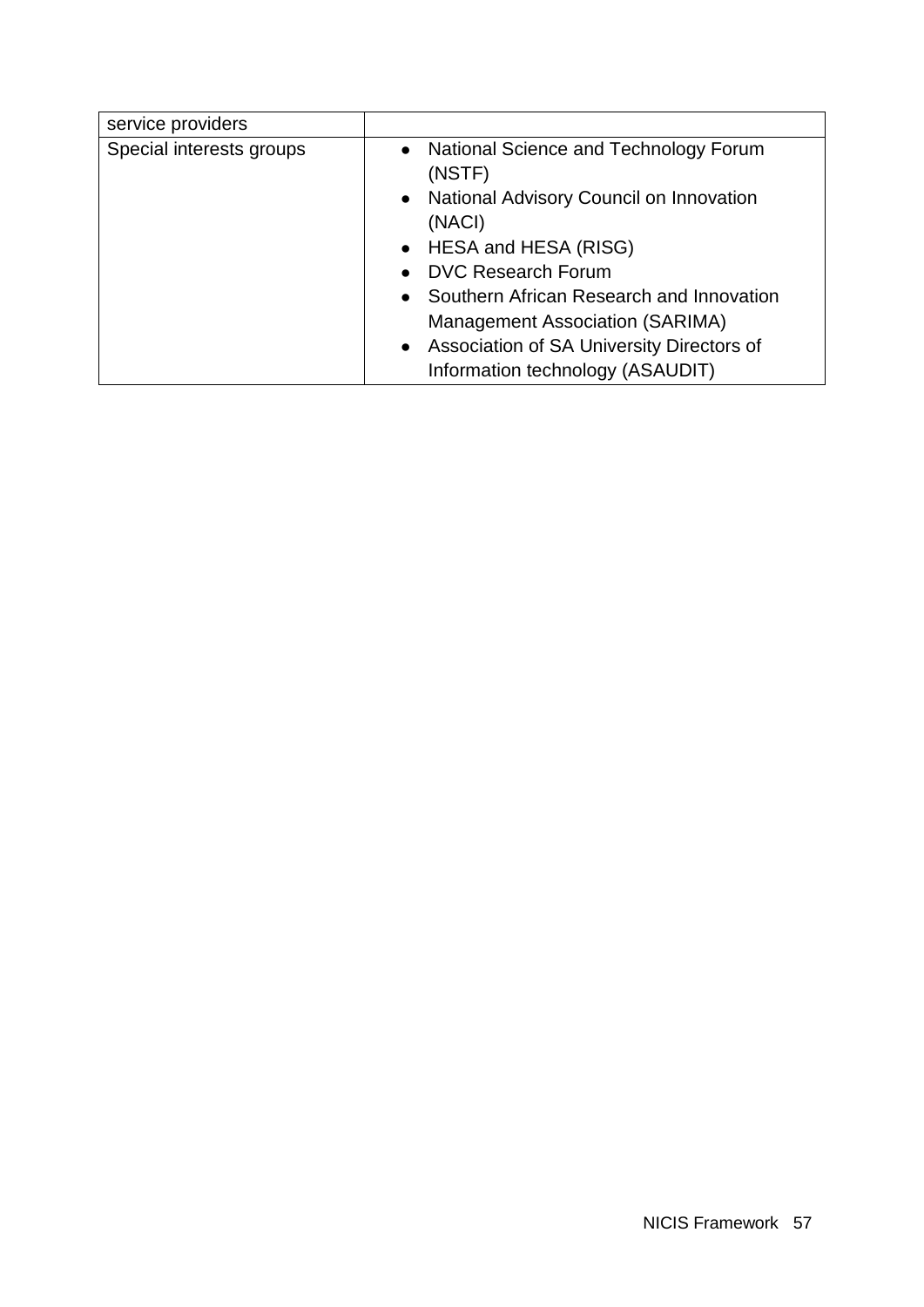| | |
|---|---|
| service providers | |
| Special interests groups | • National Science and Technology Forum (NSTF)<br>• National Advisory Council on Innovation (NACI)<br>• HESA and HESA (RISG)<br>• DVC Research Forum<br>• Southern African Research and Innovation Management Association (SARIMA)<br>• Association of SA University Directors of Information technology (ASAUDIT) |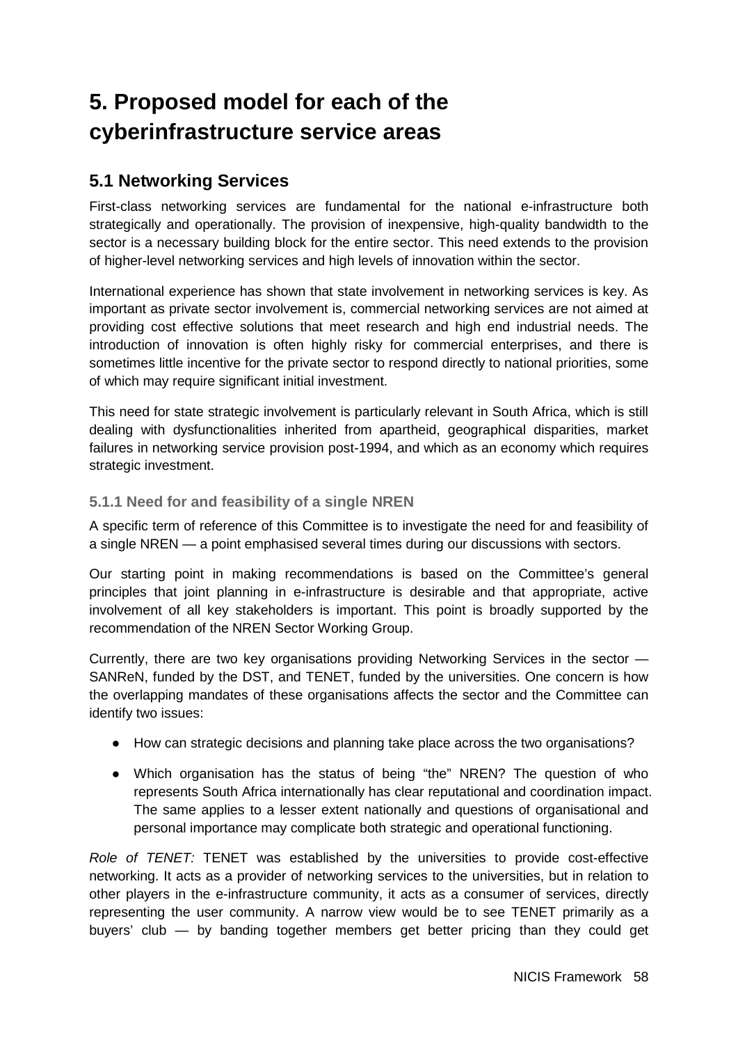# 5. Proposed model for each of the cyberinfrastructure service areas

## 5.1 Networking Services

First-class networking services are fundamental for the national e-infrastructure both strategically and operationally. The provision of inexpensive, high-quality bandwidth to the sector is a necessary building block for the entire sector. This need extends to the provision of higher-level networking services and high levels of innovation within the sector.

International experience has shown that state involvement in networking services is key. As important as private sector involvement is, commercial networking services are not aimed at providing cost effective solutions that meet research and high end industrial needs. The introduction of innovation is often highly risky for commercial enterprises, and there is sometimes little incentive for the private sector to respond directly to national priorities, some of which may require significant initial investment.

This need for state strategic involvement is particularly relevant in South Africa, which is still dealing with dysfunctionalities inherited from apartheid, geographical disparities, market failures in networking service provision post-1994, and which as an economy which requires strategic investment.

### 5.1.1 Need for and feasibility of a single NREN

A specific term of reference of this Committee is to investigate the need for and feasibility of a single NREN — a point emphasised several times during our discussions with sectors.

Our starting point in making recommendations is based on the Committee's general principles that joint planning in e-infrastructure is desirable and that appropriate, active involvement of all key stakeholders is important. This point is broadly supported by the recommendation of the NREN Sector Working Group.

Currently, there are two key organisations providing Networking Services in the sector — SANReN, funded by the DST, and TENET, funded by the universities. One concern is how the overlapping mandates of these organisations affects the sector and the Committee can identify two issues:

- How can strategic decisions and planning take place across the two organisations?
- Which organisation has the status of being "the" NREN? The question of who represents South Africa internationally has clear reputational and coordination impact. The same applies to a lesser extent nationally and questions of organisational and personal importance may complicate both strategic and operational functioning.

*Role of TENET:* TENET was established by the universities to provide cost-effective networking. It acts as a provider of networking services to the universities, but in relation to other players in the e-infrastructure community, it acts as a consumer of services, directly representing the user community. A narrow view would be to see TENET primarily as a buyers' club — by banding together members get better pricing than they could get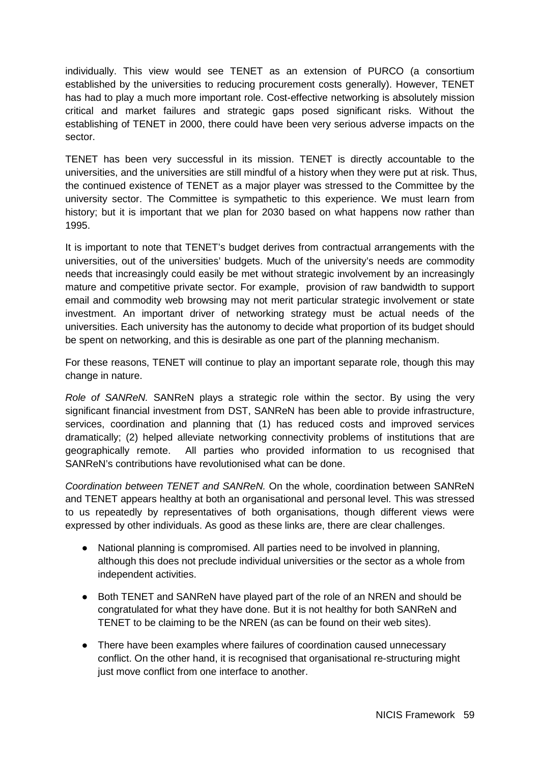individually. This view would see TENET as an extension of PURCO (a consortium established by the universities to reducing procurement costs generally). However, TENET has had to play a much more important role. Cost-effective networking is absolutely mission critical and market failures and strategic gaps posed significant risks. Without the establishing of TENET in 2000, there could have been very serious adverse impacts on the sector.

TENET has been very successful in its mission. TENET is directly accountable to the universities, and the universities are still mindful of a history when they were put at risk. Thus, the continued existence of TENET as a major player was stressed to the Committee by the university sector. The Committee is sympathetic to this experience. We must learn from history; but it is important that we plan for 2030 based on what happens now rather than 1995.

It is important to note that TENET's budget derives from contractual arrangements with the universities, out of the universities' budgets. Much of the university's needs are commodity needs that increasingly could easily be met without strategic involvement by an increasingly mature and competitive private sector. For example, provision of raw bandwidth to support email and commodity web browsing may not merit particular strategic involvement or state investment. An important driver of networking strategy must be actual needs of the universities. Each university has the autonomy to decide what proportion of its budget should be spent on networking, and this is desirable as one part of the planning mechanism.

For these reasons, TENET will continue to play an important separate role, though this may change in nature.

*Role of SANReN.* SANReN plays a strategic role within the sector. By using the very significant financial investment from DST, SANReN has been able to provide infrastructure, services, coordination and planning that (1) has reduced costs and improved services dramatically; (2) helped alleviate networking connectivity problems of institutions that are geographically remote. All parties who provided information to us recognised that SANReN's contributions have revolutionised what can be done.

*Coordination between TENET and SANReN.* On the whole, coordination between SANReN and TENET appears healthy at both an organisational and personal level. This was stressed to us repeatedly by representatives of both organisations, though different views were expressed by other individuals. As good as these links are, there are clear challenges.

- National planning is compromised. All parties need to be involved in planning, although this does not preclude individual universities or the sector as a whole from independent activities.
- Both TENET and SANReN have played part of the role of an NREN and should be congratulated for what they have done. But it is not healthy for both SANReN and TENET to be claiming to be the NREN (as can be found on their web sites).
- There have been examples where failures of coordination caused unnecessary conflict. On the other hand, it is recognised that organisational re-structuring might just move conflict from one interface to another.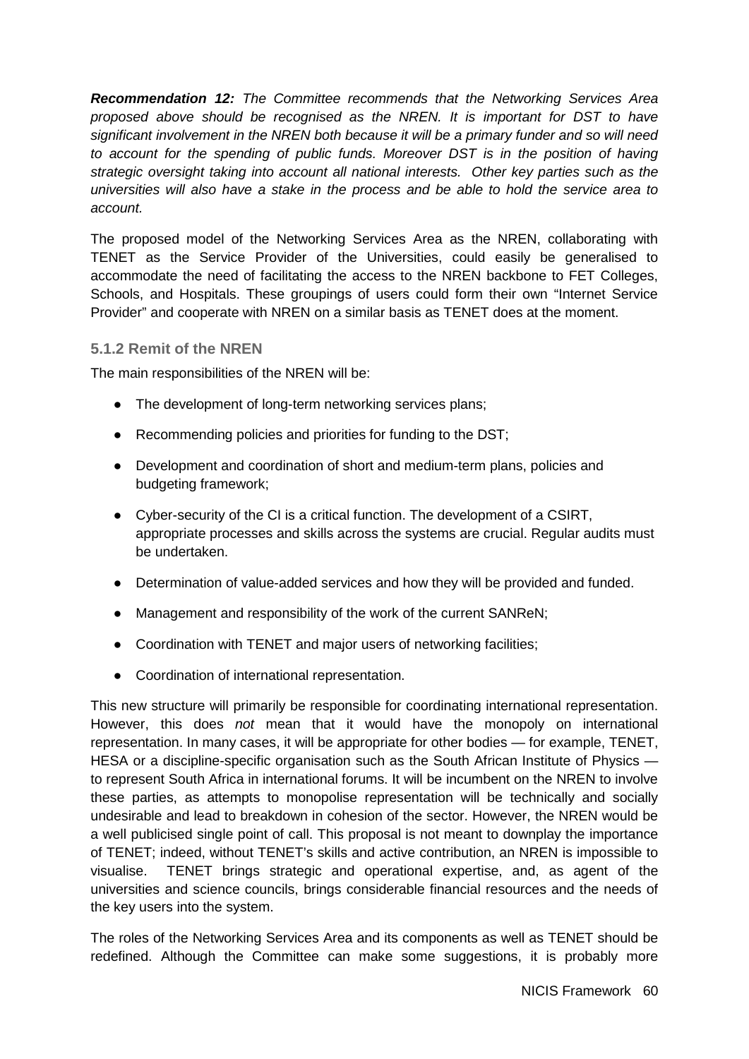***Recommendation 12:*** *The Committee recommends that the Networking Services Area proposed above should be recognised as the NREN. It is important for DST to have significant involvement in the NREN both because it will be a primary funder and so will need to account for the spending of public funds. Moreover DST is in the position of having strategic oversight taking into account all national interests. Other key parties such as the universities will also have a stake in the process and be able to hold the service area to account.*

The proposed model of the Networking Services Area as the NREN, collaborating with TENET as the Service Provider of the Universities, could easily be generalised to accommodate the need of facilitating the access to the NREN backbone to FET Colleges, Schools, and Hospitals. These groupings of users could form their own "Internet Service Provider" and cooperate with NREN on a similar basis as TENET does at the moment.

### 5.1.2 Remit of the NREN

The main responsibilities of the NREN will be:

- The development of long-term networking services plans;
- Recommending policies and priorities for funding to the DST;
- Development and coordination of short and medium-term plans, policies and budgeting framework;
- Cyber-security of the CI is a critical function. The development of a CSIRT, appropriate processes and skills across the systems are crucial. Regular audits must be undertaken.
- Determination of value-added services and how they will be provided and funded.
- Management and responsibility of the work of the current SANReN;
- Coordination with TENET and major users of networking facilities;
- Coordination of international representation.

This new structure will primarily be responsible for coordinating international representation. However, this does *not* mean that it would have the monopoly on international representation. In many cases, it will be appropriate for other bodies — for example, TENET, HESA or a discipline-specific organisation such as the South African Institute of Physics — to represent South Africa in international forums. It will be incumbent on the NREN to involve these parties, as attempts to monopolise representation will be technically and socially undesirable and lead to breakdown in cohesion of the sector. However, the NREN would be a well publicised single point of call. This proposal is not meant to downplay the importance of TENET; indeed, without TENET's skills and active contribution, an NREN is impossible to visualise. TENET brings strategic and operational expertise, and, as agent of the universities and science councils, brings considerable financial resources and the needs of the key users into the system.

The roles of the Networking Services Area and its components as well as TENET should be redefined. Although the Committee can make some suggestions, it is probably more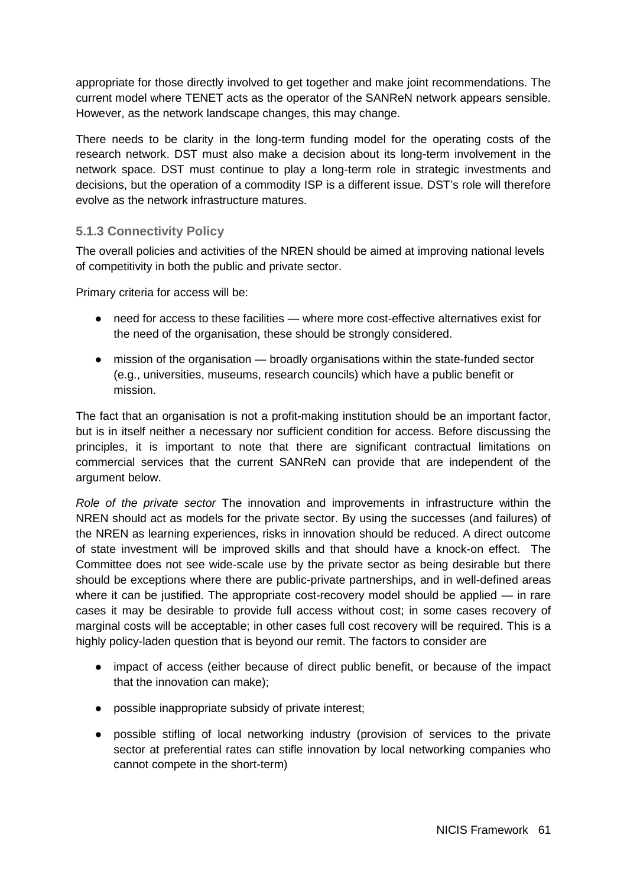appropriate for those directly involved to get together and make joint recommendations. The current model where TENET acts as the operator of the SANReN network appears sensible. However, as the network landscape changes, this may change.

There needs to be clarity in the long-term funding model for the operating costs of the research network. DST must also make a decision about its long-term involvement in the network space. DST must continue to play a long-term role in strategic investments and decisions, but the operation of a commodity ISP is a different issue. DST's role will therefore evolve as the network infrastructure matures.

### 5.1.3 Connectivity Policy

The overall policies and activities of the NREN should be aimed at improving national levels of competitivity in both the public and private sector.

Primary criteria for access will be:

- need for access to these facilities — where more cost-effective alternatives exist for the need of the organisation, these should be strongly considered.
- mission of the organisation — broadly organisations within the state-funded sector (e.g., universities, museums, research councils) which have a public benefit or mission.

The fact that an organisation is not a profit-making institution should be an important factor, but is in itself neither a necessary nor sufficient condition for access. Before discussing the principles, it is important to note that there are significant contractual limitations on commercial services that the current SANReN can provide that are independent of the argument below.

*Role of the private sector* The innovation and improvements in infrastructure within the NREN should act as models for the private sector. By using the successes (and failures) of the NREN as learning experiences, risks in innovation should be reduced. A direct outcome of state investment will be improved skills and that should have a knock-on effect. The Committee does not see wide-scale use by the private sector as being desirable but there should be exceptions where there are public-private partnerships, and in well-defined areas where it can be justified. The appropriate cost-recovery model should be applied — in rare cases it may be desirable to provide full access without cost; in some cases recovery of marginal costs will be acceptable; in other cases full cost recovery will be required. This is a highly policy-laden question that is beyond our remit. The factors to consider are

- impact of access (either because of direct public benefit, or because of the impact that the innovation can make);
- possible inappropriate subsidy of private interest;
- possible stifling of local networking industry (provision of services to the private sector at preferential rates can stifle innovation by local networking companies who cannot compete in the short-term)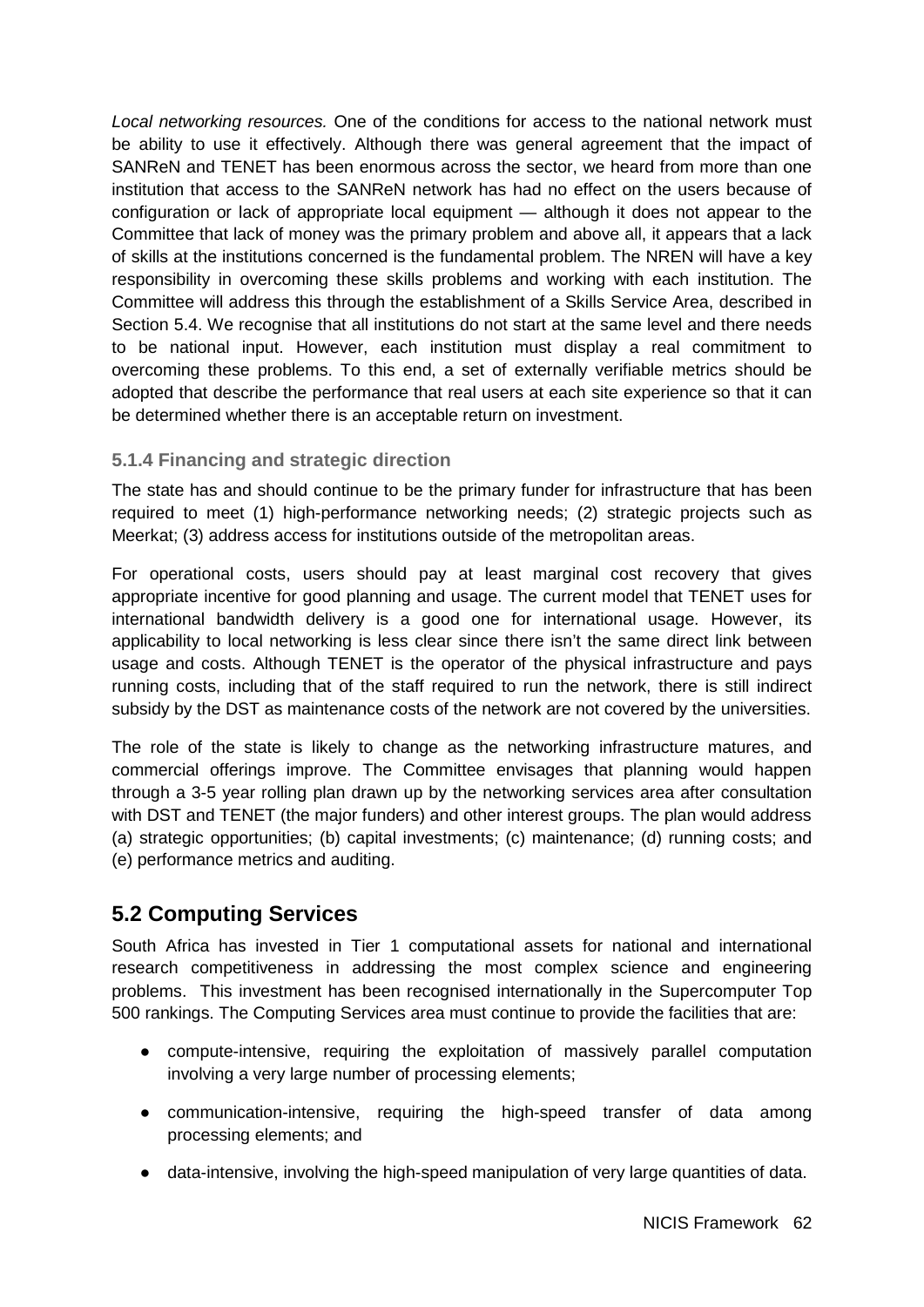*Local networking resources.* One of the conditions for access to the national network must be ability to use it effectively. Although there was general agreement that the impact of SANReN and TENET has been enormous across the sector, we heard from more than one institution that access to the SANReN network has had no effect on the users because of configuration or lack of appropriate local equipment — although it does not appear to the Committee that lack of money was the primary problem and above all, it appears that a lack of skills at the institutions concerned is the fundamental problem. The NREN will have a key responsibility in overcoming these skills problems and working with each institution. The Committee will address this through the establishment of a Skills Service Area, described in Section 5.4. We recognise that all institutions do not start at the same level and there needs to be national input. However, each institution must display a real commitment to overcoming these problems. To this end, a set of externally verifiable metrics should be adopted that describe the performance that real users at each site experience so that it can be determined whether there is an acceptable return on investment.

### 5.1.4 Financing and strategic direction

The state has and should continue to be the primary funder for infrastructure that has been required to meet (1) high-performance networking needs; (2) strategic projects such as Meerkat; (3) address access for institutions outside of the metropolitan areas.

For operational costs, users should pay at least marginal cost recovery that gives appropriate incentive for good planning and usage. The current model that TENET uses for international bandwidth delivery is a good one for international usage. However, its applicability to local networking is less clear since there isn't the same direct link between usage and costs. Although TENET is the operator of the physical infrastructure and pays running costs, including that of the staff required to run the network, there is still indirect subsidy by the DST as maintenance costs of the network are not covered by the universities.

The role of the state is likely to change as the networking infrastructure matures, and commercial offerings improve. The Committee envisages that planning would happen through a 3-5 year rolling plan drawn up by the networking services area after consultation with DST and TENET (the major funders) and other interest groups. The plan would address (a) strategic opportunities; (b) capital investments; (c) maintenance; (d) running costs; and (e) performance metrics and auditing.

## 5.2 Computing Services

South Africa has invested in Tier 1 computational assets for national and international research competitiveness in addressing the most complex science and engineering problems. This investment has been recognised internationally in the Supercomputer Top 500 rankings. The Computing Services area must continue to provide the facilities that are:

- compute-intensive, requiring the exploitation of massively parallel computation involving a very large number of processing elements;
- communication-intensive, requiring the high-speed transfer of data among processing elements; and
- data-intensive, involving the high-speed manipulation of very large quantities of data.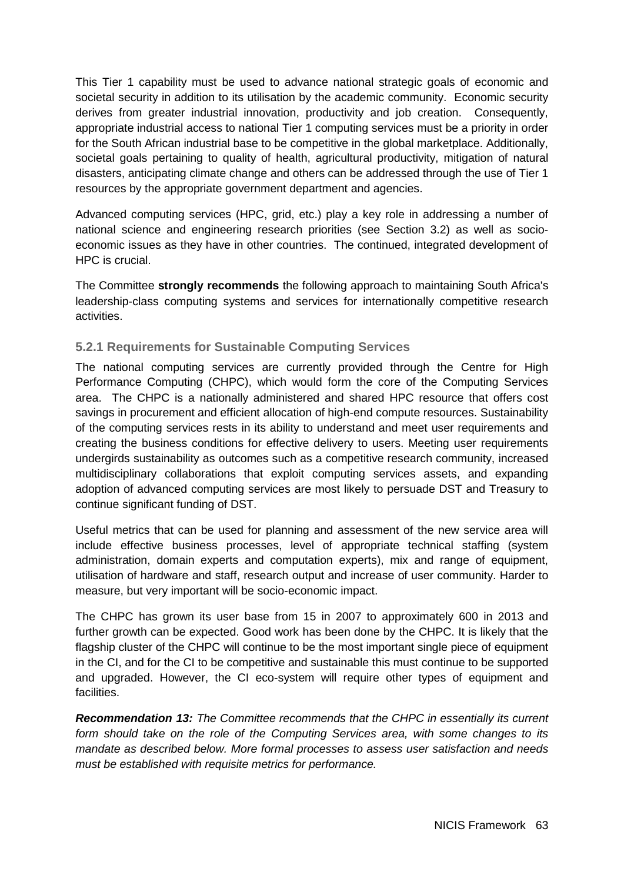This Tier 1 capability must be used to advance national strategic goals of economic and societal security in addition to its utilisation by the academic community. Economic security derives from greater industrial innovation, productivity and job creation. Consequently, appropriate industrial access to national Tier 1 computing services must be a priority in order for the South African industrial base to be competitive in the global marketplace. Additionally, societal goals pertaining to quality of health, agricultural productivity, mitigation of natural disasters, anticipating climate change and others can be addressed through the use of Tier 1 resources by the appropriate government department and agencies.

Advanced computing services (HPC, grid, etc.) play a key role in addressing a number of national science and engineering research priorities (see Section 3.2) as well as socio-economic issues as they have in other countries. The continued, integrated development of HPC is crucial.

The Committee **strongly recommends** the following approach to maintaining South Africa's leadership-class computing systems and services for internationally competitive research activities.

### 5.2.1 Requirements for Sustainable Computing Services

The national computing services are currently provided through the Centre for High Performance Computing (CHPC), which would form the core of the Computing Services area. The CHPC is a nationally administered and shared HPC resource that offers cost savings in procurement and efficient allocation of high-end compute resources. Sustainability of the computing services rests in its ability to understand and meet user requirements and creating the business conditions for effective delivery to users. Meeting user requirements undergirds sustainability as outcomes such as a competitive research community, increased multidisciplinary collaborations that exploit computing services assets, and expanding adoption of advanced computing services are most likely to persuade DST and Treasury to continue significant funding of DST.

Useful metrics that can be used for planning and assessment of the new service area will include effective business processes, level of appropriate technical staffing (system administration, domain experts and computation experts), mix and range of equipment, utilisation of hardware and staff, research output and increase of user community. Harder to measure, but very important will be socio-economic impact.

The CHPC has grown its user base from 15 in 2007 to approximately 600 in 2013 and further growth can be expected. Good work has been done by the CHPC. It is likely that the flagship cluster of the CHPC will continue to be the most important single piece of equipment in the CI, and for the CI to be competitive and sustainable this must continue to be supported and upgraded. However, the CI eco-system will require other types of equipment and facilities.

***Recommendation 13:*** *The Committee recommends that the CHPC in essentially its current form should take on the role of the Computing Services area, with some changes to its mandate as described below. More formal processes to assess user satisfaction and needs must be established with requisite metrics for performance.*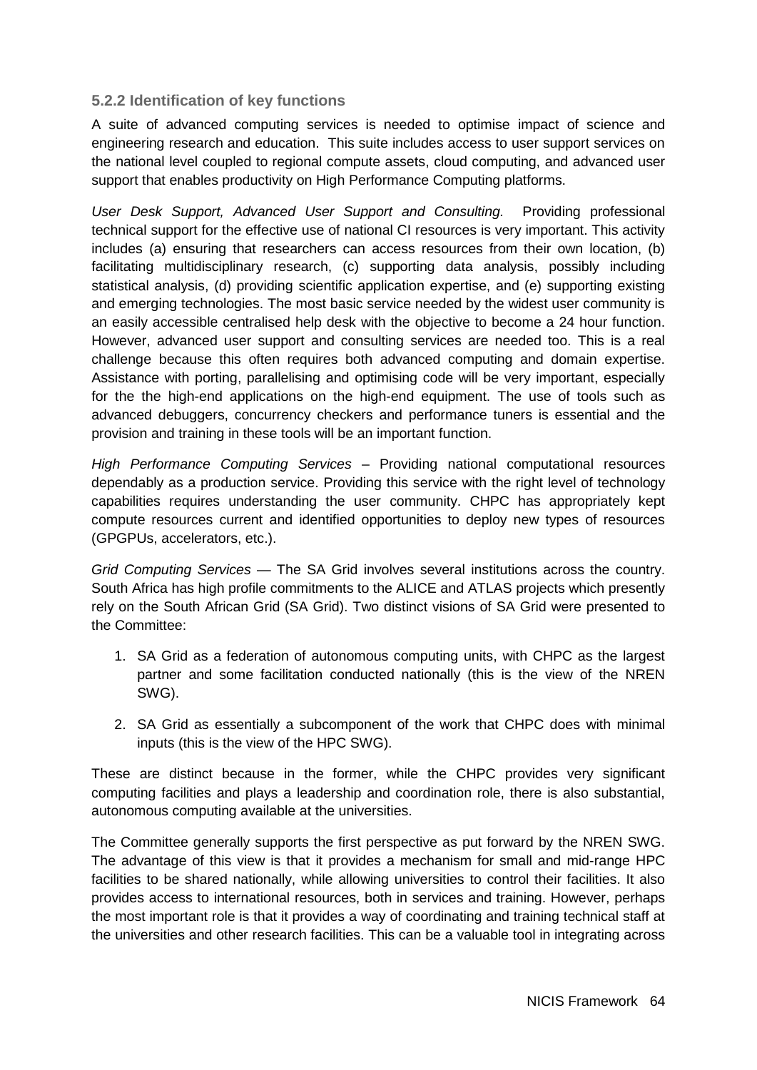### 5.2.2 Identification of key functions

A suite of advanced computing services is needed to optimise impact of science and engineering research and education. This suite includes access to user support services on the national level coupled to regional compute assets, cloud computing, and advanced user support that enables productivity on High Performance Computing platforms.

*User Desk Support, Advanced User Support and Consulting.* Providing professional technical support for the effective use of national CI resources is very important. This activity includes (a) ensuring that researchers can access resources from their own location, (b) facilitating multidisciplinary research, (c) supporting data analysis, possibly including statistical analysis, (d) providing scientific application expertise, and (e) supporting existing and emerging technologies. The most basic service needed by the widest user community is an easily accessible centralised help desk with the objective to become a 24 hour function. However, advanced user support and consulting services are needed too. This is a real challenge because this often requires both advanced computing and domain expertise. Assistance with porting, parallelising and optimising code will be very important, especially for the the high-end applications on the high-end equipment. The use of tools such as advanced debuggers, concurrency checkers and performance tuners is essential and the provision and training in these tools will be an important function.

*High Performance Computing Services* – Providing national computational resources dependably as a production service. Providing this service with the right level of technology capabilities requires understanding the user community. CHPC has appropriately kept compute resources current and identified opportunities to deploy new types of resources (GPGPUs, accelerators, etc.).

*Grid Computing Services* — The SA Grid involves several institutions across the country. South Africa has high profile commitments to the ALICE and ATLAS projects which presently rely on the South African Grid (SA Grid). Two distinct visions of SA Grid were presented to the Committee:

1. SA Grid as a federation of autonomous computing units, with CHPC as the largest partner and some facilitation conducted nationally (this is the view of the NREN SWG).
2. SA Grid as essentially a subcomponent of the work that CHPC does with minimal inputs (this is the view of the HPC SWG).

These are distinct because in the former, while the CHPC provides very significant computing facilities and plays a leadership and coordination role, there is also substantial, autonomous computing available at the universities.

The Committee generally supports the first perspective as put forward by the NREN SWG. The advantage of this view is that it provides a mechanism for small and mid-range HPC facilities to be shared nationally, while allowing universities to control their facilities. It also provides access to international resources, both in services and training. However, perhaps the most important role is that it provides a way of coordinating and training technical staff at the universities and other research facilities. This can be a valuable tool in integrating across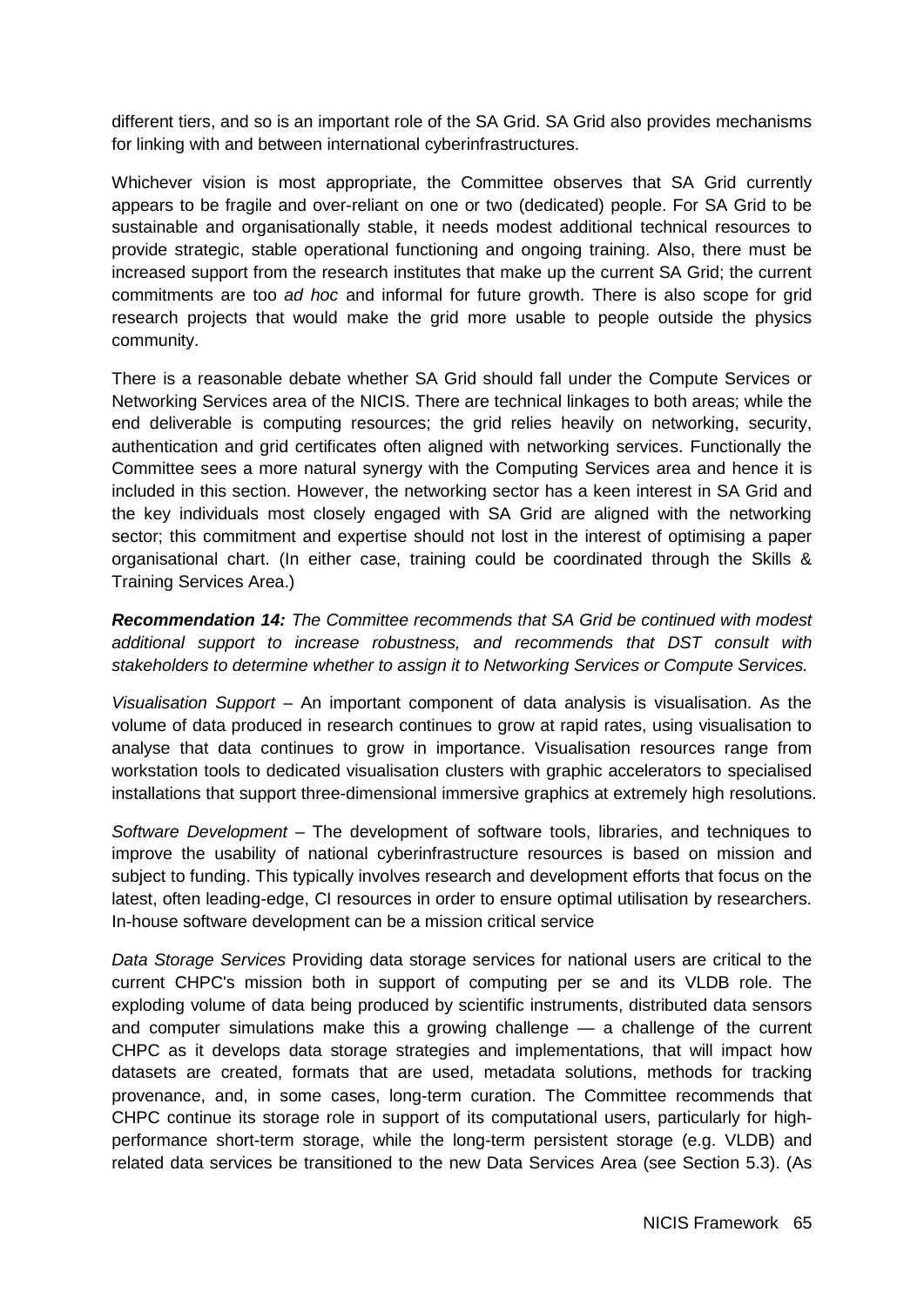different tiers, and so is an important role of the SA Grid. SA Grid also provides mechanisms for linking with and between international cyberinfrastructures.

Whichever vision is most appropriate, the Committee observes that SA Grid currently appears to be fragile and over-reliant on one or two (dedicated) people. For SA Grid to be sustainable and organisationally stable, it needs modest additional technical resources to provide strategic, stable operational functioning and ongoing training. Also, there must be increased support from the research institutes that make up the current SA Grid; the current commitments are too *ad hoc* and informal for future growth. There is also scope for grid research projects that would make the grid more usable to people outside the physics community.

There is a reasonable debate whether SA Grid should fall under the Compute Services or Networking Services area of the NICIS. There are technical linkages to both areas; while the end deliverable is computing resources; the grid relies heavily on networking, security, authentication and grid certificates often aligned with networking services. Functionally the Committee sees a more natural synergy with the Computing Services area and hence it is included in this section. However, the networking sector has a keen interest in SA Grid and the key individuals most closely engaged with SA Grid are aligned with the networking sector; this commitment and expertise should not lost in the interest of optimising a paper organisational chart. (In either case, training could be coordinated through the Skills & Training Services Area.)

***Recommendation 14:*** *The Committee recommends that SA Grid be continued with modest additional support to increase robustness, and recommends that DST consult with stakeholders to determine whether to assign it to Networking Services or Compute Services.*

*Visualisation Support* – An important component of data analysis is visualisation. As the volume of data produced in research continues to grow at rapid rates, using visualisation to analyse that data continues to grow in importance. Visualisation resources range from workstation tools to dedicated visualisation clusters with graphic accelerators to specialised installations that support three-dimensional immersive graphics at extremely high resolutions.

*Software Development* – The development of software tools, libraries, and techniques to improve the usability of national cyberinfrastructure resources is based on mission and subject to funding. This typically involves research and development efforts that focus on the latest, often leading-edge, CI resources in order to ensure optimal utilisation by researchers. In-house software development can be a mission critical service

*Data Storage Services* Providing data storage services for national users are critical to the current CHPC's mission both in support of computing per se and its VLDB role. The exploding volume of data being produced by scientific instruments, distributed data sensors and computer simulations make this a growing challenge — a challenge of the current CHPC as it develops data storage strategies and implementations, that will impact how datasets are created, formats that are used, metadata solutions, methods for tracking provenance, and, in some cases, long-term curation. The Committee recommends that CHPC continue its storage role in support of its computational users, particularly for high-performance short-term storage, while the long-term persistent storage (e.g. VLDB) and related data services be transitioned to the new Data Services Area (see Section 5.3). (As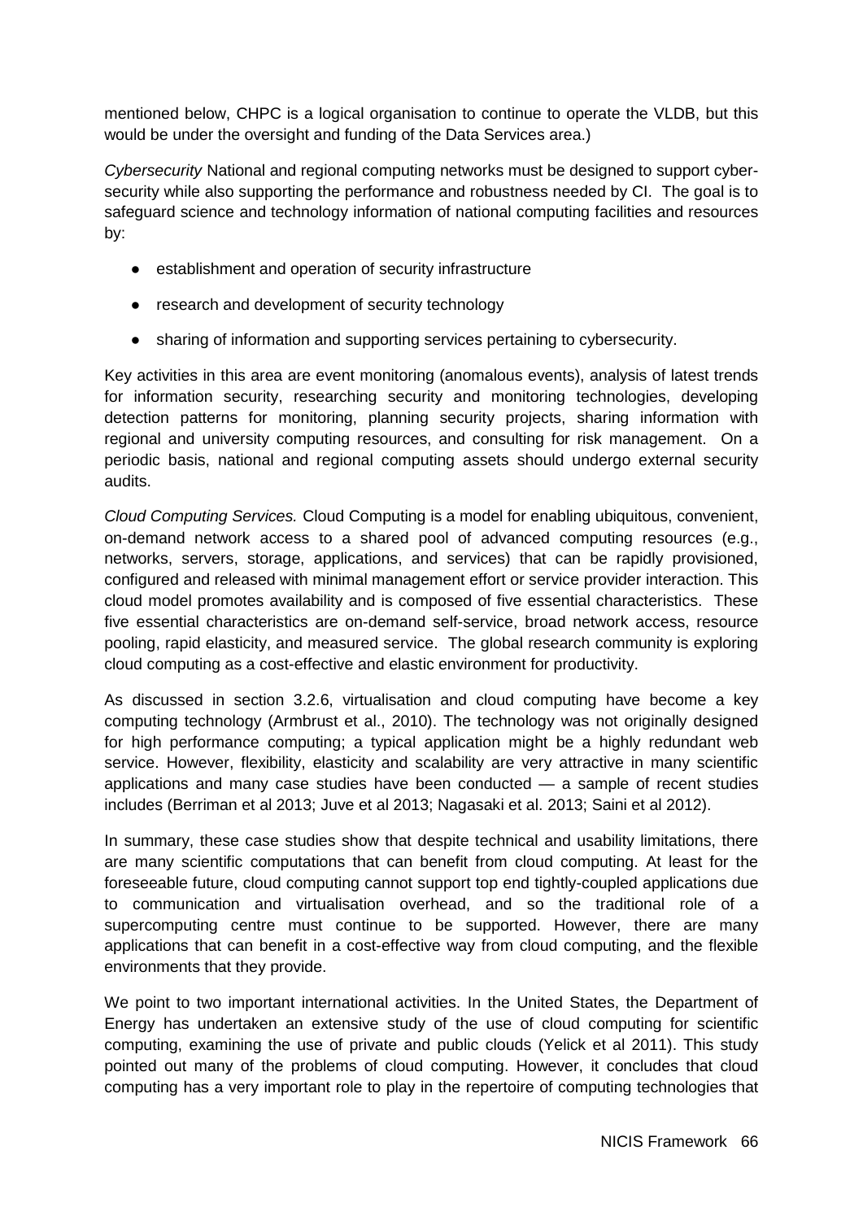mentioned below, CHPC is a logical organisation to continue to operate the VLDB, but this would be under the oversight and funding of the Data Services area.)

*Cybersecurity* National and regional computing networks must be designed to support cyber-security while also supporting the performance and robustness needed by CI. The goal is to safeguard science and technology information of national computing facilities and resources by:

- establishment and operation of security infrastructure
- research and development of security technology
- sharing of information and supporting services pertaining to cybersecurity.

Key activities in this area are event monitoring (anomalous events), analysis of latest trends for information security, researching security and monitoring technologies, developing detection patterns for monitoring, planning security projects, sharing information with regional and university computing resources, and consulting for risk management. On a periodic basis, national and regional computing assets should undergo external security audits.

*Cloud Computing Services.* Cloud Computing is a model for enabling ubiquitous, convenient, on-demand network access to a shared pool of advanced computing resources (e.g., networks, servers, storage, applications, and services) that can be rapidly provisioned, configured and released with minimal management effort or service provider interaction. This cloud model promotes availability and is composed of five essential characteristics. These five essential characteristics are on-demand self-service, broad network access, resource pooling, rapid elasticity, and measured service. The global research community is exploring cloud computing as a cost-effective and elastic environment for productivity.

As discussed in section 3.2.6, virtualisation and cloud computing have become a key computing technology (Armbrust et al., 2010). The technology was not originally designed for high performance computing; a typical application might be a highly redundant web service. However, flexibility, elasticity and scalability are very attractive in many scientific applications and many case studies have been conducted — a sample of recent studies includes (Berriman et al 2013; Juve et al 2013; Nagasaki et al. 2013; Saini et al 2012).

In summary, these case studies show that despite technical and usability limitations, there are many scientific computations that can benefit from cloud computing. At least for the foreseeable future, cloud computing cannot support top end tightly-coupled applications due to communication and virtualisation overhead, and so the traditional role of a supercomputing centre must continue to be supported. However, there are many applications that can benefit in a cost-effective way from cloud computing, and the flexible environments that they provide.

We point to two important international activities. In the United States, the Department of Energy has undertaken an extensive study of the use of cloud computing for scientific computing, examining the use of private and public clouds (Yelick et al 2011). This study pointed out many of the problems of cloud computing. However, it concludes that cloud computing has a very important role to play in the repertoire of computing technologies that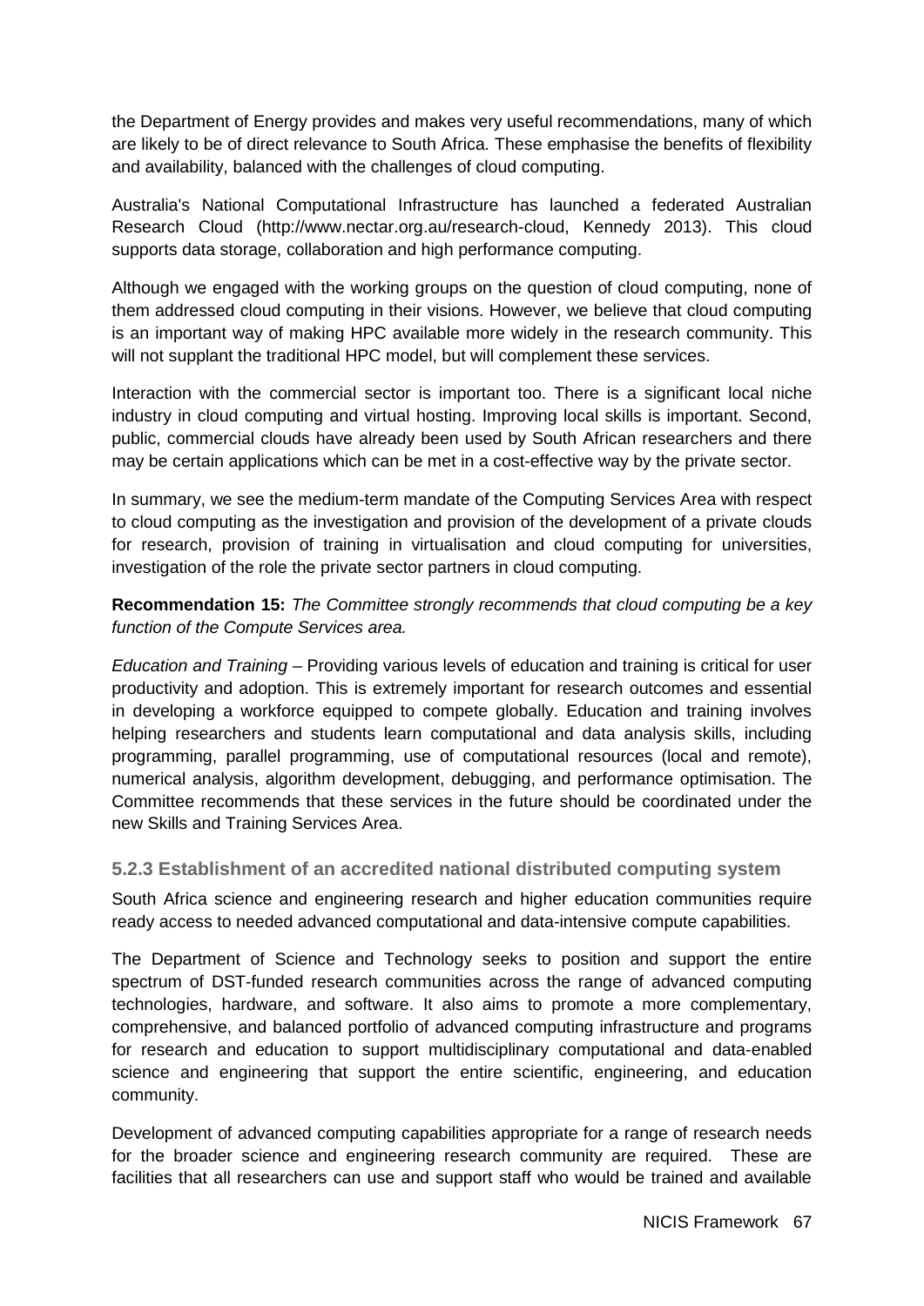the Department of Energy provides and makes very useful recommendations, many of which are likely to be of direct relevance to South Africa. These emphasise the benefits of flexibility and availability, balanced with the challenges of cloud computing.

Australia's National Computational Infrastructure has launched a federated Australian Research Cloud (http://www.nectar.org.au/research-cloud, Kennedy 2013). This cloud supports data storage, collaboration and high performance computing.

Although we engaged with the working groups on the question of cloud computing, none of them addressed cloud computing in their visions. However, we believe that cloud computing is an important way of making HPC available more widely in the research community. This will not supplant the traditional HPC model, but will complement these services.

Interaction with the commercial sector is important too. There is a significant local niche industry in cloud computing and virtual hosting. Improving local skills is important. Second, public, commercial clouds have already been used by South African researchers and there may be certain applications which can be met in a cost-effective way by the private sector.

In summary, we see the medium-term mandate of the Computing Services Area with respect to cloud computing as the investigation and provision of the development of a private clouds for research, provision of training in virtualisation and cloud computing for universities, investigation of the role the private sector partners in cloud computing.

**Recommendation 15:** *The Committee strongly recommends that cloud computing be a key function of the Compute Services area.*

*Education and Training* – Providing various levels of education and training is critical for user productivity and adoption. This is extremely important for research outcomes and essential in developing a workforce equipped to compete globally. Education and training involves helping researchers and students learn computational and data analysis skills, including programming, parallel programming, use of computational resources (local and remote), numerical analysis, algorithm development, debugging, and performance optimisation. The Committee recommends that these services in the future should be coordinated under the new Skills and Training Services Area.

### 5.2.3 Establishment of an accredited national distributed computing system

South Africa science and engineering research and higher education communities require ready access to needed advanced computational and data-intensive compute capabilities.

The Department of Science and Technology seeks to position and support the entire spectrum of DST-funded research communities across the range of advanced computing technologies, hardware, and software. It also aims to promote a more complementary, comprehensive, and balanced portfolio of advanced computing infrastructure and programs for research and education to support multidisciplinary computational and data-enabled science and engineering that support the entire scientific, engineering, and education community.

Development of advanced computing capabilities appropriate for a range of research needs for the broader science and engineering research community are required. These are facilities that all researchers can use and support staff who would be trained and available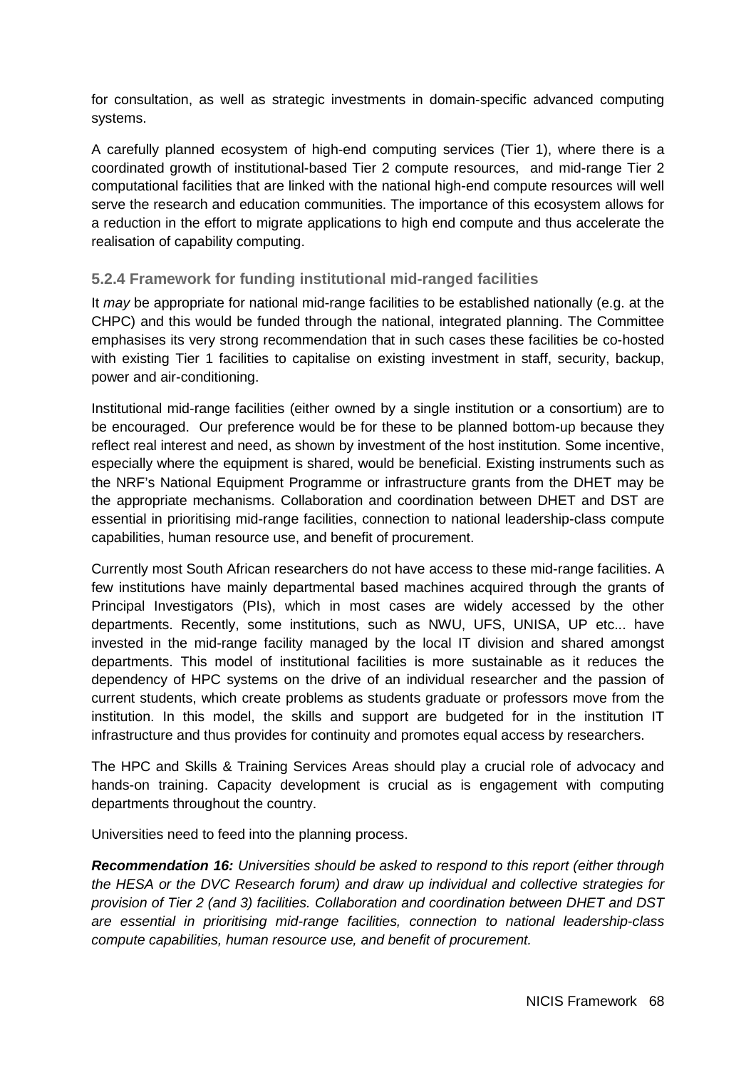for consultation, as well as strategic investments in domain-specific advanced computing systems.

A carefully planned ecosystem of high-end computing services (Tier 1), where there is a coordinated growth of institutional-based Tier 2 compute resources, and mid-range Tier 2 computational facilities that are linked with the national high-end compute resources will well serve the research and education communities. The importance of this ecosystem allows for a reduction in the effort to migrate applications to high end compute and thus accelerate the realisation of capability computing.

### 5.2.4 Framework for funding institutional mid-ranged facilities

It *may* be appropriate for national mid-range facilities to be established nationally (e.g. at the CHPC) and this would be funded through the national, integrated planning. The Committee emphasises its very strong recommendation that in such cases these facilities be co-hosted with existing Tier 1 facilities to capitalise on existing investment in staff, security, backup, power and air-conditioning.

Institutional mid-range facilities (either owned by a single institution or a consortium) are to be encouraged. Our preference would be for these to be planned bottom-up because they reflect real interest and need, as shown by investment of the host institution. Some incentive, especially where the equipment is shared, would be beneficial. Existing instruments such as the NRF's National Equipment Programme or infrastructure grants from the DHET may be the appropriate mechanisms. Collaboration and coordination between DHET and DST are essential in prioritising mid-range facilities, connection to national leadership-class compute capabilities, human resource use, and benefit of procurement.

Currently most South African researchers do not have access to these mid-range facilities. A few institutions have mainly departmental based machines acquired through the grants of Principal Investigators (PIs), which in most cases are widely accessed by the other departments. Recently, some institutions, such as NWU, UFS, UNISA, UP etc... have invested in the mid-range facility managed by the local IT division and shared amongst departments. This model of institutional facilities is more sustainable as it reduces the dependency of HPC systems on the drive of an individual researcher and the passion of current students, which create problems as students graduate or professors move from the institution. In this model, the skills and support are budgeted for in the institution IT infrastructure and thus provides for continuity and promotes equal access by researchers.

The HPC and Skills & Training Services Areas should play a crucial role of advocacy and hands-on training. Capacity development is crucial as is engagement with computing departments throughout the country.

Universities need to feed into the planning process.

***Recommendation 16:*** *Universities should be asked to respond to this report (either through the HESA or the DVC Research forum) and draw up individual and collective strategies for provision of Tier 2 (and 3) facilities. Collaboration and coordination between DHET and DST are essential in prioritising mid-range facilities, connection to national leadership-class compute capabilities, human resource use, and benefit of procurement.*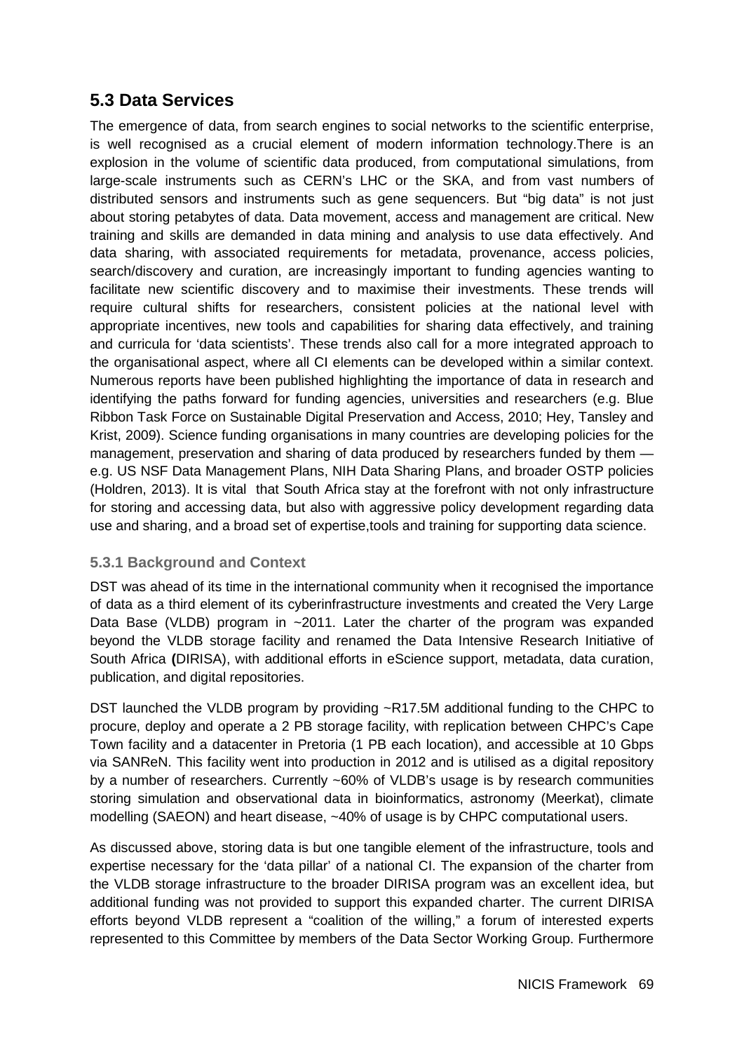## 5.3 Data Services

The emergence of data, from search engines to social networks to the scientific enterprise, is well recognised as a crucial element of modern information technology.There is an explosion in the volume of scientific data produced, from computational simulations, from large-scale instruments such as CERN's LHC or the SKA, and from vast numbers of distributed sensors and instruments such as gene sequencers. But "big data" is not just about storing petabytes of data. Data movement, access and management are critical. New training and skills are demanded in data mining and analysis to use data effectively. And data sharing, with associated requirements for metadata, provenance, access policies, search/discovery and curation, are increasingly important to funding agencies wanting to facilitate new scientific discovery and to maximise their investments. These trends will require cultural shifts for researchers, consistent policies at the national level with appropriate incentives, new tools and capabilities for sharing data effectively, and training and curricula for 'data scientists'. These trends also call for a more integrated approach to the organisational aspect, where all CI elements can be developed within a similar context. Numerous reports have been published highlighting the importance of data in research and identifying the paths forward for funding agencies, universities and researchers (e.g. Blue Ribbon Task Force on Sustainable Digital Preservation and Access, 2010; Hey, Tansley and Krist, 2009). Science funding organisations in many countries are developing policies for the management, preservation and sharing of data produced by researchers funded by them — e.g. US NSF Data Management Plans, NIH Data Sharing Plans, and broader OSTP policies (Holdren, 2013). It is vital that South Africa stay at the forefront with not only infrastructure for storing and accessing data, but also with aggressive policy development regarding data use and sharing, and a broad set of expertise,tools and training for supporting data science.

### 5.3.1 Background and Context

DST was ahead of its time in the international community when it recognised the importance of data as a third element of its cyberinfrastructure investments and created the Very Large Data Base (VLDB) program in ~2011. Later the charter of the program was expanded beyond the VLDB storage facility and renamed the Data Intensive Research Initiative of South Africa **(**DIRISA), with additional efforts in eScience support, metadata, data curation, publication, and digital repositories.

DST launched the VLDB program by providing ~R17.5M additional funding to the CHPC to procure, deploy and operate a 2 PB storage facility, with replication between CHPC's Cape Town facility and a datacenter in Pretoria (1 PB each location), and accessible at 10 Gbps via SANReN. This facility went into production in 2012 and is utilised as a digital repository by a number of researchers. Currently ~60% of VLDB's usage is by research communities storing simulation and observational data in bioinformatics, astronomy (Meerkat), climate modelling (SAEON) and heart disease, ~40% of usage is by CHPC computational users.

As discussed above, storing data is but one tangible element of the infrastructure, tools and expertise necessary for the 'data pillar' of a national CI. The expansion of the charter from the VLDB storage infrastructure to the broader DIRISA program was an excellent idea, but additional funding was not provided to support this expanded charter. The current DIRISA efforts beyond VLDB represent a "coalition of the willing," a forum of interested experts represented to this Committee by members of the Data Sector Working Group. Furthermore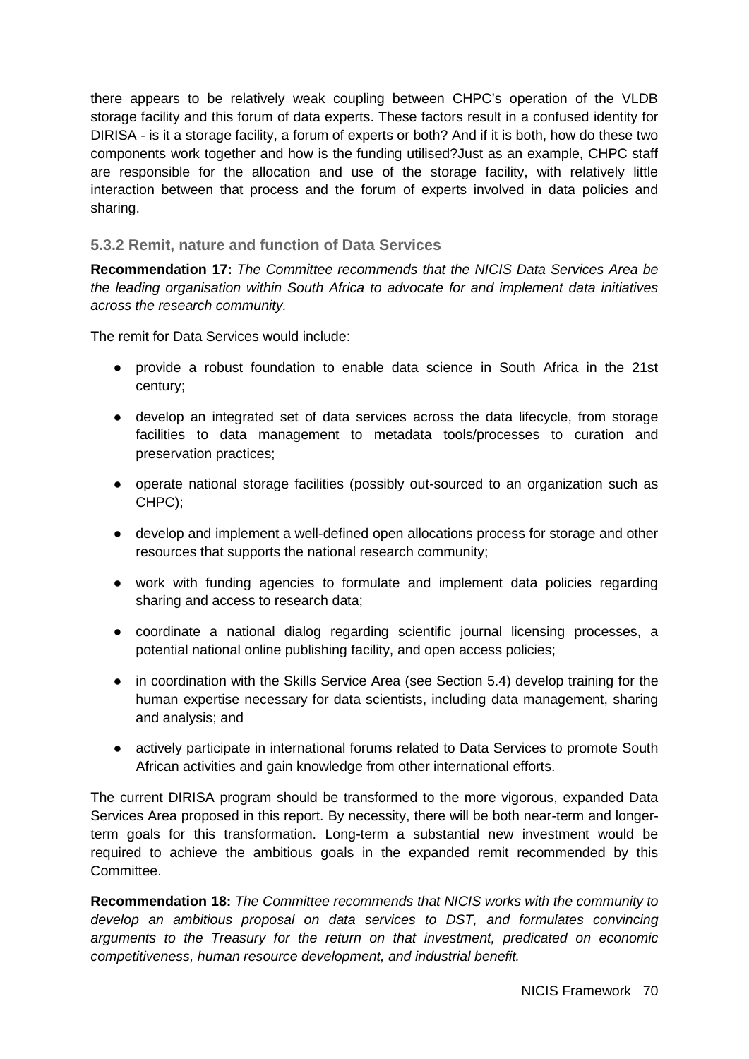there appears to be relatively weak coupling between CHPC's operation of the VLDB storage facility and this forum of data experts. These factors result in a confused identity for DIRISA - is it a storage facility, a forum of experts or both? And if it is both, how do these two components work together and how is the funding utilised?Just as an example, CHPC staff are responsible for the allocation and use of the storage facility, with relatively little interaction between that process and the forum of experts involved in data policies and sharing.

### 5.3.2 Remit, nature and function of Data Services

**Recommendation 17:** *The Committee recommends that the NICIS Data Services Area be the leading organisation within South Africa to advocate for and implement data initiatives across the research community.*

The remit for Data Services would include:

- provide a robust foundation to enable data science in South Africa in the 21st century;
- develop an integrated set of data services across the data lifecycle, from storage facilities to data management to metadata tools/processes to curation and preservation practices;
- operate national storage facilities (possibly out-sourced to an organization such as CHPC);
- develop and implement a well-defined open allocations process for storage and other resources that supports the national research community;
- work with funding agencies to formulate and implement data policies regarding sharing and access to research data;
- coordinate a national dialog regarding scientific journal licensing processes, a potential national online publishing facility, and open access policies;
- in coordination with the Skills Service Area (see Section 5.4) develop training for the human expertise necessary for data scientists, including data management, sharing and analysis; and
- actively participate in international forums related to Data Services to promote South African activities and gain knowledge from other international efforts.

The current DIRISA program should be transformed to the more vigorous, expanded Data Services Area proposed in this report. By necessity, there will be both near-term and longer-term goals for this transformation. Long-term a substantial new investment would be required to achieve the ambitious goals in the expanded remit recommended by this Committee.

**Recommendation 18:** *The Committee recommends that NICIS works with the community to develop an ambitious proposal on data services to DST, and formulates convincing arguments to the Treasury for the return on that investment, predicated on economic competitiveness, human resource development, and industrial benefit.*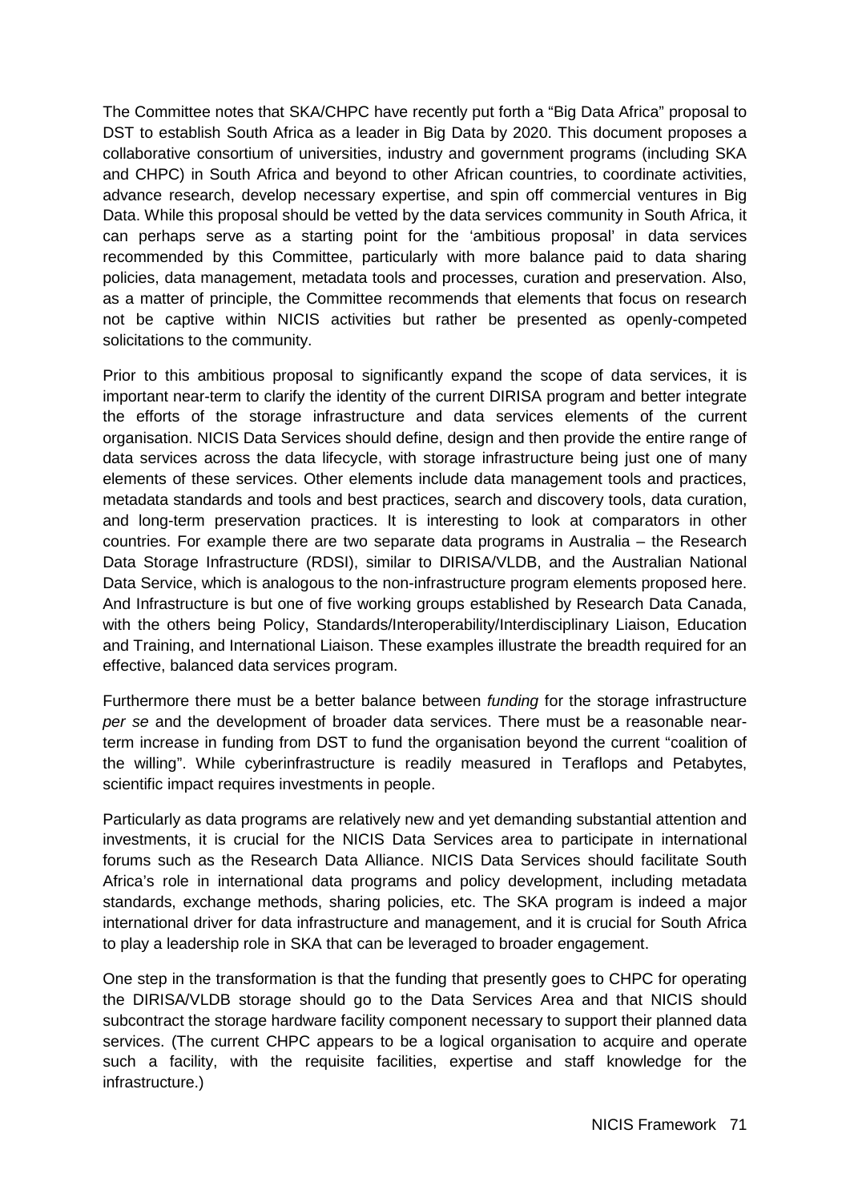The Committee notes that SKA/CHPC have recently put forth a "Big Data Africa" proposal to DST to establish South Africa as a leader in Big Data by 2020. This document proposes a collaborative consortium of universities, industry and government programs (including SKA and CHPC) in South Africa and beyond to other African countries, to coordinate activities, advance research, develop necessary expertise, and spin off commercial ventures in Big Data. While this proposal should be vetted by the data services community in South Africa, it can perhaps serve as a starting point for the 'ambitious proposal' in data services recommended by this Committee, particularly with more balance paid to data sharing policies, data management, metadata tools and processes, curation and preservation. Also, as a matter of principle, the Committee recommends that elements that focus on research not be captive within NICIS activities but rather be presented as openly-competed solicitations to the community.

Prior to this ambitious proposal to significantly expand the scope of data services, it is important near-term to clarify the identity of the current DIRISA program and better integrate the efforts of the storage infrastructure and data services elements of the current organisation. NICIS Data Services should define, design and then provide the entire range of data services across the data lifecycle, with storage infrastructure being just one of many elements of these services. Other elements include data management tools and practices, metadata standards and tools and best practices, search and discovery tools, data curation, and long-term preservation practices. It is interesting to look at comparators in other countries. For example there are two separate data programs in Australia – the Research Data Storage Infrastructure (RDSI), similar to DIRISA/VLDB, and the Australian National Data Service, which is analogous to the non-infrastructure program elements proposed here. And Infrastructure is but one of five working groups established by Research Data Canada, with the others being Policy, Standards/Interoperability/Interdisciplinary Liaison, Education and Training, and International Liaison. These examples illustrate the breadth required for an effective, balanced data services program.

Furthermore there must be a better balance between *funding* for the storage infrastructure *per se* and the development of broader data services. There must be a reasonable near-term increase in funding from DST to fund the organisation beyond the current "coalition of the willing". While cyberinfrastructure is readily measured in Teraflops and Petabytes, scientific impact requires investments in people.

Particularly as data programs are relatively new and yet demanding substantial attention and investments, it is crucial for the NICIS Data Services area to participate in international forums such as the Research Data Alliance. NICIS Data Services should facilitate South Africa's role in international data programs and policy development, including metadata standards, exchange methods, sharing policies, etc. The SKA program is indeed a major international driver for data infrastructure and management, and it is crucial for South Africa to play a leadership role in SKA that can be leveraged to broader engagement.

One step in the transformation is that the funding that presently goes to CHPC for operating the DIRISA/VLDB storage should go to the Data Services Area and that NICIS should subcontract the storage hardware facility component necessary to support their planned data services. (The current CHPC appears to be a logical organisation to acquire and operate such a facility, with the requisite facilities, expertise and staff knowledge for the infrastructure.)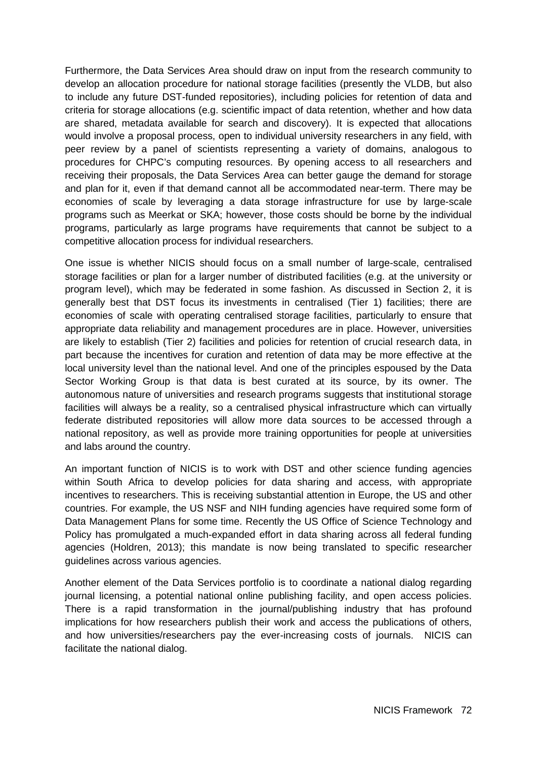Furthermore, the Data Services Area should draw on input from the research community to develop an allocation procedure for national storage facilities (presently the VLDB, but also to include any future DST-funded repositories), including policies for retention of data and criteria for storage allocations (e.g. scientific impact of data retention, whether and how data are shared, metadata available for search and discovery). It is expected that allocations would involve a proposal process, open to individual university researchers in any field, with peer review by a panel of scientists representing a variety of domains, analogous to procedures for CHPC's computing resources. By opening access to all researchers and receiving their proposals, the Data Services Area can better gauge the demand for storage and plan for it, even if that demand cannot all be accommodated near-term. There may be economies of scale by leveraging a data storage infrastructure for use by large-scale programs such as Meerkat or SKA; however, those costs should be borne by the individual programs, particularly as large programs have requirements that cannot be subject to a competitive allocation process for individual researchers.

One issue is whether NICIS should focus on a small number of large-scale, centralised storage facilities or plan for a larger number of distributed facilities (e.g. at the university or program level), which may be federated in some fashion. As discussed in Section 2, it is generally best that DST focus its investments in centralised (Tier 1) facilities; there are economies of scale with operating centralised storage facilities, particularly to ensure that appropriate data reliability and management procedures are in place. However, universities are likely to establish (Tier 2) facilities and policies for retention of crucial research data, in part because the incentives for curation and retention of data may be more effective at the local university level than the national level. And one of the principles espoused by the Data Sector Working Group is that data is best curated at its source, by its owner. The autonomous nature of universities and research programs suggests that institutional storage facilities will always be a reality, so a centralised physical infrastructure which can virtually federate distributed repositories will allow more data sources to be accessed through a national repository, as well as provide more training opportunities for people at universities and labs around the country.

An important function of NICIS is to work with DST and other science funding agencies within South Africa to develop policies for data sharing and access, with appropriate incentives to researchers. This is receiving substantial attention in Europe, the US and other countries. For example, the US NSF and NIH funding agencies have required some form of Data Management Plans for some time. Recently the US Office of Science Technology and Policy has promulgated a much-expanded effort in data sharing across all federal funding agencies (Holdren, 2013); this mandate is now being translated to specific researcher guidelines across various agencies.

Another element of the Data Services portfolio is to coordinate a national dialog regarding journal licensing, a potential national online publishing facility, and open access policies. There is a rapid transformation in the journal/publishing industry that has profound implications for how researchers publish their work and access the publications of others, and how universities/researchers pay the ever-increasing costs of journals. NICIS can facilitate the national dialog.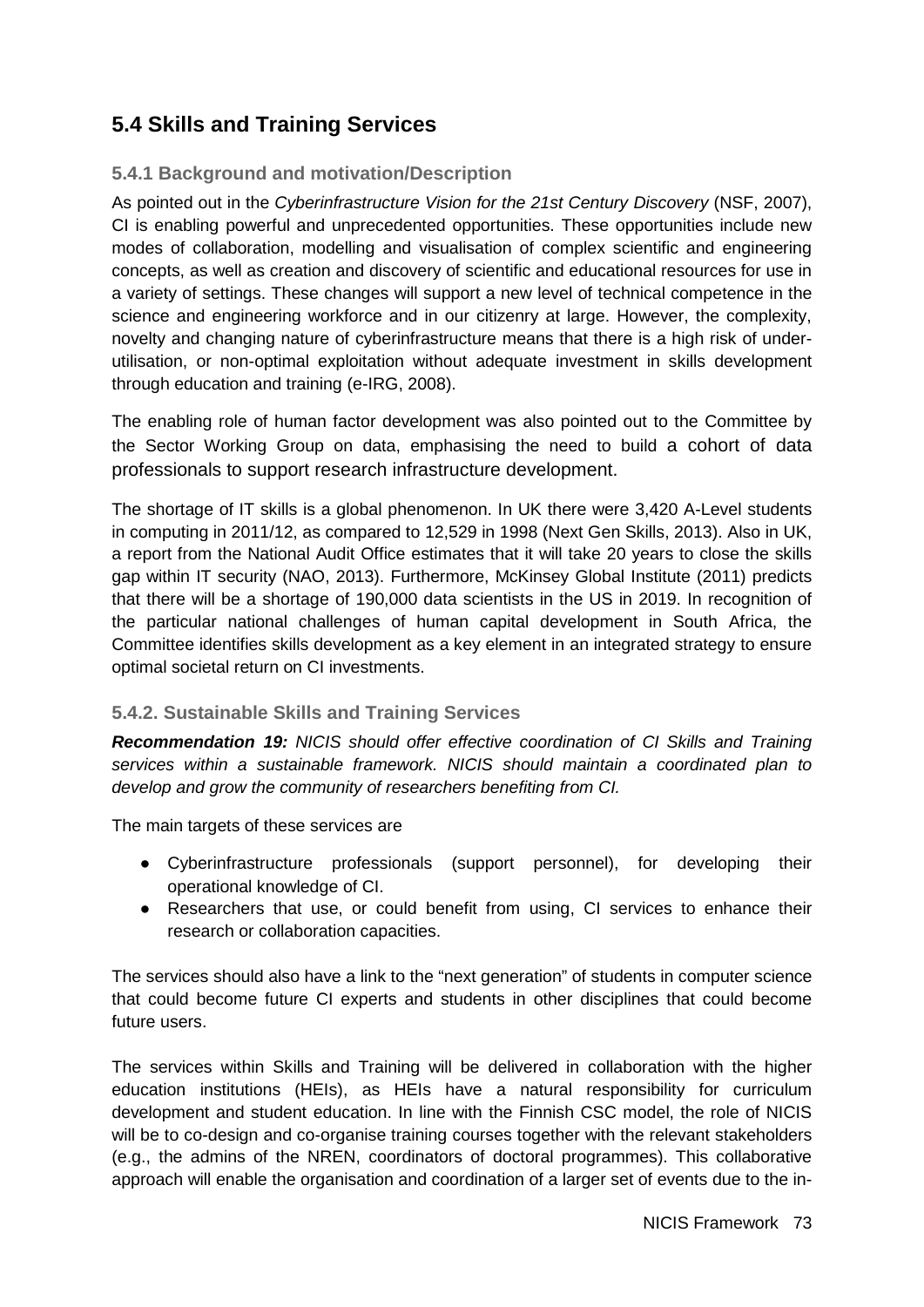## 5.4 Skills and Training Services

### 5.4.1 Background and motivation/Description

As pointed out in the *Cyberinfrastructure Vision for the 21st Century Discovery* (NSF, 2007), CI is enabling powerful and unprecedented opportunities. These opportunities include new modes of collaboration, modelling and visualisation of complex scientific and engineering concepts, as well as creation and discovery of scientific and educational resources for use in a variety of settings. These changes will support a new level of technical competence in the science and engineering workforce and in our citizenry at large. However, the complexity, novelty and changing nature of cyberinfrastructure means that there is a high risk of under-utilisation, or non-optimal exploitation without adequate investment in skills development through education and training (e-IRG, 2008).

The enabling role of human factor development was also pointed out to the Committee by the Sector Working Group on data, emphasising the need to build a cohort of data professionals to support research infrastructure development.

The shortage of IT skills is a global phenomenon. In UK there were 3,420 A-Level students in computing in 2011/12, as compared to 12,529 in 1998 (Next Gen Skills, 2013). Also in UK, a report from the National Audit Office estimates that it will take 20 years to close the skills gap within IT security (NAO, 2013). Furthermore, McKinsey Global Institute (2011) predicts that there will be a shortage of 190,000 data scientists in the US in 2019. In recognition of the particular national challenges of human capital development in South Africa, the Committee identifies skills development as a key element in an integrated strategy to ensure optimal societal return on CI investments.

### 5.4.2. Sustainable Skills and Training Services

***Recommendation 19:*** *NICIS should offer effective coordination of CI Skills and Training services within a sustainable framework. NICIS should maintain a coordinated plan to develop and grow the community of researchers benefiting from CI.*

The main targets of these services are

- Cyberinfrastructure professionals (support personnel), for developing their operational knowledge of CI.
- Researchers that use, or could benefit from using, CI services to enhance their research or collaboration capacities.

The services should also have a link to the "next generation" of students in computer science that could become future CI experts and students in other disciplines that could become future users.

The services within Skills and Training will be delivered in collaboration with the higher education institutions (HEIs), as HEIs have a natural responsibility for curriculum development and student education. In line with the Finnish CSC model, the role of NICIS will be to co-design and co-organise training courses together with the relevant stakeholders (e.g., the admins of the NREN, coordinators of doctoral programmes). This collaborative approach will enable the organisation and coordination of a larger set of events due to the in-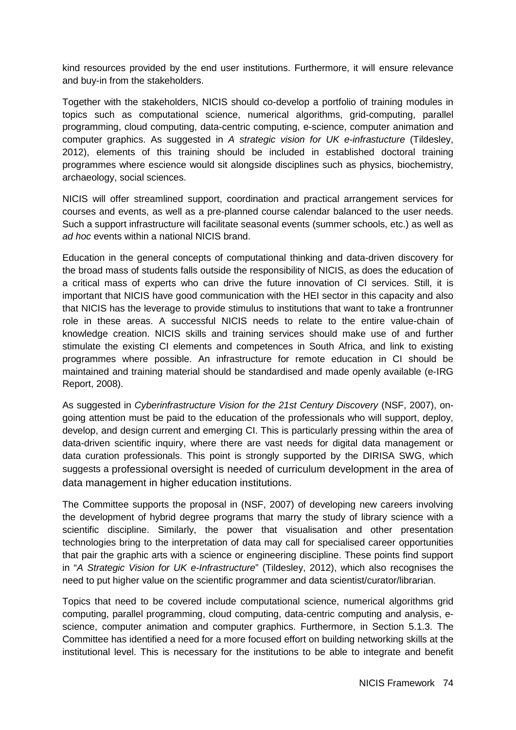kind resources provided by the end user institutions. Furthermore, it will ensure relevance and buy-in from the stakeholders.

Together with the stakeholders, NICIS should co-develop a portfolio of training modules in topics such as computational science, numerical algorithms, grid-computing, parallel programming, cloud computing, data-centric computing, e-science, computer animation and computer graphics. As suggested in *A strategic vision for UK e-infrastucture* (Tildesley, 2012), elements of this training should be included in established doctoral training programmes where escience would sit alongside disciplines such as physics, biochemistry, archaeology, social sciences.

NICIS will offer streamlined support, coordination and practical arrangement services for courses and events, as well as a pre-planned course calendar balanced to the user needs. Such a support infrastructure will facilitate seasonal events (summer schools, etc.) as well as *ad hoc* events within a national NICIS brand.

Education in the general concepts of computational thinking and data-driven discovery for the broad mass of students falls outside the responsibility of NICIS, as does the education of a critical mass of experts who can drive the future innovation of CI services. Still, it is important that NICIS have good communication with the HEI sector in this capacity and also that NICIS has the leverage to provide stimulus to institutions that want to take a frontrunner role in these areas. A successful NICIS needs to relate to the entire value-chain of knowledge creation. NICIS skills and training services should make use of and further stimulate the existing CI elements and competences in South Africa, and link to existing programmes where possible. An infrastructure for remote education in CI should be maintained and training material should be standardised and made openly available (e-IRG Report, 2008).

As suggested in *Cyberinfrastructure Vision for the 21st Century Discovery* (NSF, 2007), on-going attention must be paid to the education of the professionals who will support, deploy, develop, and design current and emerging CI. This is particularly pressing within the area of data-driven scientific inquiry, where there are vast needs for digital data management or data curation professionals. This point is strongly supported by the DIRISA SWG, which suggests a professional oversight is needed of curriculum development in the area of data management in higher education institutions.

The Committee supports the proposal in (NSF, 2007) of developing new careers involving the development of hybrid degree programs that marry the study of library science with a scientific discipline. Similarly, the power that visualisation and other presentation technologies bring to the interpretation of data may call for specialised career opportunities that pair the graphic arts with a science or engineering discipline. These points find support in "*A Strategic Vision for UK e-Infrastructure*" (Tildesley, 2012), which also recognises the need to put higher value on the scientific programmer and data scientist/curator/librarian.

Topics that need to be covered include computational science, numerical algorithms grid computing, parallel programming, cloud computing, data-centric computing and analysis, e-science, computer animation and computer graphics. Furthermore, in Section 5.1.3. The Committee has identified a need for a more focused effort on building networking skills at the institutional level. This is necessary for the institutions to be able to integrate and benefit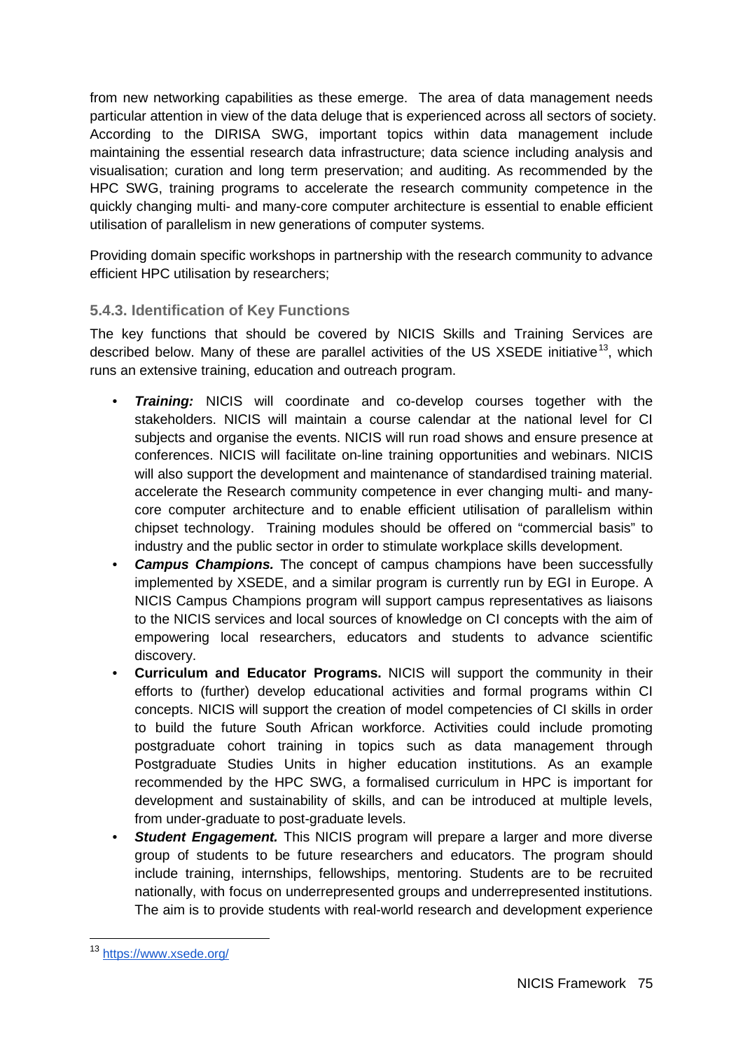from new networking capabilities as these emerge. The area of data management needs particular attention in view of the data deluge that is experienced across all sectors of society. According to the DIRISA SWG, important topics within data management include maintaining the essential research data infrastructure; data science including analysis and visualisation; curation and long term preservation; and auditing. As recommended by the HPC SWG, training programs to accelerate the research community competence in the quickly changing multi- and many-core computer architecture is essential to enable efficient utilisation of parallelism in new generations of computer systems.

Providing domain specific workshops in partnership with the research community to advance efficient HPC utilisation by researchers;

### 5.4.3. Identification of Key Functions

The key functions that should be covered by NICIS Skills and Training Services are described below. Many of these are parallel activities of the US XSEDE initiative[13], which runs an extensive training, education and outreach program.

- ***Training:*** NICIS will coordinate and co-develop courses together with the stakeholders. NICIS will maintain a course calendar at the national level for CI subjects and organise the events. NICIS will run road shows and ensure presence at conferences. NICIS will facilitate on-line training opportunities and webinars. NICIS will also support the development and maintenance of standardised training material. accelerate the Research community competence in ever changing multi- and many-core computer architecture and to enable efficient utilisation of parallelism within chipset technology. Training modules should be offered on "commercial basis" to industry and the public sector in order to stimulate workplace skills development.
- ***Campus Champions.*** The concept of campus champions have been successfully implemented by XSEDE, and a similar program is currently run by EGI in Europe. A NICIS Campus Champions program will support campus representatives as liaisons to the NICIS services and local sources of knowledge on CI concepts with the aim of empowering local researchers, educators and students to advance scientific discovery.
- **Curriculum and Educator Programs.** NICIS will support the community in their efforts to (further) develop educational activities and formal programs within CI concepts. NICIS will support the creation of model competencies of CI skills in order to build the future South African workforce. Activities could include promoting postgraduate cohort training in topics such as data management through Postgraduate Studies Units in higher education institutions. As an example recommended by the HPC SWG, a formalised curriculum in HPC is important for development and sustainability of skills, and can be introduced at multiple levels, from under-graduate to post-graduate levels.
- ***Student Engagement.*** This NICIS program will prepare a larger and more diverse group of students to be future researchers and educators. The program should include training, internships, fellowships, mentoring. Students are to be recruited nationally, with focus on underrepresented groups and underrepresented institutions. The aim is to provide students with real-world research and development experience

[13] https://www.xsede.org/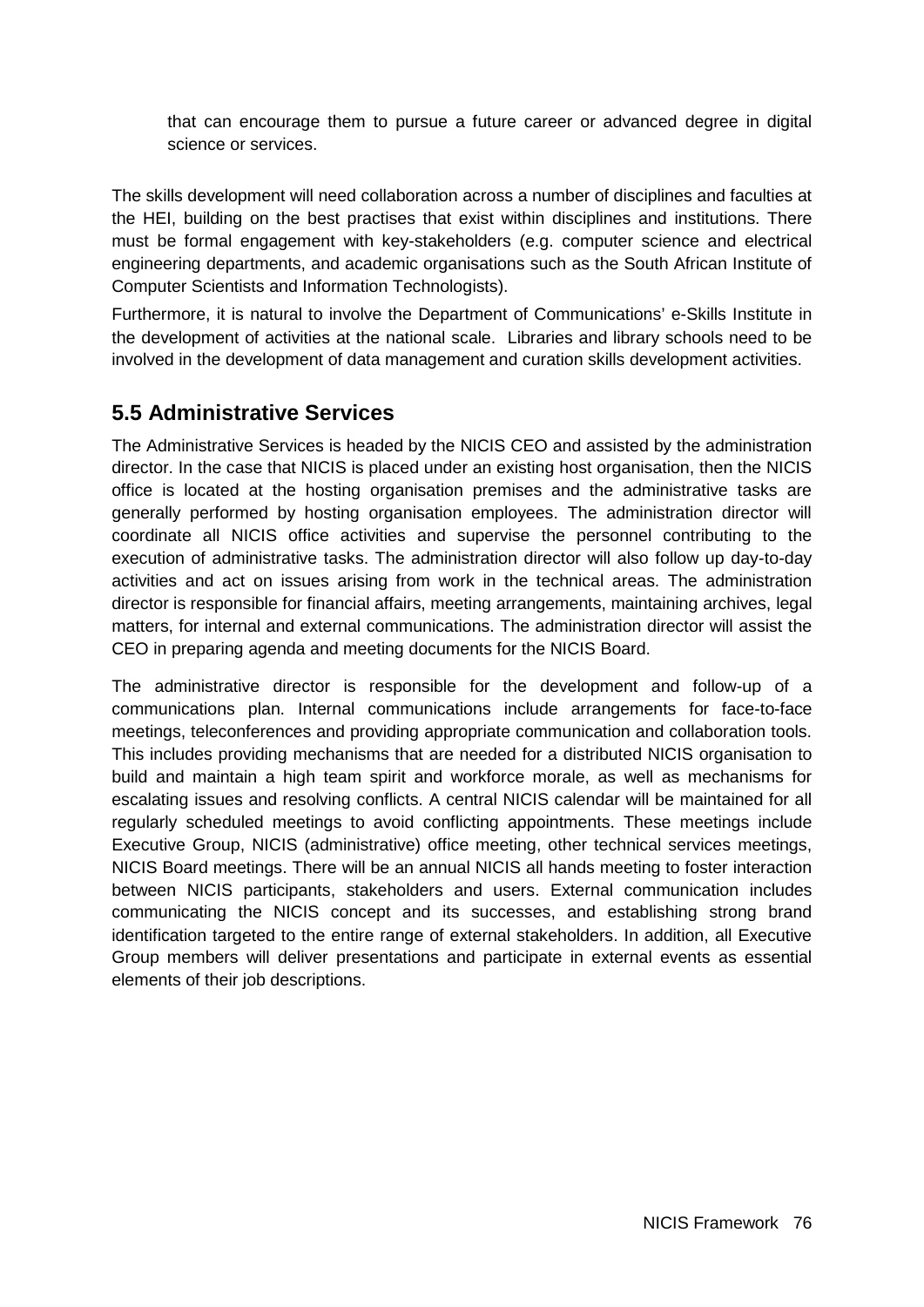that can encourage them to pursue a future career or advanced degree in digital science or services.

The skills development will need collaboration across a number of disciplines and faculties at the HEI, building on the best practises that exist within disciplines and institutions. There must be formal engagement with key-stakeholders (e.g. computer science and electrical engineering departments, and academic organisations such as the South African Institute of Computer Scientists and Information Technologists).

Furthermore, it is natural to involve the Department of Communications' e-Skills Institute in the development of activities at the national scale. Libraries and library schools need to be involved in the development of data management and curation skills development activities.

## 5.5 Administrative Services

The Administrative Services is headed by the NICIS CEO and assisted by the administration director. In the case that NICIS is placed under an existing host organisation, then the NICIS office is located at the hosting organisation premises and the administrative tasks are generally performed by hosting organisation employees. The administration director will coordinate all NICIS office activities and supervise the personnel contributing to the execution of administrative tasks. The administration director will also follow up day-to-day activities and act on issues arising from work in the technical areas. The administration director is responsible for financial affairs, meeting arrangements, maintaining archives, legal matters, for internal and external communications. The administration director will assist the CEO in preparing agenda and meeting documents for the NICIS Board.

The administrative director is responsible for the development and follow-up of a communications plan. Internal communications include arrangements for face-to-face meetings, teleconferences and providing appropriate communication and collaboration tools. This includes providing mechanisms that are needed for a distributed NICIS organisation to build and maintain a high team spirit and workforce morale, as well as mechanisms for escalating issues and resolving conflicts. A central NICIS calendar will be maintained for all regularly scheduled meetings to avoid conflicting appointments. These meetings include Executive Group, NICIS (administrative) office meeting, other technical services meetings, NICIS Board meetings. There will be an annual NICIS all hands meeting to foster interaction between NICIS participants, stakeholders and users. External communication includes communicating the NICIS concept and its successes, and establishing strong brand identification targeted to the entire range of external stakeholders. In addition, all Executive Group members will deliver presentations and participate in external events as essential elements of their job descriptions.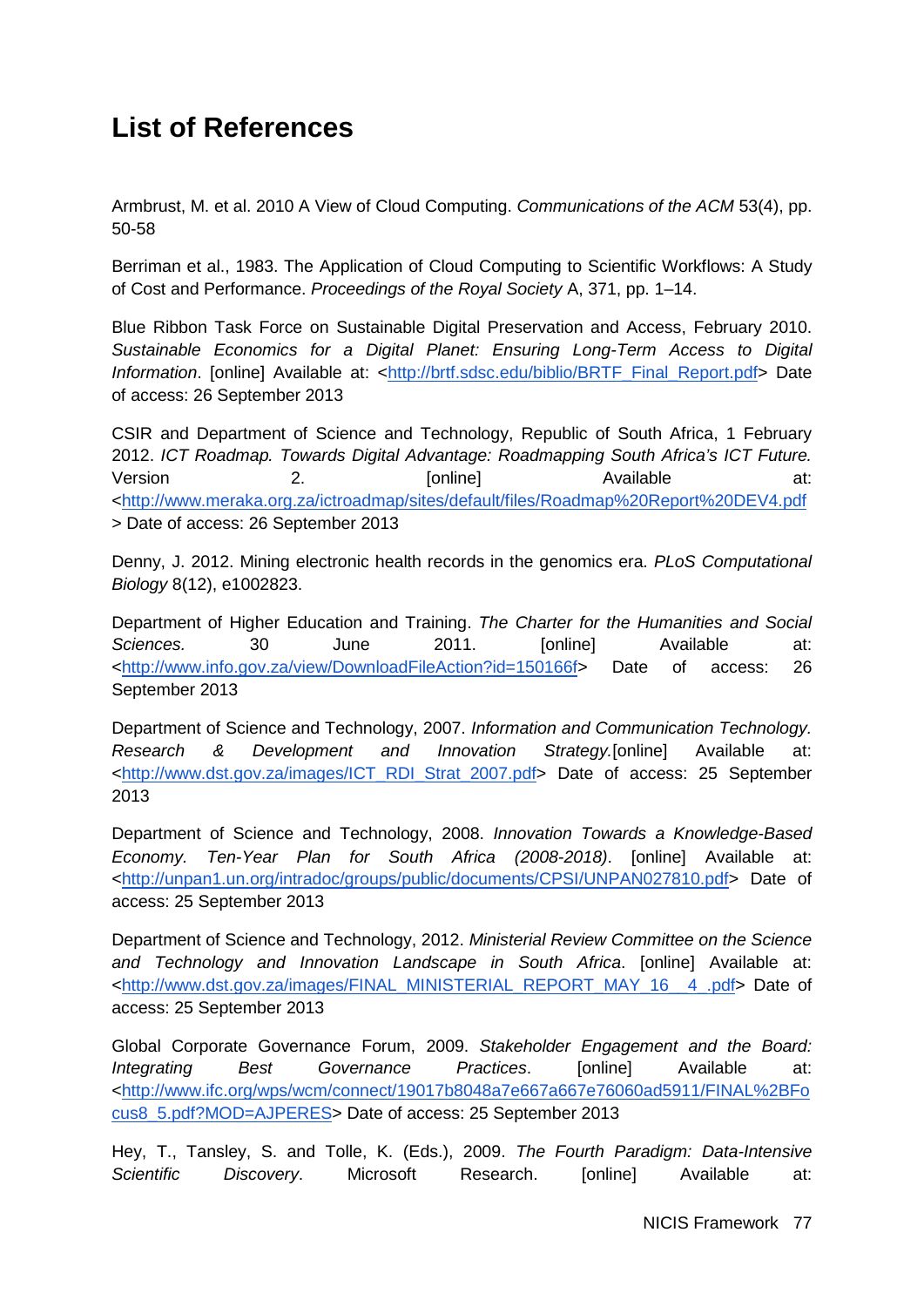# List of References

Armbrust, M. et al. 2010 A View of Cloud Computing. *Communications of the ACM* 53(4), pp. 50-58

Berriman et al., 1983. The Application of Cloud Computing to Scientific Workflows: A Study of Cost and Performance. *Proceedings of the Royal Society* A, 371, pp. 1–14.

Blue Ribbon Task Force on Sustainable Digital Preservation and Access, February 2010. *Sustainable Economics for a Digital Planet: Ensuring Long-Term Access to Digital Information*. [online] Available at: <http://brtf.sdsc.edu/biblio/BRTF_Final_Report.pdf> Date of access: 26 September 2013

CSIR and Department of Science and Technology, Republic of South Africa, 1 February 2012. *ICT Roadmap. Towards Digital Advantage: Roadmapping South Africa's ICT Future.* Version 2. [online] Available at: <http://www.meraka.org.za/ictroadmap/sites/default/files/Roadmap%20Report%20DEV4.pdf> Date of access: 26 September 2013

Denny, J. 2012. Mining electronic health records in the genomics era. *PLoS Computational Biology* 8(12), e1002823.

Department of Higher Education and Training. *The Charter for the Humanities and Social Sciences.* 30 June 2011. [online] Available at: <http://www.info.gov.za/view/DownloadFileAction?id=150166f> Date of access: 26 September 2013

Department of Science and Technology, 2007. *Information and Communication Technology. Research & Development and Innovation Strategy.*[online] Available at: <http://www.dst.gov.za/images/ICT_RDI_Strat_2007.pdf> Date of access: 25 September 2013

Department of Science and Technology, 2008. *Innovation Towards a Knowledge-Based Economy. Ten-Year Plan for South Africa (2008-2018)*. [online] Available at: <http://unpan1.un.org/intradoc/groups/public/documents/CPSI/UNPAN027810.pdf> Date of access: 25 September 2013

Department of Science and Technology, 2012. *Ministerial Review Committee on the Science and Technology and Innovation Landscape in South Africa*. [online] Available at: <http://www.dst.gov.za/images/FINAL_MINISTERIAL_REPORT_MAY_16__4_.pdf> Date of access: 25 September 2013

Global Corporate Governance Forum, 2009. *Stakeholder Engagement and the Board: Integrating Best Governance Practices*. [online] Available at: <http://www.ifc.org/wps/wcm/connect/19017b8048a7e667a667e76060ad5911/FINAL%2BFocus8_5.pdf?MOD=AJPERES> Date of access: 25 September 2013

Hey, T., Tansley, S. and Tolle, K. (Eds.), 2009. *The Fourth Paradigm: Data-Intensive Scientific Discovery*. Microsoft Research. [online] Available at: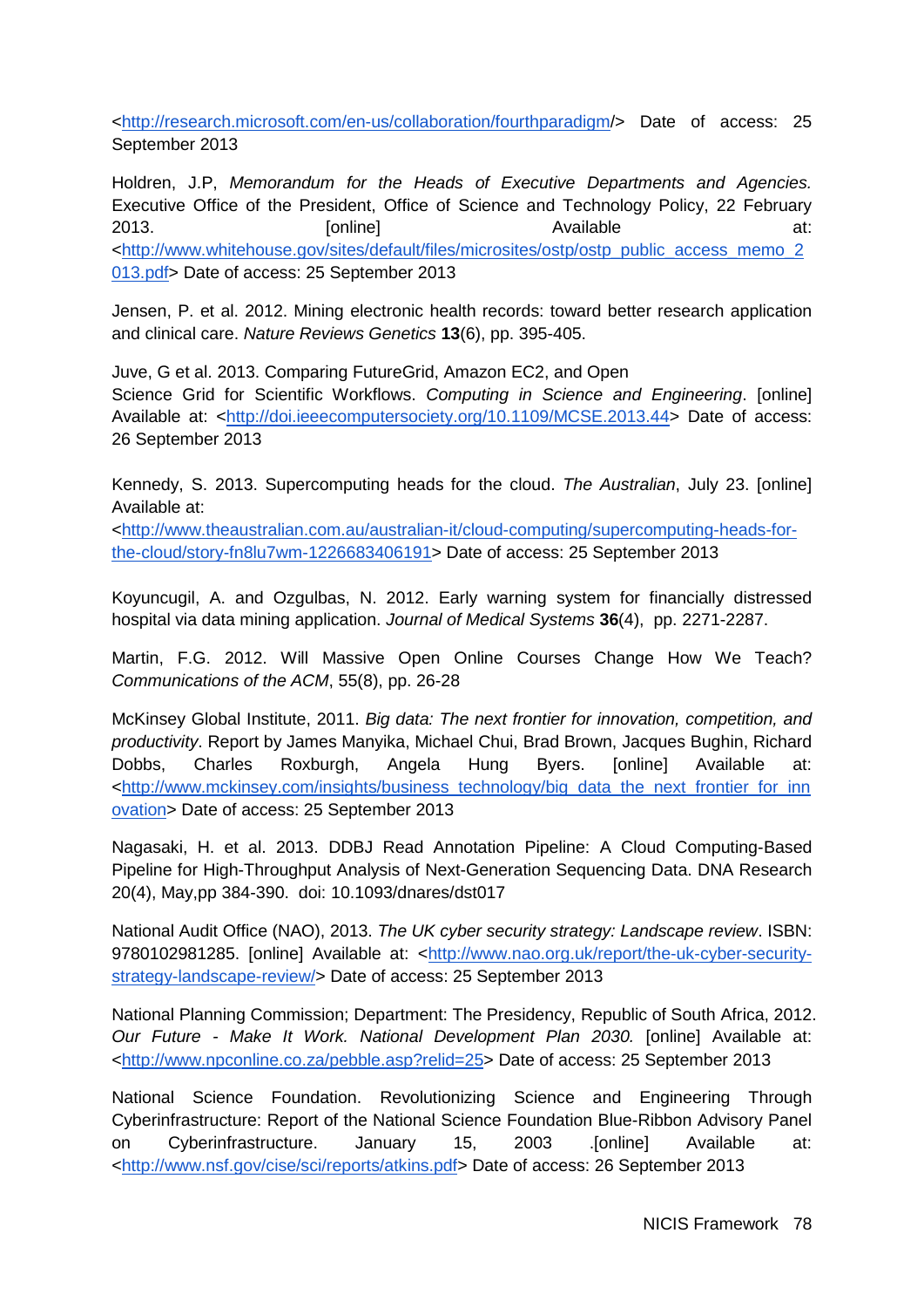<http://research.microsoft.com/en-us/collaboration/fourthparadigm/> Date of access: 25 September 2013

Holdren, J.P, *Memorandum for the Heads of Executive Departments and Agencies.* Executive Office of the President, Office of Science and Technology Policy, 22 February 2013. [online] Available at: <http://www.whitehouse.gov/sites/default/files/microsites/ostp/ostp_public_access_memo_2013.pdf> Date of access: 25 September 2013

Jensen, P. et al. 2012. Mining electronic health records: toward better research application and clinical care. *Nature Reviews Genetics* **13**(6), pp. 395-405.

Juve, G et al. 2013. Comparing FutureGrid, Amazon EC2, and Open Science Grid for Scientific Workflows. *Computing in Science and Engineering*. [online] Available at: <http://doi.ieeecomputersociety.org/10.1109/MCSE.2013.44> Date of access: 26 September 2013

Kennedy, S. 2013. Supercomputing heads for the cloud. *The Australian*, July 23. [online] Available at: <http://www.theaustralian.com.au/australian-it/cloud-computing/supercomputing-heads-for-the-cloud/story-fn8lu7wm-1226683406191> Date of access: 25 September 2013

Koyuncugil, A. and Ozgulbas, N. 2012. Early warning system for financially distressed hospital via data mining application. *Journal of Medical Systems* **36**(4), pp. 2271-2287.

Martin, F.G. 2012. Will Massive Open Online Courses Change How We Teach? *Communications of the ACM*, 55(8), pp. 26-28

McKinsey Global Institute, 2011. *Big data: The next frontier for innovation, competition, and productivity*. Report by James Manyika, Michael Chui, Brad Brown, Jacques Bughin, Richard Dobbs, Charles Roxburgh, Angela Hung Byers. [online] Available at: <http://www.mckinsey.com/insights/business_technology/big_data_the_next_frontier_for_innovation> Date of access: 25 September 2013

Nagasaki, H. et al. 2013. DDBJ Read Annotation Pipeline: A Cloud Computing-Based Pipeline for High-Throughput Analysis of Next-Generation Sequencing Data. DNA Research 20(4), May,pp 384-390. doi: 10.1093/dnares/dst017

National Audit Office (NAO), 2013. *The UK cyber security strategy: Landscape review*. ISBN: 9780102981285. [online] Available at: <http://www.nao.org.uk/report/the-uk-cyber-security-strategy-landscape-review/> Date of access: 25 September 2013

National Planning Commission; Department: The Presidency, Republic of South Africa, 2012. *Our Future - Make It Work. National Development Plan 2030.* [online] Available at: <http://www.npconline.co.za/pebble.asp?relid=25> Date of access: 25 September 2013

National Science Foundation. Revolutionizing Science and Engineering Through Cyberinfrastructure: Report of the National Science Foundation Blue-Ribbon Advisory Panel on Cyberinfrastructure. January 15, 2003 .[online] Available at: <http://www.nsf.gov/cise/sci/reports/atkins.pdf> Date of access: 26 September 2013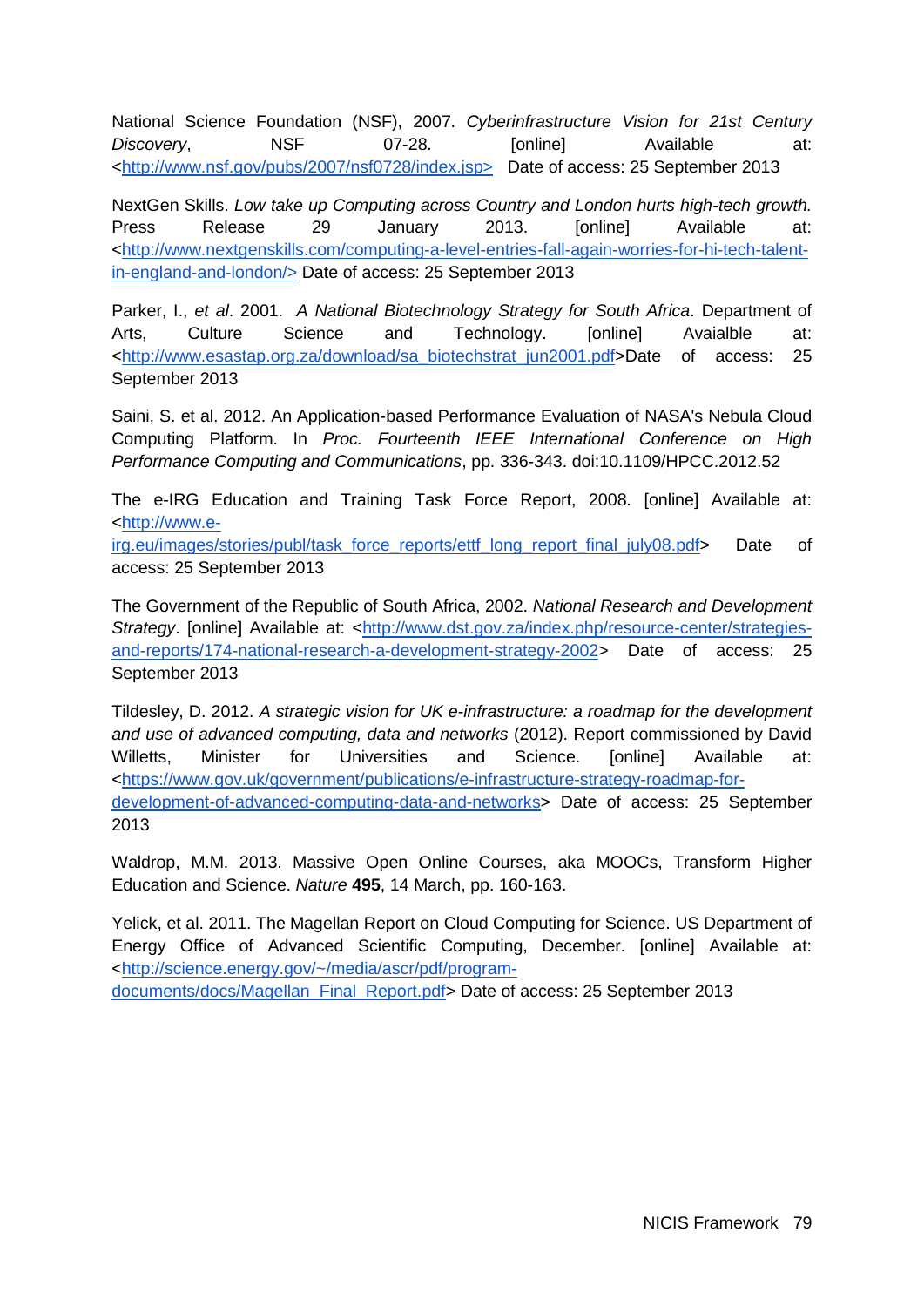National Science Foundation (NSF), 2007. *Cyberinfrastructure Vision for 21st Century Discovery*, NSF 07-28. [online] Available at: <http://www.nsf.gov/pubs/2007/nsf0728/index.jsp> Date of access: 25 September 2013

NextGen Skills. *Low take up Computing across Country and London hurts high-tech growth.* Press Release 29 January 2013. [online] Available at: <http://www.nextgenskills.com/computing-a-level-entries-fall-again-worries-for-hi-tech-talent-in-england-and-london/> Date of access: 25 September 2013

Parker, I., *et al*. 2001. *A National Biotechnology Strategy for South Africa*. Department of Arts, Culture Science and Technology. [online] Avaialble at: <http://www.esastap.org.za/download/sa_biotechstrat_jun2001.pdf>Date of access: 25 September 2013

Saini, S. et al. 2012. An Application-based Performance Evaluation of NASA's Nebula Cloud Computing Platform. In *Proc. Fourteenth IEEE International Conference on High Performance Computing and Communications*, pp. 336-343. doi:10.1109/HPCC.2012.52

The e-IRG Education and Training Task Force Report, 2008. [online] Available at: <http://www.e-irg.eu/images/stories/publ/task_force_reports/ettf_long_report_final_july08.pdf> Date of access: 25 September 2013

The Government of the Republic of South Africa, 2002. *National Research and Development Strategy*. [online] Available at: <http://www.dst.gov.za/index.php/resource-center/strategies-and-reports/174-national-research-a-development-strategy-2002> Date of access: 25 September 2013

Tildesley, D. 2012. *A strategic vision for UK e-infrastructure: a roadmap for the development and use of advanced computing, data and networks* (2012). Report commissioned by David Willetts, Minister for Universities and Science. [online] Available at: <https://www.gov.uk/government/publications/e-infrastructure-strategy-roadmap-for-development-of-advanced-computing-data-and-networks> Date of access: 25 September 2013

Waldrop, M.M. 2013. Massive Open Online Courses, aka MOOCs, Transform Higher Education and Science. *Nature* **495**, 14 March, pp. 160-163.

Yelick, et al. 2011. The Magellan Report on Cloud Computing for Science. US Department of Energy Office of Advanced Scientific Computing, December. [online] Available at: <http://science.energy.gov/~/media/ascr/pdf/program-documents/docs/Magellan_Final_Report.pdf> Date of access: 25 September 2013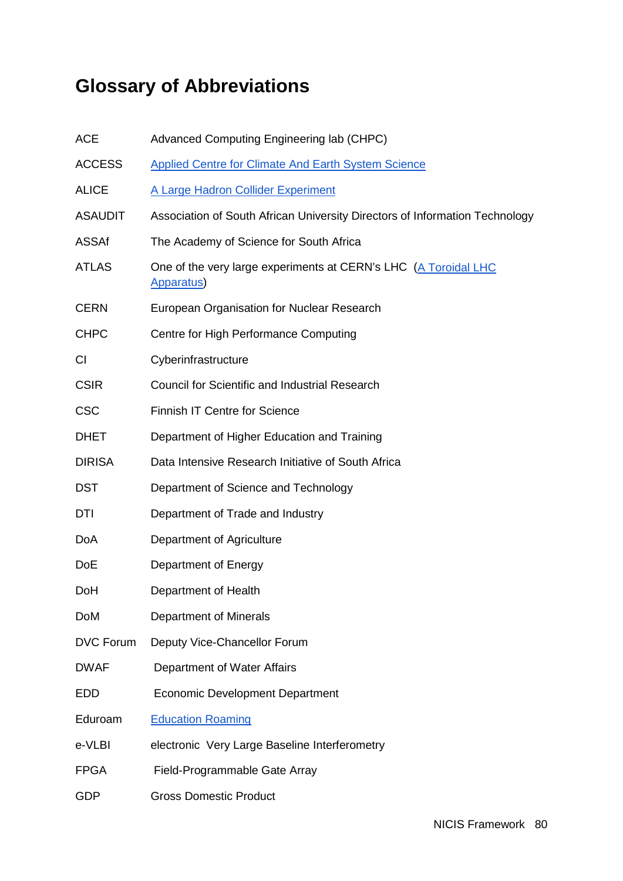# Glossary of Abbreviations

| | |
|---|---|
| ACE | Advanced Computing Engineering lab (CHPC) |
| ACCESS | Applied Centre for Climate And Earth System Science |
| ALICE | A Large Hadron Collider Experiment |
| ASAUDIT | Association of South African University Directors of Information Technology |
| ASSAf | The Academy of Science for South Africa |
| ATLAS | One of the very large experiments at CERN's LHC (A Toroidal LHC Apparatus) |
| CERN | European Organisation for Nuclear Research |
| CHPC | Centre for High Performance Computing |
| CI | Cyberinfrastructure |
| CSIR | Council for Scientific and Industrial Research |
| CSC | Finnish IT Centre for Science |
| DHET | Department of Higher Education and Training |
| DIRISA | Data Intensive Research Initiative of South Africa |
| DST | Department of Science and Technology |
| DTI | Department of Trade and Industry |
| DoA | Department of Agriculture |
| DoE | Department of Energy |
| DoH | Department of Health |
| DoM | Department of Minerals |
| DVC Forum | Deputy Vice-Chancellor Forum |
| DWAF | Department of Water Affairs |
| EDD | Economic Development Department |
| Eduroam | Education Roaming |
| e-VLBI | electronic Very Large Baseline Interferometry |
| FPGA | Field-Programmable Gate Array |
| GDP | Gross Domestic Product |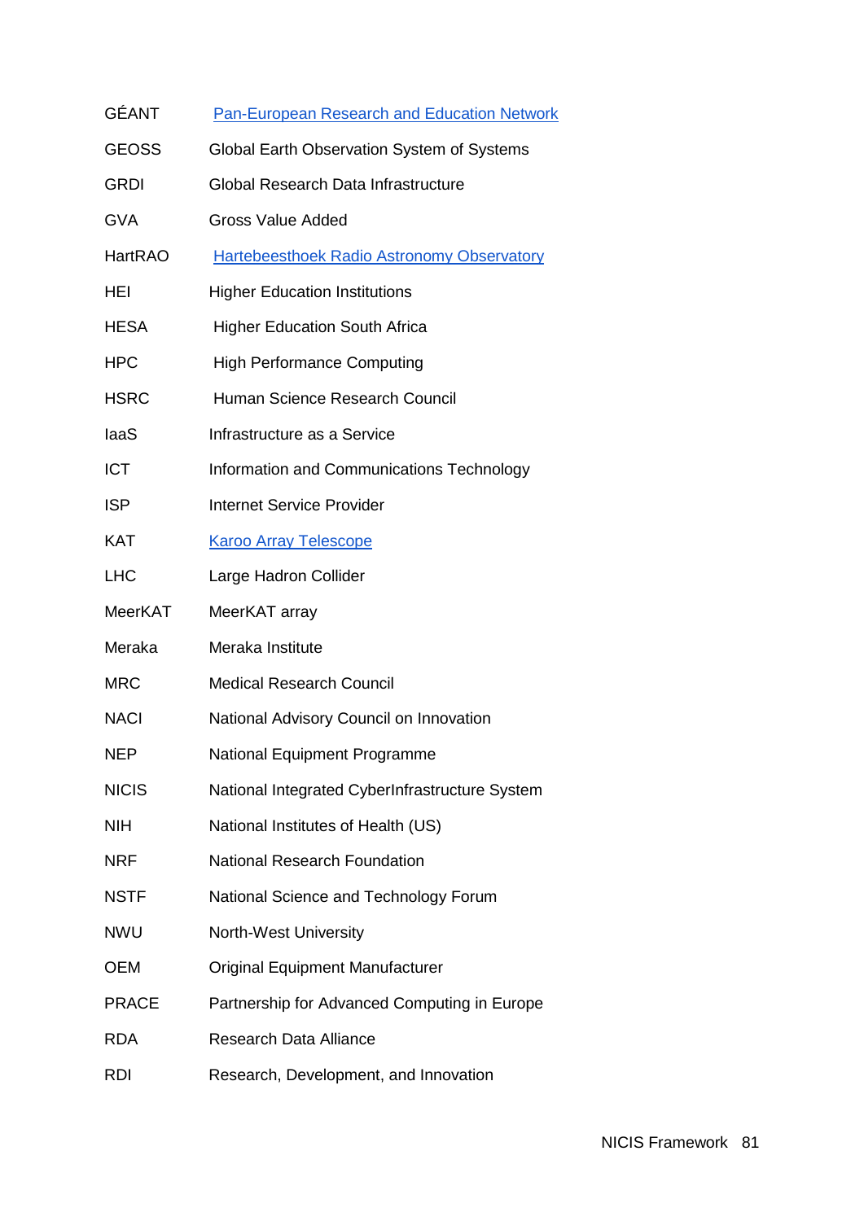| | |
|---|---|
| GÉANT | [Pan-European Research and Education Network] |
| GEOSS | Global Earth Observation System of Systems |
| GRDI | Global Research Data Infrastructure |
| GVA | Gross Value Added |
| HartRAO | [Hartebeesthoek Radio Astronomy Observatory] |
| HEI | Higher Education Institutions |
| HESA | Higher Education South Africa |
| HPC | High Performance Computing |
| HSRC | Human Science Research Council |
| IaaS | Infrastructure as a Service |
| ICT | Information and Communications Technology |
| ISP | Internet Service Provider |
| KAT | [Karoo Array Telescope] |
| LHC | Large Hadron Collider |
| MeerKAT | MeerKAT array |
| Meraka | Meraka Institute |
| MRC | Medical Research Council |
| NACI | National Advisory Council on Innovation |
| NEP | National Equipment Programme |
| NICIS | National Integrated CyberInfrastructure System |
| NIH | National Institutes of Health (US) |
| NRF | National Research Foundation |
| NSTF | National Science and Technology Forum |
| NWU | North-West University |
| OEM | Original Equipment Manufacturer |
| PRACE | Partnership for Advanced Computing in Europe |
| RDA | Research Data Alliance |
| RDI | Research, Development, and Innovation |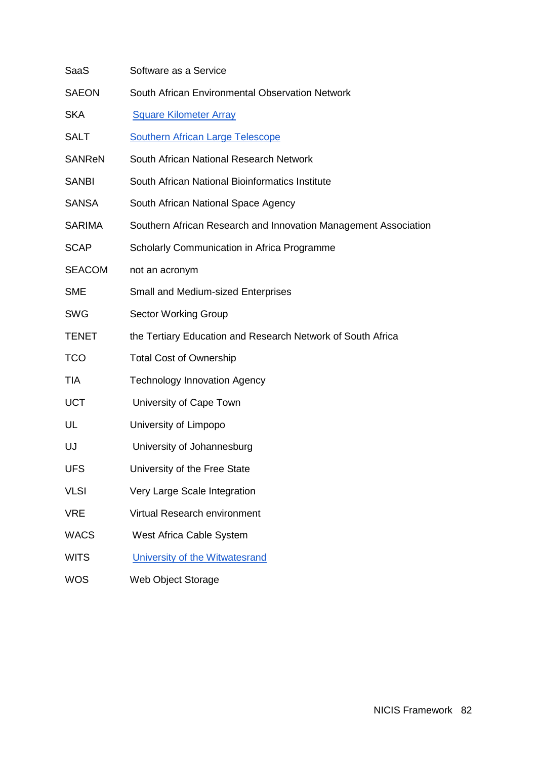| | |
|---|---|
| SaaS | Software as a Service |
| SAEON | South African Environmental Observation Network |
| SKA | Square Kilometer Array |
| SALT | Southern African Large Telescope |
| SANReN | South African National Research Network |
| SANBI | South African National Bioinformatics Institute |
| SANSA | South African National Space Agency |
| SARIMA | Southern African Research and Innovation Management Association |
| SCAP | Scholarly Communication in Africa Programme |
| SEACOM | not an acronym |
| SME | Small and Medium-sized Enterprises |
| SWG | Sector Working Group |
| TENET | the Tertiary Education and Research Network of South Africa |
| TCO | Total Cost of Ownership |
| TIA | Technology Innovation Agency |
| UCT | University of Cape Town |
| UL | University of Limpopo |
| UJ | University of Johannesburg |
| UFS | University of the Free State |
| VLSI | Very Large Scale Integration |
| VRE | Virtual Research environment |
| WACS | West Africa Cable System |
| WITS | University of the Witwatesrand |
| WOS | Web Object Storage |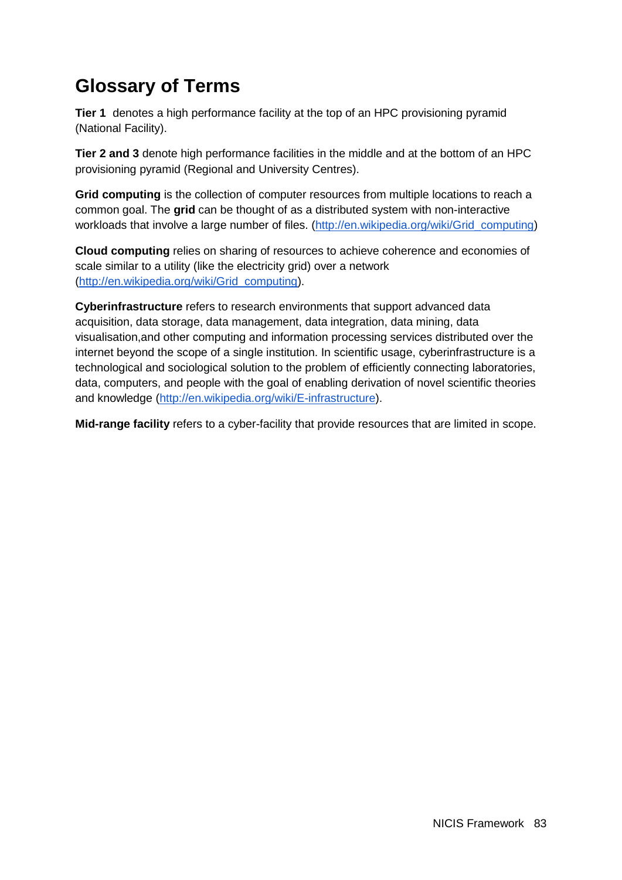# Glossary of Terms

**Tier 1** denotes a high performance facility at the top of an HPC provisioning pyramid (National Facility).

**Tier 2 and 3** denote high performance facilities in the middle and at the bottom of an HPC provisioning pyramid (Regional and University Centres).

**Grid computing** is the collection of computer resources from multiple locations to reach a common goal. The **grid** can be thought of as a distributed system with non-interactive workloads that involve a large number of files. (http://en.wikipedia.org/wiki/Grid_computing)

**Cloud computing** relies on sharing of resources to achieve coherence and economies of scale similar to a utility (like the electricity grid) over a network (http://en.wikipedia.org/wiki/Grid_computing).

**Cyberinfrastructure** refers to research environments that support advanced data acquisition, data storage, data management, data integration, data mining, data visualisation,and other computing and information processing services distributed over the internet beyond the scope of a single institution. In scientific usage, cyberinfrastructure is a technological and sociological solution to the problem of efficiently connecting laboratories, data, computers, and people with the goal of enabling derivation of novel scientific theories and knowledge (http://en.wikipedia.org/wiki/E-infrastructure).

**Mid-range facility** refers to a cyber-facility that provide resources that are limited in scope.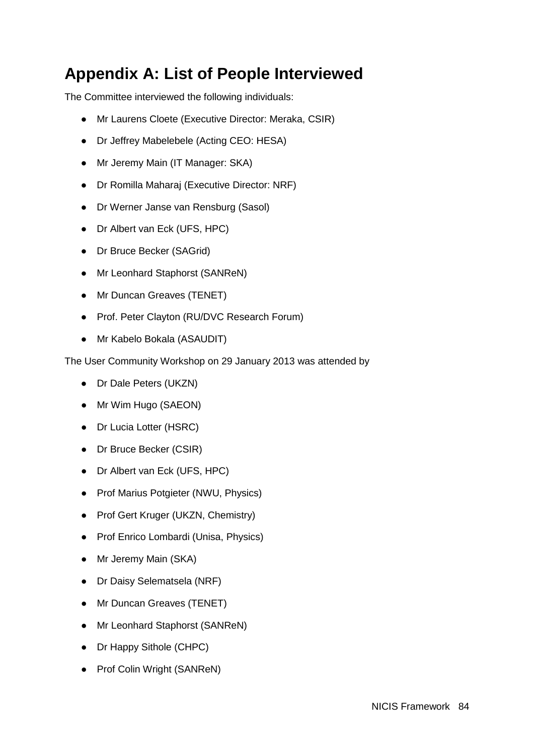# Appendix A: List of People Interviewed

The Committee interviewed the following individuals:

- Mr Laurens Cloete (Executive Director: Meraka, CSIR)
- Dr Jeffrey Mabelebele (Acting CEO: HESA)
- Mr Jeremy Main (IT Manager: SKA)
- Dr Romilla Maharaj (Executive Director: NRF)
- Dr Werner Janse van Rensburg (Sasol)
- Dr Albert van Eck (UFS, HPC)
- Dr Bruce Becker (SAGrid)
- Mr Leonhard Staphorst (SANReN)
- Mr Duncan Greaves (TENET)
- Prof. Peter Clayton (RU/DVC Research Forum)
- Mr Kabelo Bokala (ASAUDIT)

The User Community Workshop on 29 January 2013 was attended by

- Dr Dale Peters (UKZN)
- Mr Wim Hugo (SAEON)
- Dr Lucia Lotter (HSRC)
- Dr Bruce Becker (CSIR)
- Dr Albert van Eck (UFS, HPC)
- Prof Marius Potgieter (NWU, Physics)
- Prof Gert Kruger (UKZN, Chemistry)
- Prof Enrico Lombardi (Unisa, Physics)
- Mr Jeremy Main (SKA)
- Dr Daisy Selematsela (NRF)
- Mr Duncan Greaves (TENET)
- Mr Leonhard Staphorst (SANReN)
- Dr Happy Sithole (CHPC)
- Prof Colin Wright (SANReN)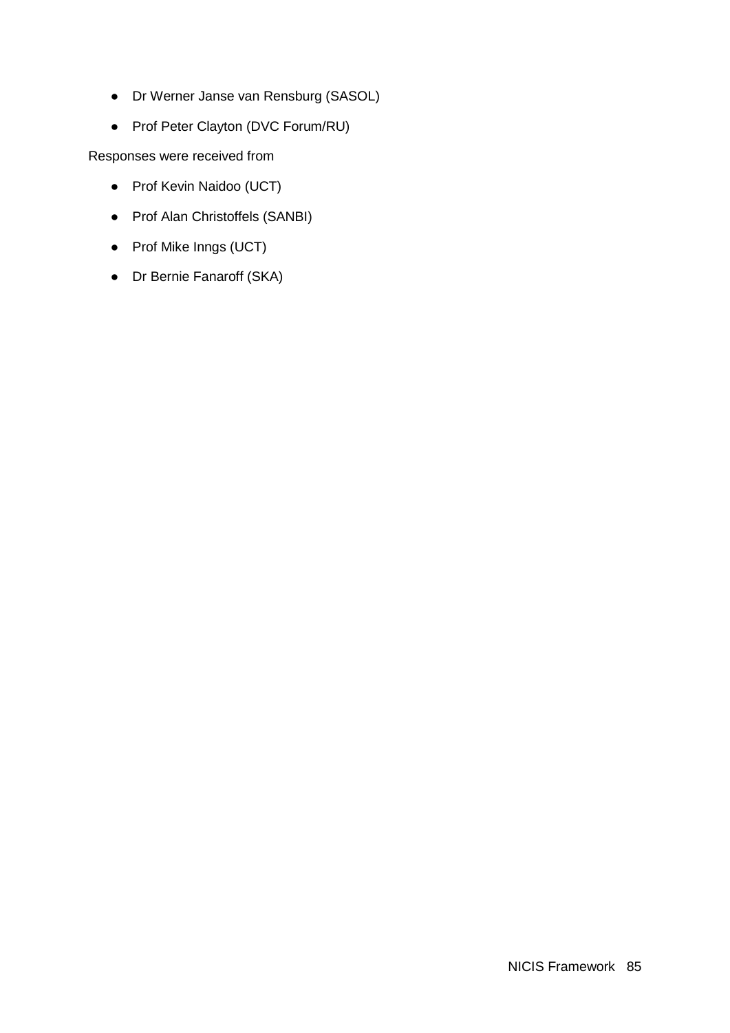- Dr Werner Janse van Rensburg (SASOL)
- Prof Peter Clayton (DVC Forum/RU)

Responses were received from

- Prof Kevin Naidoo (UCT)
- Prof Alan Christoffels (SANBI)
- Prof Mike Inngs (UCT)
- Dr Bernie Fanaroff (SKA)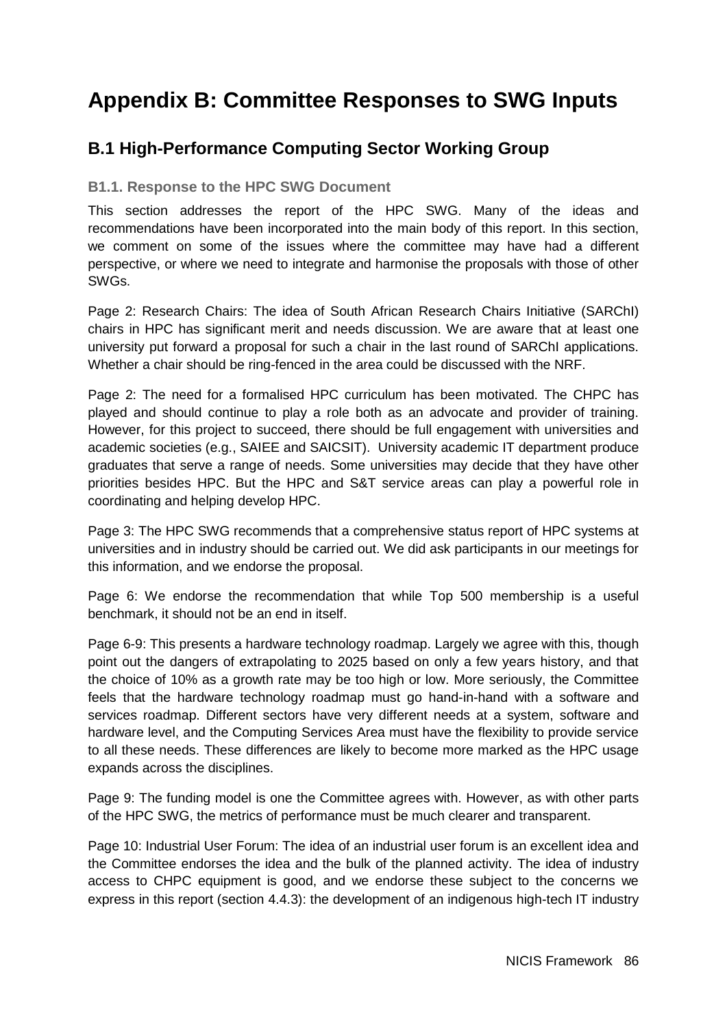# Appendix B: Committee Responses to SWG Inputs

## B.1 High-Performance Computing Sector Working Group

### B1.1. Response to the HPC SWG Document

This section addresses the report of the HPC SWG. Many of the ideas and recommendations have been incorporated into the main body of this report. In this section, we comment on some of the issues where the committee may have had a different perspective, or where we need to integrate and harmonise the proposals with those of other SWGs.

Page 2: Research Chairs: The idea of South African Research Chairs Initiative (SARChI) chairs in HPC has significant merit and needs discussion. We are aware that at least one university put forward a proposal for such a chair in the last round of SARChI applications. Whether a chair should be ring-fenced in the area could be discussed with the NRF.

Page 2: The need for a formalised HPC curriculum has been motivated. The CHPC has played and should continue to play a role both as an advocate and provider of training. However, for this project to succeed, there should be full engagement with universities and academic societies (e.g., SAIEE and SAICSIT). University academic IT department produce graduates that serve a range of needs. Some universities may decide that they have other priorities besides HPC. But the HPC and S&T service areas can play a powerful role in coordinating and helping develop HPC.

Page 3: The HPC SWG recommends that a comprehensive status report of HPC systems at universities and in industry should be carried out. We did ask participants in our meetings for this information, and we endorse the proposal.

Page 6: We endorse the recommendation that while Top 500 membership is a useful benchmark, it should not be an end in itself.

Page 6-9: This presents a hardware technology roadmap. Largely we agree with this, though point out the dangers of extrapolating to 2025 based on only a few years history, and that the choice of 10% as a growth rate may be too high or low. More seriously, the Committee feels that the hardware technology roadmap must go hand-in-hand with a software and services roadmap. Different sectors have very different needs at a system, software and hardware level, and the Computing Services Area must have the flexibility to provide service to all these needs. These differences are likely to become more marked as the HPC usage expands across the disciplines.

Page 9: The funding model is one the Committee agrees with. However, as with other parts of the HPC SWG, the metrics of performance must be much clearer and transparent.

Page 10: Industrial User Forum: The idea of an industrial user forum is an excellent idea and the Committee endorses the idea and the bulk of the planned activity. The idea of industry access to CHPC equipment is good, and we endorse these subject to the concerns we express in this report (section 4.4.3): the development of an indigenous high-tech IT industry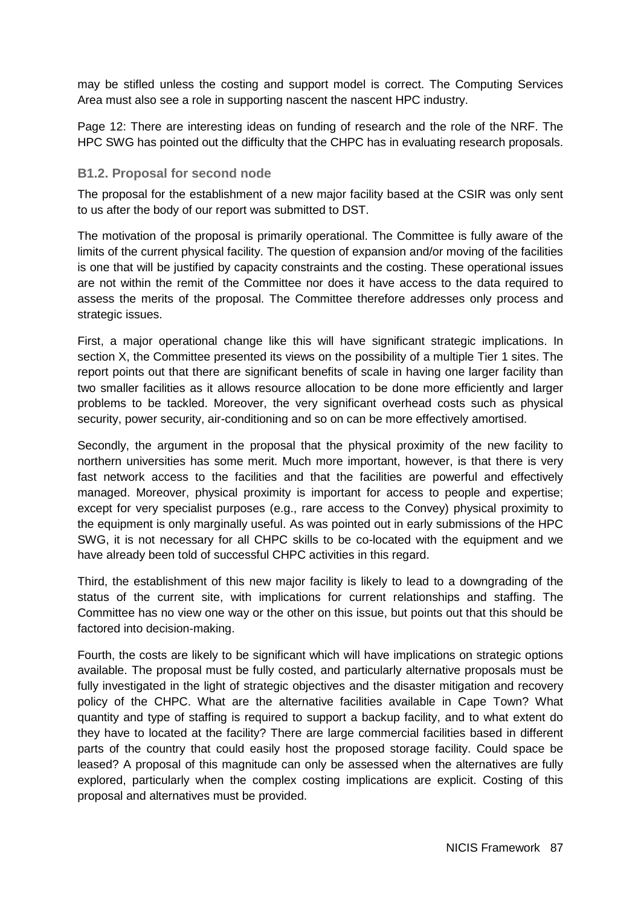may be stifled unless the costing and support model is correct. The Computing Services Area must also see a role in supporting nascent the nascent HPC industry.

Page 12: There are interesting ideas on funding of research and the role of the NRF. The HPC SWG has pointed out the difficulty that the CHPC has in evaluating research proposals.

### B1.2. Proposal for second node

The proposal for the establishment of a new major facility based at the CSIR was only sent to us after the body of our report was submitted to DST.

The motivation of the proposal is primarily operational. The Committee is fully aware of the limits of the current physical facility. The question of expansion and/or moving of the facilities is one that will be justified by capacity constraints and the costing. These operational issues are not within the remit of the Committee nor does it have access to the data required to assess the merits of the proposal. The Committee therefore addresses only process and strategic issues.

First, a major operational change like this will have significant strategic implications. In section X, the Committee presented its views on the possibility of a multiple Tier 1 sites. The report points out that there are significant benefits of scale in having one larger facility than two smaller facilities as it allows resource allocation to be done more efficiently and larger problems to be tackled. Moreover, the very significant overhead costs such as physical security, power security, air-conditioning and so on can be more effectively amortised.

Secondly, the argument in the proposal that the physical proximity of the new facility to northern universities has some merit. Much more important, however, is that there is very fast network access to the facilities and that the facilities are powerful and effectively managed. Moreover, physical proximity is important for access to people and expertise; except for very specialist purposes (e.g., rare access to the Convey) physical proximity to the equipment is only marginally useful. As was pointed out in early submissions of the HPC SWG, it is not necessary for all CHPC skills to be co-located with the equipment and we have already been told of successful CHPC activities in this regard.

Third, the establishment of this new major facility is likely to lead to a downgrading of the status of the current site, with implications for current relationships and staffing. The Committee has no view one way or the other on this issue, but points out that this should be factored into decision-making.

Fourth, the costs are likely to be significant which will have implications on strategic options available. The proposal must be fully costed, and particularly alternative proposals must be fully investigated in the light of strategic objectives and the disaster mitigation and recovery policy of the CHPC. What are the alternative facilities available in Cape Town? What quantity and type of staffing is required to support a backup facility, and to what extent do they have to located at the facility? There are large commercial facilities based in different parts of the country that could easily host the proposed storage facility. Could space be leased? A proposal of this magnitude can only be assessed when the alternatives are fully explored, particularly when the complex costing implications are explicit. Costing of this proposal and alternatives must be provided.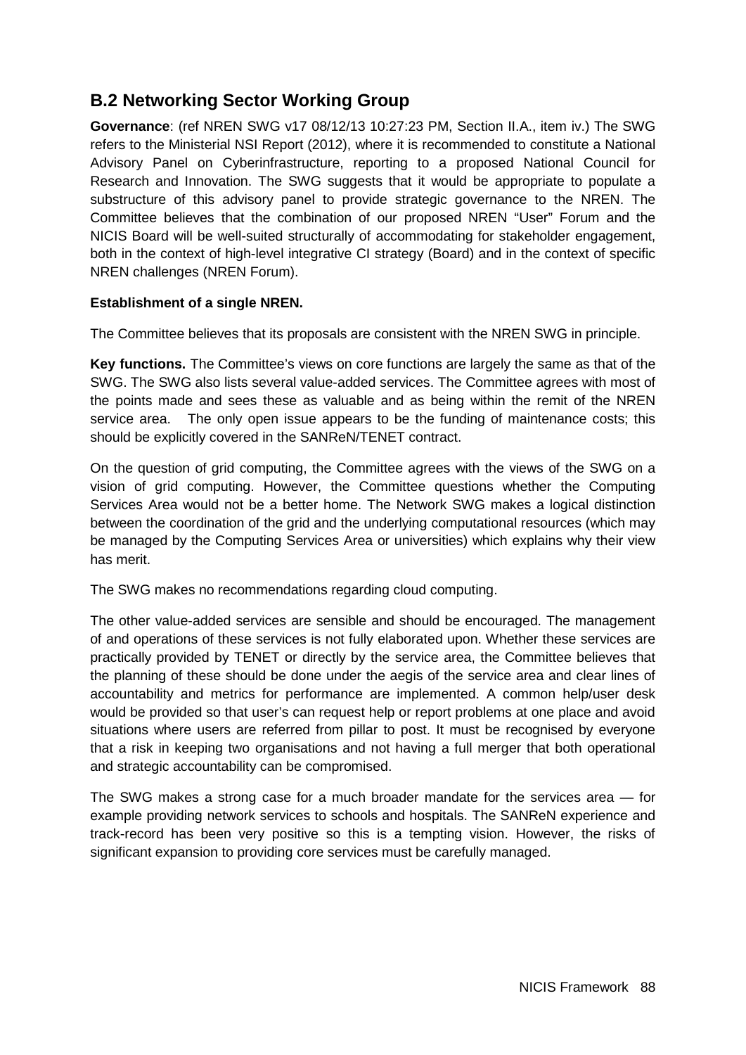## B.2 Networking Sector Working Group

**Governance**: (ref NREN SWG v17 08/12/13 10:27:23 PM, Section II.A., item iv.) The SWG refers to the Ministerial NSI Report (2012), where it is recommended to constitute a National Advisory Panel on Cyberinfrastructure, reporting to a proposed National Council for Research and Innovation. The SWG suggests that it would be appropriate to populate a substructure of this advisory panel to provide strategic governance to the NREN. The Committee believes that the combination of our proposed NREN "User" Forum and the NICIS Board will be well-suited structurally of accommodating for stakeholder engagement, both in the context of high-level integrative CI strategy (Board) and in the context of specific NREN challenges (NREN Forum).

**Establishment of a single NREN.**

The Committee believes that its proposals are consistent with the NREN SWG in principle.

**Key functions.** The Committee's views on core functions are largely the same as that of the SWG. The SWG also lists several value-added services. The Committee agrees with most of the points made and sees these as valuable and as being within the remit of the NREN service area. The only open issue appears to be the funding of maintenance costs; this should be explicitly covered in the SANReN/TENET contract.

On the question of grid computing, the Committee agrees with the views of the SWG on a vision of grid computing. However, the Committee questions whether the Computing Services Area would not be a better home. The Network SWG makes a logical distinction between the coordination of the grid and the underlying computational resources (which may be managed by the Computing Services Area or universities) which explains why their view has merit.

The SWG makes no recommendations regarding cloud computing.

The other value-added services are sensible and should be encouraged. The management of and operations of these services is not fully elaborated upon. Whether these services are practically provided by TENET or directly by the service area, the Committee believes that the planning of these should be done under the aegis of the service area and clear lines of accountability and metrics for performance are implemented. A common help/user desk would be provided so that user's can request help or report problems at one place and avoid situations where users are referred from pillar to post. It must be recognised by everyone that a risk in keeping two organisations and not having a full merger that both operational and strategic accountability can be compromised.

The SWG makes a strong case for a much broader mandate for the services area — for example providing network services to schools and hospitals. The SANReN experience and track-record has been very positive so this is a tempting vision. However, the risks of significant expansion to providing core services must be carefully managed.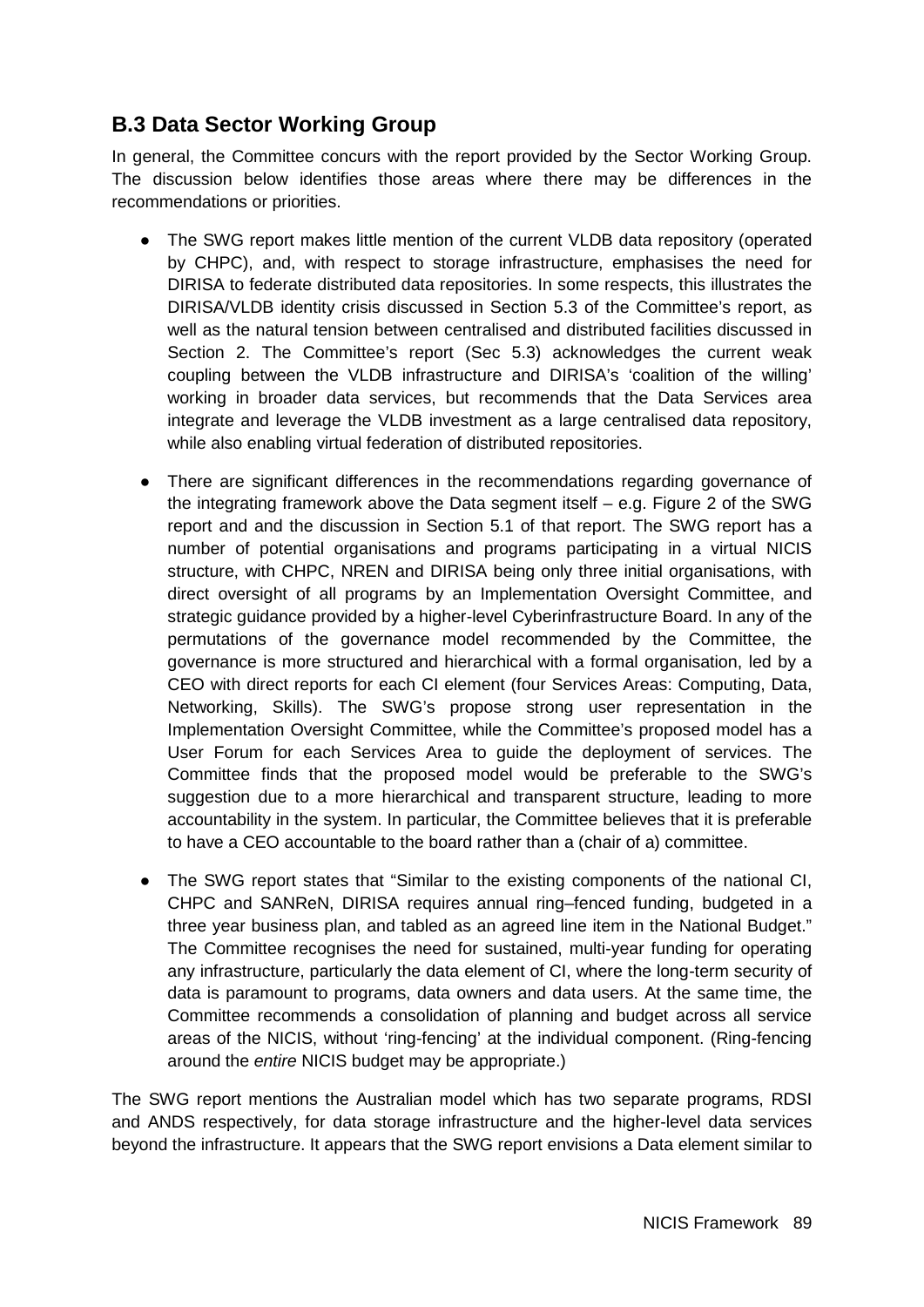## B.3 Data Sector Working Group

In general, the Committee concurs with the report provided by the Sector Working Group. The discussion below identifies those areas where there may be differences in the recommendations or priorities.

- The SWG report makes little mention of the current VLDB data repository (operated by CHPC), and, with respect to storage infrastructure, emphasises the need for DIRISA to federate distributed data repositories. In some respects, this illustrates the DIRISA/VLDB identity crisis discussed in Section 5.3 of the Committee's report, as well as the natural tension between centralised and distributed facilities discussed in Section 2. The Committee's report (Sec 5.3) acknowledges the current weak coupling between the VLDB infrastructure and DIRISA's 'coalition of the willing' working in broader data services, but recommends that the Data Services area integrate and leverage the VLDB investment as a large centralised data repository, while also enabling virtual federation of distributed repositories.

- There are significant differences in the recommendations regarding governance of the integrating framework above the Data segment itself – e.g. Figure 2 of the SWG report and and the discussion in Section 5.1 of that report. The SWG report has a number of potential organisations and programs participating in a virtual NICIS structure, with CHPC, NREN and DIRISA being only three initial organisations, with direct oversight of all programs by an Implementation Oversight Committee, and strategic guidance provided by a higher-level Cyberinfrastructure Board. In any of the permutations of the governance model recommended by the Committee, the governance is more structured and hierarchical with a formal organisation, led by a CEO with direct reports for each CI element (four Services Areas: Computing, Data, Networking, Skills). The SWG's propose strong user representation in the Implementation Oversight Committee, while the Committee's proposed model has a User Forum for each Services Area to guide the deployment of services. The Committee finds that the proposed model would be preferable to the SWG's suggestion due to a more hierarchical and transparent structure, leading to more accountability in the system. In particular, the Committee believes that it is preferable to have a CEO accountable to the board rather than a (chair of a) committee.

- The SWG report states that "Similar to the existing components of the national CI, CHPC and SANReN, DIRISA requires annual ring–fenced funding, budgeted in a three year business plan, and tabled as an agreed line item in the National Budget." The Committee recognises the need for sustained, multi-year funding for operating any infrastructure, particularly the data element of CI, where the long-term security of data is paramount to programs, data owners and data users. At the same time, the Committee recommends a consolidation of planning and budget across all service areas of the NICIS, without 'ring-fencing' at the individual component. (Ring-fencing around the *entire* NICIS budget may be appropriate.)

The SWG report mentions the Australian model which has two separate programs, RDSI and ANDS respectively, for data storage infrastructure and the higher-level data services beyond the infrastructure. It appears that the SWG report envisions a Data element similar to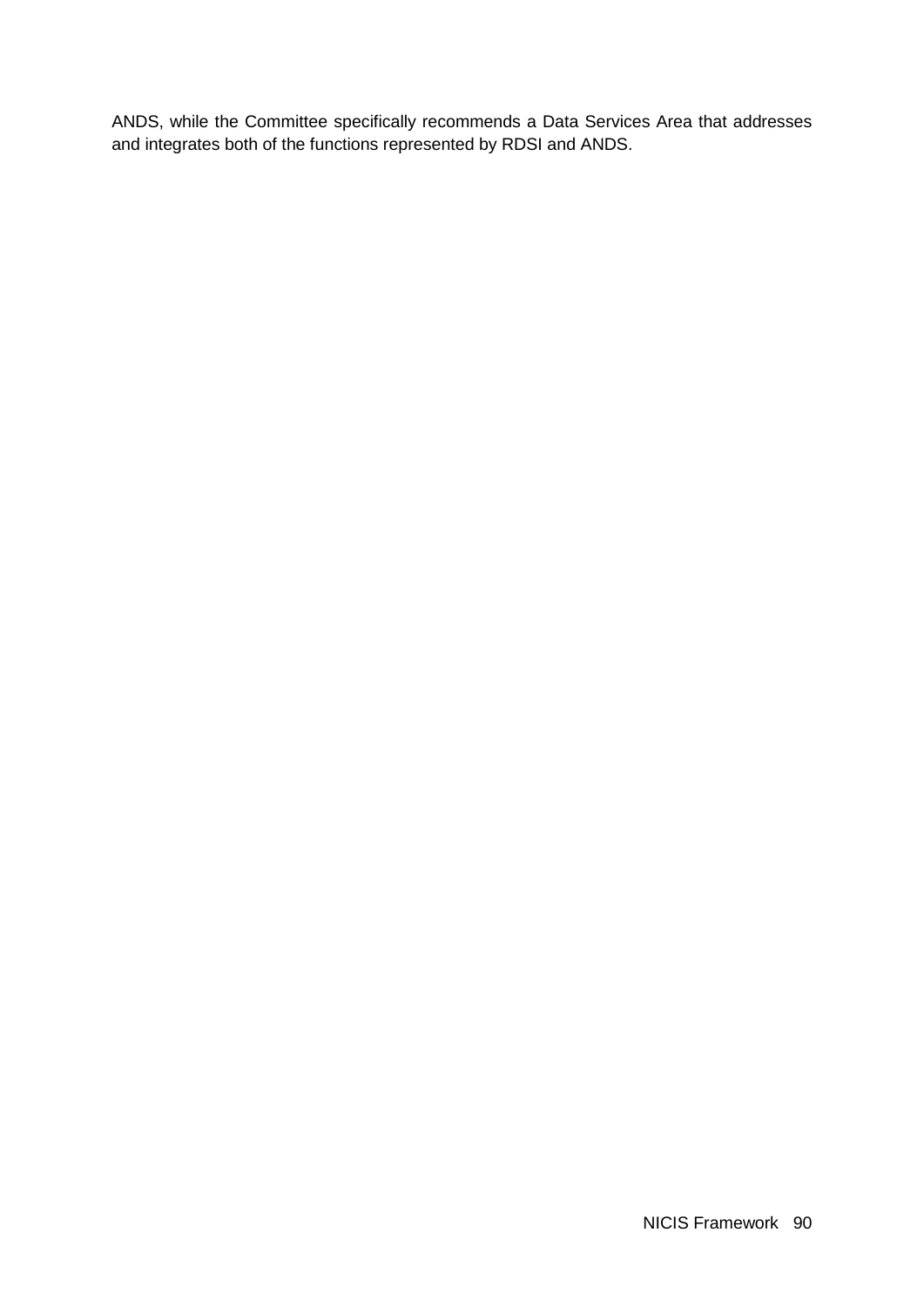ANDS, while the Committee specifically recommends a Data Services Area that addresses and integrates both of the functions represented by RDSI and ANDS.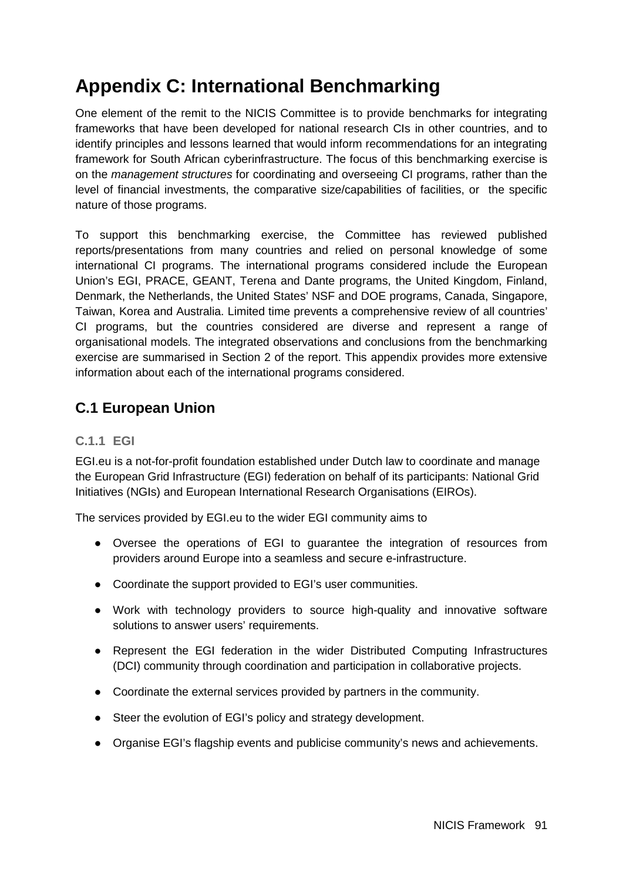# Appendix C: International Benchmarking

One element of the remit to the NICIS Committee is to provide benchmarks for integrating frameworks that have been developed for national research CIs in other countries, and to identify principles and lessons learned that would inform recommendations for an integrating framework for South African cyberinfrastructure. The focus of this benchmarking exercise is on the *management structures* for coordinating and overseeing CI programs, rather than the level of financial investments, the comparative size/capabilities of facilities, or the specific nature of those programs.

To support this benchmarking exercise, the Committee has reviewed published reports/presentations from many countries and relied on personal knowledge of some international CI programs. The international programs considered include the European Union's EGI, PRACE, GEANT, Terena and Dante programs, the United Kingdom, Finland, Denmark, the Netherlands, the United States' NSF and DOE programs, Canada, Singapore, Taiwan, Korea and Australia. Limited time prevents a comprehensive review of all countries' CI programs, but the countries considered are diverse and represent a range of organisational models. The integrated observations and conclusions from the benchmarking exercise are summarised in Section 2 of the report. This appendix provides more extensive information about each of the international programs considered.

## C.1 European Union

### C.1.1 EGI

EGI.eu is a not-for-profit foundation established under Dutch law to coordinate and manage the European Grid Infrastructure (EGI) federation on behalf of its participants: National Grid Initiatives (NGIs) and European International Research Organisations (EIROs).

The services provided by EGI.eu to the wider EGI community aims to

- Oversee the operations of EGI to guarantee the integration of resources from providers around Europe into a seamless and secure e-infrastructure.
- Coordinate the support provided to EGI's user communities.
- Work with technology providers to source high-quality and innovative software solutions to answer users' requirements.
- Represent the EGI federation in the wider Distributed Computing Infrastructures (DCI) community through coordination and participation in collaborative projects.
- Coordinate the external services provided by partners in the community.
- Steer the evolution of EGI's policy and strategy development.
- Organise EGI's flagship events and publicise community's news and achievements.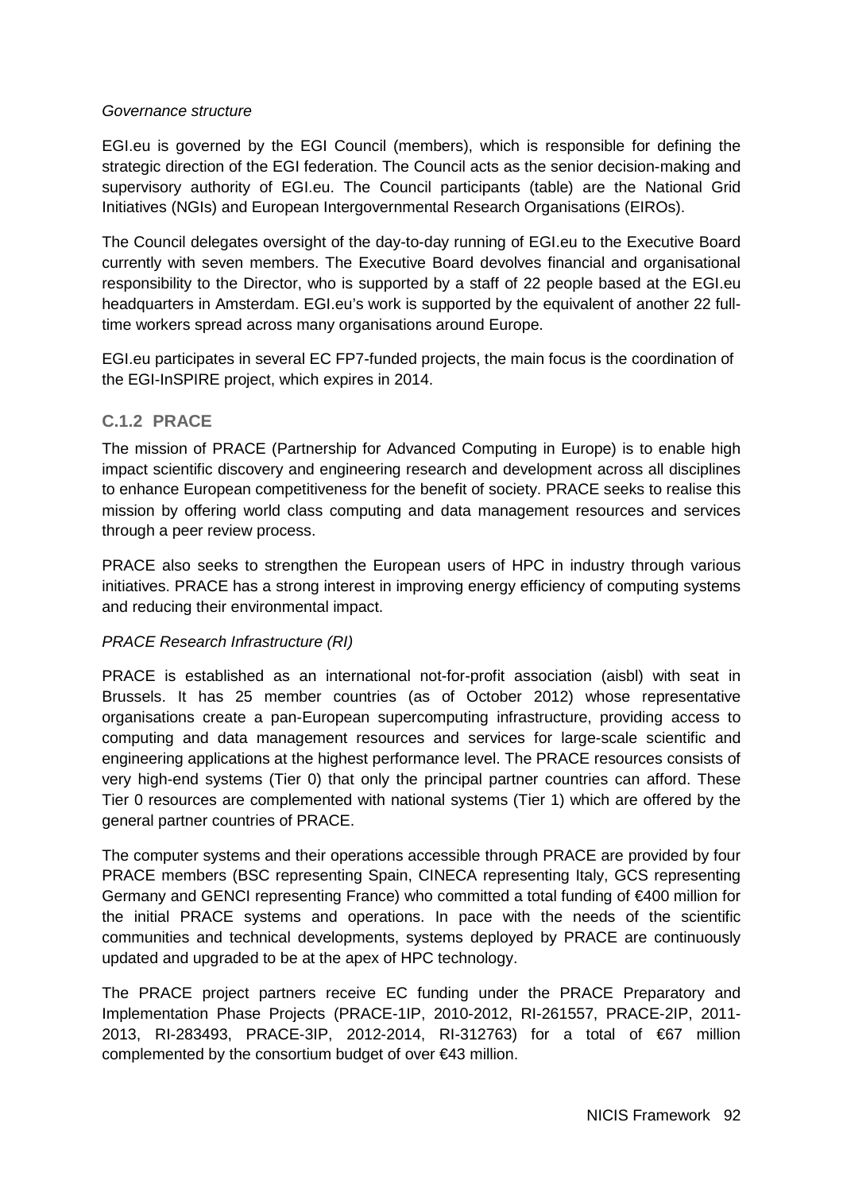*Governance structure*

EGI.eu is governed by the EGI Council (members), which is responsible for defining the strategic direction of the EGI federation. The Council acts as the senior decision-making and supervisory authority of EGI.eu. The Council participants (table) are the National Grid Initiatives (NGIs) and European Intergovernmental Research Organisations (EIROs).

The Council delegates oversight of the day-to-day running of EGI.eu to the Executive Board currently with seven members. The Executive Board devolves financial and organisational responsibility to the Director, who is supported by a staff of 22 people based at the EGI.eu headquarters in Amsterdam. EGI.eu's work is supported by the equivalent of another 22 full-time workers spread across many organisations around Europe.

EGI.eu participates in several EC FP7-funded projects, the main focus is the coordination of the EGI-InSPIRE project, which expires in 2014.

### C.1.2 PRACE

The mission of PRACE (Partnership for Advanced Computing in Europe) is to enable high impact scientific discovery and engineering research and development across all disciplines to enhance European competitiveness for the benefit of society. PRACE seeks to realise this mission by offering world class computing and data management resources and services through a peer review process.

PRACE also seeks to strengthen the European users of HPC in industry through various initiatives. PRACE has a strong interest in improving energy efficiency of computing systems and reducing their environmental impact.

*PRACE Research Infrastructure (RI)*

PRACE is established as an international not-for-profit association (aisbl) with seat in Brussels. It has 25 member countries (as of October 2012) whose representative organisations create a pan-European supercomputing infrastructure, providing access to computing and data management resources and services for large-scale scientific and engineering applications at the highest performance level. The PRACE resources consists of very high-end systems (Tier 0) that only the principal partner countries can afford. These Tier 0 resources are complemented with national systems (Tier 1) which are offered by the general partner countries of PRACE.

The computer systems and their operations accessible through PRACE are provided by four PRACE members (BSC representing Spain, CINECA representing Italy, GCS representing Germany and GENCI representing France) who committed a total funding of €400 million for the initial PRACE systems and operations. In pace with the needs of the scientific communities and technical developments, systems deployed by PRACE are continuously updated and upgraded to be at the apex of HPC technology.

The PRACE project partners receive EC funding under the PRACE Preparatory and Implementation Phase Projects (PRACE-1IP, 2010-2012, RI-261557, PRACE-2IP, 2011-2013, RI-283493, PRACE-3IP, 2012-2014, RI-312763) for a total of €67 million complemented by the consortium budget of over €43 million.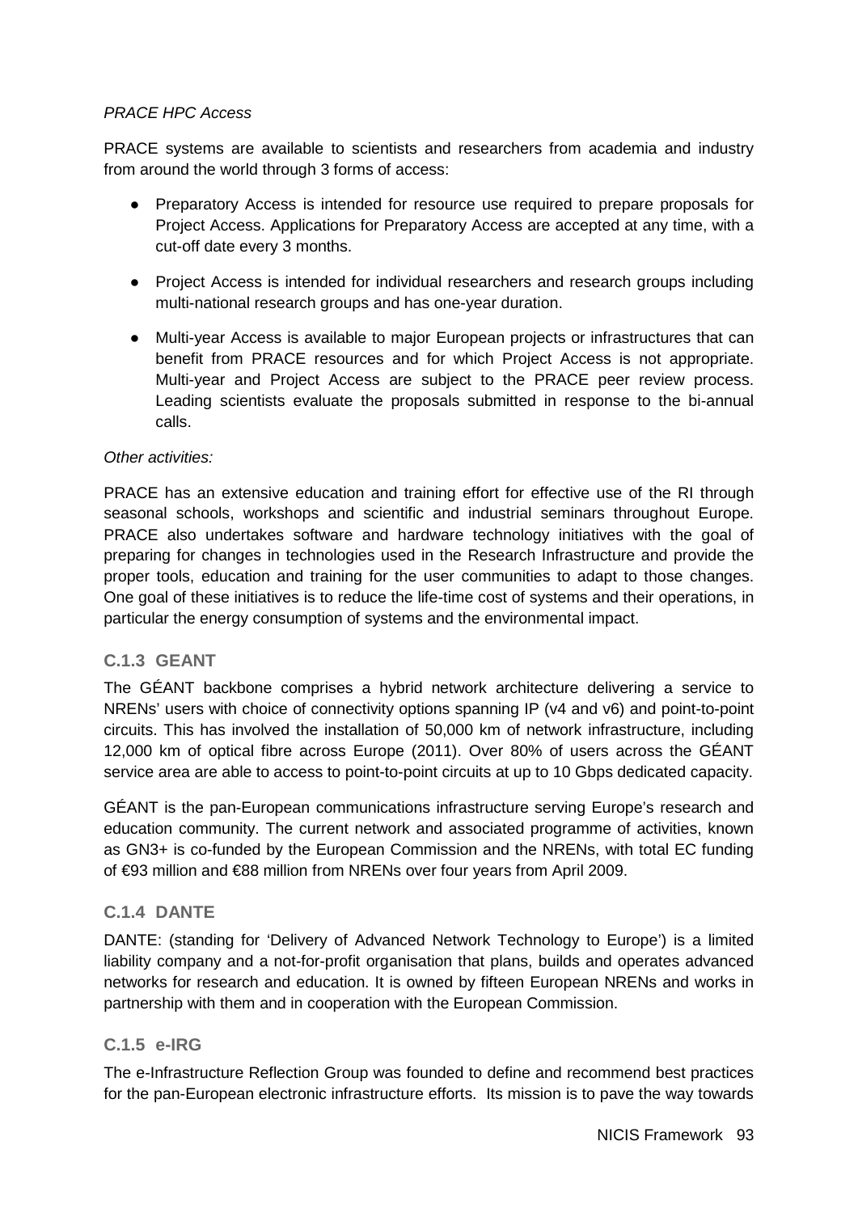*PRACE HPC Access*

PRACE systems are available to scientists and researchers from academia and industry from around the world through 3 forms of access:

- Preparatory Access is intended for resource use required to prepare proposals for Project Access. Applications for Preparatory Access are accepted at any time, with a cut-off date every 3 months.
- Project Access is intended for individual researchers and research groups including multi-national research groups and has one-year duration.
- Multi-year Access is available to major European projects or infrastructures that can benefit from PRACE resources and for which Project Access is not appropriate. Multi-year and Project Access are subject to the PRACE peer review process. Leading scientists evaluate the proposals submitted in response to the bi-annual calls.

*Other activities:*

PRACE has an extensive education and training effort for effective use of the RI through seasonal schools, workshops and scientific and industrial seminars throughout Europe. PRACE also undertakes software and hardware technology initiatives with the goal of preparing for changes in technologies used in the Research Infrastructure and provide the proper tools, education and training for the user communities to adapt to those changes. One goal of these initiatives is to reduce the life-time cost of systems and their operations, in particular the energy consumption of systems and the environmental impact.

### C.1.3 GEANT

The GÉANT backbone comprises a hybrid network architecture delivering a service to NRENs' users with choice of connectivity options spanning IP (v4 and v6) and point-to-point circuits. This has involved the installation of 50,000 km of network infrastructure, including 12,000 km of optical fibre across Europe (2011). Over 80% of users across the GÉANT service area are able to access to point-to-point circuits at up to 10 Gbps dedicated capacity.

GÉANT is the pan-European communications infrastructure serving Europe's research and education community. The current network and associated programme of activities, known as GN3+ is co-funded by the European Commission and the NRENs, with total EC funding of €93 million and €88 million from NRENs over four years from April 2009.

### C.1.4 DANTE

DANTE: (standing for 'Delivery of Advanced Network Technology to Europe') is a limited liability company and a not-for-profit organisation that plans, builds and operates advanced networks for research and education. It is owned by fifteen European NRENs and works in partnership with them and in cooperation with the European Commission.

### C.1.5 e-IRG

The e-Infrastructure Reflection Group was founded to define and recommend best practices for the pan-European electronic infrastructure efforts. Its mission is to pave the way towards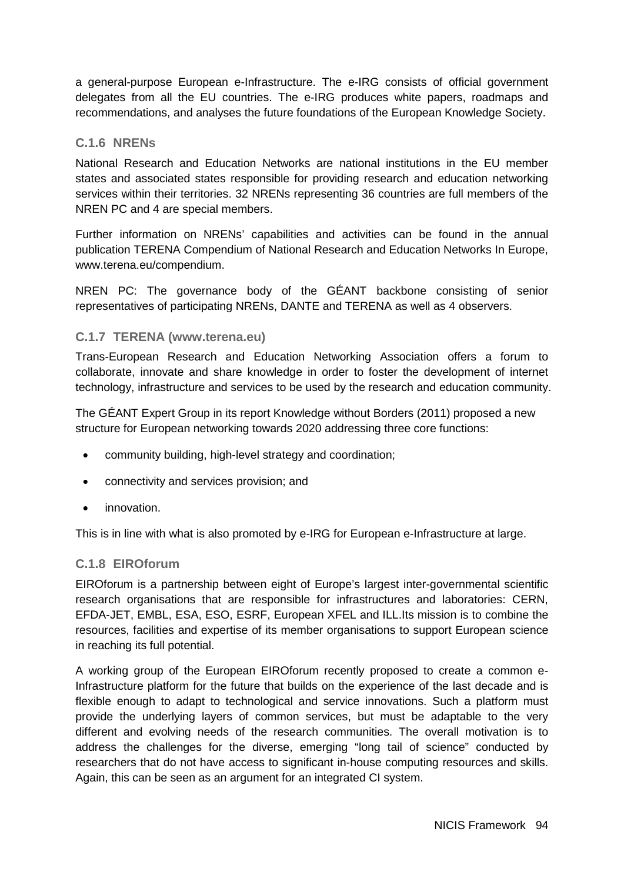a general-purpose European e-Infrastructure. The e-IRG consists of official government delegates from all the EU countries. The e-IRG produces white papers, roadmaps and recommendations, and analyses the future foundations of the European Knowledge Society.

### C.1.6 NRENs

National Research and Education Networks are national institutions in the EU member states and associated states responsible for providing research and education networking services within their territories. 32 NRENs representing 36 countries are full members of the NREN PC and 4 are special members.

Further information on NRENs' capabilities and activities can be found in the annual publication TERENA Compendium of National Research and Education Networks In Europe, www.terena.eu/compendium.

NREN PC: The governance body of the GÉANT backbone consisting of senior representatives of participating NRENs, DANTE and TERENA as well as 4 observers.

### C.1.7 TERENA (www.terena.eu)

Trans-European Research and Education Networking Association offers a forum to collaborate, innovate and share knowledge in order to foster the development of internet technology, infrastructure and services to be used by the research and education community.

The GÉANT Expert Group in its report Knowledge without Borders (2011) proposed a new structure for European networking towards 2020 addressing three core functions:

- community building, high-level strategy and coordination;
- connectivity and services provision; and
- innovation.

This is in line with what is also promoted by e-IRG for European e-Infrastructure at large.

### C.1.8 EIROforum

EIROforum is a partnership between eight of Europe's largest inter-governmental scientific research organisations that are responsible for infrastructures and laboratories: CERN, EFDA-JET, EMBL, ESA, ESO, ESRF, European XFEL and ILL.Its mission is to combine the resources, facilities and expertise of its member organisations to support European science in reaching its full potential.

A working group of the European EIROforum recently proposed to create a common e-Infrastructure platform for the future that builds on the experience of the last decade and is flexible enough to adapt to technological and service innovations. Such a platform must provide the underlying layers of common services, but must be adaptable to the very different and evolving needs of the research communities. The overall motivation is to address the challenges for the diverse, emerging "long tail of science" conducted by researchers that do not have access to significant in-house computing resources and skills. Again, this can be seen as an argument for an integrated CI system.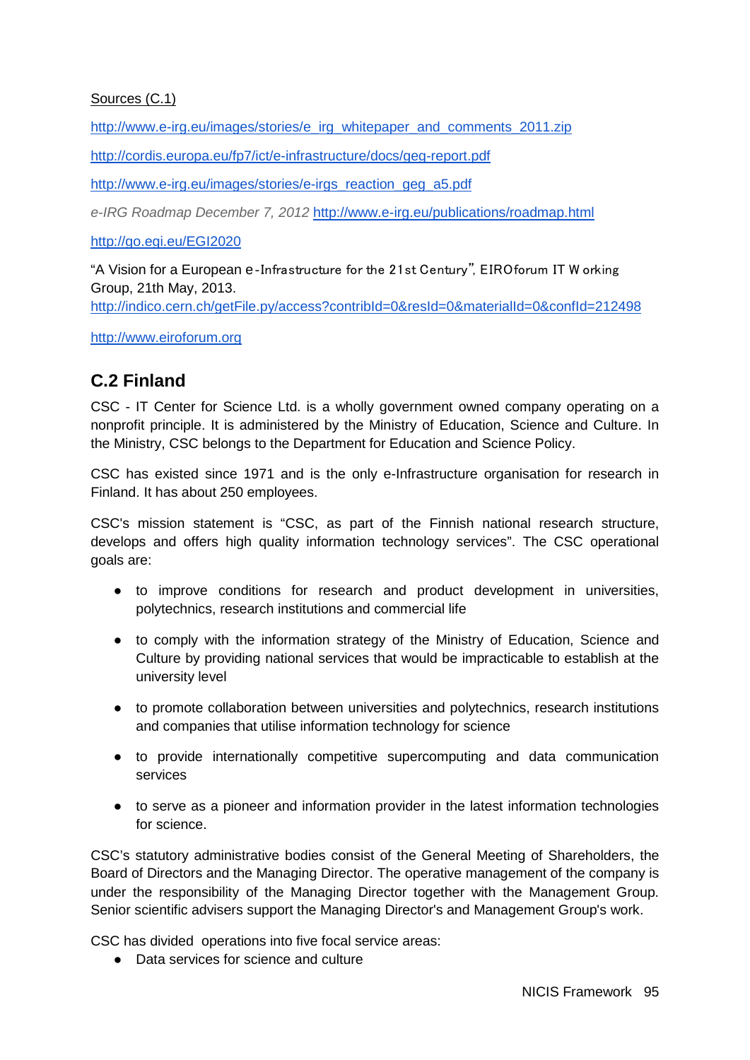Sources (C.1)

http://www.e-irg.eu/images/stories/e_irg_whitepaper_and_comments_2011.zip

http://cordis.europa.eu/fp7/ict/e-infrastructure/docs/geg-report.pdf

http://www.e-irg.eu/images/stories/e-irgs_reaction_geg_a5.pdf

*e-IRG Roadmap December 7, 2012* http://www.e-irg.eu/publications/roadmap.html

http://go.egi.eu/EGI2020

"A Vision for a European e-Infrastructure for the 21st Century", EIROforum IT Working Group, 21th May, 2013. http://indico.cern.ch/getFile.py/access?contribId=0&resId=0&materialId=0&confId=212498

http://www.eiroforum.org

## C.2 Finland

CSC - IT Center for Science Ltd. is a wholly government owned company operating on a nonprofit principle. It is administered by the Ministry of Education, Science and Culture. In the Ministry, CSC belongs to the Department for Education and Science Policy.

CSC has existed since 1971 and is the only e-Infrastructure organisation for research in Finland. It has about 250 employees.

CSC's mission statement is "CSC, as part of the Finnish national research structure, develops and offers high quality information technology services". The CSC operational goals are:

- to improve conditions for research and product development in universities, polytechnics, research institutions and commercial life
- to comply with the information strategy of the Ministry of Education, Science and Culture by providing national services that would be impracticable to establish at the university level
- to promote collaboration between universities and polytechnics, research institutions and companies that utilise information technology for science
- to provide internationally competitive supercomputing and data communication services
- to serve as a pioneer and information provider in the latest information technologies for science.

CSC's statutory administrative bodies consist of the General Meeting of Shareholders, the Board of Directors and the Managing Director. The operative management of the company is under the responsibility of the Managing Director together with the Management Group. Senior scientific advisers support the Managing Director's and Management Group's work.

CSC has divided operations into five focal service areas:

- Data services for science and culture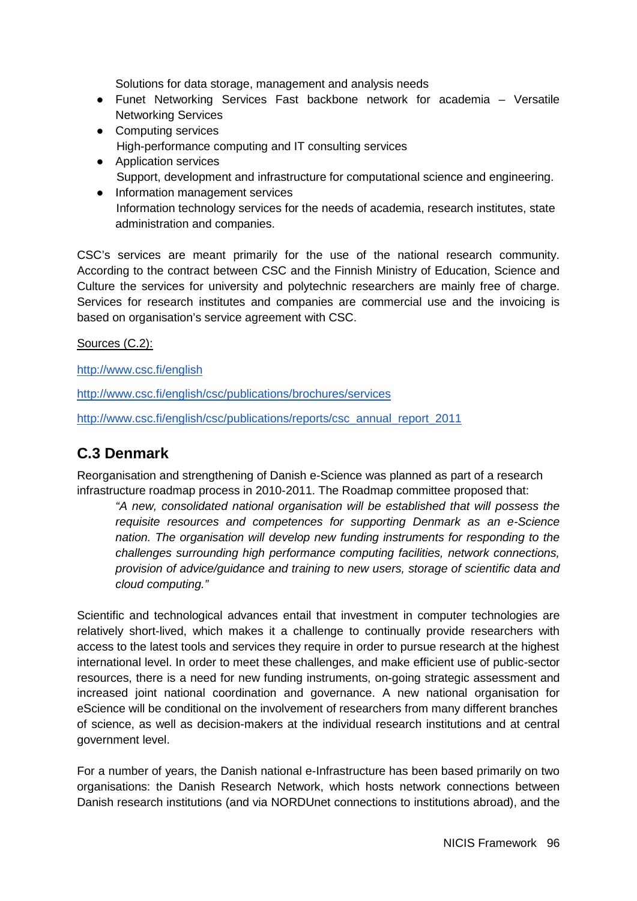Solutions for data storage, management and analysis needs

- Funet Networking Services Fast backbone network for academia – Versatile Networking Services
- Computing services
  High-performance computing and IT consulting services
- Application services
  Support, development and infrastructure for computational science and engineering.
- Information management services
  Information technology services for the needs of academia, research institutes, state administration and companies.

CSC's services are meant primarily for the use of the national research community. According to the contract between CSC and the Finnish Ministry of Education, Science and Culture the services for university and polytechnic researchers are mainly free of charge. Services for research institutes and companies are commercial use and the invoicing is based on organisation's service agreement with CSC.

Sources (C.2):

http://www.csc.fi/english

http://www.csc.fi/english/csc/publications/brochures/services

http://www.csc.fi/english/csc/publications/reports/csc_annual_report_2011

## C.3 Denmark

Reorganisation and strengthening of Danish e-Science was planned as part of a research infrastructure roadmap process in 2010-2011. The Roadmap committee proposed that:

> *"A new, consolidated national organisation will be established that will possess the requisite resources and competences for supporting Denmark as an e-Science nation. The organisation will develop new funding instruments for responding to the challenges surrounding high performance computing facilities, network connections, provision of advice/guidance and training to new users, storage of scientific data and cloud computing."*

Scientific and technological advances entail that investment in computer technologies are relatively short-lived, which makes it a challenge to continually provide researchers with access to the latest tools and services they require in order to pursue research at the highest international level. In order to meet these challenges, and make efficient use of public-sector resources, there is a need for new funding instruments, on-going strategic assessment and increased joint national coordination and governance. A new national organisation for eScience will be conditional on the involvement of researchers from many different branches of science, as well as decision-makers at the individual research institutions and at central government level.

For a number of years, the Danish national e-Infrastructure has been based primarily on two organisations: the Danish Research Network, which hosts network connections between Danish research institutions (and via NORDUnet connections to institutions abroad), and the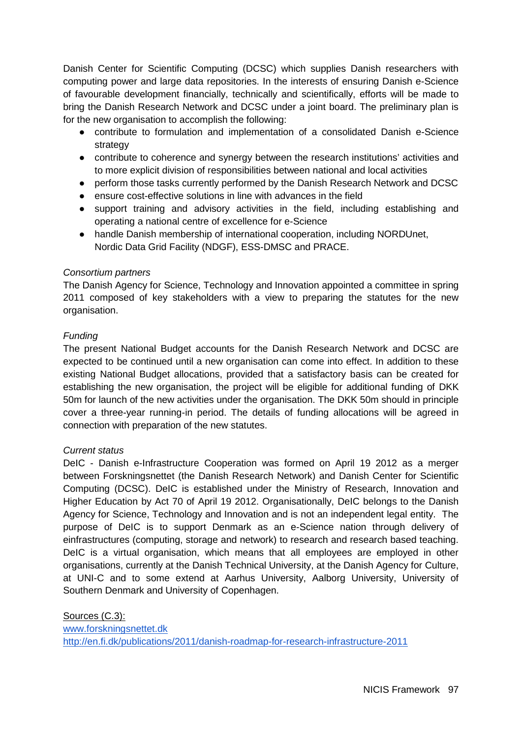Danish Center for Scientific Computing (DCSC) which supplies Danish researchers with computing power and large data repositories. In the interests of ensuring Danish e-Science of favourable development financially, technically and scientifically, efforts will be made to bring the Danish Research Network and DCSC under a joint board. The preliminary plan is for the new organisation to accomplish the following:

- contribute to formulation and implementation of a consolidated Danish e-Science strategy
- contribute to coherence and synergy between the research institutions' activities and to more explicit division of responsibilities between national and local activities
- perform those tasks currently performed by the Danish Research Network and DCSC
- ensure cost-effective solutions in line with advances in the field
- support training and advisory activities in the field, including establishing and operating a national centre of excellence for e-Science
- handle Danish membership of international cooperation, including NORDUnet, Nordic Data Grid Facility (NDGF), ESS-DMSC and PRACE.

*Consortium partners*

The Danish Agency for Science, Technology and Innovation appointed a committee in spring 2011 composed of key stakeholders with a view to preparing the statutes for the new organisation.

*Funding*

The present National Budget accounts for the Danish Research Network and DCSC are expected to be continued until a new organisation can come into effect. In addition to these existing National Budget allocations, provided that a satisfactory basis can be created for establishing the new organisation, the project will be eligible for additional funding of DKK 50m for launch of the new activities under the organisation. The DKK 50m should in principle cover a three-year running-in period. The details of funding allocations will be agreed in connection with preparation of the new statutes.

*Current status*

DeIC - Danish e-Infrastructure Cooperation was formed on April 19 2012 as a merger between Forskningsnettet (the Danish Research Network) and Danish Center for Scientific Computing (DCSC). DeIC is established under the Ministry of Research, Innovation and Higher Education by Act 70 of April 19 2012. Organisationally, DeIC belongs to the Danish Agency for Science, Technology and Innovation and is not an independent legal entity. The purpose of DeIC is to support Denmark as an e-Science nation through delivery of einfrastructures (computing, storage and network) to research and research based teaching. DeIC is a virtual organisation, which means that all employees are employed in other organisations, currently at the Danish Technical University, at the Danish Agency for Culture, at UNI-C and to some extend at Aarhus University, Aalborg University, University of Southern Denmark and University of Copenhagen.

Sources (C.3):
www.forskningsnettet.dk
http://en.fi.dk/publications/2011/danish-roadmap-for-research-infrastructure-2011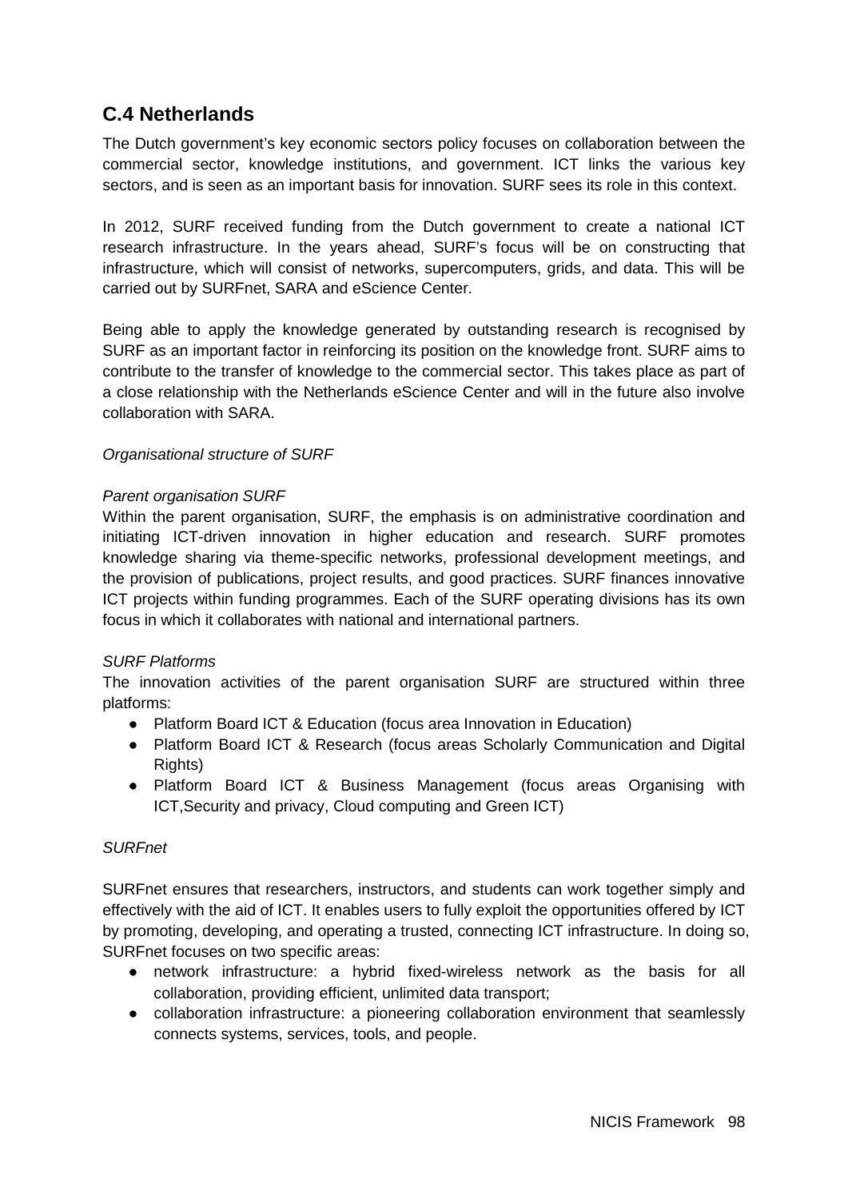## C.4 Netherlands

The Dutch government's key economic sectors policy focuses on collaboration between the commercial sector, knowledge institutions, and government. ICT links the various key sectors, and is seen as an important basis for innovation. SURF sees its role in this context.

In 2012, SURF received funding from the Dutch government to create a national ICT research infrastructure. In the years ahead, SURF's focus will be on constructing that infrastructure, which will consist of networks, supercomputers, grids, and data. This will be carried out by SURFnet, SARA and eScience Center.

Being able to apply the knowledge generated by outstanding research is recognised by SURF as an important factor in reinforcing its position on the knowledge front. SURF aims to contribute to the transfer of knowledge to the commercial sector. This takes place as part of a close relationship with the Netherlands eScience Center and will in the future also involve collaboration with SARA.

*Organisational structure of SURF*

*Parent organisation SURF*

Within the parent organisation, SURF, the emphasis is on administrative coordination and initiating ICT-driven innovation in higher education and research. SURF promotes knowledge sharing via theme-specific networks, professional development meetings, and the provision of publications, project results, and good practices. SURF finances innovative ICT projects within funding programmes. Each of the SURF operating divisions has its own focus in which it collaborates with national and international partners.

*SURF Platforms*

The innovation activities of the parent organisation SURF are structured within three platforms:

- Platform Board ICT & Education (focus area Innovation in Education)
- Platform Board ICT & Research (focus areas Scholarly Communication and Digital Rights)
- Platform Board ICT & Business Management (focus areas Organising with ICT,Security and privacy, Cloud computing and Green ICT)

*SURFnet*

SURFnet ensures that researchers, instructors, and students can work together simply and effectively with the aid of ICT. It enables users to fully exploit the opportunities offered by ICT by promoting, developing, and operating a trusted, connecting ICT infrastructure. In doing so, SURFnet focuses on two specific areas:

- network infrastructure: a hybrid fixed-wireless network as the basis for all collaboration, providing efficient, unlimited data transport;
- collaboration infrastructure: a pioneering collaboration environment that seamlessly connects systems, services, tools, and people.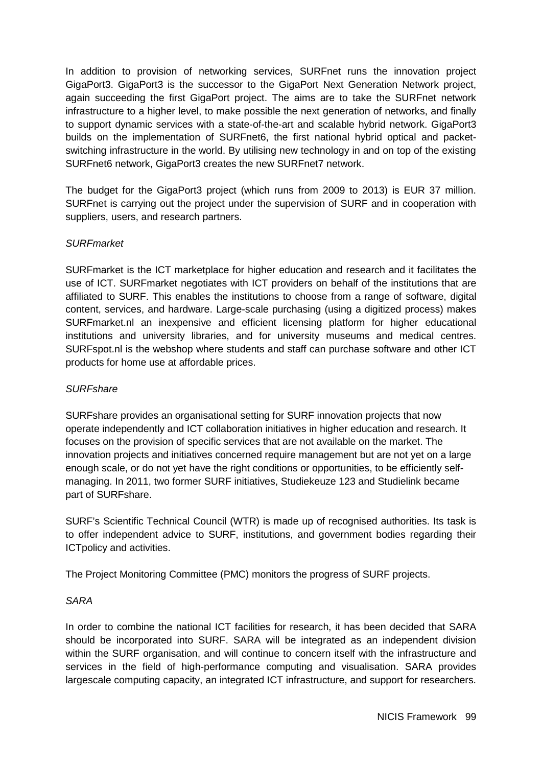In addition to provision of networking services, SURFnet runs the innovation project GigaPort3. GigaPort3 is the successor to the GigaPort Next Generation Network project, again succeeding the first GigaPort project. The aims are to take the SURFnet network infrastructure to a higher level, to make possible the next generation of networks, and finally to support dynamic services with a state-of-the-art and scalable hybrid network. GigaPort3 builds on the implementation of SURFnet6, the first national hybrid optical and packet-switching infrastructure in the world. By utilising new technology in and on top of the existing SURFnet6 network, GigaPort3 creates the new SURFnet7 network.

The budget for the GigaPort3 project (which runs from 2009 to 2013) is EUR 37 million. SURFnet is carrying out the project under the supervision of SURF and in cooperation with suppliers, users, and research partners.

*SURFmarket*

SURFmarket is the ICT marketplace for higher education and research and it facilitates the use of ICT. SURFmarket negotiates with ICT providers on behalf of the institutions that are affiliated to SURF. This enables the institutions to choose from a range of software, digital content, services, and hardware. Large-scale purchasing (using a digitized process) makes SURFmarket.nl an inexpensive and efficient licensing platform for higher educational institutions and university libraries, and for university museums and medical centres. SURFspot.nl is the webshop where students and staff can purchase software and other ICT products for home use at affordable prices.

*SURFshare*

SURFshare provides an organisational setting for SURF innovation projects that now operate independently and ICT collaboration initiatives in higher education and research. It focuses on the provision of specific services that are not available on the market. The innovation projects and initiatives concerned require management but are not yet on a large enough scale, or do not yet have the right conditions or opportunities, to be efficiently self-managing. In 2011, two former SURF initiatives, Studiekeuze 123 and Studielink became part of SURFshare.

SURF's Scientific Technical Council (WTR) is made up of recognised authorities. Its task is to offer independent advice to SURF, institutions, and government bodies regarding their ICTpolicy and activities.

The Project Monitoring Committee (PMC) monitors the progress of SURF projects.

*SARA*

In order to combine the national ICT facilities for research, it has been decided that SARA should be incorporated into SURF. SARA will be integrated as an independent division within the SURF organisation, and will continue to concern itself with the infrastructure and services in the field of high-performance computing and visualisation. SARA provides largescale computing capacity, an integrated ICT infrastructure, and support for researchers.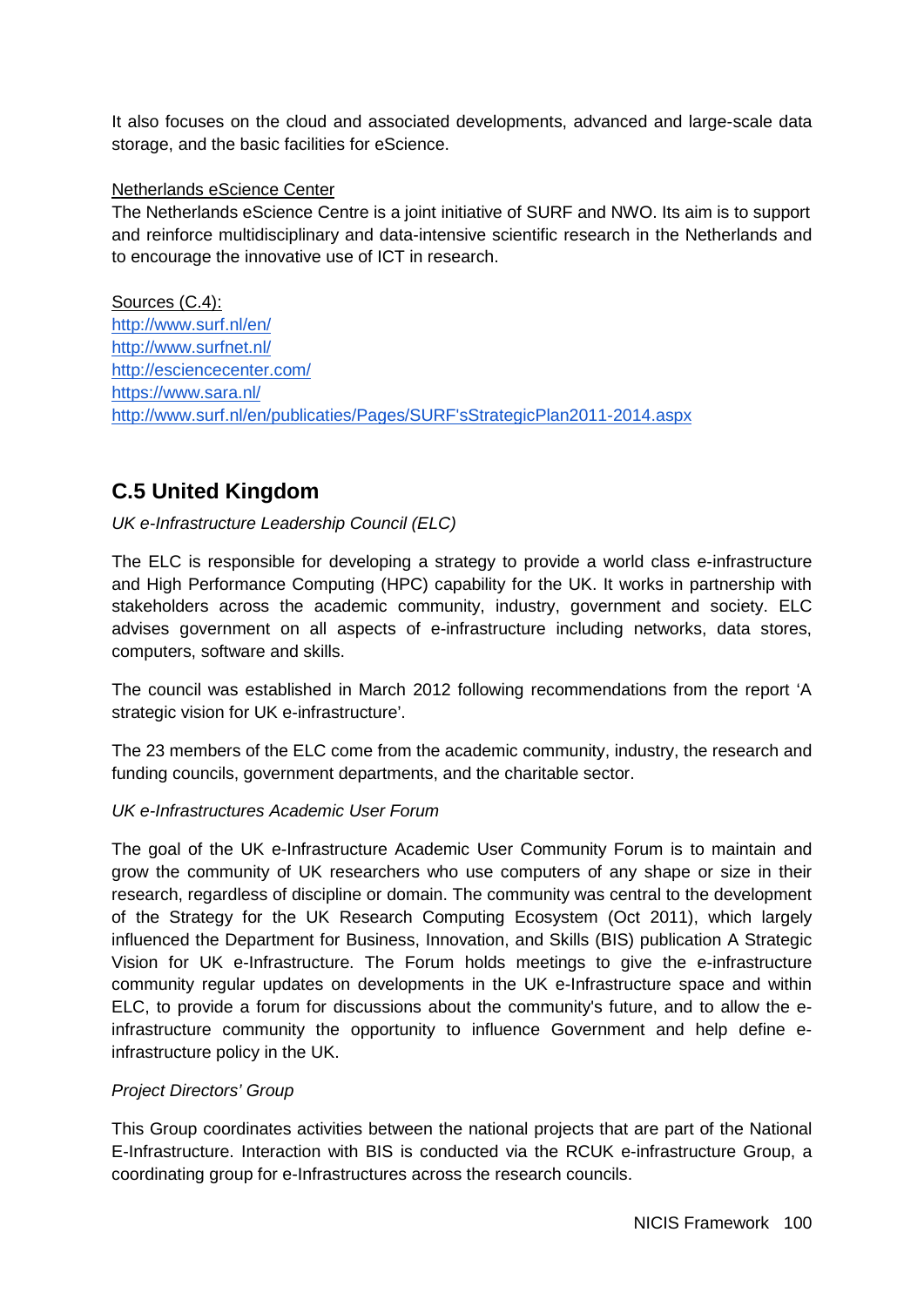It also focuses on the cloud and associated developments, advanced and large-scale data storage, and the basic facilities for eScience.

Netherlands eScience Center

The Netherlands eScience Centre is a joint initiative of SURF and NWO. Its aim is to support and reinforce multidisciplinary and data-intensive scientific research in the Netherlands and to encourage the innovative use of ICT in research.

Sources (C.4):
http://www.surf.nl/en/
http://www.surfnet.nl/
http://esciencecenter.com/
https://www.sara.nl/
http://www.surf.nl/en/publicaties/Pages/SURF'sStrategicPlan2011-2014.aspx

## C.5 United Kingdom

*UK e-Infrastructure Leadership Council (ELC)*

The ELC is responsible for developing a strategy to provide a world class e-infrastructure and High Performance Computing (HPC) capability for the UK. It works in partnership with stakeholders across the academic community, industry, government and society. ELC advises government on all aspects of e-infrastructure including networks, data stores, computers, software and skills.

The council was established in March 2012 following recommendations from the report 'A strategic vision for UK e-infrastructure'.

The 23 members of the ELC come from the academic community, industry, the research and funding councils, government departments, and the charitable sector.

*UK e-Infrastructures Academic User Forum*

The goal of the UK e-Infrastructure Academic User Community Forum is to maintain and grow the community of UK researchers who use computers of any shape or size in their research, regardless of discipline or domain. The community was central to the development of the Strategy for the UK Research Computing Ecosystem (Oct 2011), which largely influenced the Department for Business, Innovation, and Skills (BIS) publication A Strategic Vision for UK e-Infrastructure. The Forum holds meetings to give the e-infrastructure community regular updates on developments in the UK e-Infrastructure space and within ELC, to provide a forum for discussions about the community's future, and to allow the e-infrastructure community the opportunity to influence Government and help define e-infrastructure policy in the UK.

*Project Directors' Group*

This Group coordinates activities between the national projects that are part of the National E-Infrastructure. Interaction with BIS is conducted via the RCUK e-infrastructure Group, a coordinating group for e-Infrastructures across the research councils.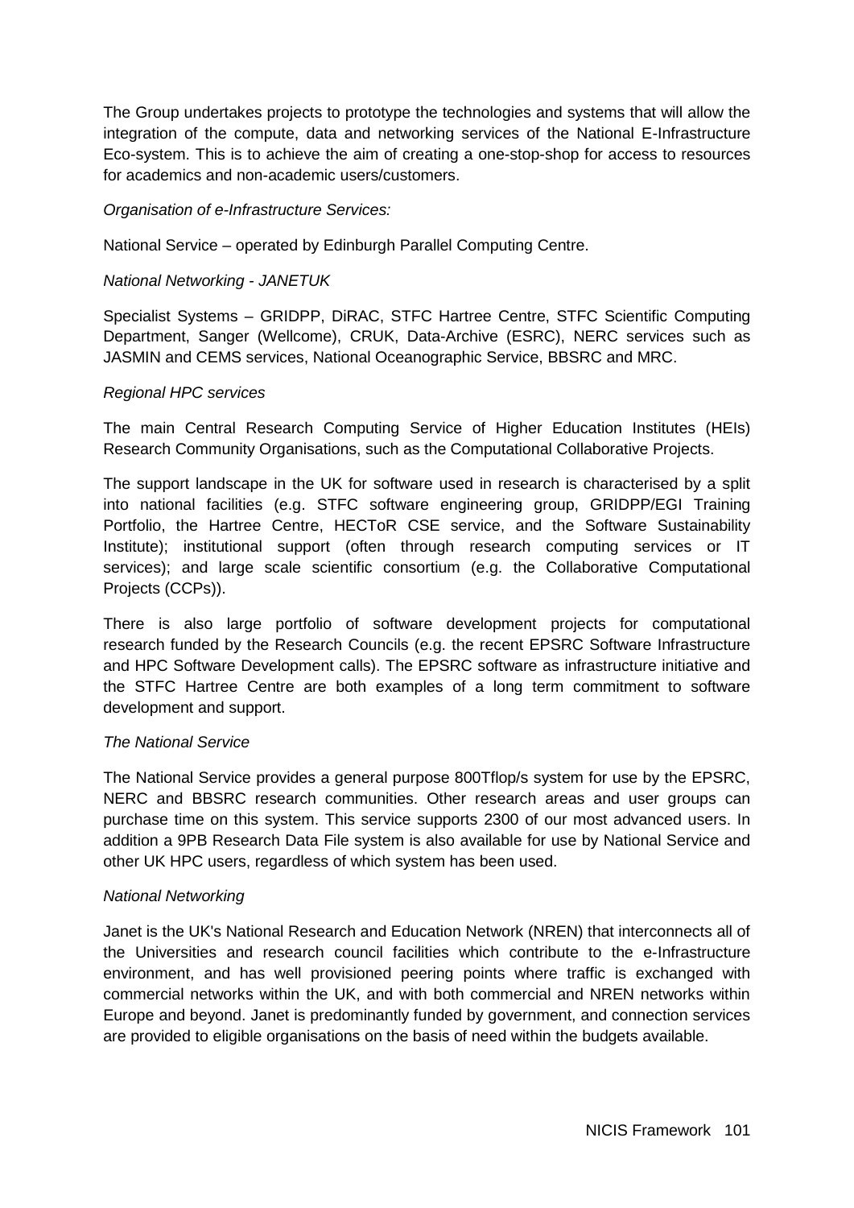The Group undertakes projects to prototype the technologies and systems that will allow the integration of the compute, data and networking services of the National E-Infrastructure Eco-system. This is to achieve the aim of creating a one-stop-shop for access to resources for academics and non-academic users/customers.

*Organisation of e-Infrastructure Services:*

National Service – operated by Edinburgh Parallel Computing Centre.

*National Networking - JANETUK*

Specialist Systems – GRIDPP, DiRAC, STFC Hartree Centre, STFC Scientific Computing Department, Sanger (Wellcome), CRUK, Data-Archive (ESRC), NERC services such as JASMIN and CEMS services, National Oceanographic Service, BBSRC and MRC.

*Regional HPC services*

The main Central Research Computing Service of Higher Education Institutes (HEIs) Research Community Organisations, such as the Computational Collaborative Projects.

The support landscape in the UK for software used in research is characterised by a split into national facilities (e.g. STFC software engineering group, GRIDPP/EGI Training Portfolio, the Hartree Centre, HECToR CSE service, and the Software Sustainability Institute); institutional support (often through research computing services or IT services); and large scale scientific consortium (e.g. the Collaborative Computational Projects (CCPs)).

There is also large portfolio of software development projects for computational research funded by the Research Councils (e.g. the recent EPSRC Software Infrastructure and HPC Software Development calls). The EPSRC software as infrastructure initiative and the STFC Hartree Centre are both examples of a long term commitment to software development and support.

*The National Service*

The National Service provides a general purpose 800Tflop/s system for use by the EPSRC, NERC and BBSRC research communities. Other research areas and user groups can purchase time on this system. This service supports 2300 of our most advanced users. In addition a 9PB Research Data File system is also available for use by National Service and other UK HPC users, regardless of which system has been used.

*National Networking*

Janet is the UK's National Research and Education Network (NREN) that interconnects all of the Universities and research council facilities which contribute to the e-Infrastructure environment, and has well provisioned peering points where traffic is exchanged with commercial networks within the UK, and with both commercial and NREN networks within Europe and beyond. Janet is predominantly funded by government, and connection services are provided to eligible organisations on the basis of need within the budgets available.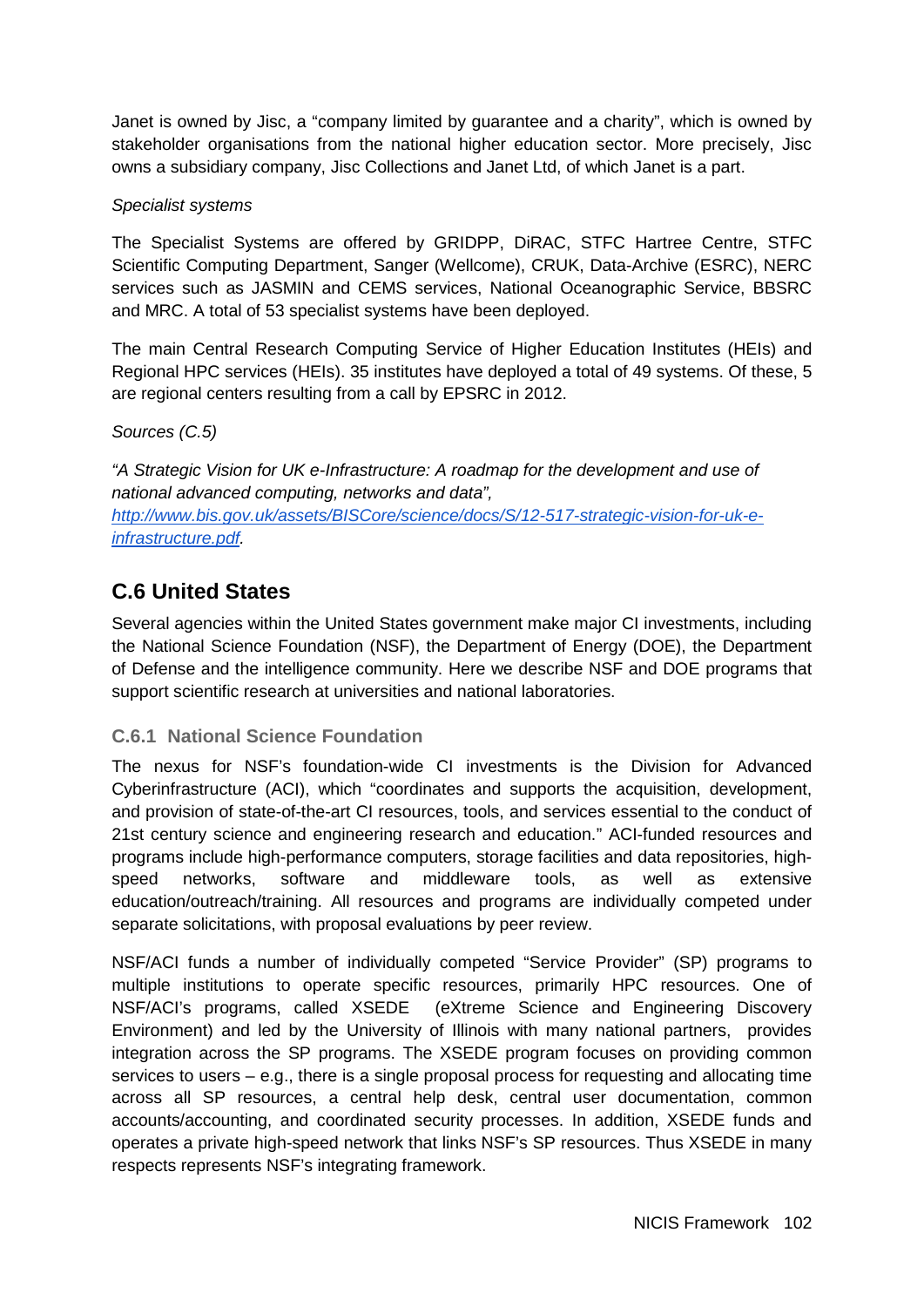Janet is owned by Jisc, a "company limited by guarantee and a charity", which is owned by stakeholder organisations from the national higher education sector. More precisely, Jisc owns a subsidiary company, Jisc Collections and Janet Ltd, of which Janet is a part.

*Specialist systems*

The Specialist Systems are offered by GRIDPP, DiRAC, STFC Hartree Centre, STFC Scientific Computing Department, Sanger (Wellcome), CRUK, Data-Archive (ESRC), NERC services such as JASMIN and CEMS services, National Oceanographic Service, BBSRC and MRC. A total of 53 specialist systems have been deployed.

The main Central Research Computing Service of Higher Education Institutes (HEIs) and Regional HPC services (HEIs). 35 institutes have deployed a total of 49 systems. Of these, 5 are regional centers resulting from a call by EPSRC in 2012.

*Sources (C.5)*

*"A Strategic Vision for UK e-Infrastructure: A roadmap for the development and use of national advanced computing, networks and data",* [http://www.bis.gov.uk/assets/BISCore/science/docs/S/12-517-strategic-vision-for-uk-e-infrastructure.pdf](http://www.bis.gov.uk/assets/BISCore/science/docs/S/12-517-strategic-vision-for-uk-e-infrastructure.pdf).

## C.6 United States

Several agencies within the United States government make major CI investments, including the National Science Foundation (NSF), the Department of Energy (DOE), the Department of Defense and the intelligence community. Here we describe NSF and DOE programs that support scientific research at universities and national laboratories.

### C.6.1 National Science Foundation

The nexus for NSF's foundation-wide CI investments is the Division for Advanced Cyberinfrastructure (ACI), which "coordinates and supports the acquisition, development, and provision of state-of-the-art CI resources, tools, and services essential to the conduct of 21st century science and engineering research and education." ACI-funded resources and programs include high-performance computers, storage facilities and data repositories, high-speed networks, software and middleware tools, as well as extensive education/outreach/training. All resources and programs are individually competed under separate solicitations, with proposal evaluations by peer review.

NSF/ACI funds a number of individually competed "Service Provider" (SP) programs to multiple institutions to operate specific resources, primarily HPC resources. One of NSF/ACI's programs, called XSEDE (eXtreme Science and Engineering Discovery Environment) and led by the University of Illinois with many national partners, provides integration across the SP programs. The XSEDE program focuses on providing common services to users – e.g., there is a single proposal process for requesting and allocating time across all SP resources, a central help desk, central user documentation, common accounts/accounting, and coordinated security processes. In addition, XSEDE funds and operates a private high-speed network that links NSF's SP resources. Thus XSEDE in many respects represents NSF's integrating framework.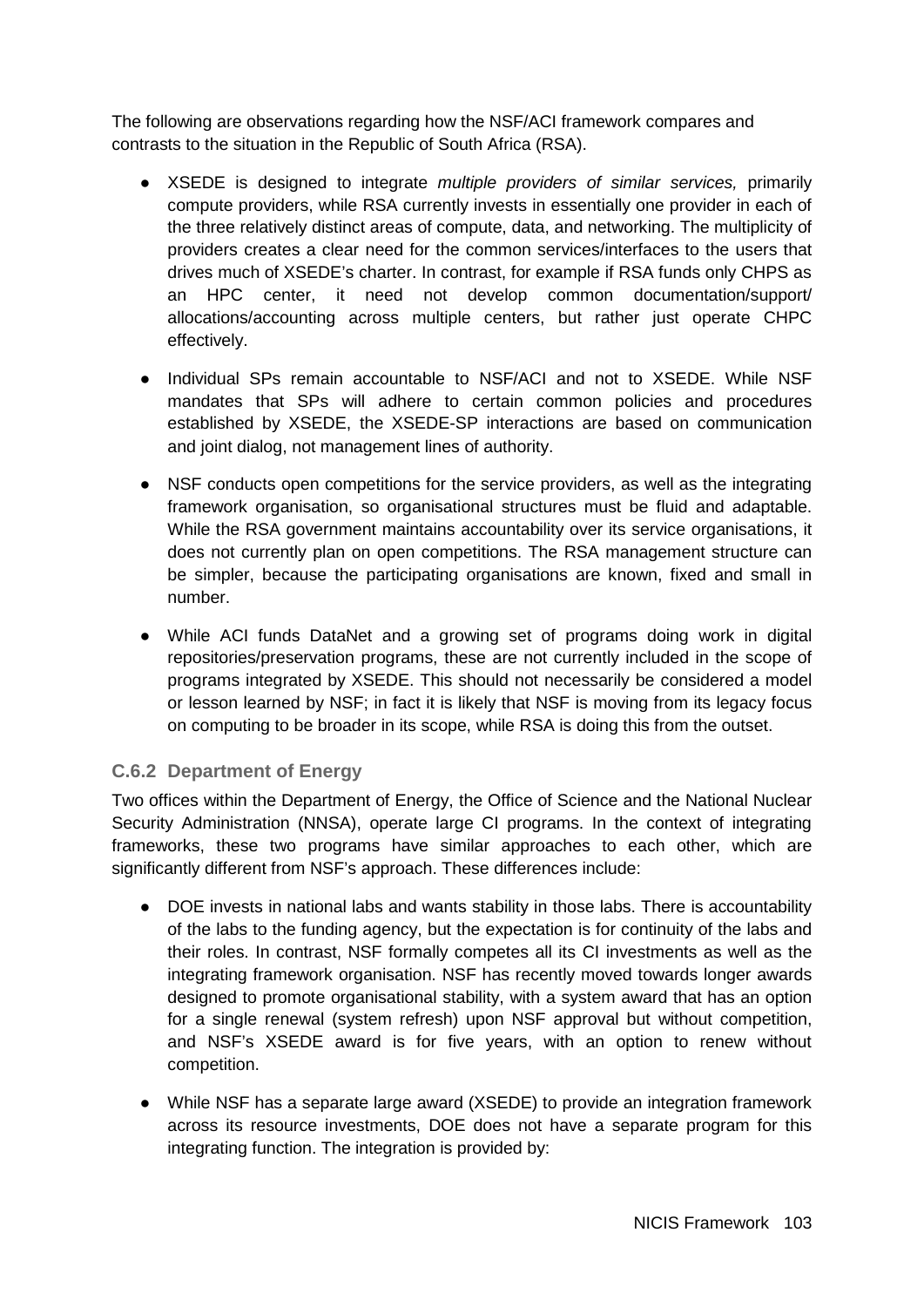The following are observations regarding how the NSF/ACI framework compares and contrasts to the situation in the Republic of South Africa (RSA).

- XSEDE is designed to integrate *multiple providers of similar services,* primarily compute providers, while RSA currently invests in essentially one provider in each of the three relatively distinct areas of compute, data, and networking. The multiplicity of providers creates a clear need for the common services/interfaces to the users that drives much of XSEDE's charter. In contrast, for example if RSA funds only CHPS as an HPC center, it need not develop common documentation/support/ allocations/accounting across multiple centers, but rather just operate CHPC effectively.

- Individual SPs remain accountable to NSF/ACI and not to XSEDE. While NSF mandates that SPs will adhere to certain common policies and procedures established by XSEDE, the XSEDE-SP interactions are based on communication and joint dialog, not management lines of authority.

- NSF conducts open competitions for the service providers, as well as the integrating framework organisation, so organisational structures must be fluid and adaptable. While the RSA government maintains accountability over its service organisations, it does not currently plan on open competitions. The RSA management structure can be simpler, because the participating organisations are known, fixed and small in number.

- While ACI funds DataNet and a growing set of programs doing work in digital repositories/preservation programs, these are not currently included in the scope of programs integrated by XSEDE. This should not necessarily be considered a model or lesson learned by NSF; in fact it is likely that NSF is moving from its legacy focus on computing to be broader in its scope, while RSA is doing this from the outset.

### C.6.2 Department of Energy

Two offices within the Department of Energy, the Office of Science and the National Nuclear Security Administration (NNSA), operate large CI programs. In the context of integrating frameworks, these two programs have similar approaches to each other, which are significantly different from NSF's approach. These differences include:

- DOE invests in national labs and wants stability in those labs. There is accountability of the labs to the funding agency, but the expectation is for continuity of the labs and their roles. In contrast, NSF formally competes all its CI investments as well as the integrating framework organisation. NSF has recently moved towards longer awards designed to promote organisational stability, with a system award that has an option for a single renewal (system refresh) upon NSF approval but without competition, and NSF's XSEDE award is for five years, with an option to renew without competition.

- While NSF has a separate large award (XSEDE) to provide an integration framework across its resource investments, DOE does not have a separate program for this integrating function. The integration is provided by: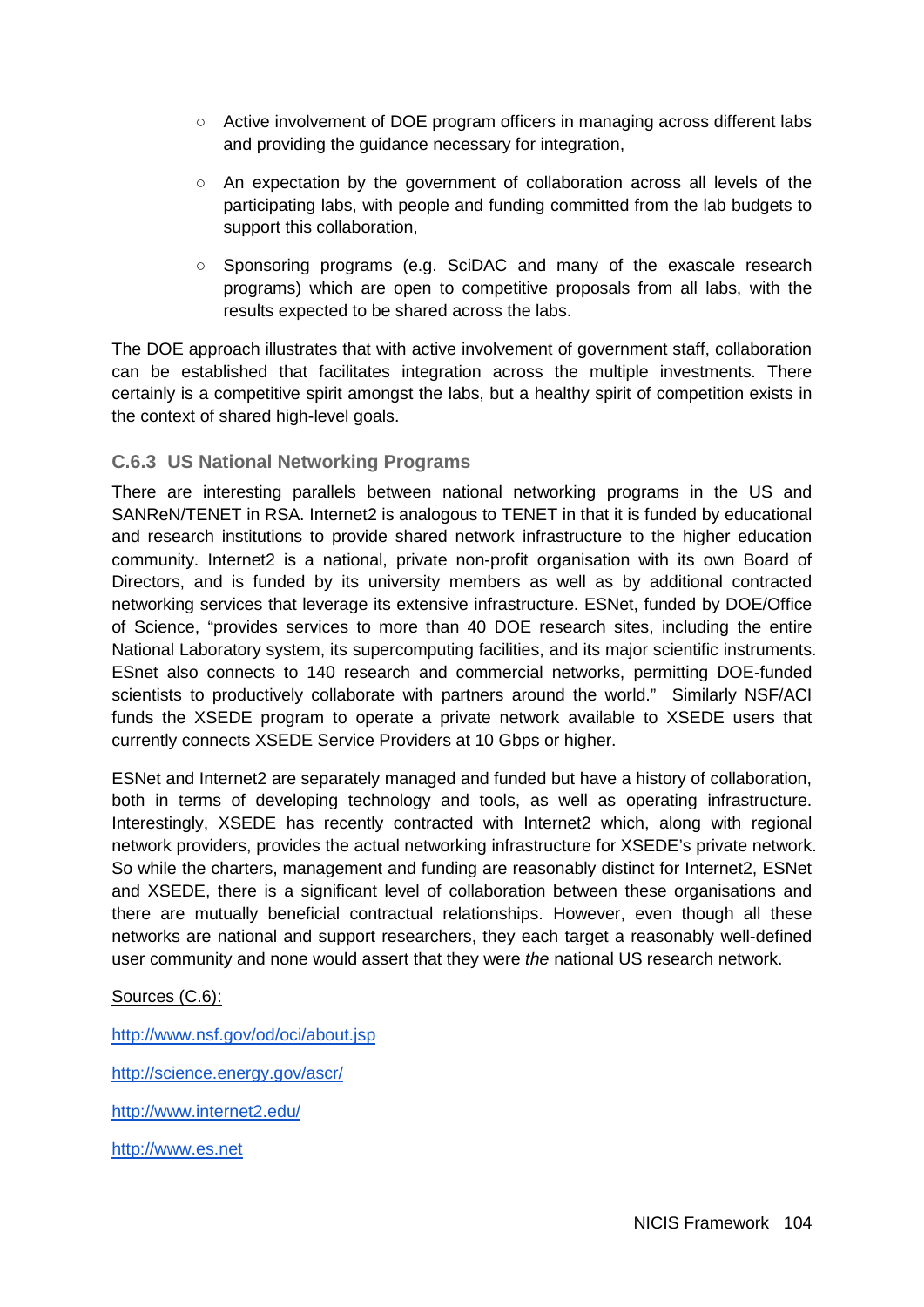- Active involvement of DOE program officers in managing across different labs and providing the guidance necessary for integration,
- An expectation by the government of collaboration across all levels of the participating labs, with people and funding committed from the lab budgets to support this collaboration,
- Sponsoring programs (e.g. SciDAC and many of the exascale research programs) which are open to competitive proposals from all labs, with the results expected to be shared across the labs.

The DOE approach illustrates that with active involvement of government staff, collaboration can be established that facilitates integration across the multiple investments. There certainly is a competitive spirit amongst the labs, but a healthy spirit of competition exists in the context of shared high-level goals.

### C.6.3 US National Networking Programs

There are interesting parallels between national networking programs in the US and SANReN/TENET in RSA. Internet2 is analogous to TENET in that it is funded by educational and research institutions to provide shared network infrastructure to the higher education community. Internet2 is a national, private non-profit organisation with its own Board of Directors, and is funded by its university members as well as by additional contracted networking services that leverage its extensive infrastructure. ESNet, funded by DOE/Office of Science, "provides services to more than 40 DOE research sites, including the entire National Laboratory system, its supercomputing facilities, and its major scientific instruments. ESnet also connects to 140 research and commercial networks, permitting DOE-funded scientists to productively collaborate with partners around the world." Similarly NSF/ACI funds the XSEDE program to operate a private network available to XSEDE users that currently connects XSEDE Service Providers at 10 Gbps or higher.

ESNet and Internet2 are separately managed and funded but have a history of collaboration, both in terms of developing technology and tools, as well as operating infrastructure. Interestingly, XSEDE has recently contracted with Internet2 which, along with regional network providers, provides the actual networking infrastructure for XSEDE's private network. So while the charters, management and funding are reasonably distinct for Internet2, ESNet and XSEDE, there is a significant level of collaboration between these organisations and there are mutually beneficial contractual relationships. However, even though all these networks are national and support researchers, they each target a reasonably well-defined user community and none would assert that they were *the* national US research network.

Sources (C.6):

http://www.nsf.gov/od/oci/about.jsp

http://science.energy.gov/ascr/

http://www.internet2.edu/

http://www.es.net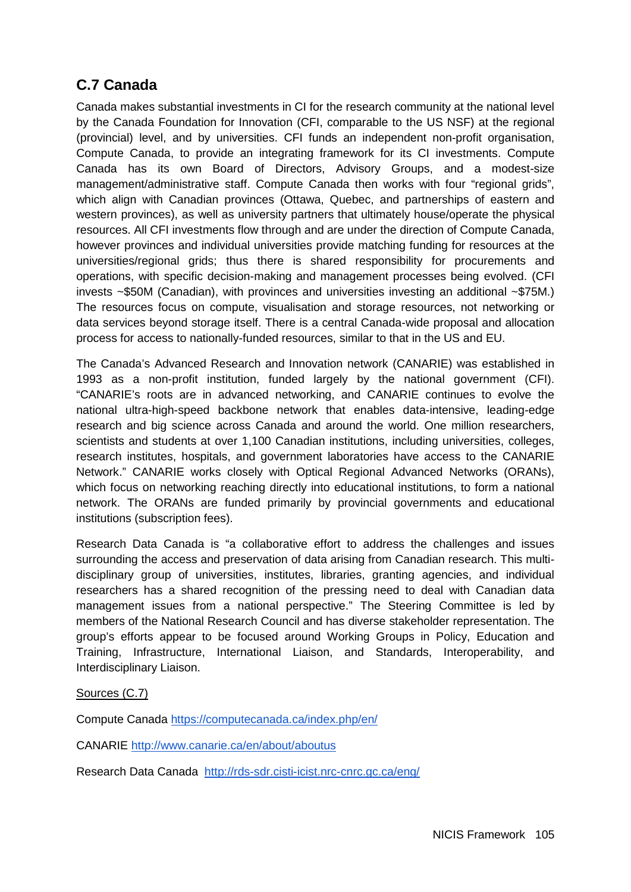## C.7 Canada

Canada makes substantial investments in CI for the research community at the national level by the Canada Foundation for Innovation (CFI, comparable to the US NSF) at the regional (provincial) level, and by universities. CFI funds an independent non-profit organisation, Compute Canada, to provide an integrating framework for its CI investments. Compute Canada has its own Board of Directors, Advisory Groups, and a modest-size management/administrative staff. Compute Canada then works with four "regional grids", which align with Canadian provinces (Ottawa, Quebec, and partnerships of eastern and western provinces), as well as university partners that ultimately house/operate the physical resources. All CFI investments flow through and are under the direction of Compute Canada, however provinces and individual universities provide matching funding for resources at the universities/regional grids; thus there is shared responsibility for procurements and operations, with specific decision-making and management processes being evolved. (CFI invests ~$50M (Canadian), with provinces and universities investing an additional ~$75M.) The resources focus on compute, visualisation and storage resources, not networking or data services beyond storage itself. There is a central Canada-wide proposal and allocation process for access to nationally-funded resources, similar to that in the US and EU.

The Canada's Advanced Research and Innovation network (CANARIE) was established in 1993 as a non-profit institution, funded largely by the national government (CFI). "CANARIE's roots are in advanced networking, and CANARIE continues to evolve the national ultra-high-speed backbone network that enables data-intensive, leading-edge research and big science across Canada and around the world. One million researchers, scientists and students at over 1,100 Canadian institutions, including universities, colleges, research institutes, hospitals, and government laboratories have access to the CANARIE Network." CANARIE works closely with Optical Regional Advanced Networks (ORANs), which focus on networking reaching directly into educational institutions, to form a national network. The ORANs are funded primarily by provincial governments and educational institutions (subscription fees).

Research Data Canada is "a collaborative effort to address the challenges and issues surrounding the access and preservation of data arising from Canadian research. This multi-disciplinary group of universities, institutes, libraries, granting agencies, and individual researchers has a shared recognition of the pressing need to deal with Canadian data management issues from a national perspective." The Steering Committee is led by members of the National Research Council and has diverse stakeholder representation. The group's efforts appear to be focused around Working Groups in Policy, Education and Training, Infrastructure, International Liaison, and Standards, Interoperability, and Interdisciplinary Liaison.

Sources (C.7)

Compute Canada https://computecanada.ca/index.php/en/

CANARIE http://www.canarie.ca/en/about/aboutus

Research Data Canada http://rds-sdr.cisti-icist.nrc-cnrc.gc.ca/eng/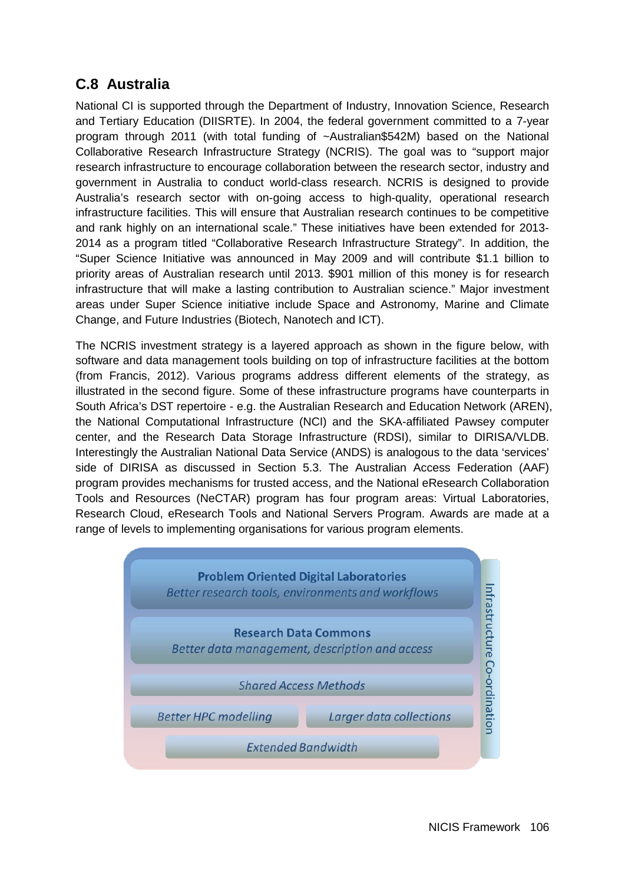## C.8 Australia

National CI is supported through the Department of Industry, Innovation Science, Research and Tertiary Education (DIISRTE). In 2004, the federal government committed to a 7-year program through 2011 (with total funding of ~Australian$542M) based on the National Collaborative Research Infrastructure Strategy (NCRIS). The goal was to "support major research infrastructure to encourage collaboration between the research sector, industry and government in Australia to conduct world-class research. NCRIS is designed to provide Australia's research sector with on-going access to high-quality, operational research infrastructure facilities. This will ensure that Australian research continues to be competitive and rank highly on an international scale." These initiatives have been extended for 2013-2014 as a program titled "Collaborative Research Infrastructure Strategy". In addition, the "Super Science Initiative was announced in May 2009 and will contribute $1.1 billion to priority areas of Australian research until 2013. $901 million of this money is for research infrastructure that will make a lasting contribution to Australian science." Major investment areas under Super Science initiative include Space and Astronomy, Marine and Climate Change, and Future Industries (Biotech, Nanotech and ICT).

The NCRIS investment strategy is a layered approach as shown in the figure below, with software and data management tools building on top of infrastructure facilities at the bottom (from Francis, 2012). Various programs address different elements of the strategy, as illustrated in the second figure. Some of these infrastructure programs have counterparts in South Africa's DST repertoire - e.g. the Australian Research and Education Network (AREN), the National Computational Infrastructure (NCI) and the SKA-affiliated Pawsey computer center, and the Research Data Storage Infrastructure (RDSI), similar to DIRISA/VLDB. Interestingly the Australian National Data Service (ANDS) is analogous to the data 'services' side of DIRISA as discussed in Section 5.3. The Australian Access Federation (AAF) program provides mechanisms for trusted access, and the National eResearch Collaboration Tools and Resources (NeCTAR) program has four program areas: Virtual Laboratories, Research Cloud, eResearch Tools and National Servers Program. Awards are made at a range of levels to implementing organisations for various program elements.

**Problem Oriented Digital Laboratories**
*Better research tools, environments and workflows*

**Research Data Commons**
*Better data management, description and access*

*Shared Access Methods*

*Better HPC modelling* | *Larger data collections*

*Extended Bandwidth*

Infrastructure Co-ordination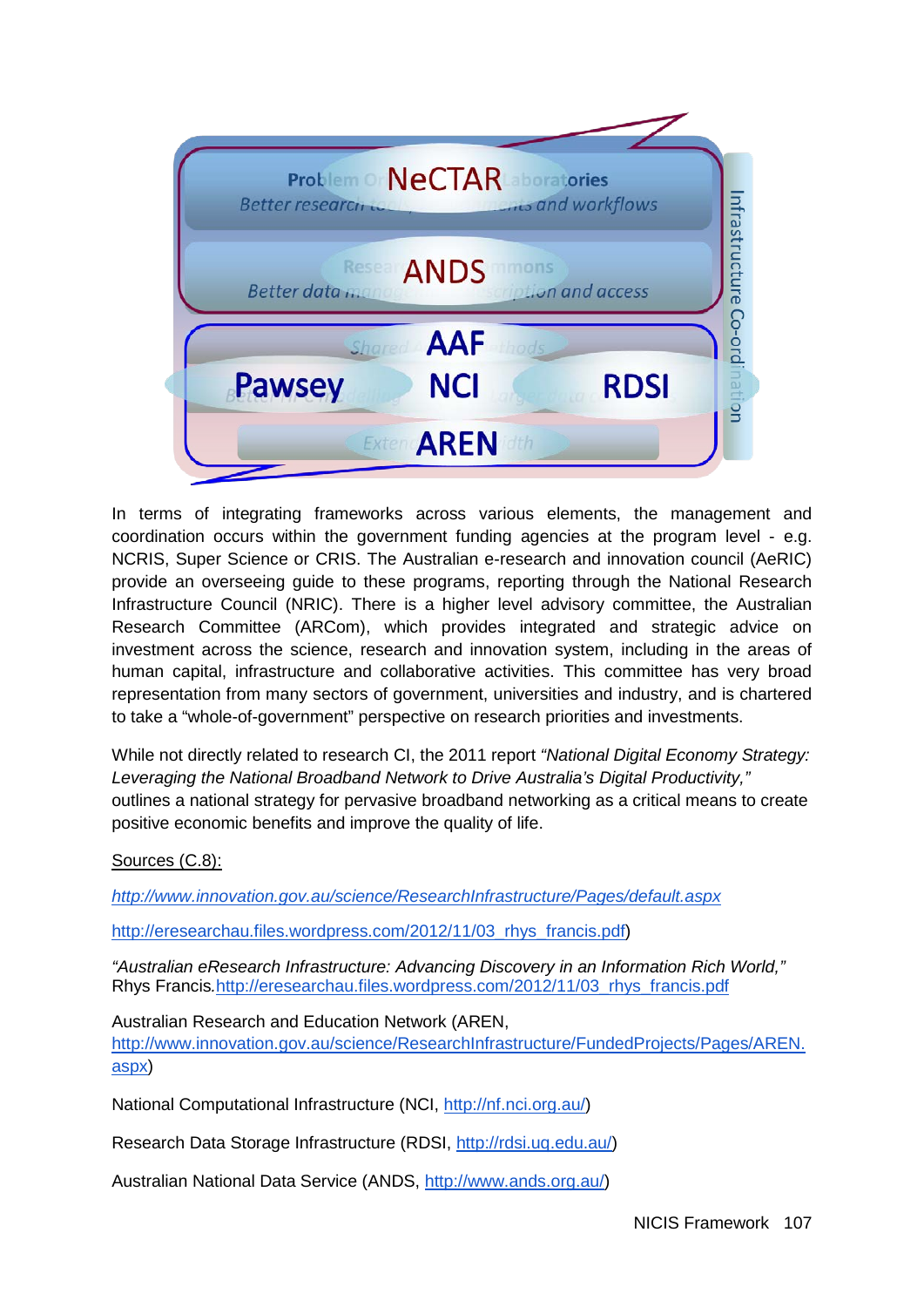In terms of integrating frameworks across various elements, the management and coordination occurs within the government funding agencies at the program level - e.g. NCRIS, Super Science or CRIS. The Australian e-research and innovation council (AeRIC) provide an overseeing guide to these programs, reporting through the National Research Infrastructure Council (NRIC). There is a higher level advisory committee, the Australian Research Committee (ARCom), which provides integrated and strategic advice on investment across the science, research and innovation system, including in the areas of human capital, infrastructure and collaborative activities. This committee has very broad representation from many sectors of government, universities and industry, and is chartered to take a "whole-of-government" perspective on research priorities and investments.

While not directly related to research CI, the 2011 report *"National Digital Economy Strategy: Leveraging the National Broadband Network to Drive Australia's Digital Productivity,"* outlines a national strategy for pervasive broadband networking as a critical means to create positive economic benefits and improve the quality of life.

Sources (C.8):

*http://www.innovation.gov.au/science/ResearchInfrastructure/Pages/default.aspx*

http://eresearchau.files.wordpress.com/2012/11/03_rhys_francis.pdf)

*"Australian eResearch Infrastructure: Advancing Discovery in an Information Rich World,"* Rhys Francis. http://eresearchau.files.wordpress.com/2012/11/03_rhys_francis.pdf

Australian Research and Education Network (AREN, http://www.innovation.gov.au/science/ResearchInfrastructure/FundedProjects/Pages/AREN.aspx)

National Computational Infrastructure (NCI, http://nf.nci.org.au/)

Research Data Storage Infrastructure (RDSI, http://rdsi.uq.edu.au/)

Australian National Data Service (ANDS, http://www.ands.org.au/)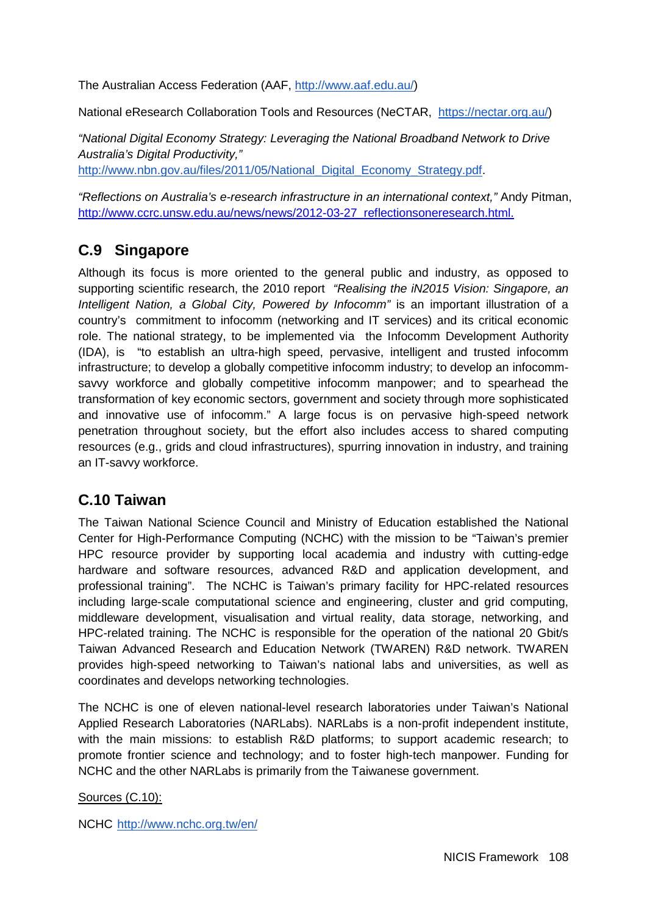The Australian Access Federation (AAF, http://www.aaf.edu.au/)

National eResearch Collaboration Tools and Resources (NeCTAR, https://nectar.org.au/)

*"National Digital Economy Strategy: Leveraging the National Broadband Network to Drive Australia's Digital Productivity,"* http://www.nbn.gov.au/files/2011/05/National_Digital_Economy_Strategy.pdf.

*"Reflections on Australia's e-research infrastructure in an international context,"* Andy Pitman, http://www.ccrc.unsw.edu.au/news/news/2012-03-27_reflectionsoneresearch.html.

## C.9 Singapore

Although its focus is more oriented to the general public and industry, as opposed to supporting scientific research, the 2010 report *"Realising the iN2015 Vision: Singapore, an Intelligent Nation, a Global City, Powered by Infocomm"* is an important illustration of a country's commitment to infocomm (networking and IT services) and its critical economic role. The national strategy, to be implemented via the Infocomm Development Authority (IDA), is "to establish an ultra-high speed, pervasive, intelligent and trusted infocomm infrastructure; to develop a globally competitive infocomm industry; to develop an infocomm-savvy workforce and globally competitive infocomm manpower; and to spearhead the transformation of key economic sectors, government and society through more sophisticated and innovative use of infocomm." A large focus is on pervasive high-speed network penetration throughout society, but the effort also includes access to shared computing resources (e.g., grids and cloud infrastructures), spurring innovation in industry, and training an IT-savvy workforce.

## C.10 Taiwan

The Taiwan National Science Council and Ministry of Education established the National Center for High-Performance Computing (NCHC) with the mission to be "Taiwan's premier HPC resource provider by supporting local academia and industry with cutting-edge hardware and software resources, advanced R&D and application development, and professional training". The NCHC is Taiwan's primary facility for HPC-related resources including large-scale computational science and engineering, cluster and grid computing, middleware development, visualisation and virtual reality, data storage, networking, and HPC-related training. The NCHC is responsible for the operation of the national 20 Gbit/s Taiwan Advanced Research and Education Network (TWAREN) R&D network. TWAREN provides high-speed networking to Taiwan's national labs and universities, as well as coordinates and develops networking technologies.

The NCHC is one of eleven national-level research laboratories under Taiwan's National Applied Research Laboratories (NARLabs). NARLabs is a non-profit independent institute, with the main missions: to establish R&D platforms; to support academic research; to promote frontier science and technology; and to foster high-tech manpower. Funding for NCHC and the other NARLabs is primarily from the Taiwanese government.

Sources (C.10):

NCHC http://www.nchc.org.tw/en/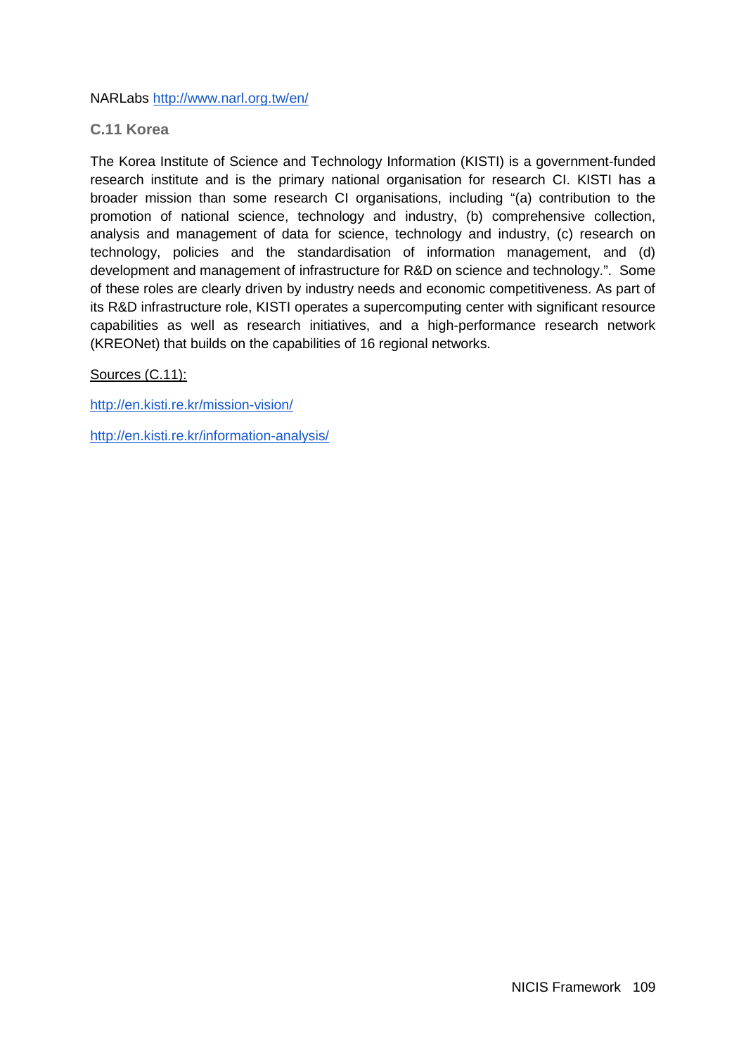NARLabs http://www.narl.org.tw/en/

### C.11 Korea

The Korea Institute of Science and Technology Information (KISTI) is a government-funded research institute and is the primary national organisation for research CI. KISTI has a broader mission than some research CI organisations, including "(a) contribution to the promotion of national science, technology and industry, (b) comprehensive collection, analysis and management of data for science, technology and industry, (c) research on technology, policies and the standardisation of information management, and (d) development and management of infrastructure for R&D on science and technology.". Some of these roles are clearly driven by industry needs and economic competitiveness. As part of its R&D infrastructure role, KISTI operates a supercomputing center with significant resource capabilities as well as research initiatives, and a high-performance research network (KREONet) that builds on the capabilities of 16 regional networks.

Sources (C.11):

http://en.kisti.re.kr/mission-vision/

http://en.kisti.re.kr/information-analysis/